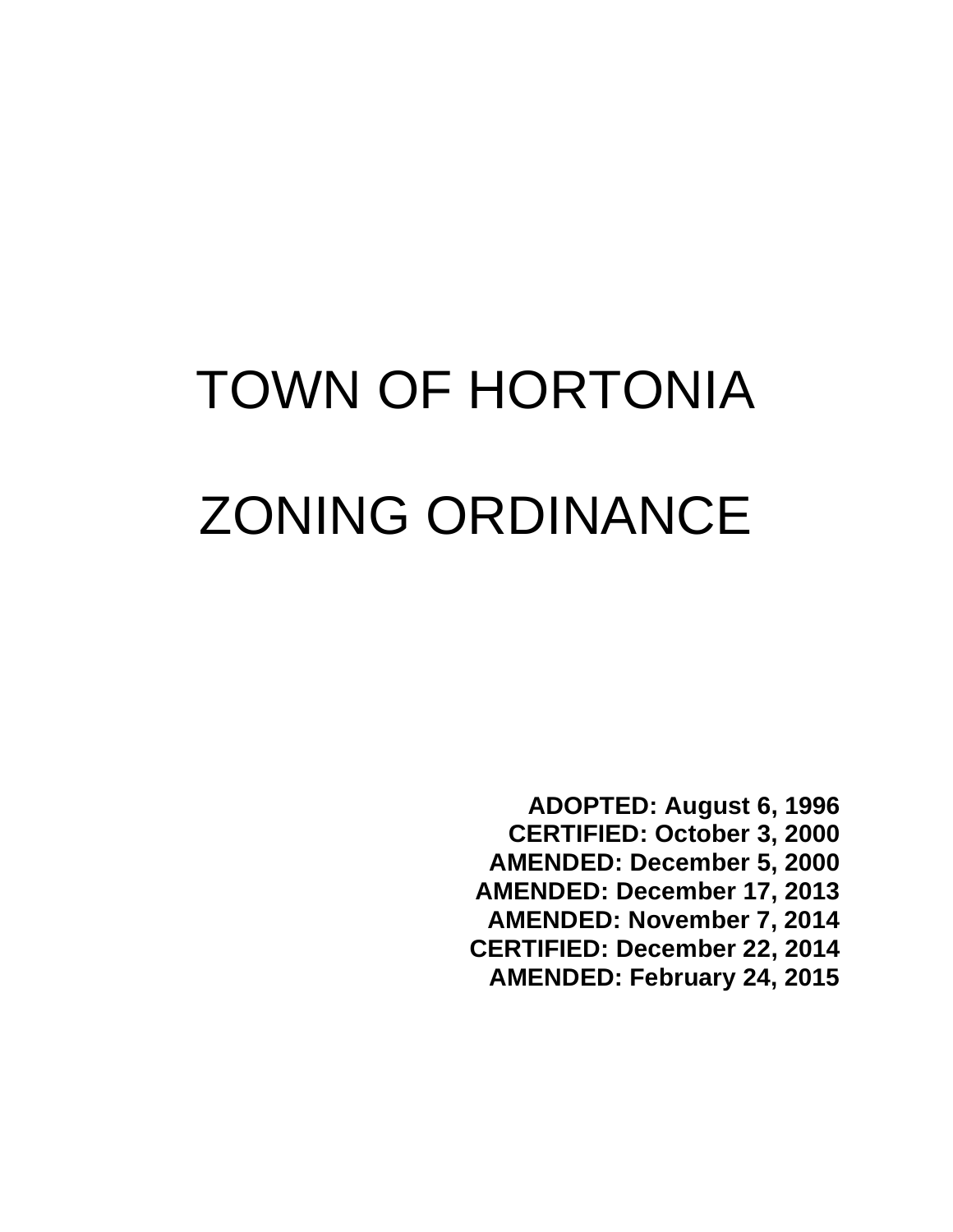# TOWN OF HORTONIA

# ZONING ORDINANCE

**ADOPTED: August 6, 1996**
**CERTIFIED: October 3, 2000**
**AMENDED: December 5, 2000**
**AMENDED: December 17, 2013**
**AMENDED: November 7, 2014**
**CERTIFIED: December 22, 2014**
**AMENDED: February 24, 2015**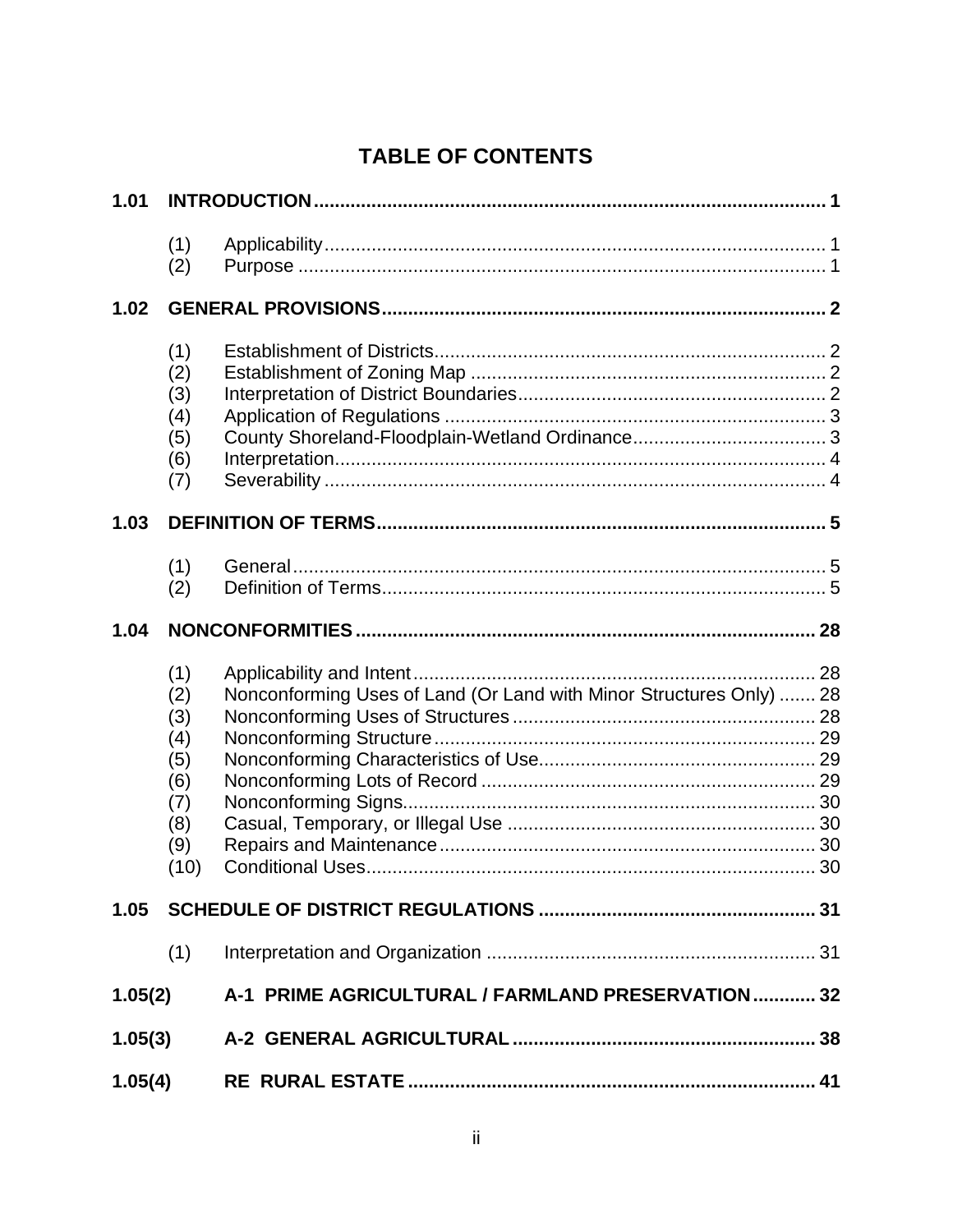# TABLE OF CONTENTS

| | | | |
|---|---|---|---|
| **1.01** | **INTRODUCTION** | | **1** |
| | (1) | Applicability | 1 |
| | (2) | Purpose | 1 |
| **1.02** | **GENERAL PROVISIONS** | | **2** |
| | (1) | Establishment of Districts | 2 |
| | (2) | Establishment of Zoning Map | 2 |
| | (3) | Interpretation of District Boundaries | 2 |
| | (4) | Application of Regulations | 3 |
| | (5) | County Shoreland-Floodplain-Wetland Ordinance | 3 |
| | (6) | Interpretation | 4 |
| | (7) | Severability | 4 |
| **1.03** | **DEFINITION OF TERMS** | | **5** |
| | (1) | General | 5 |
| | (2) | Definition of Terms | 5 |
| **1.04** | **NONCONFORMITIES** | | **28** |
| | (1) | Applicability and Intent | 28 |
| | (2) | Nonconforming Uses of Land (Or Land with Minor Structures Only) | 28 |
| | (3) | Nonconforming Uses of Structures | 28 |
| | (4) | Nonconforming Structure | 29 |
| | (5) | Nonconforming Characteristics of Use | 29 |
| | (6) | Nonconforming Lots of Record | 29 |
| | (7) | Nonconforming Signs | 30 |
| | (8) | Casual, Temporary, or Illegal Use | 30 |
| | (9) | Repairs and Maintenance | 30 |
| | (10) | Conditional Uses | 30 |
| **1.05** | **SCHEDULE OF DISTRICT REGULATIONS** | | **31** |
| | (1) | Interpretation and Organization | 31 |
| **1.05(2)** | | **A-1 PRIME AGRICULTURAL / FARMLAND PRESERVATION** | **32** |
| **1.05(3)** | | **A-2 GENERAL AGRICULTURAL** | **38** |
| **1.05(4)** | | **RE RURAL ESTATE** | **41** |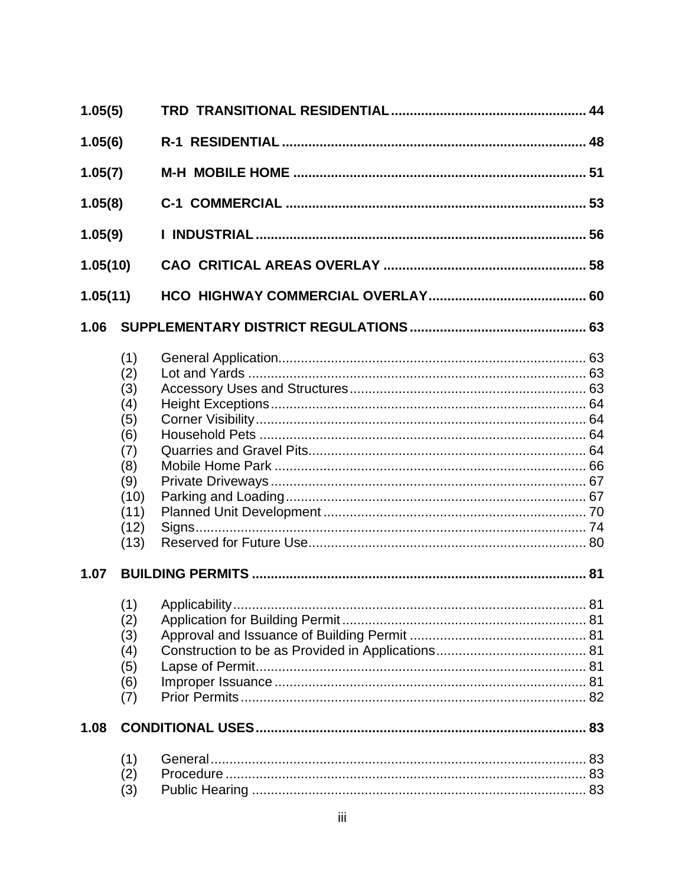| | | |
|---|---|---|
| **1.05(5)** | **TRD TRANSITIONAL RESIDENTIAL** | **44** |
| **1.05(6)** | **R-1 RESIDENTIAL** | **48** |
| **1.05(7)** | **M-H MOBILE HOME** | **51** |
| **1.05(8)** | **C-1 COMMERCIAL** | **53** |
| **1.05(9)** | **I INDUSTRIAL** | **56** |
| **1.05(10)** | **CAO CRITICAL AREAS OVERLAY** | **58** |
| **1.05(11)** | **HCO HIGHWAY COMMERCIAL OVERLAY** | **60** |

**1.06 SUPPLEMENTARY DISTRICT REGULATIONS ........ 63**

| | | |
|---|---|---|
| (1) | General Application | 63 |
| (2) | Lot and Yards | 63 |
| (3) | Accessory Uses and Structures | 63 |
| (4) | Height Exceptions | 64 |
| (5) | Corner Visibility | 64 |
| (6) | Household Pets | 64 |
| (7) | Quarries and Gravel Pits | 64 |
| (8) | Mobile Home Park | 66 |
| (9) | Private Driveways | 67 |
| (10) | Parking and Loading | 67 |
| (11) | Planned Unit Development | 70 |
| (12) | Signs | 74 |
| (13) | Reserved for Future Use | 80 |

**1.07 BUILDING PERMITS ........ 81**

| | | |
|---|---|---|
| (1) | Applicability | 81 |
| (2) | Application for Building Permit | 81 |
| (3) | Approval and Issuance of Building Permit | 81 |
| (4) | Construction to be as Provided in Applications | 81 |
| (5) | Lapse of Permit | 81 |
| (6) | Improper Issuance | 81 |
| (7) | Prior Permits | 82 |

**1.08 CONDITIONAL USES ........ 83**

| | | |
|---|---|---|
| (1) | General | 83 |
| (2) | Procedure | 83 |
| (3) | Public Hearing | 83 |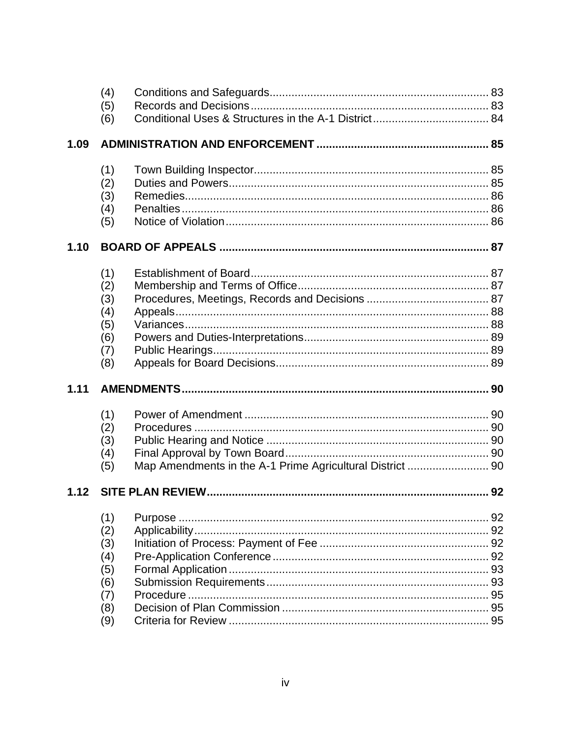| | | |
|---|---|---|
| (4) | Conditions and Safeguards | 83 |
| (5) | Records and Decisions | 83 |
| (6) | Conditional Uses & Structures in the A-1 District | 84 |

**1.09 ADMINISTRATION AND ENFORCEMENT ... 85**

| | | |
|---|---|---|
| (1) | Town Building Inspector | 85 |
| (2) | Duties and Powers | 85 |
| (3) | Remedies | 86 |
| (4) | Penalties | 86 |
| (5) | Notice of Violation | 86 |

**1.10 BOARD OF APPEALS ... 87**

| | | |
|---|---|---|
| (1) | Establishment of Board | 87 |
| (2) | Membership and Terms of Office | 87 |
| (3) | Procedures, Meetings, Records and Decisions | 87 |
| (4) | Appeals | 88 |
| (5) | Variances | 88 |
| (6) | Powers and Duties-Interpretations | 89 |
| (7) | Public Hearings | 89 |
| (8) | Appeals for Board Decisions | 89 |

**1.11 AMENDMENTS ... 90**

| | | |
|---|---|---|
| (1) | Power of Amendment | 90 |
| (2) | Procedures | 90 |
| (3) | Public Hearing and Notice | 90 |
| (4) | Final Approval by Town Board | 90 |
| (5) | Map Amendments in the A-1 Prime Agricultural District | 90 |

**1.12 SITE PLAN REVIEW ... 92**

| | | |
|---|---|---|
| (1) | Purpose | 92 |
| (2) | Applicability | 92 |
| (3) | Initiation of Process: Payment of Fee | 92 |
| (4) | Pre-Application Conference | 92 |
| (5) | Formal Application | 93 |
| (6) | Submission Requirements | 93 |
| (7) | Procedure | 95 |
| (8) | Decision of Plan Commission | 95 |
| (9) | Criteria for Review | 95 |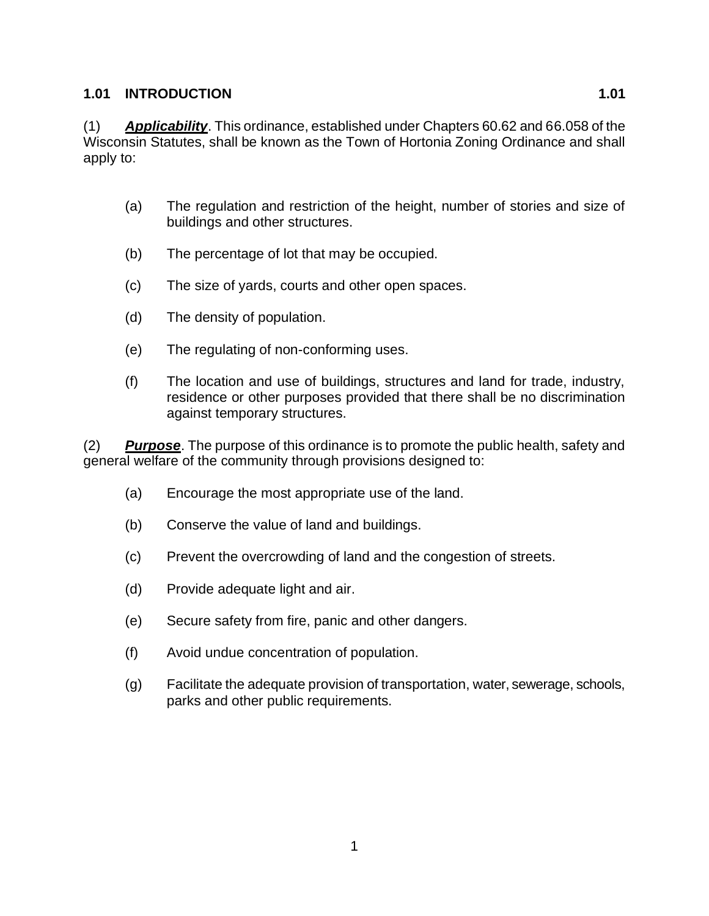## 1.01 INTRODUCTION 1.01

(1) ***Applicability***. This ordinance, established under Chapters 60.62 and 66.058 of the Wisconsin Statutes, shall be known as the Town of Hortonia Zoning Ordinance and shall apply to:

- (a) The regulation and restriction of the height, number of stories and size of buildings and other structures.
- (b) The percentage of lot that may be occupied.
- (c) The size of yards, courts and other open spaces.
- (d) The density of population.
- (e) The regulating of non-conforming uses.
- (f) The location and use of buildings, structures and land for trade, industry, residence or other purposes provided that there shall be no discrimination against temporary structures.

(2) ***Purpose***. The purpose of this ordinance is to promote the public health, safety and general welfare of the community through provisions designed to:

- (a) Encourage the most appropriate use of the land.
- (b) Conserve the value of land and buildings.
- (c) Prevent the overcrowding of land and the congestion of streets.
- (d) Provide adequate light and air.
- (e) Secure safety from fire, panic and other dangers.
- (f) Avoid undue concentration of population.
- (g) Facilitate the adequate provision of transportation, water, sewerage, schools, parks and other public requirements.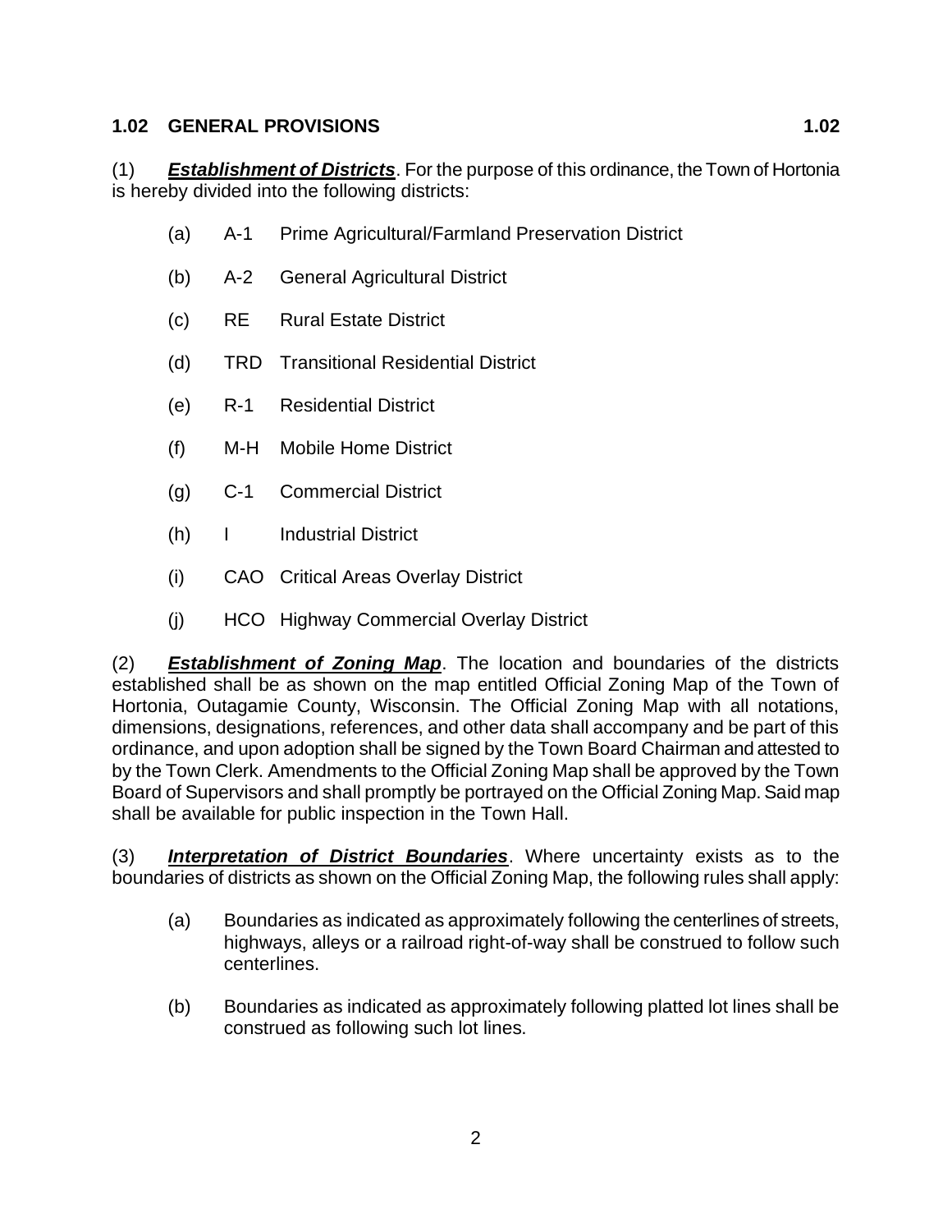## 1.02 GENERAL PROVISIONS 1.02

(1) ***Establishment of Districts***. For the purpose of this ordinance, the Town of Hortonia is hereby divided into the following districts:

(a) A-1 Prime Agricultural/Farmland Preservation District

(b) A-2 General Agricultural District

(c) RE Rural Estate District

(d) TRD Transitional Residential District

(e) R-1 Residential District

(f) M-H Mobile Home District

(g) C-1 Commercial District

(h) I Industrial District

(i) CAO Critical Areas Overlay District

(j) HCO Highway Commercial Overlay District

(2) ***Establishment of Zoning Map***. The location and boundaries of the districts established shall be as shown on the map entitled Official Zoning Map of the Town of Hortonia, Outagamie County, Wisconsin. The Official Zoning Map with all notations, dimensions, designations, references, and other data shall accompany and be part of this ordinance, and upon adoption shall be signed by the Town Board Chairman and attested to by the Town Clerk. Amendments to the Official Zoning Map shall be approved by the Town Board of Supervisors and shall promptly be portrayed on the Official Zoning Map. Said map shall be available for public inspection in the Town Hall.

(3) ***Interpretation of District Boundaries***. Where uncertainty exists as to the boundaries of districts as shown on the Official Zoning Map, the following rules shall apply:

(a) Boundaries as indicated as approximately following the centerlines of streets, highways, alleys or a railroad right-of-way shall be construed to follow such centerlines.

(b) Boundaries as indicated as approximately following platted lot lines shall be construed as following such lot lines.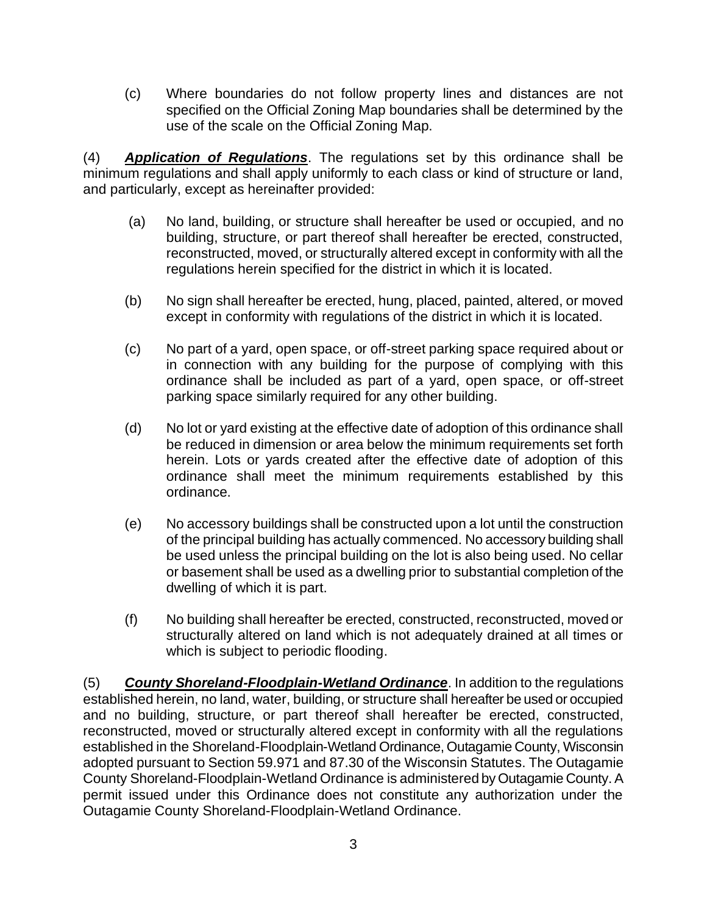(c) Where boundaries do not follow property lines and distances are not specified on the Official Zoning Map boundaries shall be determined by the use of the scale on the Official Zoning Map.

(4) ***Application of Regulations***. The regulations set by this ordinance shall be minimum regulations and shall apply uniformly to each class or kind of structure or land, and particularly, except as hereinafter provided:

(a) No land, building, or structure shall hereafter be used or occupied, and no building, structure, or part thereof shall hereafter be erected, constructed, reconstructed, moved, or structurally altered except in conformity with all the regulations herein specified for the district in which it is located.

(b) No sign shall hereafter be erected, hung, placed, painted, altered, or moved except in conformity with regulations of the district in which it is located.

(c) No part of a yard, open space, or off-street parking space required about or in connection with any building for the purpose of complying with this ordinance shall be included as part of a yard, open space, or off-street parking space similarly required for any other building.

(d) No lot or yard existing at the effective date of adoption of this ordinance shall be reduced in dimension or area below the minimum requirements set forth herein. Lots or yards created after the effective date of adoption of this ordinance shall meet the minimum requirements established by this ordinance.

(e) No accessory buildings shall be constructed upon a lot until the construction of the principal building has actually commenced. No accessory building shall be used unless the principal building on the lot is also being used. No cellar or basement shall be used as a dwelling prior to substantial completion of the dwelling of which it is part.

(f) No building shall hereafter be erected, constructed, reconstructed, moved or structurally altered on land which is not adequately drained at all times or which is subject to periodic flooding.

(5) ***County Shoreland-Floodplain-Wetland Ordinance***. In addition to the regulations established herein, no land, water, building, or structure shall hereafter be used or occupied and no building, structure, or part thereof shall hereafter be erected, constructed, reconstructed, moved or structurally altered except in conformity with all the regulations established in the Shoreland-Floodplain-Wetland Ordinance, Outagamie County, Wisconsin adopted pursuant to Section 59.971 and 87.30 of the Wisconsin Statutes. The Outagamie County Shoreland-Floodplain-Wetland Ordinance is administered by Outagamie County. A permit issued under this Ordinance does not constitute any authorization under the Outagamie County Shoreland-Floodplain-Wetland Ordinance.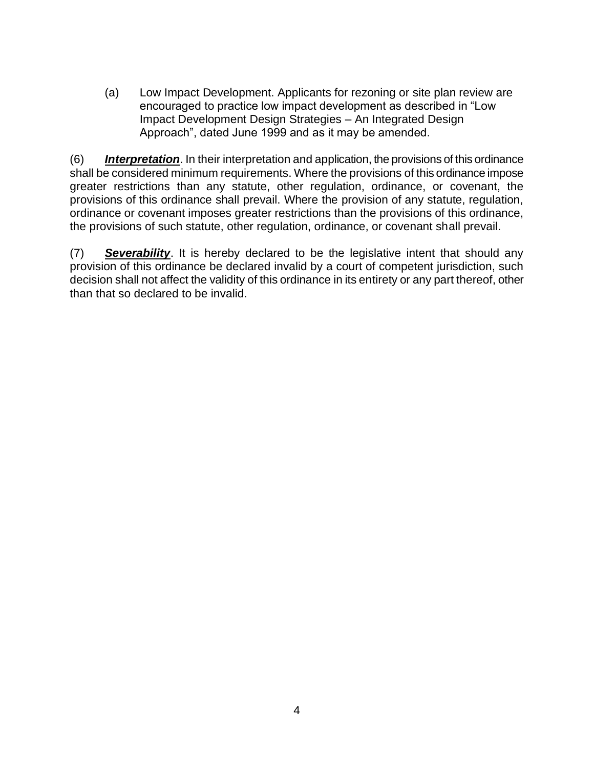(a) Low Impact Development. Applicants for rezoning or site plan review are encouraged to practice low impact development as described in "Low Impact Development Design Strategies – An Integrated Design Approach", dated June 1999 and as it may be amended.

(6) ***Interpretation***. In their interpretation and application, the provisions of this ordinance shall be considered minimum requirements. Where the provisions of this ordinance impose greater restrictions than any statute, other regulation, ordinance, or covenant, the provisions of this ordinance shall prevail. Where the provision of any statute, regulation, ordinance or covenant imposes greater restrictions than the provisions of this ordinance, the provisions of such statute, other regulation, ordinance, or covenant shall prevail.

(7) ***Severability***. It is hereby declared to be the legislative intent that should any provision of this ordinance be declared invalid by a court of competent jurisdiction, such decision shall not affect the validity of this ordinance in its entirety or any part thereof, other than that so declared to be invalid.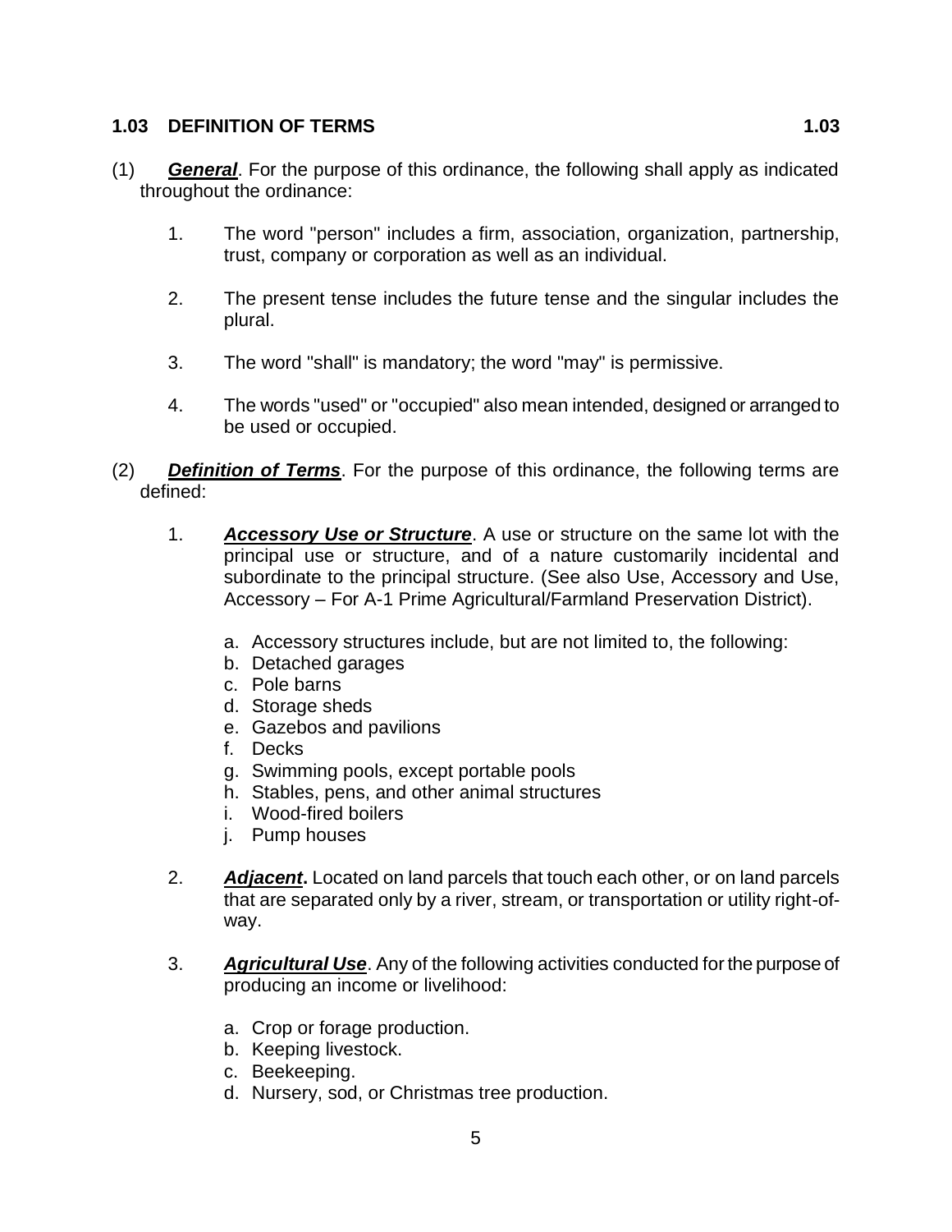## 1.03 DEFINITION OF TERMS

(1) ***General***. For the purpose of this ordinance, the following shall apply as indicated throughout the ordinance:

1. The word "person" includes a firm, association, organization, partnership, trust, company or corporation as well as an individual.

2. The present tense includes the future tense and the singular includes the plural.

3. The word "shall" is mandatory; the word "may" is permissive.

4. The words "used" or "occupied" also mean intended, designed or arranged to be used or occupied.

(2) ***Definition of Terms***. For the purpose of this ordinance, the following terms are defined:

1. ***Accessory Use or Structure***. A use or structure on the same lot with the principal use or structure, and of a nature customarily incidental and subordinate to the principal structure. (See also Use, Accessory and Use, Accessory – For A-1 Prime Agricultural/Farmland Preservation District).

   a. Accessory structures include, but are not limited to, the following:
   b. Detached garages
   c. Pole barns
   d. Storage sheds
   e. Gazebos and pavilions
   f. Decks
   g. Swimming pools, except portable pools
   h. Stables, pens, and other animal structures
   i. Wood-fired boilers
   j. Pump houses

2. ***Adjacent*.** Located on land parcels that touch each other, or on land parcels that are separated only by a river, stream, or transportation or utility right-of-way.

3. ***Agricultural Use***. Any of the following activities conducted for the purpose of producing an income or livelihood:

   a. Crop or forage production.
   b. Keeping livestock.
   c. Beekeeping.
   d. Nursery, sod, or Christmas tree production.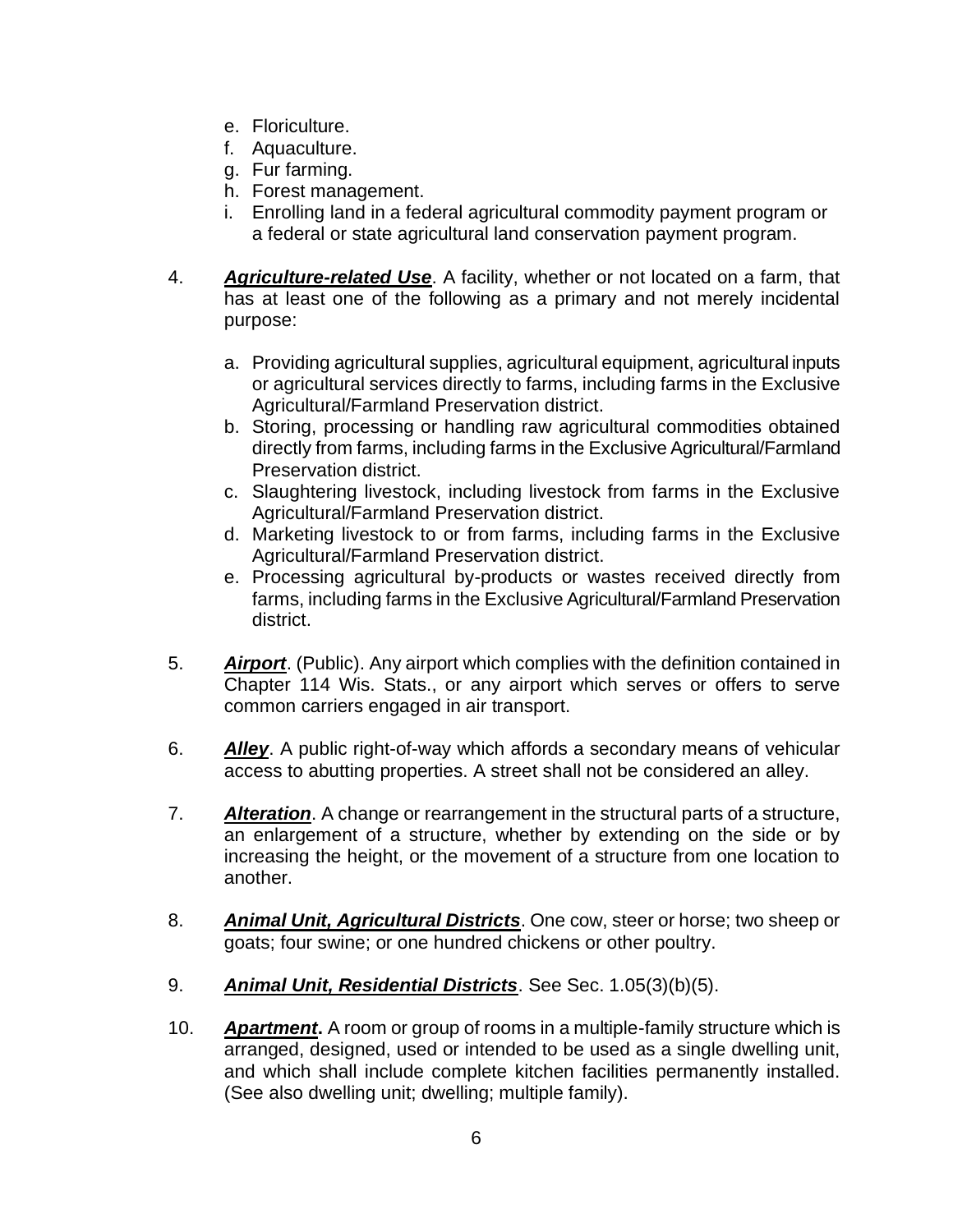e. Floriculture.
f. Aquaculture.
g. Fur farming.
h. Forest management.
i. Enrolling land in a federal agricultural commodity payment program or a federal or state agricultural land conservation payment program.

4. ***Agriculture-related Use***. A facility, whether or not located on a farm, that has at least one of the following as a primary and not merely incidental purpose:

   a. Providing agricultural supplies, agricultural equipment, agricultural inputs or agricultural services directly to farms, including farms in the Exclusive Agricultural/Farmland Preservation district.
   b. Storing, processing or handling raw agricultural commodities obtained directly from farms, including farms in the Exclusive Agricultural/Farmland Preservation district.
   c. Slaughtering livestock, including livestock from farms in the Exclusive Agricultural/Farmland Preservation district.
   d. Marketing livestock to or from farms, including farms in the Exclusive Agricultural/Farmland Preservation district.
   e. Processing agricultural by-products or wastes received directly from farms, including farms in the Exclusive Agricultural/Farmland Preservation district.

5. ***Airport***. (Public). Any airport which complies with the definition contained in Chapter 114 Wis. Stats., or any airport which serves or offers to serve common carriers engaged in air transport.

6. ***Alley***. A public right-of-way which affords a secondary means of vehicular access to abutting properties. A street shall not be considered an alley.

7. ***Alteration***. A change or rearrangement in the structural parts of a structure, an enlargement of a structure, whether by extending on the side or by increasing the height, or the movement of a structure from one location to another.

8. ***Animal Unit, Agricultural Districts***. One cow, steer or horse; two sheep or goats; four swine; or one hundred chickens or other poultry.

9. ***Animal Unit, Residential Districts***. See Sec. 1.05(3)(b)(5).

10. ***Apartment*****.** A room or group of rooms in a multiple-family structure which is arranged, designed, used or intended to be used as a single dwelling unit, and which shall include complete kitchen facilities permanently installed. (See also dwelling unit; dwelling; multiple family).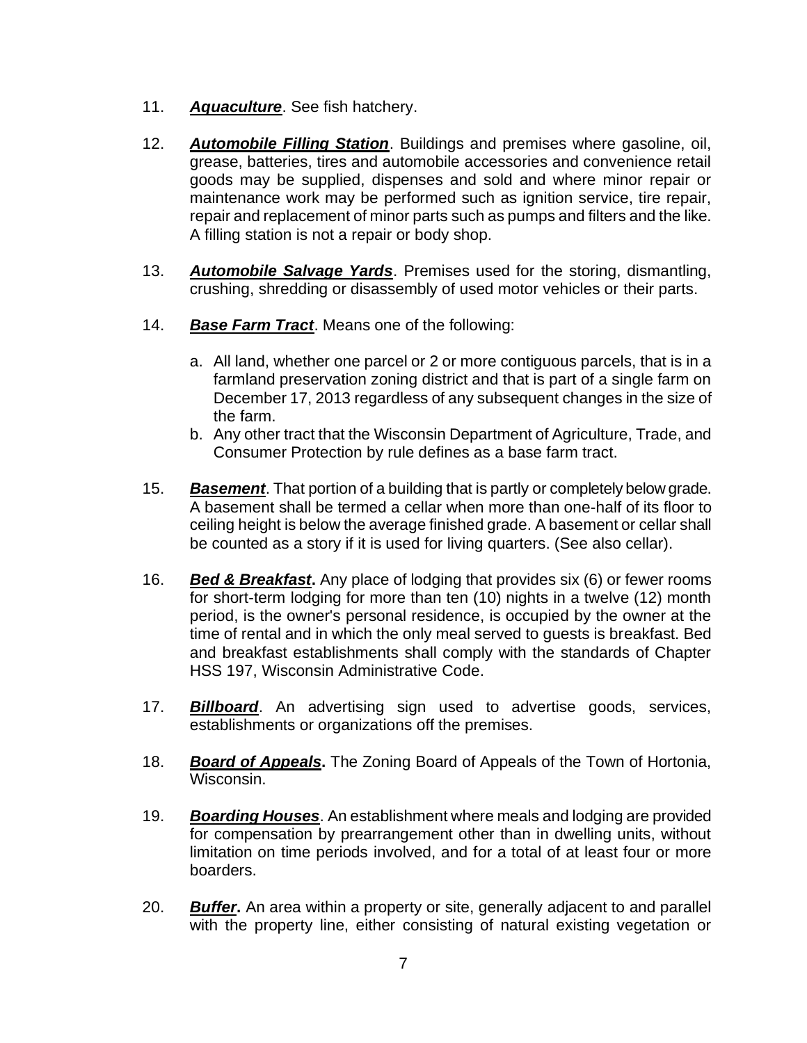11. ***Aquaculture***. See fish hatchery.

12. ***Automobile Filling Station***. Buildings and premises where gasoline, oil, grease, batteries, tires and automobile accessories and convenience retail goods may be supplied, dispenses and sold and where minor repair or maintenance work may be performed such as ignition service, tire repair, repair and replacement of minor parts such as pumps and filters and the like. A filling station is not a repair or body shop.

13. ***Automobile Salvage Yards***. Premises used for the storing, dismantling, crushing, shredding or disassembly of used motor vehicles or their parts.

14. ***Base Farm Tract***. Means one of the following:

    a. All land, whether one parcel or 2 or more contiguous parcels, that is in a farmland preservation zoning district and that is part of a single farm on December 17, 2013 regardless of any subsequent changes in the size of the farm.
    b. Any other tract that the Wisconsin Department of Agriculture, Trade, and Consumer Protection by rule defines as a base farm tract.

15. ***Basement***. That portion of a building that is partly or completely below grade. A basement shall be termed a cellar when more than one-half of its floor to ceiling height is below the average finished grade. A basement or cellar shall be counted as a story if it is used for living quarters. (See also cellar).

16. ***Bed & Breakfast*****.** Any place of lodging that provides six (6) or fewer rooms for short-term lodging for more than ten (10) nights in a twelve (12) month period, is the owner's personal residence, is occupied by the owner at the time of rental and in which the only meal served to guests is breakfast. Bed and breakfast establishments shall comply with the standards of Chapter HSS 197, Wisconsin Administrative Code.

17. ***Billboard***. An advertising sign used to advertise goods, services, establishments or organizations off the premises.

18. ***Board of Appeals*****.** The Zoning Board of Appeals of the Town of Hortonia, Wisconsin.

19. ***Boarding Houses***. An establishment where meals and lodging are provided for compensation by prearrangement other than in dwelling units, without limitation on time periods involved, and for a total of at least four or more boarders.

20. ***Buffer*****.** An area within a property or site, generally adjacent to and parallel with the property line, either consisting of natural existing vegetation or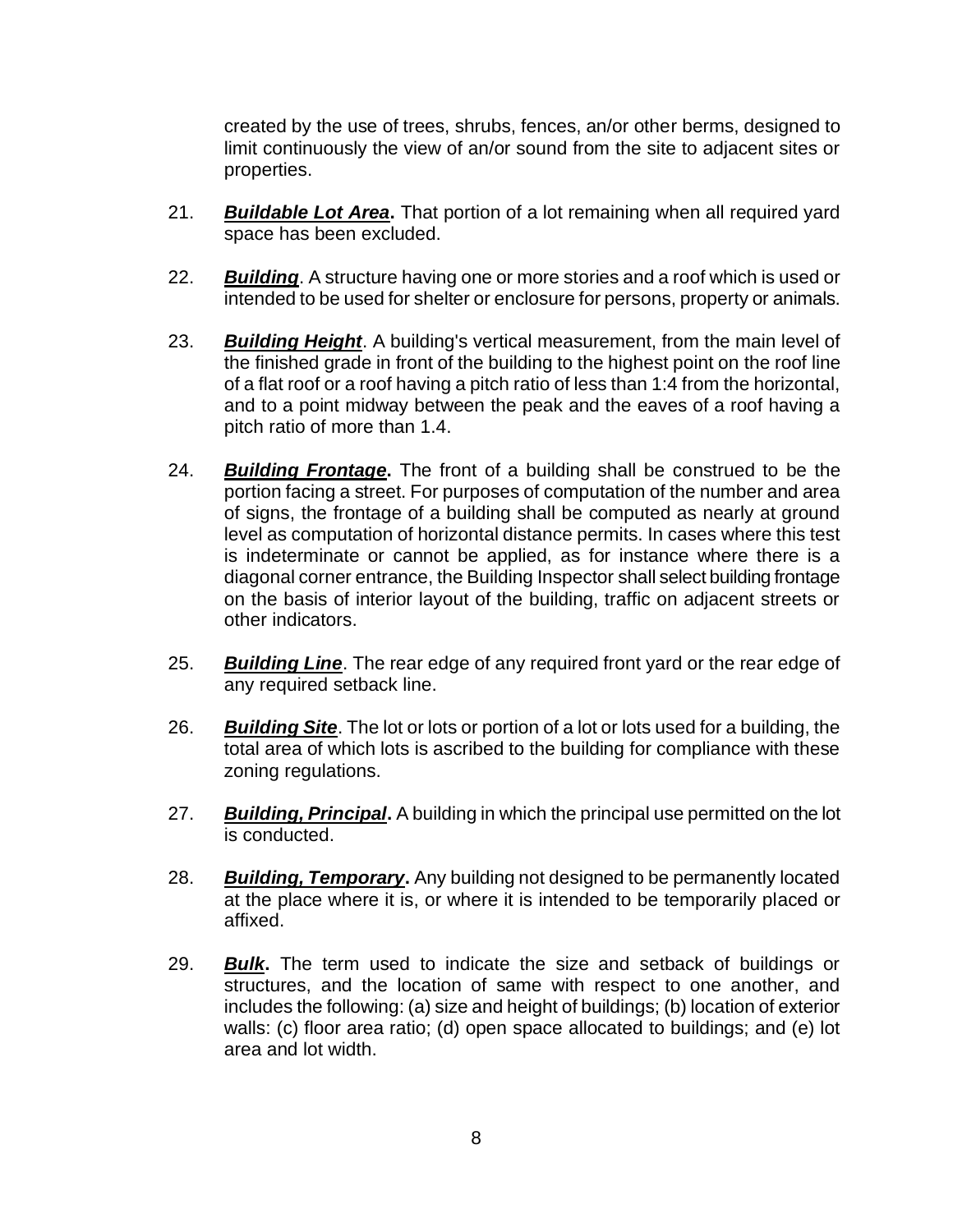created by the use of trees, shrubs, fences, an/or other berms, designed to limit continuously the view of an/or sound from the site to adjacent sites or properties.

21. ***Buildable Lot Area*.** That portion of a lot remaining when all required yard space has been excluded.

22. ***Building***. A structure having one or more stories and a roof which is used or intended to be used for shelter or enclosure for persons, property or animals.

23. ***Building Height***. A building's vertical measurement, from the main level of the finished grade in front of the building to the highest point on the roof line of a flat roof or a roof having a pitch ratio of less than 1:4 from the horizontal, and to a point midway between the peak and the eaves of a roof having a pitch ratio of more than 1.4.

24. ***Building Frontage*.** The front of a building shall be construed to be the portion facing a street. For purposes of computation of the number and area of signs, the frontage of a building shall be computed as nearly at ground level as computation of horizontal distance permits. In cases where this test is indeterminate or cannot be applied, as for instance where there is a diagonal corner entrance, the Building Inspector shall select building frontage on the basis of interior layout of the building, traffic on adjacent streets or other indicators.

25. ***Building Line***. The rear edge of any required front yard or the rear edge of any required setback line.

26. ***Building Site***. The lot or lots or portion of a lot or lots used for a building, the total area of which lots is ascribed to the building for compliance with these zoning regulations.

27. ***Building, Principal*.** A building in which the principal use permitted on the lot is conducted.

28. ***Building, Temporary*.** Any building not designed to be permanently located at the place where it is, or where it is intended to be temporarily placed or affixed.

29. ***Bulk*.** The term used to indicate the size and setback of buildings or structures, and the location of same with respect to one another, and includes the following: (a) size and height of buildings; (b) location of exterior walls: (c) floor area ratio; (d) open space allocated to buildings; and (e) lot area and lot width.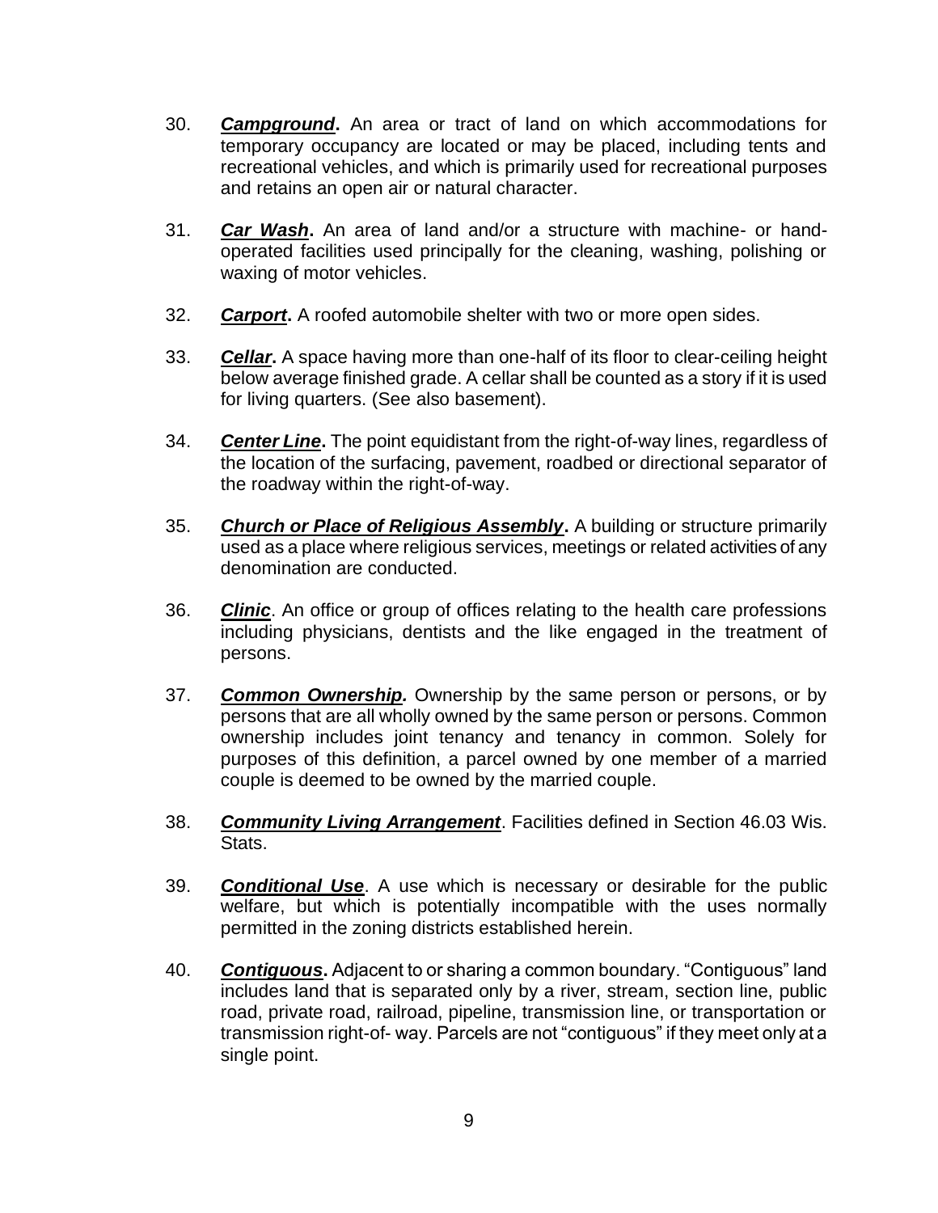30. ***Campground*.** An area or tract of land on which accommodations for temporary occupancy are located or may be placed, including tents and recreational vehicles, and which is primarily used for recreational purposes and retains an open air or natural character.

31. ***Car Wash*.** An area of land and/or a structure with machine- or hand-operated facilities used principally for the cleaning, washing, polishing or waxing of motor vehicles.

32. ***Carport*.** A roofed automobile shelter with two or more open sides.

33. ***Cellar*.** A space having more than one-half of its floor to clear-ceiling height below average finished grade. A cellar shall be counted as a story if it is used for living quarters. (See also basement).

34. ***Center Line*.** The point equidistant from the right-of-way lines, regardless of the location of the surfacing, pavement, roadbed or directional separator of the roadway within the right-of-way.

35. ***Church or Place of Religious Assembly*.** A building or structure primarily used as a place where religious services, meetings or related activities of any denomination are conducted.

36. ***Clinic***. An office or group of offices relating to the health care professions including physicians, dentists and the like engaged in the treatment of persons.

37. ***Common Ownership.*** Ownership by the same person or persons, or by persons that are all wholly owned by the same person or persons. Common ownership includes joint tenancy and tenancy in common. Solely for purposes of this definition, a parcel owned by one member of a married couple is deemed to be owned by the married couple.

38. ***Community Living Arrangement***. Facilities defined in Section 46.03 Wis. Stats.

39. ***Conditional Use***. A use which is necessary or desirable for the public welfare, but which is potentially incompatible with the uses normally permitted in the zoning districts established herein.

40. ***Contiguous*.** Adjacent to or sharing a common boundary. "Contiguous" land includes land that is separated only by a river, stream, section line, public road, private road, railroad, pipeline, transmission line, or transportation or transmission right-of- way. Parcels are not "contiguous" if they meet only at a single point.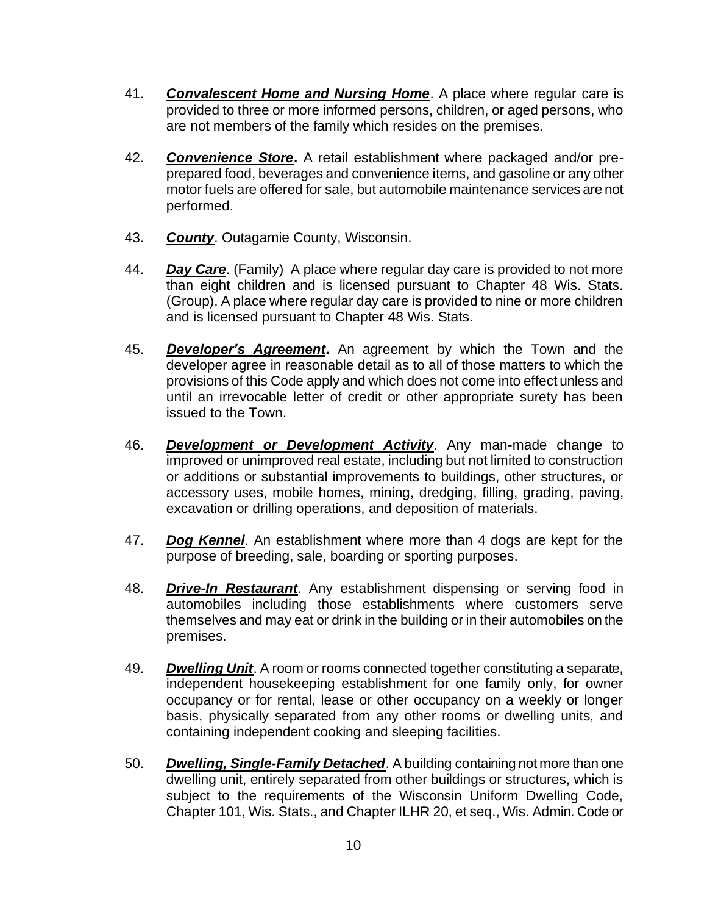41. ***Convalescent Home and Nursing Home***. A place where regular care is provided to three or more informed persons, children, or aged persons, who are not members of the family which resides on the premises.

42. ***Convenience Store*****.** A retail establishment where packaged and/or pre-prepared food, beverages and convenience items, and gasoline or any other motor fuels are offered for sale, but automobile maintenance services are not performed.

43. ***County***. Outagamie County, Wisconsin.

44. ***Day Care***. (Family) A place where regular day care is provided to not more than eight children and is licensed pursuant to Chapter 48 Wis. Stats. (Group). A place where regular day care is provided to nine or more children and is licensed pursuant to Chapter 48 Wis. Stats.

45. ***Developer's Agreement*****.** An agreement by which the Town and the developer agree in reasonable detail as to all of those matters to which the provisions of this Code apply and which does not come into effect unless and until an irrevocable letter of credit or other appropriate surety has been issued to the Town.

46. ***Development or Development Activity***. Any man-made change to improved or unimproved real estate, including but not limited to construction or additions or substantial improvements to buildings, other structures, or accessory uses, mobile homes, mining, dredging, filling, grading, paving, excavation or drilling operations, and deposition of materials.

47. ***Dog Kennel***. An establishment where more than 4 dogs are kept for the purpose of breeding, sale, boarding or sporting purposes.

48. ***Drive-In Restaurant***. Any establishment dispensing or serving food in automobiles including those establishments where customers serve themselves and may eat or drink in the building or in their automobiles on the premises.

49. ***Dwelling Unit***. A room or rooms connected together constituting a separate, independent housekeeping establishment for one family only, for owner occupancy or for rental, lease or other occupancy on a weekly or longer basis, physically separated from any other rooms or dwelling units, and containing independent cooking and sleeping facilities.

50. ***Dwelling, Single-Family Detached***. A building containing not more than one dwelling unit, entirely separated from other buildings or structures, which is subject to the requirements of the Wisconsin Uniform Dwelling Code, Chapter 101, Wis. Stats., and Chapter ILHR 20, et seq., Wis. Admin. Code or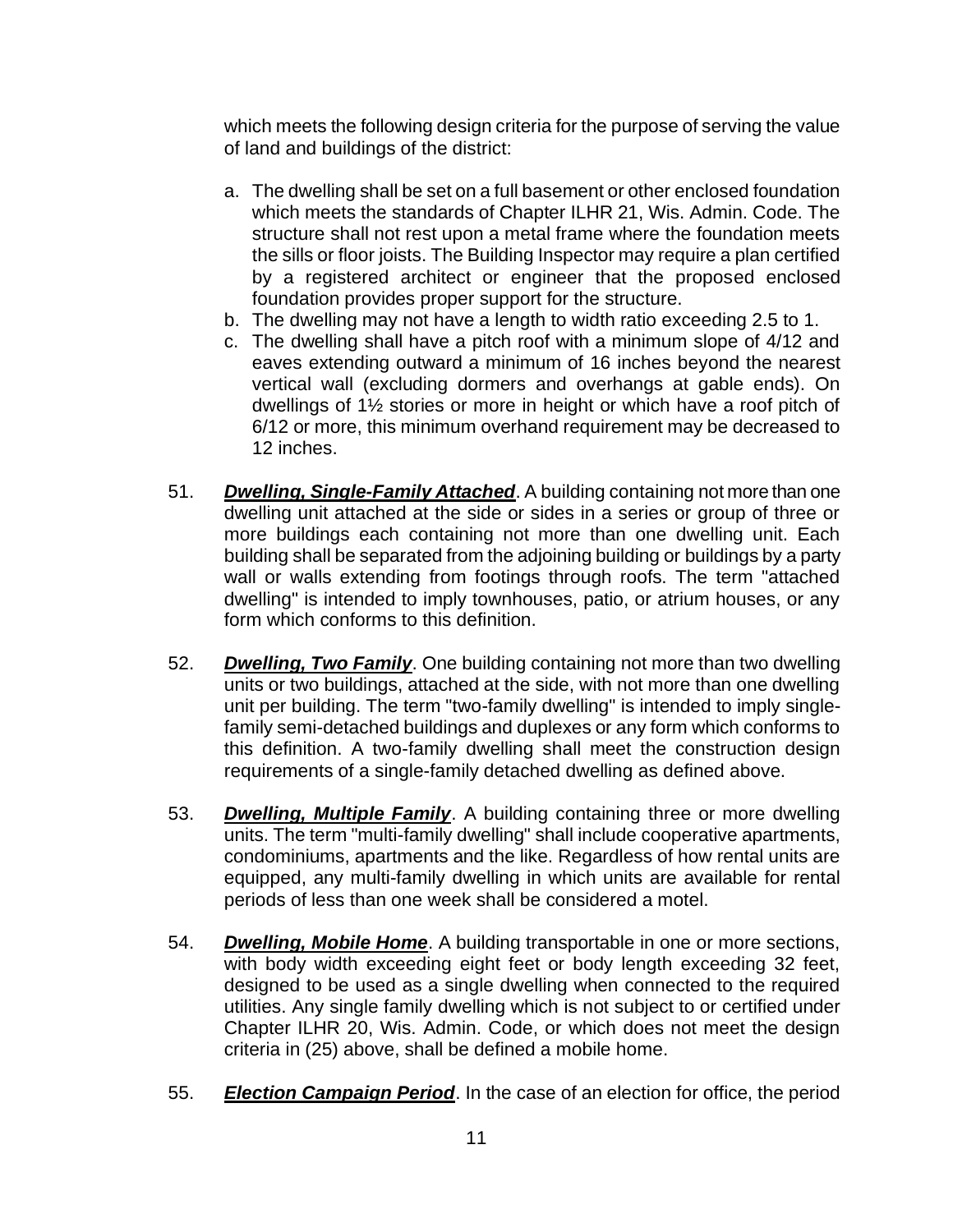which meets the following design criteria for the purpose of serving the value of land and buildings of the district:

a. The dwelling shall be set on a full basement or other enclosed foundation which meets the standards of Chapter ILHR 21, Wis. Admin. Code. The structure shall not rest upon a metal frame where the foundation meets the sills or floor joists. The Building Inspector may require a plan certified by a registered architect or engineer that the proposed enclosed foundation provides proper support for the structure.
b. The dwelling may not have a length to width ratio exceeding 2.5 to 1.
c. The dwelling shall have a pitch roof with a minimum slope of 4/12 and eaves extending outward a minimum of 16 inches beyond the nearest vertical wall (excluding dormers and overhangs at gable ends). On dwellings of 1½ stories or more in height or which have a roof pitch of 6/12 or more, this minimum overhand requirement may be decreased to 12 inches.

51. ***Dwelling, Single-Family Attached***. A building containing not more than one dwelling unit attached at the side or sides in a series or group of three or more buildings each containing not more than one dwelling unit. Each building shall be separated from the adjoining building or buildings by a party wall or walls extending from footings through roofs. The term "attached dwelling" is intended to imply townhouses, patio, or atrium houses, or any form which conforms to this definition.

52. ***Dwelling, Two Family***. One building containing not more than two dwelling units or two buildings, attached at the side, with not more than one dwelling unit per building. The term "two-family dwelling" is intended to imply single-family semi-detached buildings and duplexes or any form which conforms to this definition. A two-family dwelling shall meet the construction design requirements of a single-family detached dwelling as defined above.

53. ***Dwelling, Multiple Family***. A building containing three or more dwelling units. The term "multi-family dwelling" shall include cooperative apartments, condominiums, apartments and the like. Regardless of how rental units are equipped, any multi-family dwelling in which units are available for rental periods of less than one week shall be considered a motel.

54. ***Dwelling, Mobile Home***. A building transportable in one or more sections, with body width exceeding eight feet or body length exceeding 32 feet, designed to be used as a single dwelling when connected to the required utilities. Any single family dwelling which is not subject to or certified under Chapter ILHR 20, Wis. Admin. Code, or which does not meet the design criteria in (25) above, shall be defined a mobile home.

55. ***Election Campaign Period***. In the case of an election for office, the period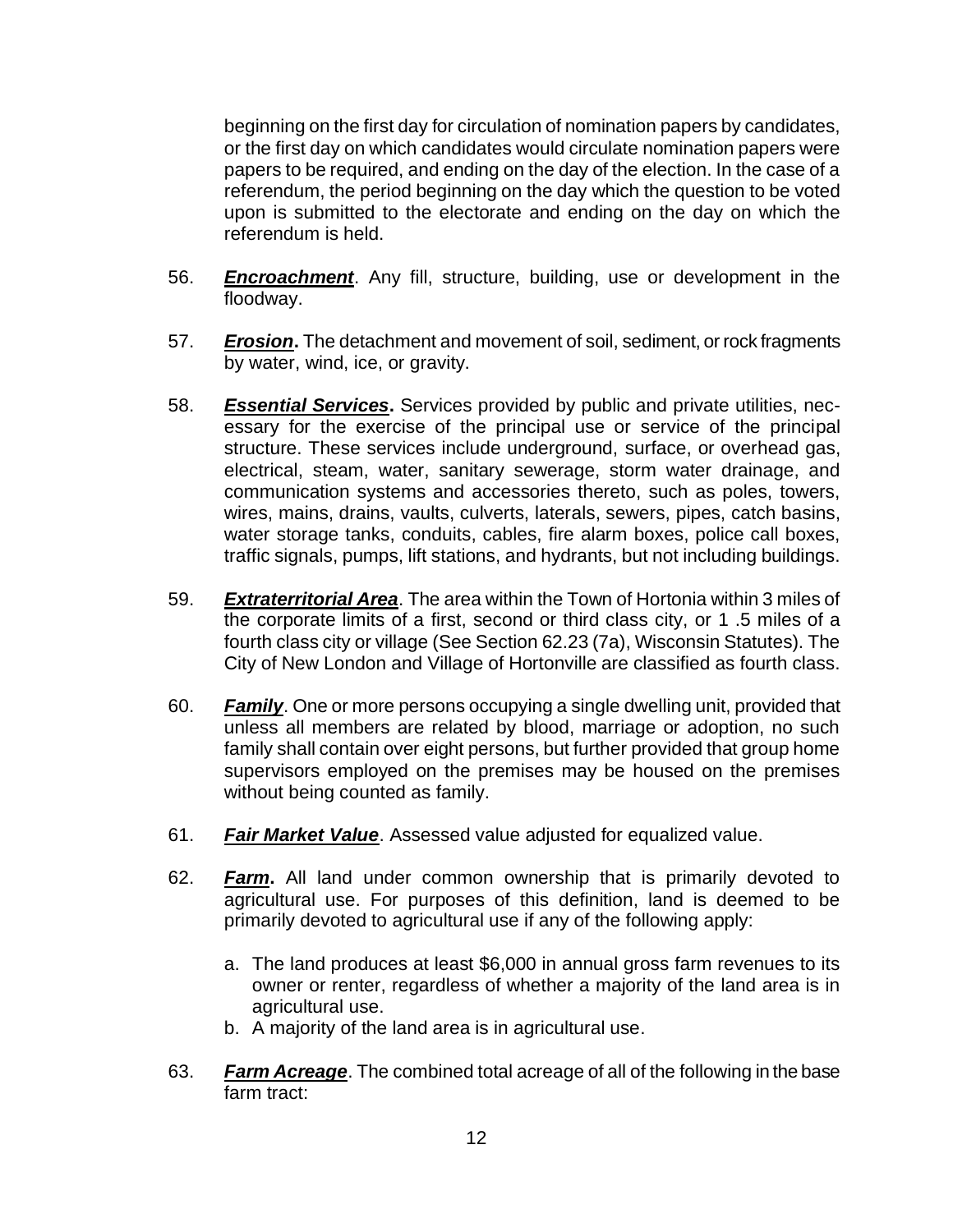beginning on the first day for circulation of nomination papers by candidates, or the first day on which candidates would circulate nomination papers were papers to be required, and ending on the day of the election. In the case of a referendum, the period beginning on the day which the question to be voted upon is submitted to the electorate and ending on the day on which the referendum is held.

56. ***Encroachment***. Any fill, structure, building, use or development in the floodway.

57. ***Erosion*****.** The detachment and movement of soil, sediment, or rock fragments by water, wind, ice, or gravity.

58. ***Essential Services*****.** Services provided by public and private utilities, necessary for the exercise of the principal use or service of the principal structure. These services include underground, surface, or overhead gas, electrical, steam, water, sanitary sewerage, storm water drainage, and communication systems and accessories thereto, such as poles, towers, wires, mains, drains, vaults, culverts, laterals, sewers, pipes, catch basins, water storage tanks, conduits, cables, fire alarm boxes, police call boxes, traffic signals, pumps, lift stations, and hydrants, but not including buildings.

59. ***Extraterritorial Area***. The area within the Town of Hortonia within 3 miles of the corporate limits of a first, second or third class city, or 1 .5 miles of a fourth class city or village (See Section 62.23 (7a), Wisconsin Statutes). The City of New London and Village of Hortonville are classified as fourth class.

60. ***Family***. One or more persons occupying a single dwelling unit, provided that unless all members are related by blood, marriage or adoption, no such family shall contain over eight persons, but further provided that group home supervisors employed on the premises may be housed on the premises without being counted as family.

61. ***Fair Market Value***. Assessed value adjusted for equalized value.

62. ***Farm*****.** All land under common ownership that is primarily devoted to agricultural use. For purposes of this definition, land is deemed to be primarily devoted to agricultural use if any of the following apply:

    a. The land produces at least $6,000 in annual gross farm revenues to its owner or renter, regardless of whether a majority of the land area is in agricultural use.
    b. A majority of the land area is in agricultural use.

63. ***Farm Acreage***. The combined total acreage of all of the following in the base farm tract: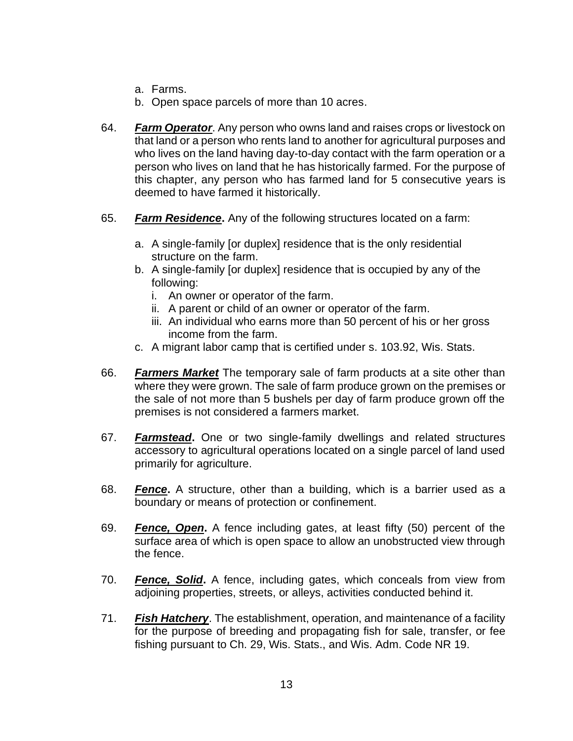a. Farms.
b. Open space parcels of more than 10 acres.

64. ***Farm Operator***. Any person who owns land and raises crops or livestock on that land or a person who rents land to another for agricultural purposes and who lives on the land having day-to-day contact with the farm operation or a person who lives on land that he has historically farmed. For the purpose of this chapter, any person who has farmed land for 5 consecutive years is deemed to have farmed it historically.

65. ***Farm Residence*.** Any of the following structures located on a farm:

    a. A single-family [or duplex] residence that is the only residential structure on the farm.
    b. A single-family [or duplex] residence that is occupied by any of the following:
        i. An owner or operator of the farm.
        ii. A parent or child of an owner or operator of the farm.
        iii. An individual who earns more than 50 percent of his or her gross income from the farm.
    c. A migrant labor camp that is certified under s. 103.92, Wis. Stats.

66. ***Farmers Market*** The temporary sale of farm products at a site other than where they were grown. The sale of farm produce grown on the premises or the sale of not more than 5 bushels per day of farm produce grown off the premises is not considered a farmers market.

67. ***Farmstead*.** One or two single-family dwellings and related structures accessory to agricultural operations located on a single parcel of land used primarily for agriculture.

68. ***Fence*.** A structure, other than a building, which is a barrier used as a boundary or means of protection or confinement.

69. ***Fence, Open*.** A fence including gates, at least fifty (50) percent of the surface area of which is open space to allow an unobstructed view through the fence.

70. ***Fence, Solid*.** A fence, including gates, which conceals from view from adjoining properties, streets, or alleys, activities conducted behind it.

71. ***Fish Hatchery***. The establishment, operation, and maintenance of a facility for the purpose of breeding and propagating fish for sale, transfer, or fee fishing pursuant to Ch. 29, Wis. Stats., and Wis. Adm. Code NR 19.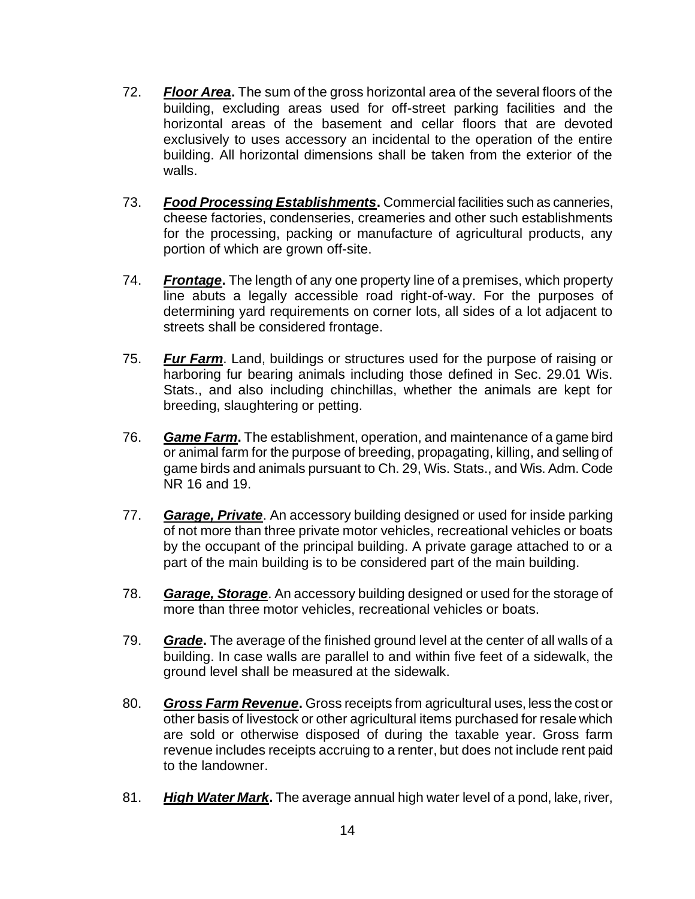72. ***Floor Area*.** The sum of the gross horizontal area of the several floors of the building, excluding areas used for off-street parking facilities and the horizontal areas of the basement and cellar floors that are devoted exclusively to uses accessory an incidental to the operation of the entire building. All horizontal dimensions shall be taken from the exterior of the walls.

73. ***Food Processing Establishments*.** Commercial facilities such as canneries, cheese factories, condenseries, creameries and other such establishments for the processing, packing or manufacture of agricultural products, any portion of which are grown off-site.

74. ***Frontage*.** The length of any one property line of a premises, which property line abuts a legally accessible road right-of-way. For the purposes of determining yard requirements on corner lots, all sides of a lot adjacent to streets shall be considered frontage.

75. ***Fur Farm***. Land, buildings or structures used for the purpose of raising or harboring fur bearing animals including those defined in Sec. 29.01 Wis. Stats., and also including chinchillas, whether the animals are kept for breeding, slaughtering or petting.

76. ***Game Farm*.** The establishment, operation, and maintenance of a game bird or animal farm for the purpose of breeding, propagating, killing, and selling of game birds and animals pursuant to Ch. 29, Wis. Stats., and Wis. Adm. Code NR 16 and 19.

77. ***Garage, Private***. An accessory building designed or used for inside parking of not more than three private motor vehicles, recreational vehicles or boats by the occupant of the principal building. A private garage attached to or a part of the main building is to be considered part of the main building.

78. ***Garage, Storage***. An accessory building designed or used for the storage of more than three motor vehicles, recreational vehicles or boats.

79. ***Grade*.** The average of the finished ground level at the center of all walls of a building. In case walls are parallel to and within five feet of a sidewalk, the ground level shall be measured at the sidewalk.

80. ***Gross Farm Revenue*.** Gross receipts from agricultural uses, less the cost or other basis of livestock or other agricultural items purchased for resale which are sold or otherwise disposed of during the taxable year. Gross farm revenue includes receipts accruing to a renter, but does not include rent paid to the landowner.

81. ***High Water Mark*.** The average annual high water level of a pond, lake, river,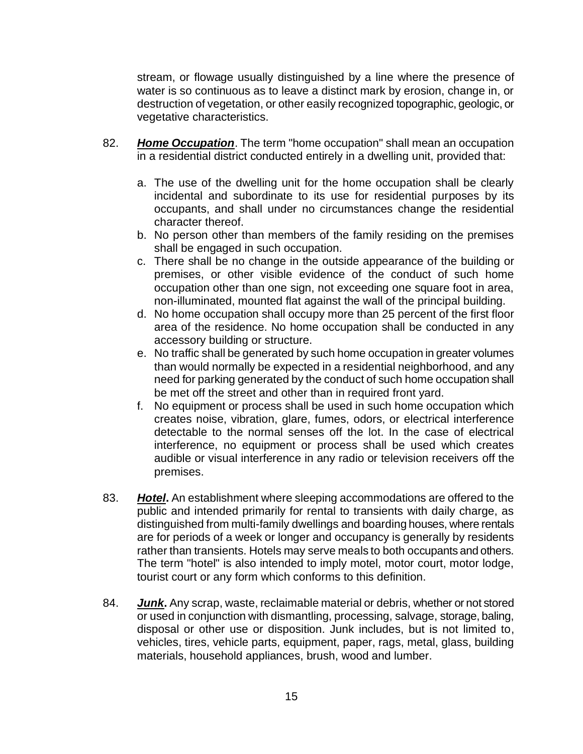stream, or flowage usually distinguished by a line where the presence of water is so continuous as to leave a distinct mark by erosion, change in, or destruction of vegetation, or other easily recognized topographic, geologic, or vegetative characteristics.

82. ***Home Occupation***. The term "home occupation" shall mean an occupation in a residential district conducted entirely in a dwelling unit, provided that:

    a. The use of the dwelling unit for the home occupation shall be clearly incidental and subordinate to its use for residential purposes by its occupants, and shall under no circumstances change the residential character thereof.
    b. No person other than members of the family residing on the premises shall be engaged in such occupation.
    c. There shall be no change in the outside appearance of the building or premises, or other visible evidence of the conduct of such home occupation other than one sign, not exceeding one square foot in area, non-illuminated, mounted flat against the wall of the principal building.
    d. No home occupation shall occupy more than 25 percent of the first floor area of the residence. No home occupation shall be conducted in any accessory building or structure.
    e. No traffic shall be generated by such home occupation in greater volumes than would normally be expected in a residential neighborhood, and any need for parking generated by the conduct of such home occupation shall be met off the street and other than in required front yard.
    f. No equipment or process shall be used in such home occupation which creates noise, vibration, glare, fumes, odors, or electrical interference detectable to the normal senses off the lot. In the case of electrical interference, no equipment or process shall be used which creates audible or visual interference in any radio or television receivers off the premises.

83. ***Hotel*.** An establishment where sleeping accommodations are offered to the public and intended primarily for rental to transients with daily charge, as distinguished from multi-family dwellings and boarding houses, where rentals are for periods of a week or longer and occupancy is generally by residents rather than transients. Hotels may serve meals to both occupants and others. The term "hotel" is also intended to imply motel, motor court, motor lodge, tourist court or any form which conforms to this definition.

84. ***Junk*.** Any scrap, waste, reclaimable material or debris, whether or not stored or used in conjunction with dismantling, processing, salvage, storage, baling, disposal or other use or disposition. Junk includes, but is not limited to, vehicles, tires, vehicle parts, equipment, paper, rags, metal, glass, building materials, household appliances, brush, wood and lumber.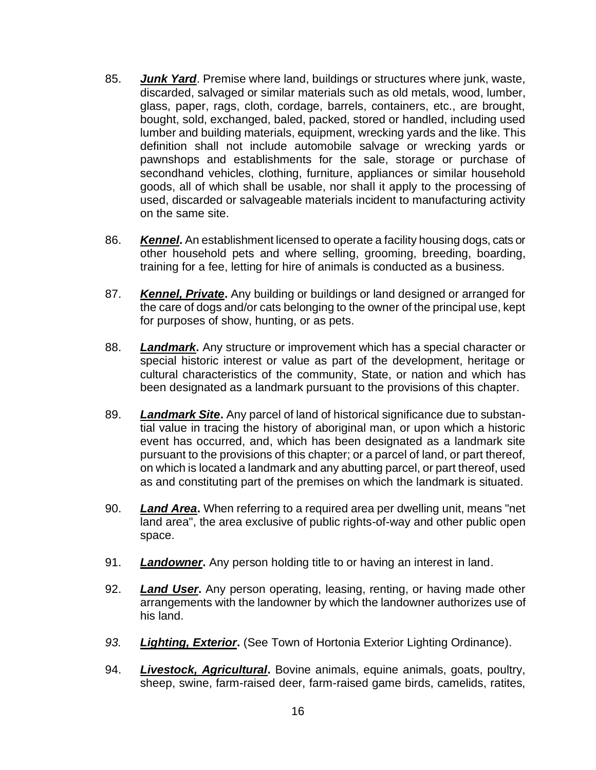85. ***Junk Yard***. Premise where land, buildings or structures where junk, waste, discarded, salvaged or similar materials such as old metals, wood, lumber, glass, paper, rags, cloth, cordage, barrels, containers, etc., are brought, bought, sold, exchanged, baled, packed, stored or handled, including used lumber and building materials, equipment, wrecking yards and the like. This definition shall not include automobile salvage or wrecking yards or pawnshops and establishments for the sale, storage or purchase of secondhand vehicles, clothing, furniture, appliances or similar household goods, all of which shall be usable, nor shall it apply to the processing of used, discarded or salvageable materials incident to manufacturing activity on the same site.

86. ***Kennel*.** An establishment licensed to operate a facility housing dogs, cats or other household pets and where selling, grooming, breeding, boarding, training for a fee, letting for hire of animals is conducted as a business.

87. ***Kennel, Private*.** Any building or buildings or land designed or arranged for the care of dogs and/or cats belonging to the owner of the principal use, kept for purposes of show, hunting, or as pets.

88. ***Landmark*.** Any structure or improvement which has a special character or special historic interest or value as part of the development, heritage or cultural characteristics of the community, State, or nation and which has been designated as a landmark pursuant to the provisions of this chapter.

89. ***Landmark Site*.** Any parcel of land of historical significance due to substantial value in tracing the history of aboriginal man, or upon which a historic event has occurred, and, which has been designated as a landmark site pursuant to the provisions of this chapter; or a parcel of land, or part thereof, on which is located a landmark and any abutting parcel, or part thereof, used as and constituting part of the premises on which the landmark is situated.

90. ***Land Area*.** When referring to a required area per dwelling unit, means "net land area", the area exclusive of public rights-of-way and other public open space.

91. ***Landowner*.** Any person holding title to or having an interest in land.

92. ***Land User*.** Any person operating, leasing, renting, or having made other arrangements with the landowner by which the landowner authorizes use of his land.

*93.* ***Lighting, Exterior*.** (See Town of Hortonia Exterior Lighting Ordinance).

94. ***Livestock, Agricultural*.** Bovine animals, equine animals, goats, poultry, sheep, swine, farm-raised deer, farm-raised game birds, camelids, ratites,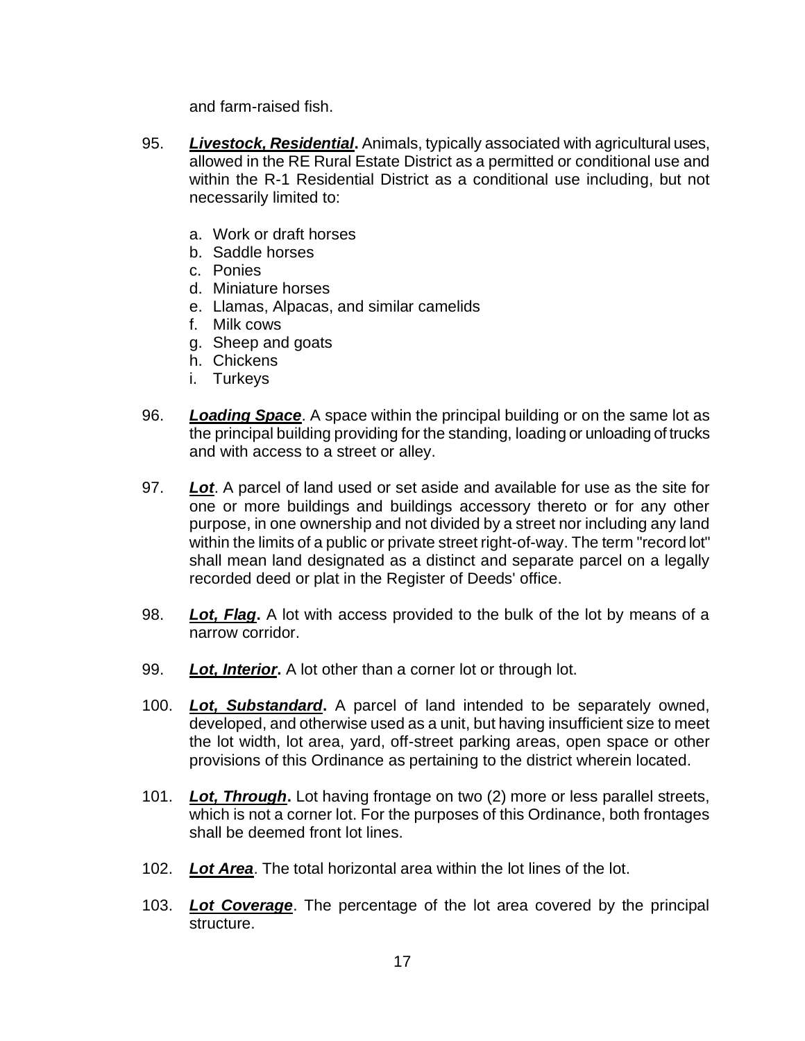and farm-raised fish.

95. ***Livestock, Residential*.** Animals, typically associated with agricultural uses, allowed in the RE Rural Estate District as a permitted or conditional use and within the R-1 Residential District as a conditional use including, but not necessarily limited to:

    a. Work or draft horses
    b. Saddle horses
    c. Ponies
    d. Miniature horses
    e. Llamas, Alpacas, and similar camelids
    f. Milk cows
    g. Sheep and goats
    h. Chickens
    i. Turkeys

96. ***Loading Space***. A space within the principal building or on the same lot as the principal building providing for the standing, loading or unloading of trucks and with access to a street or alley.

97. ***Lot***. A parcel of land used or set aside and available for use as the site for one or more buildings and buildings accessory thereto or for any other purpose, in one ownership and not divided by a street nor including any land within the limits of a public or private street right-of-way. The term "record lot" shall mean land designated as a distinct and separate parcel on a legally recorded deed or plat in the Register of Deeds' office.

98. ***Lot, Flag*.** A lot with access provided to the bulk of the lot by means of a narrow corridor.

99. ***Lot, Interior*.** A lot other than a corner lot or through lot.

100. ***Lot, Substandard*.** A parcel of land intended to be separately owned, developed, and otherwise used as a unit, but having insufficient size to meet the lot width, lot area, yard, off-street parking areas, open space or other provisions of this Ordinance as pertaining to the district wherein located.

101. ***Lot, Through*.** Lot having frontage on two (2) more or less parallel streets, which is not a corner lot. For the purposes of this Ordinance, both frontages shall be deemed front lot lines.

102. ***Lot Area***. The total horizontal area within the lot lines of the lot.

103. ***Lot Coverage***. The percentage of the lot area covered by the principal structure.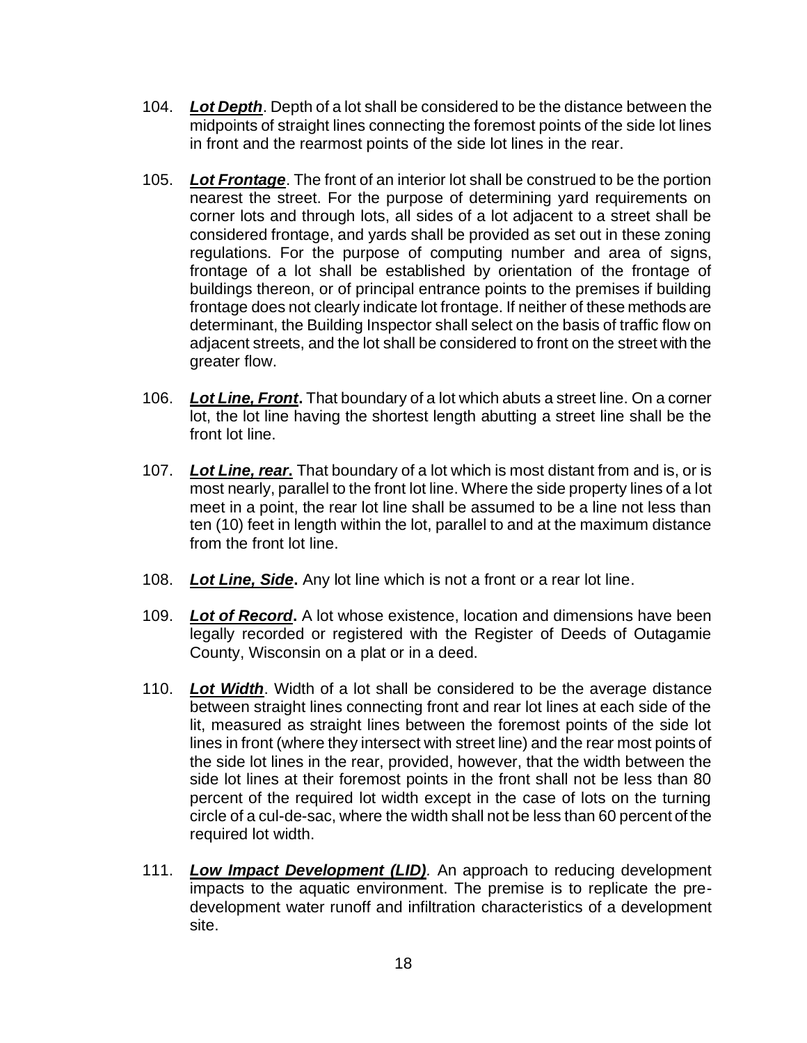104. ***Lot Depth***. Depth of a lot shall be considered to be the distance between the midpoints of straight lines connecting the foremost points of the side lot lines in front and the rearmost points of the side lot lines in the rear.

105. ***Lot Frontage***. The front of an interior lot shall be construed to be the portion nearest the street. For the purpose of determining yard requirements on corner lots and through lots, all sides of a lot adjacent to a street shall be considered frontage, and yards shall be provided as set out in these zoning regulations. For the purpose of computing number and area of signs, frontage of a lot shall be established by orientation of the frontage of buildings thereon, or of principal entrance points to the premises if building frontage does not clearly indicate lot frontage. If neither of these methods are determinant, the Building Inspector shall select on the basis of traffic flow on adjacent streets, and the lot shall be considered to front on the street with the greater flow.

106. ***Lot Line, Front*.** That boundary of a lot which abuts a street line. On a corner lot, the lot line having the shortest length abutting a street line shall be the front lot line.

107. ***Lot Line, rear*.** That boundary of a lot which is most distant from and is, or is most nearly, parallel to the front lot line. Where the side property lines of a lot meet in a point, the rear lot line shall be assumed to be a line not less than ten (10) feet in length within the lot, parallel to and at the maximum distance from the front lot line.

108. ***Lot Line, Side*.** Any lot line which is not a front or a rear lot line.

109. ***Lot of Record*.** A lot whose existence, location and dimensions have been legally recorded or registered with the Register of Deeds of Outagamie County, Wisconsin on a plat or in a deed.

110. ***Lot Width***. Width of a lot shall be considered to be the average distance between straight lines connecting front and rear lot lines at each side of the lit, measured as straight lines between the foremost points of the side lot lines in front (where they intersect with street line) and the rear most points of the side lot lines in the rear, provided, however, that the width between the side lot lines at their foremost points in the front shall not be less than 80 percent of the required lot width except in the case of lots on the turning circle of a cul-de-sac, where the width shall not be less than 60 percent of the required lot width.

111. ***Low Impact Development (LID)***. An approach to reducing development impacts to the aquatic environment. The premise is to replicate the pre-development water runoff and infiltration characteristics of a development site.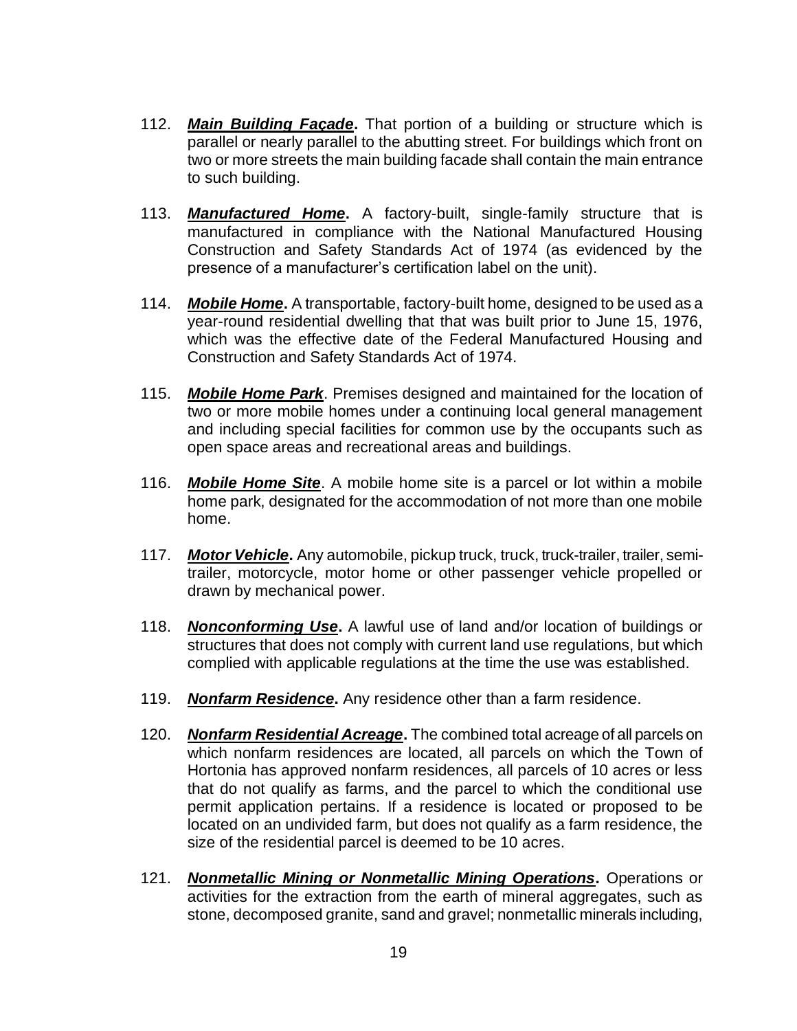112. ***Main Building Façade*****.** That portion of a building or structure which is parallel or nearly parallel to the abutting street. For buildings which front on two or more streets the main building facade shall contain the main entrance to such building.

113. ***Manufactured Home*****.** A factory-built, single-family structure that is manufactured in compliance with the National Manufactured Housing Construction and Safety Standards Act of 1974 (as evidenced by the presence of a manufacturer's certification label on the unit).

114. ***Mobile Home*****.** A transportable, factory-built home, designed to be used as a year-round residential dwelling that that was built prior to June 15, 1976, which was the effective date of the Federal Manufactured Housing and Construction and Safety Standards Act of 1974.

115. ***Mobile Home Park***. Premises designed and maintained for the location of two or more mobile homes under a continuing local general management and including special facilities for common use by the occupants such as open space areas and recreational areas and buildings.

116. ***Mobile Home Site***. A mobile home site is a parcel or lot within a mobile home park, designated for the accommodation of not more than one mobile home.

117. ***Motor Vehicle*****.** Any automobile, pickup truck, truck, truck-trailer, trailer, semi-trailer, motorcycle, motor home or other passenger vehicle propelled or drawn by mechanical power.

118. ***Nonconforming Use*****.** A lawful use of land and/or location of buildings or structures that does not comply with current land use regulations, but which complied with applicable regulations at the time the use was established.

119. ***Nonfarm Residence*****.** Any residence other than a farm residence.

120. ***Nonfarm Residential Acreage*****.** The combined total acreage of all parcels on which nonfarm residences are located, all parcels on which the Town of Hortonia has approved nonfarm residences, all parcels of 10 acres or less that do not qualify as farms, and the parcel to which the conditional use permit application pertains. If a residence is located or proposed to be located on an undivided farm, but does not qualify as a farm residence, the size of the residential parcel is deemed to be 10 acres.

121. ***Nonmetallic Mining or Nonmetallic Mining Operations*****.** Operations or activities for the extraction from the earth of mineral aggregates, such as stone, decomposed granite, sand and gravel; nonmetallic minerals including,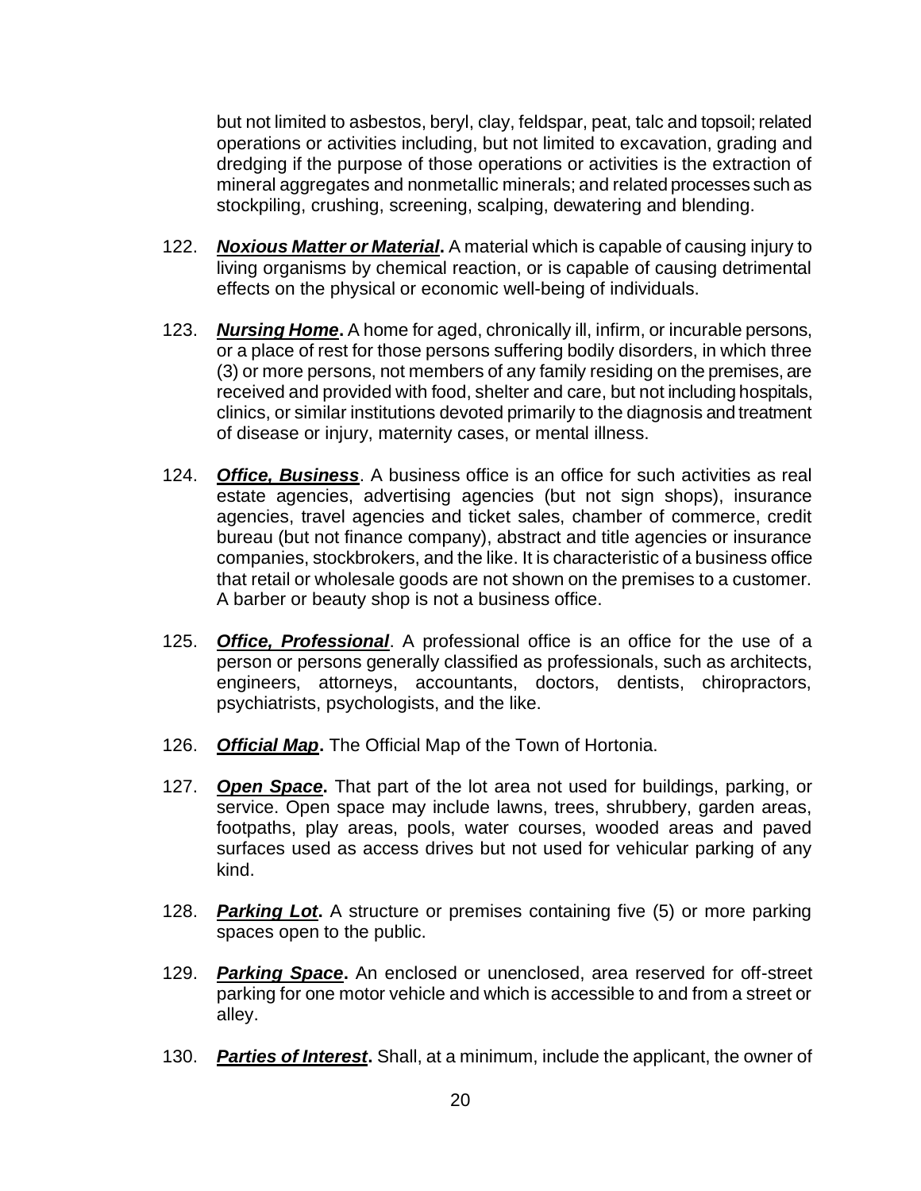but not limited to asbestos, beryl, clay, feldspar, peat, talc and topsoil; related operations or activities including, but not limited to excavation, grading and dredging if the purpose of those operations or activities is the extraction of mineral aggregates and nonmetallic minerals; and related processes such as stockpiling, crushing, screening, scalping, dewatering and blending.

122. ***Noxious Matter or Material*.** A material which is capable of causing injury to living organisms by chemical reaction, or is capable of causing detrimental effects on the physical or economic well-being of individuals.

123. ***Nursing Home*.** A home for aged, chronically ill, infirm, or incurable persons, or a place of rest for those persons suffering bodily disorders, in which three (3) or more persons, not members of any family residing on the premises, are received and provided with food, shelter and care, but not including hospitals, clinics, or similar institutions devoted primarily to the diagnosis and treatment of disease or injury, maternity cases, or mental illness.

124. ***Office, Business***. A business office is an office for such activities as real estate agencies, advertising agencies (but not sign shops), insurance agencies, travel agencies and ticket sales, chamber of commerce, credit bureau (but not finance company), abstract and title agencies or insurance companies, stockbrokers, and the like. It is characteristic of a business office that retail or wholesale goods are not shown on the premises to a customer. A barber or beauty shop is not a business office.

125. ***Office, Professional***. A professional office is an office for the use of a person or persons generally classified as professionals, such as architects, engineers, attorneys, accountants, doctors, dentists, chiropractors, psychiatrists, psychologists, and the like.

126. ***Official Map*.** The Official Map of the Town of Hortonia.

127. ***Open Space*.** That part of the lot area not used for buildings, parking, or service. Open space may include lawns, trees, shrubbery, garden areas, footpaths, play areas, pools, water courses, wooded areas and paved surfaces used as access drives but not used for vehicular parking of any kind.

128. ***Parking Lot*.** A structure or premises containing five (5) or more parking spaces open to the public.

129. ***Parking Space*.** An enclosed or unenclosed, area reserved for off-street parking for one motor vehicle and which is accessible to and from a street or alley.

130. ***Parties of Interest*.** Shall, at a minimum, include the applicant, the owner of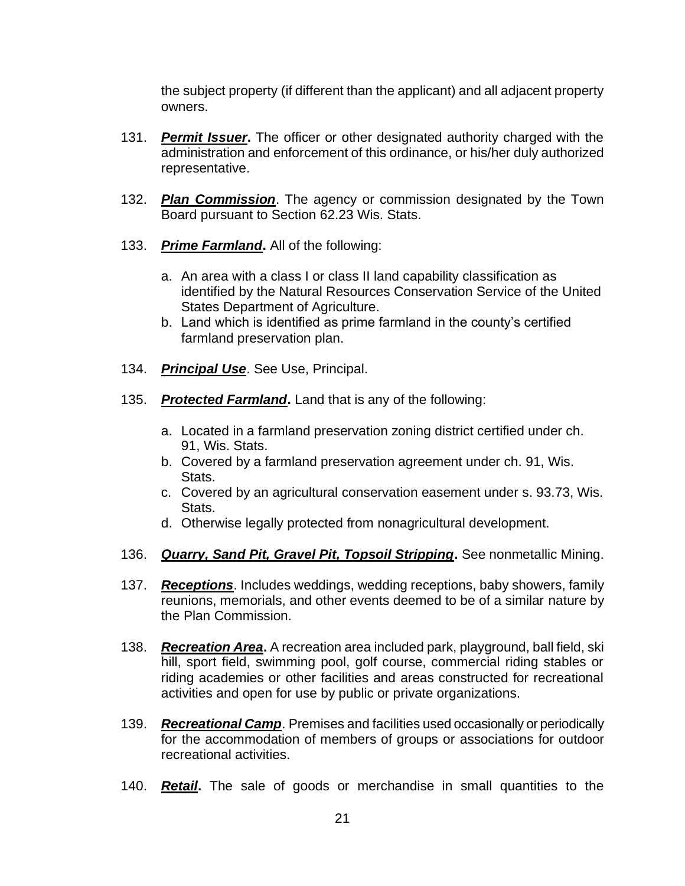the subject property (if different than the applicant) and all adjacent property owners.

131. ***Permit Issuer*****.** The officer or other designated authority charged with the administration and enforcement of this ordinance, or his/her duly authorized representative.

132. ***Plan Commission***. The agency or commission designated by the Town Board pursuant to Section 62.23 Wis. Stats.

133. ***Prime Farmland*****.** All of the following:

    a. An area with a class I or class II land capability classification as identified by the Natural Resources Conservation Service of the United States Department of Agriculture.
    b. Land which is identified as prime farmland in the county's certified farmland preservation plan.

134. ***Principal Use***. See Use, Principal.

135. ***Protected Farmland*****.** Land that is any of the following:

    a. Located in a farmland preservation zoning district certified under ch. 91, Wis. Stats.
    b. Covered by a farmland preservation agreement under ch. 91, Wis. Stats.
    c. Covered by an agricultural conservation easement under s. 93.73, Wis. Stats.
    d. Otherwise legally protected from nonagricultural development.

136. ***Quarry, Sand Pit, Gravel Pit, Topsoil Stripping*****.** See nonmetallic Mining.

137. ***Receptions***. Includes weddings, wedding receptions, baby showers, family reunions, memorials, and other events deemed to be of a similar nature by the Plan Commission.

138. ***Recreation Area*****.** A recreation area included park, playground, ball field, ski hill, sport field, swimming pool, golf course, commercial riding stables or riding academies or other facilities and areas constructed for recreational activities and open for use by public or private organizations.

139. ***Recreational Camp***. Premises and facilities used occasionally or periodically for the accommodation of members of groups or associations for outdoor recreational activities.

140. ***Retail*****.** The sale of goods or merchandise in small quantities to the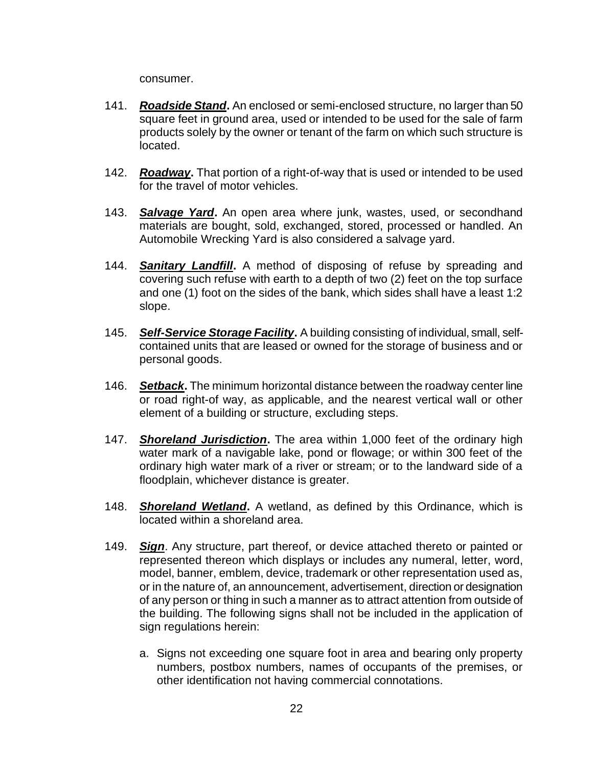consumer.

141. ***Roadside Stand*.** An enclosed or semi-enclosed structure, no larger than 50 square feet in ground area, used or intended to be used for the sale of farm products solely by the owner or tenant of the farm on which such structure is located.

142. ***Roadway*.** That portion of a right-of-way that is used or intended to be used for the travel of motor vehicles.

143. ***Salvage Yard*.** An open area where junk, wastes, used, or secondhand materials are bought, sold, exchanged, stored, processed or handled. An Automobile Wrecking Yard is also considered a salvage yard.

144. ***Sanitary Landfill*.** A method of disposing of refuse by spreading and covering such refuse with earth to a depth of two (2) feet on the top surface and one (1) foot on the sides of the bank, which sides shall have a least 1:2 slope.

145. ***Self-Service Storage Facility*.** A building consisting of individual, small, self-contained units that are leased or owned for the storage of business and or personal goods.

146. ***Setback*.** The minimum horizontal distance between the roadway center line or road right-of way, as applicable, and the nearest vertical wall or other element of a building or structure, excluding steps.

147. ***Shoreland Jurisdiction*.** The area within 1,000 feet of the ordinary high water mark of a navigable lake, pond or flowage; or within 300 feet of the ordinary high water mark of a river or stream; or to the landward side of a floodplain, whichever distance is greater.

148. ***Shoreland Wetland*.** A wetland, as defined by this Ordinance, which is located within a shoreland area.

149. ***Sign***. Any structure, part thereof, or device attached thereto or painted or represented thereon which displays or includes any numeral, letter, word, model, banner, emblem, device, trademark or other representation used as, or in the nature of, an announcement, advertisement, direction or designation of any person or thing in such a manner as to attract attention from outside of the building. The following signs shall not be included in the application of sign regulations herein:

    a. Signs not exceeding one square foot in area and bearing only property numbers, postbox numbers, names of occupants of the premises, or other identification not having commercial connotations.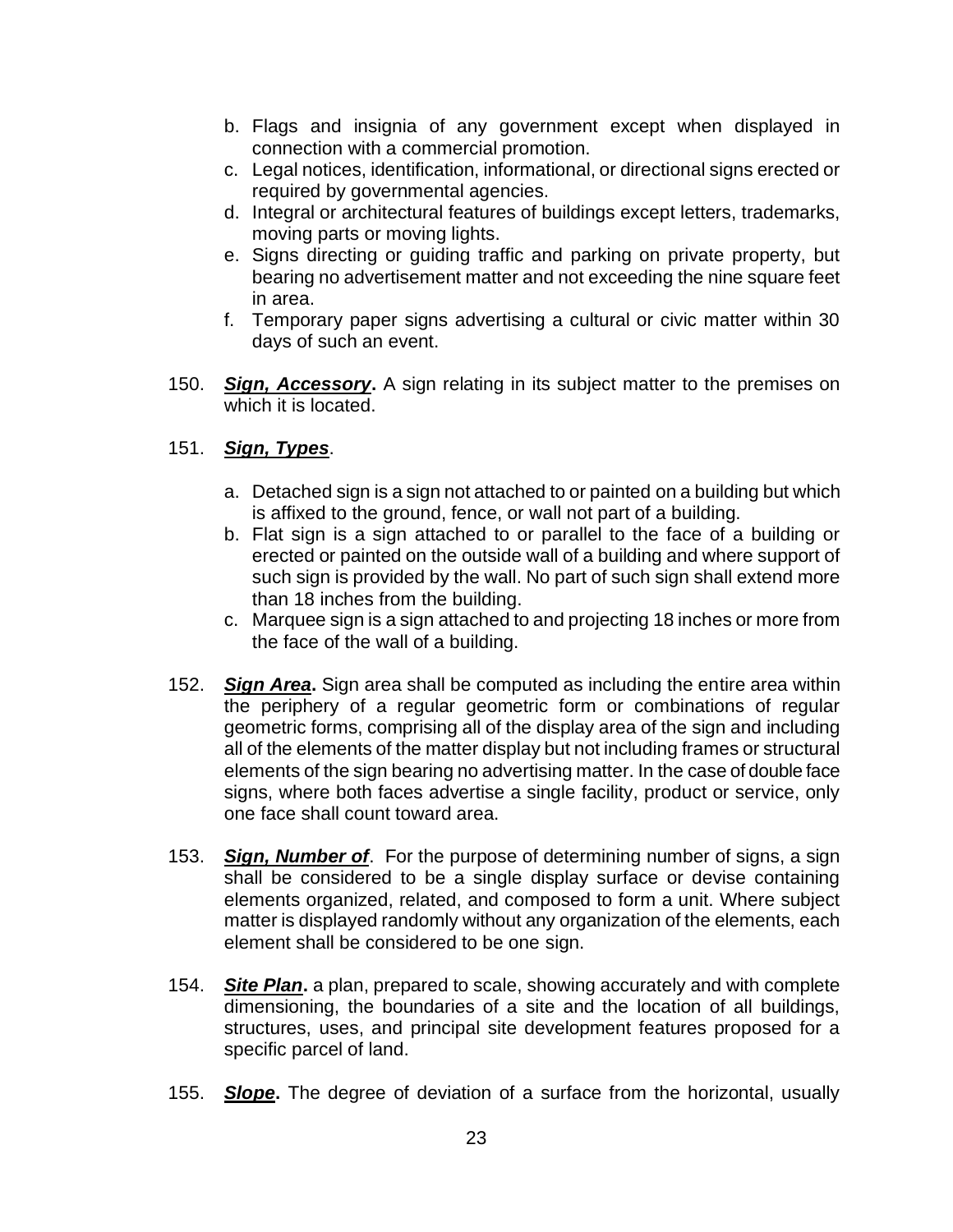b. Flags and insignia of any government except when displayed in connection with a commercial promotion.
c. Legal notices, identification, informational, or directional signs erected or required by governmental agencies.
d. Integral or architectural features of buildings except letters, trademarks, moving parts or moving lights.
e. Signs directing or guiding traffic and parking on private property, but bearing no advertisement matter and not exceeding the nine square feet in area.
f. Temporary paper signs advertising a cultural or civic matter within 30 days of such an event.

150. ***Sign, Accessory*.** A sign relating in its subject matter to the premises on which it is located.

151. ***Sign, Types*.**

a. Detached sign is a sign not attached to or painted on a building but which is affixed to the ground, fence, or wall not part of a building.
b. Flat sign is a sign attached to or parallel to the face of a building or erected or painted on the outside wall of a building and where support of such sign is provided by the wall. No part of such sign shall extend more than 18 inches from the building.
c. Marquee sign is a sign attached to and projecting 18 inches or more from the face of the wall of a building.

152. ***Sign Area*.** Sign area shall be computed as including the entire area within the periphery of a regular geometric form or combinations of regular geometric forms, comprising all of the display area of the sign and including all of the elements of the matter display but not including frames or structural elements of the sign bearing no advertising matter. In the case of double face signs, where both faces advertise a single facility, product or service, only one face shall count toward area.

153. ***Sign, Number of*.** For the purpose of determining number of signs, a sign shall be considered to be a single display surface or devise containing elements organized, related, and composed to form a unit. Where subject matter is displayed randomly without any organization of the elements, each element shall be considered to be one sign.

154. ***Site Plan*.** a plan, prepared to scale, showing accurately and with complete dimensioning, the boundaries of a site and the location of all buildings, structures, uses, and principal site development features proposed for a specific parcel of land.

155. ***Slope*.** The degree of deviation of a surface from the horizontal, usually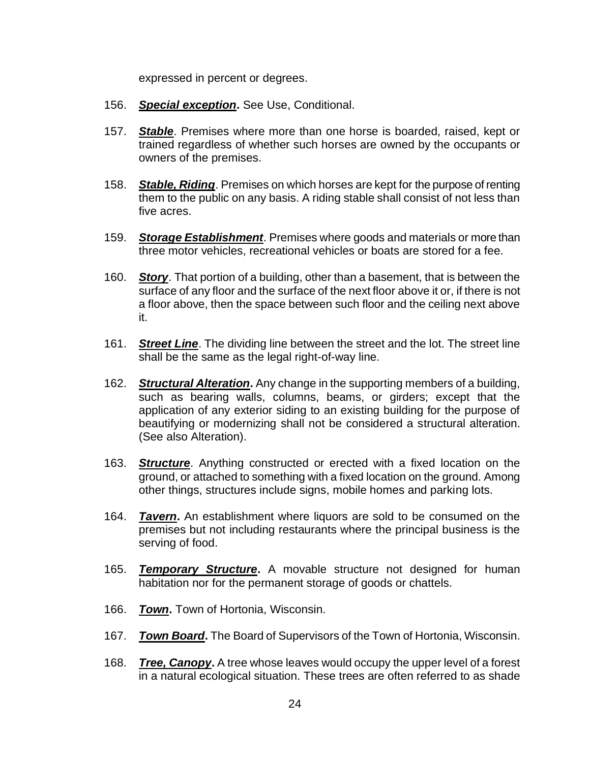expressed in percent or degrees.

156. ***Special exception*****.** See Use, Conditional.

157. ***Stable***. Premises where more than one horse is boarded, raised, kept or trained regardless of whether such horses are owned by the occupants or owners of the premises.

158. ***Stable, Riding***. Premises on which horses are kept for the purpose of renting them to the public on any basis. A riding stable shall consist of not less than five acres.

159. ***Storage Establishment***. Premises where goods and materials or more than three motor vehicles, recreational vehicles or boats are stored for a fee.

160. ***Story***. That portion of a building, other than a basement, that is between the surface of any floor and the surface of the next floor above it or, if there is not a floor above, then the space between such floor and the ceiling next above it.

161. ***Street Line***. The dividing line between the street and the lot. The street line shall be the same as the legal right-of-way line.

162. ***Structural Alteration*****.** Any change in the supporting members of a building, such as bearing walls, columns, beams, or girders; except that the application of any exterior siding to an existing building for the purpose of beautifying or modernizing shall not be considered a structural alteration. (See also Alteration).

163. ***Structure***. Anything constructed or erected with a fixed location on the ground, or attached to something with a fixed location on the ground. Among other things, structures include signs, mobile homes and parking lots.

164. ***Tavern*****.** An establishment where liquors are sold to be consumed on the premises but not including restaurants where the principal business is the serving of food.

165. ***Temporary Structure*****.** A movable structure not designed for human habitation nor for the permanent storage of goods or chattels.

166. ***Town*****.** Town of Hortonia, Wisconsin.

167. ***Town Board*****.** The Board of Supervisors of the Town of Hortonia, Wisconsin.

168. ***Tree, Canopy*****.** A tree whose leaves would occupy the upper level of a forest in a natural ecological situation. These trees are often referred to as shade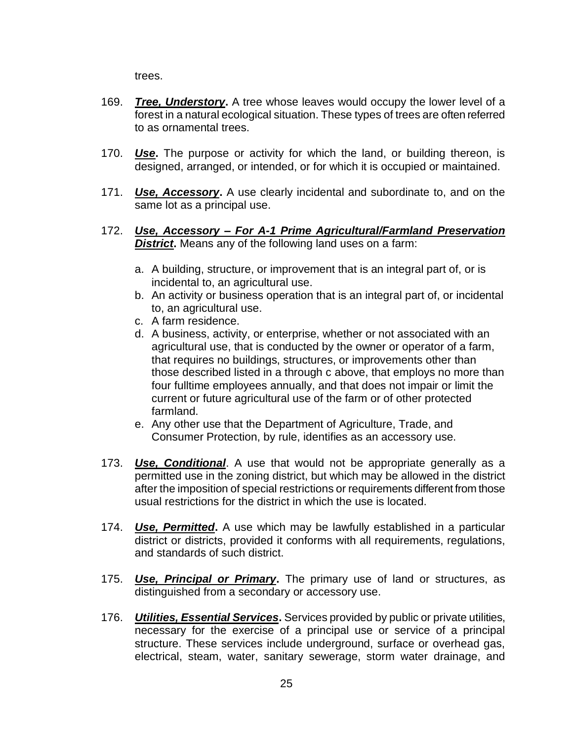trees.

169. ***Tree, Understory*.** A tree whose leaves would occupy the lower level of a forest in a natural ecological situation. These types of trees are often referred to as ornamental trees.

170. ***Use*.** The purpose or activity for which the land, or building thereon, is designed, arranged, or intended, or for which it is occupied or maintained.

171. ***Use, Accessory*.** A use clearly incidental and subordinate to, and on the same lot as a principal use.

172. ***Use, Accessory – For A-1 Prime Agricultural/Farmland Preservation District*.** Means any of the following land uses on a farm:

    a. A building, structure, or improvement that is an integral part of, or is incidental to, an agricultural use.
    b. An activity or business operation that is an integral part of, or incidental to, an agricultural use.
    c. A farm residence.
    d. A business, activity, or enterprise, whether or not associated with an agricultural use, that is conducted by the owner or operator of a farm, that requires no buildings, structures, or improvements other than those described listed in a through c above, that employs no more than four fulltime employees annually, and that does not impair or limit the current or future agricultural use of the farm or of other protected farmland.
    e. Any other use that the Department of Agriculture, Trade, and Consumer Protection, by rule, identifies as an accessory use.

173. ***Use, Conditional***. A use that would not be appropriate generally as a permitted use in the zoning district, but which may be allowed in the district after the imposition of special restrictions or requirements different from those usual restrictions for the district in which the use is located.

174. ***Use, Permitted*.** A use which may be lawfully established in a particular district or districts, provided it conforms with all requirements, regulations, and standards of such district.

175. ***Use, Principal or Primary*.** The primary use of land or structures, as distinguished from a secondary or accessory use.

176. ***Utilities, Essential Services*.** Services provided by public or private utilities, necessary for the exercise of a principal use or service of a principal structure. These services include underground, surface or overhead gas, electrical, steam, water, sanitary sewerage, storm water drainage, and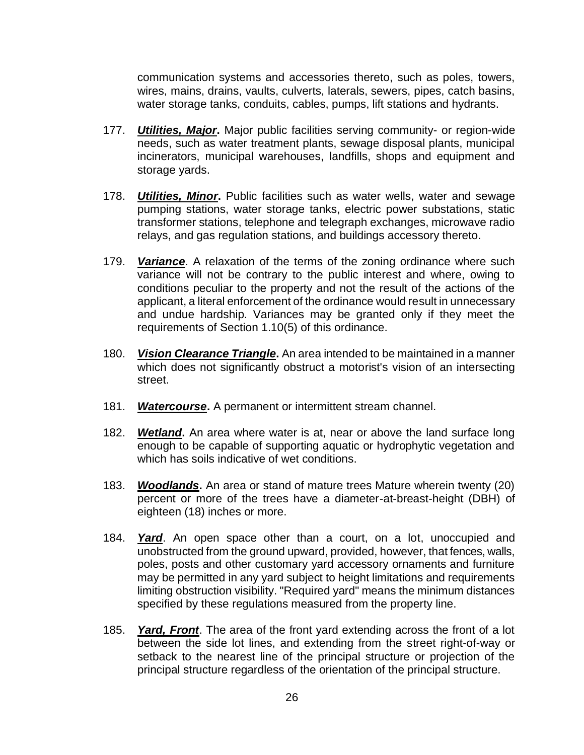communication systems and accessories thereto, such as poles, towers, wires, mains, drains, vaults, culverts, laterals, sewers, pipes, catch basins, water storage tanks, conduits, cables, pumps, lift stations and hydrants.

177. ***Utilities, Major*.** Major public facilities serving community- or region-wide needs, such as water treatment plants, sewage disposal plants, municipal incinerators, municipal warehouses, landfills, shops and equipment and storage yards.

178. ***Utilities, Minor*.** Public facilities such as water wells, water and sewage pumping stations, water storage tanks, electric power substations, static transformer stations, telephone and telegraph exchanges, microwave radio relays, and gas regulation stations, and buildings accessory thereto.

179. ***Variance***. A relaxation of the terms of the zoning ordinance where such variance will not be contrary to the public interest and where, owing to conditions peculiar to the property and not the result of the actions of the applicant, a literal enforcement of the ordinance would result in unnecessary and undue hardship. Variances may be granted only if they meet the requirements of Section 1.10(5) of this ordinance.

180. ***Vision Clearance Triangle*.** An area intended to be maintained in a manner which does not significantly obstruct a motorist's vision of an intersecting street.

181. ***Watercourse*.** A permanent or intermittent stream channel.

182. ***Wetland*.** An area where water is at, near or above the land surface long enough to be capable of supporting aquatic or hydrophytic vegetation and which has soils indicative of wet conditions.

183. ***Woodlands*.** An area or stand of mature trees Mature wherein twenty (20) percent or more of the trees have a diameter-at-breast-height (DBH) of eighteen (18) inches or more.

184. ***Yard***. An open space other than a court, on a lot, unoccupied and unobstructed from the ground upward, provided, however, that fences, walls, poles, posts and other customary yard accessory ornaments and furniture may be permitted in any yard subject to height limitations and requirements limiting obstruction visibility. "Required yard" means the minimum distances specified by these regulations measured from the property line.

185. ***Yard, Front***. The area of the front yard extending across the front of a lot between the side lot lines, and extending from the street right-of-way or setback to the nearest line of the principal structure or projection of the principal structure regardless of the orientation of the principal structure.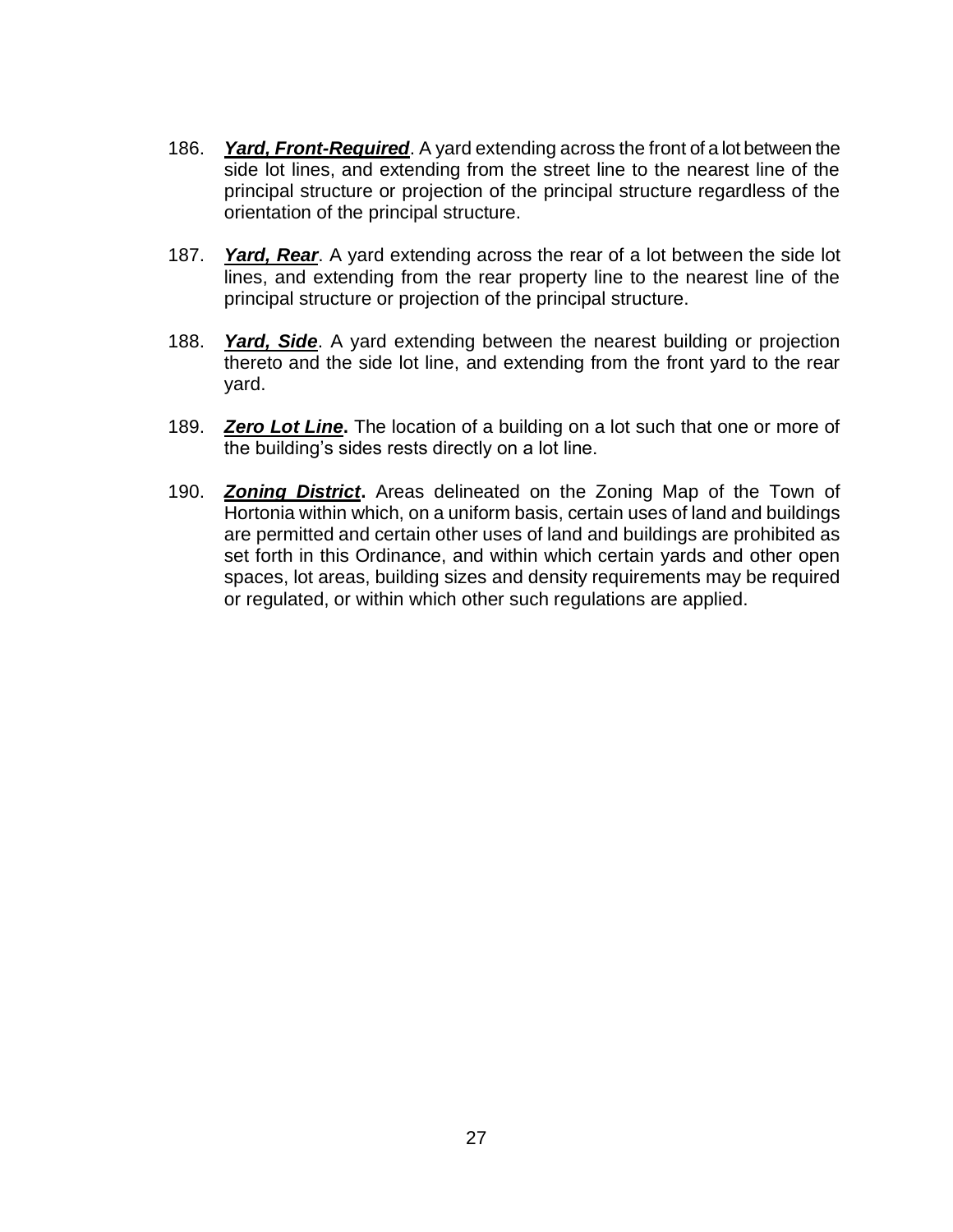186. ***Yard, Front-Required***. A yard extending across the front of a lot between the side lot lines, and extending from the street line to the nearest line of the principal structure or projection of the principal structure regardless of the orientation of the principal structure.

187. ***Yard, Rear***. A yard extending across the rear of a lot between the side lot lines, and extending from the rear property line to the nearest line of the principal structure or projection of the principal structure.

188. ***Yard, Side***. A yard extending between the nearest building or projection thereto and the side lot line, and extending from the front yard to the rear yard.

189. ***Zero Lot Line*****.** The location of a building on a lot such that one or more of the building's sides rests directly on a lot line.

190. ***Zoning District*****.** Areas delineated on the Zoning Map of the Town of Hortonia within which, on a uniform basis, certain uses of land and buildings are permitted and certain other uses of land and buildings are prohibited as set forth in this Ordinance, and within which certain yards and other open spaces, lot areas, building sizes and density requirements may be required or regulated, or within which other such regulations are applied.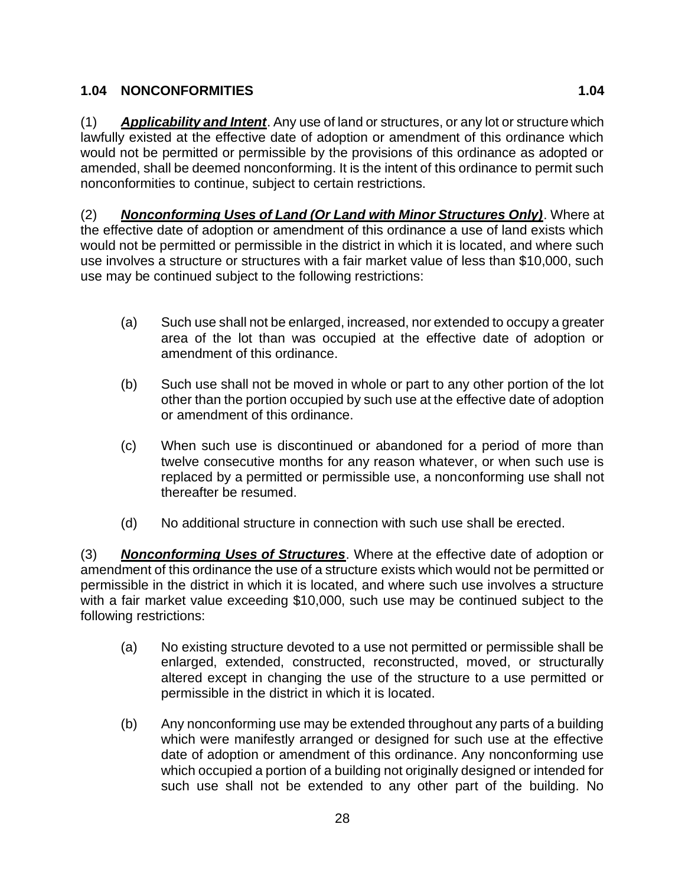## 1.04 NONCONFORMITIES 1.04

(1) ***Applicability and Intent***. Any use of land or structures, or any lot or structure which lawfully existed at the effective date of adoption or amendment of this ordinance which would not be permitted or permissible by the provisions of this ordinance as adopted or amended, shall be deemed nonconforming. It is the intent of this ordinance to permit such nonconformities to continue, subject to certain restrictions.

(2) ***Nonconforming Uses of Land (Or Land with Minor Structures Only)***. Where at the effective date of adoption or amendment of this ordinance a use of land exists which would not be permitted or permissible in the district in which it is located, and where such use involves a structure or structures with a fair market value of less than $10,000, such use may be continued subject to the following restrictions:

(a) Such use shall not be enlarged, increased, nor extended to occupy a greater area of the lot than was occupied at the effective date of adoption or amendment of this ordinance.

(b) Such use shall not be moved in whole or part to any other portion of the lot other than the portion occupied by such use at the effective date of adoption or amendment of this ordinance.

(c) When such use is discontinued or abandoned for a period of more than twelve consecutive months for any reason whatever, or when such use is replaced by a permitted or permissible use, a nonconforming use shall not thereafter be resumed.

(d) No additional structure in connection with such use shall be erected.

(3) ***Nonconforming Uses of Structures***. Where at the effective date of adoption or amendment of this ordinance the use of a structure exists which would not be permitted or permissible in the district in which it is located, and where such use involves a structure with a fair market value exceeding $10,000, such use may be continued subject to the following restrictions:

(a) No existing structure devoted to a use not permitted or permissible shall be enlarged, extended, constructed, reconstructed, moved, or structurally altered except in changing the use of the structure to a use permitted or permissible in the district in which it is located.

(b) Any nonconforming use may be extended throughout any parts of a building which were manifestly arranged or designed for such use at the effective date of adoption or amendment of this ordinance. Any nonconforming use which occupied a portion of a building not originally designed or intended for such use shall not be extended to any other part of the building. No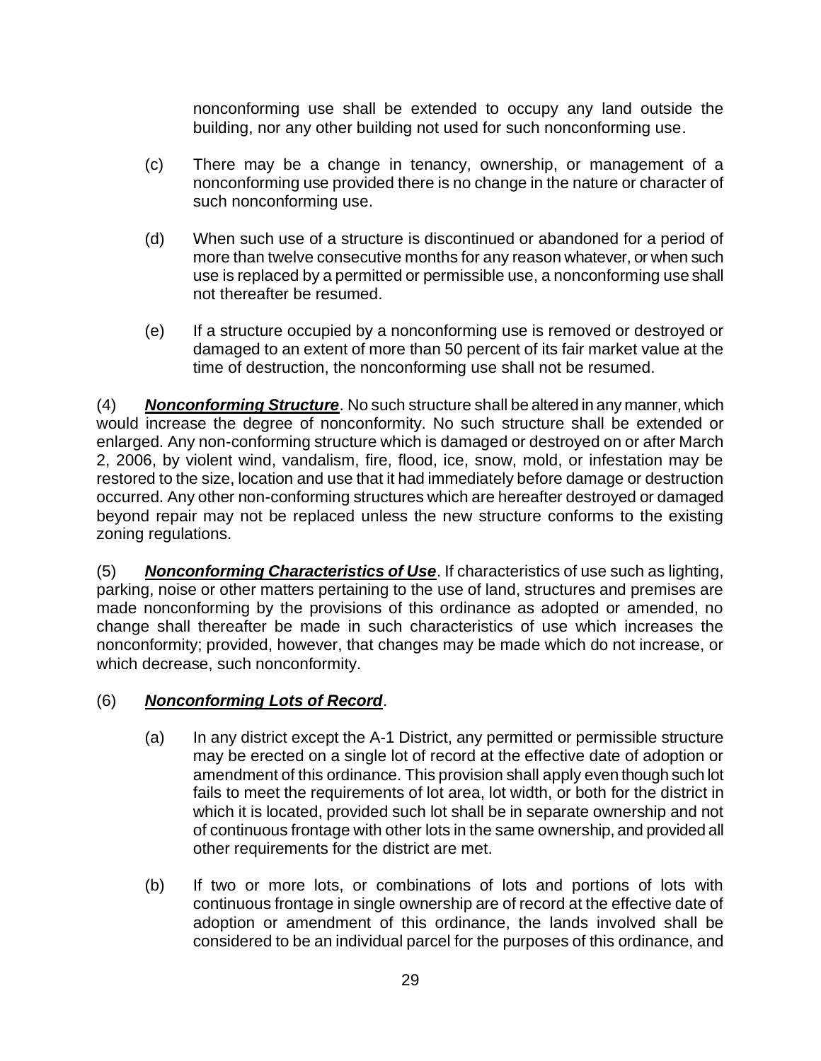nonconforming use shall be extended to occupy any land outside the building, nor any other building not used for such nonconforming use.

(c) There may be a change in tenancy, ownership, or management of a nonconforming use provided there is no change in the nature or character of such nonconforming use.

(d) When such use of a structure is discontinued or abandoned for a period of more than twelve consecutive months for any reason whatever, or when such use is replaced by a permitted or permissible use, a nonconforming use shall not thereafter be resumed.

(e) If a structure occupied by a nonconforming use is removed or destroyed or damaged to an extent of more than 50 percent of its fair market value at the time of destruction, the nonconforming use shall not be resumed.

(4) ***Nonconforming Structure***. No such structure shall be altered in any manner, which would increase the degree of nonconformity. No such structure shall be extended or enlarged. Any non-conforming structure which is damaged or destroyed on or after March 2, 2006, by violent wind, vandalism, fire, flood, ice, snow, mold, or infestation may be restored to the size, location and use that it had immediately before damage or destruction occurred. Any other non-conforming structures which are hereafter destroyed or damaged beyond repair may not be replaced unless the new structure conforms to the existing zoning regulations.

(5) ***Nonconforming Characteristics of Use***. If characteristics of use such as lighting, parking, noise or other matters pertaining to the use of land, structures and premises are made nonconforming by the provisions of this ordinance as adopted or amended, no change shall thereafter be made in such characteristics of use which increases the nonconformity; provided, however, that changes may be made which do not increase, or which decrease, such nonconformity.

(6) ***Nonconforming Lots of Record***.

(a) In any district except the A-1 District, any permitted or permissible structure may be erected on a single lot of record at the effective date of adoption or amendment of this ordinance. This provision shall apply even though such lot fails to meet the requirements of lot area, lot width, or both for the district in which it is located, provided such lot shall be in separate ownership and not of continuous frontage with other lots in the same ownership, and provided all other requirements for the district are met.

(b) If two or more lots, or combinations of lots and portions of lots with continuous frontage in single ownership are of record at the effective date of adoption or amendment of this ordinance, the lands involved shall be considered to be an individual parcel for the purposes of this ordinance, and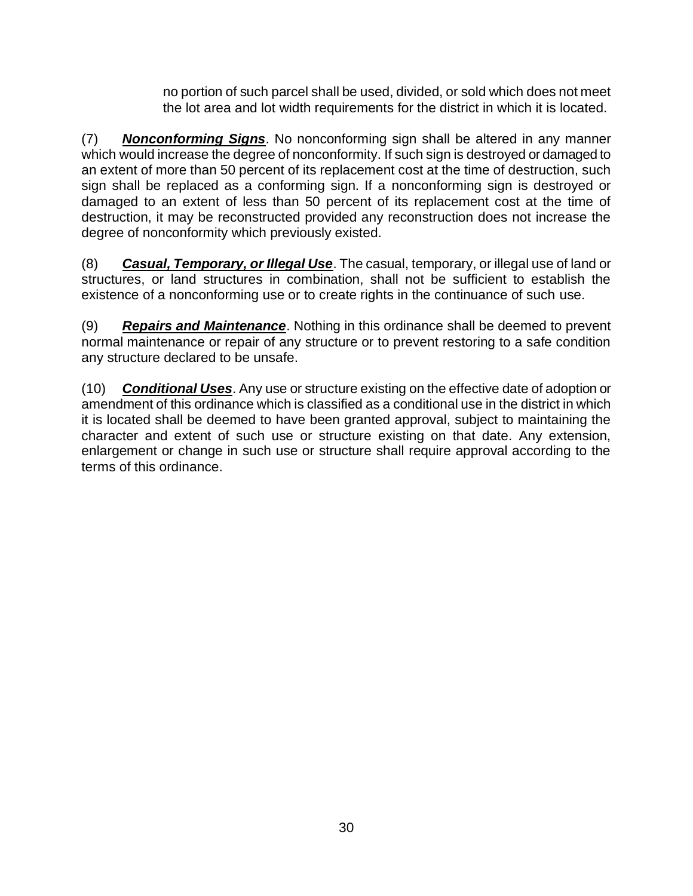no portion of such parcel shall be used, divided, or sold which does not meet the lot area and lot width requirements for the district in which it is located.

(7) ***Nonconforming Signs***. No nonconforming sign shall be altered in any manner which would increase the degree of nonconformity. If such sign is destroyed or damaged to an extent of more than 50 percent of its replacement cost at the time of destruction, such sign shall be replaced as a conforming sign. If a nonconforming sign is destroyed or damaged to an extent of less than 50 percent of its replacement cost at the time of destruction, it may be reconstructed provided any reconstruction does not increase the degree of nonconformity which previously existed.

(8) ***Casual, Temporary, or Illegal Use***. The casual, temporary, or illegal use of land or structures, or land structures in combination, shall not be sufficient to establish the existence of a nonconforming use or to create rights in the continuance of such use.

(9) ***Repairs and Maintenance***. Nothing in this ordinance shall be deemed to prevent normal maintenance or repair of any structure or to prevent restoring to a safe condition any structure declared to be unsafe.

(10) ***Conditional Uses***. Any use or structure existing on the effective date of adoption or amendment of this ordinance which is classified as a conditional use in the district in which it is located shall be deemed to have been granted approval, subject to maintaining the character and extent of such use or structure existing on that date. Any extension, enlargement or change in such use or structure shall require approval according to the terms of this ordinance.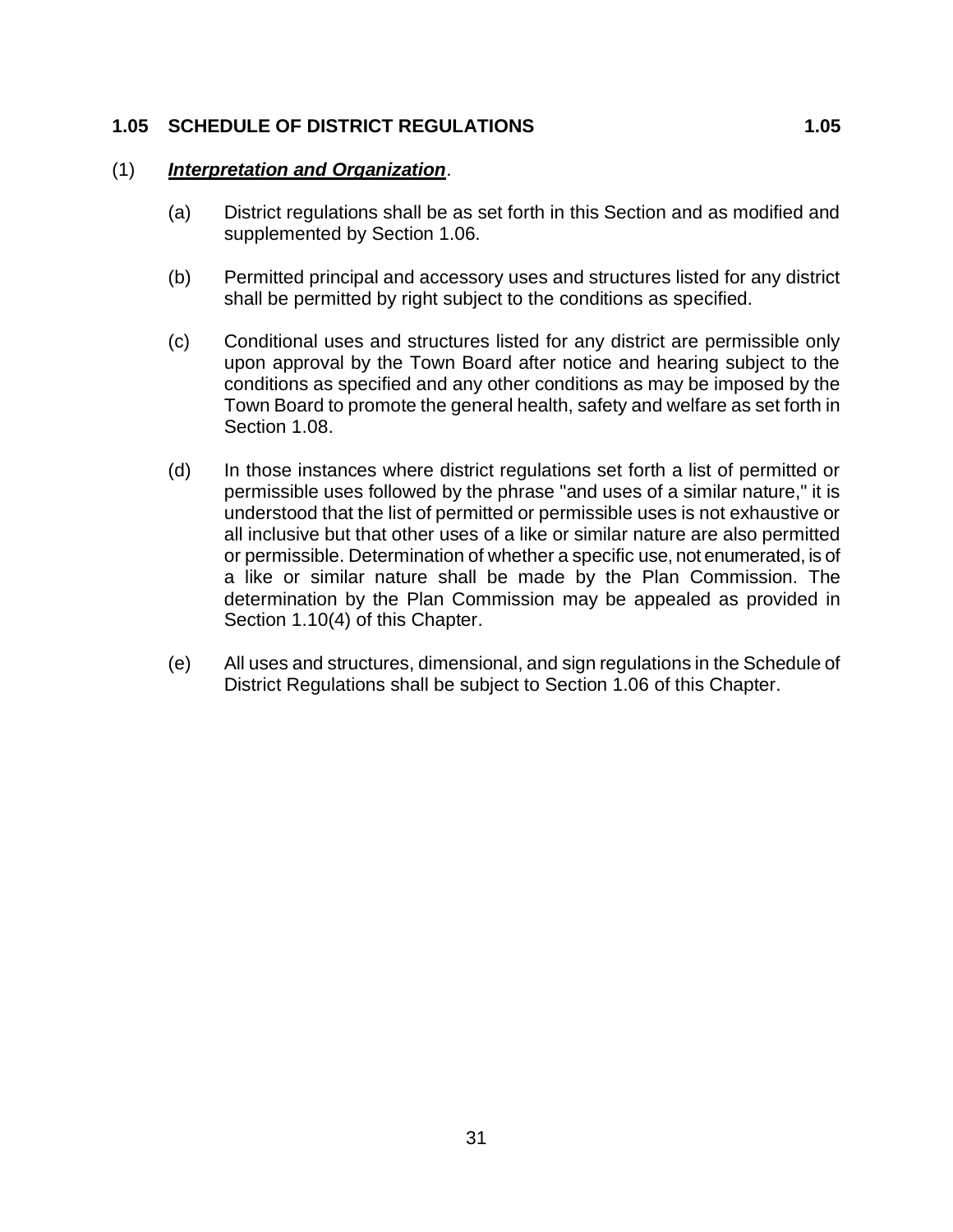## 1.05 SCHEDULE OF DISTRICT REGULATIONS 1.05

(1) ***Interpretation and Organization***.

(a) District regulations shall be as set forth in this Section and as modified and supplemented by Section 1.06.

(b) Permitted principal and accessory uses and structures listed for any district shall be permitted by right subject to the conditions as specified.

(c) Conditional uses and structures listed for any district are permissible only upon approval by the Town Board after notice and hearing subject to the conditions as specified and any other conditions as may be imposed by the Town Board to promote the general health, safety and welfare as set forth in Section 1.08.

(d) In those instances where district regulations set forth a list of permitted or permissible uses followed by the phrase "and uses of a similar nature," it is understood that the list of permitted or permissible uses is not exhaustive or all inclusive but that other uses of a like or similar nature are also permitted or permissible. Determination of whether a specific use, not enumerated, is of a like or similar nature shall be made by the Plan Commission. The determination by the Plan Commission may be appealed as provided in Section 1.10(4) of this Chapter.

(e) All uses and structures, dimensional, and sign regulations in the Schedule of District Regulations shall be subject to Section 1.06 of this Chapter.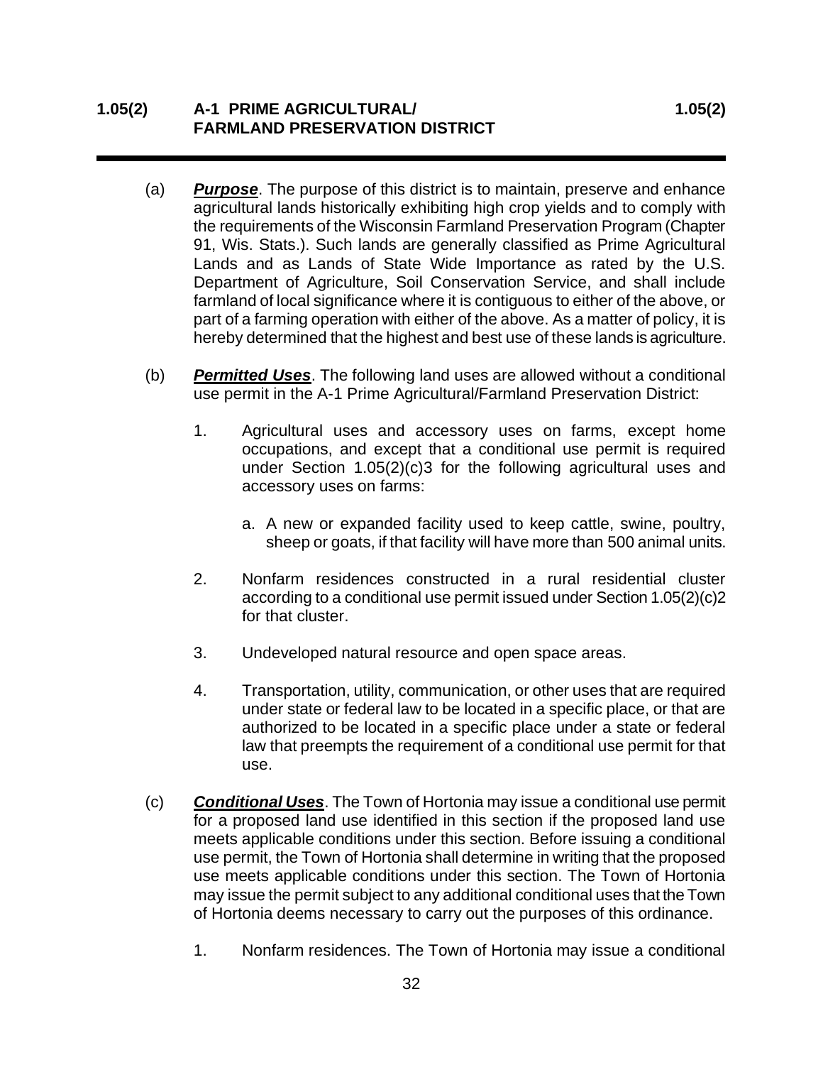## 1.05(2) A-1 PRIME AGRICULTURAL/ FARMLAND PRESERVATION DISTRICT

(a) ***Purpose***. The purpose of this district is to maintain, preserve and enhance agricultural lands historically exhibiting high crop yields and to comply with the requirements of the Wisconsin Farmland Preservation Program (Chapter 91, Wis. Stats.). Such lands are generally classified as Prime Agricultural Lands and as Lands of State Wide Importance as rated by the U.S. Department of Agriculture, Soil Conservation Service, and shall include farmland of local significance where it is contiguous to either of the above, or part of a farming operation with either of the above. As a matter of policy, it is hereby determined that the highest and best use of these lands is agriculture.

(b) ***Permitted Uses***. The following land uses are allowed without a conditional use permit in the A-1 Prime Agricultural/Farmland Preservation District:

1. Agricultural uses and accessory uses on farms, except home occupations, and except that a conditional use permit is required under Section 1.05(2)(c)3 for the following agricultural uses and accessory uses on farms:

   a. A new or expanded facility used to keep cattle, swine, poultry, sheep or goats, if that facility will have more than 500 animal units.

2. Nonfarm residences constructed in a rural residential cluster according to a conditional use permit issued under Section 1.05(2)(c)2 for that cluster.

3. Undeveloped natural resource and open space areas.

4. Transportation, utility, communication, or other uses that are required under state or federal law to be located in a specific place, or that are authorized to be located in a specific place under a state or federal law that preempts the requirement of a conditional use permit for that use.

(c) ***Conditional Uses***. The Town of Hortonia may issue a conditional use permit for a proposed land use identified in this section if the proposed land use meets applicable conditions under this section. Before issuing a conditional use permit, the Town of Hortonia shall determine in writing that the proposed use meets applicable conditions under this section. The Town of Hortonia may issue the permit subject to any additional conditional uses that the Town of Hortonia deems necessary to carry out the purposes of this ordinance.

1. Nonfarm residences. The Town of Hortonia may issue a conditional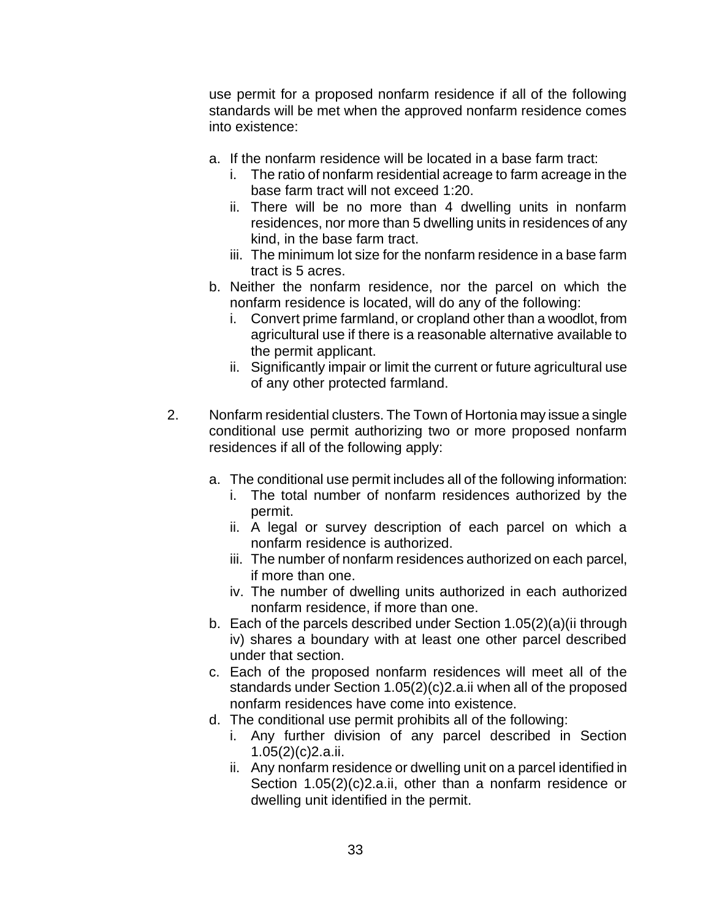use permit for a proposed nonfarm residence if all of the following standards will be met when the approved nonfarm residence comes into existence:

a. If the nonfarm residence will be located in a base farm tract:
   i. The ratio of nonfarm residential acreage to farm acreage in the base farm tract will not exceed 1:20.
   ii. There will be no more than 4 dwelling units in nonfarm residences, nor more than 5 dwelling units in residences of any kind, in the base farm tract.
   iii. The minimum lot size for the nonfarm residence in a base farm tract is 5 acres.
b. Neither the nonfarm residence, nor the parcel on which the nonfarm residence is located, will do any of the following:
   i. Convert prime farmland, or cropland other than a woodlot, from agricultural use if there is a reasonable alternative available to the permit applicant.
   ii. Significantly impair or limit the current or future agricultural use of any other protected farmland.

2. Nonfarm residential clusters. The Town of Hortonia may issue a single conditional use permit authorizing two or more proposed nonfarm residences if all of the following apply:

   a. The conditional use permit includes all of the following information:
      i. The total number of nonfarm residences authorized by the permit.
      ii. A legal or survey description of each parcel on which a nonfarm residence is authorized.
      iii. The number of nonfarm residences authorized on each parcel, if more than one.
      iv. The number of dwelling units authorized in each authorized nonfarm residence, if more than one.
   b. Each of the parcels described under Section 1.05(2)(a)(ii through iv) shares a boundary with at least one other parcel described under that section.
   c. Each of the proposed nonfarm residences will meet all of the standards under Section 1.05(2)(c)2.a.ii when all of the proposed nonfarm residences have come into existence.
   d. The conditional use permit prohibits all of the following:
      i. Any further division of any parcel described in Section 1.05(2)(c)2.a.ii.
      ii. Any nonfarm residence or dwelling unit on a parcel identified in Section 1.05(2)(c)2.a.ii, other than a nonfarm residence or dwelling unit identified in the permit.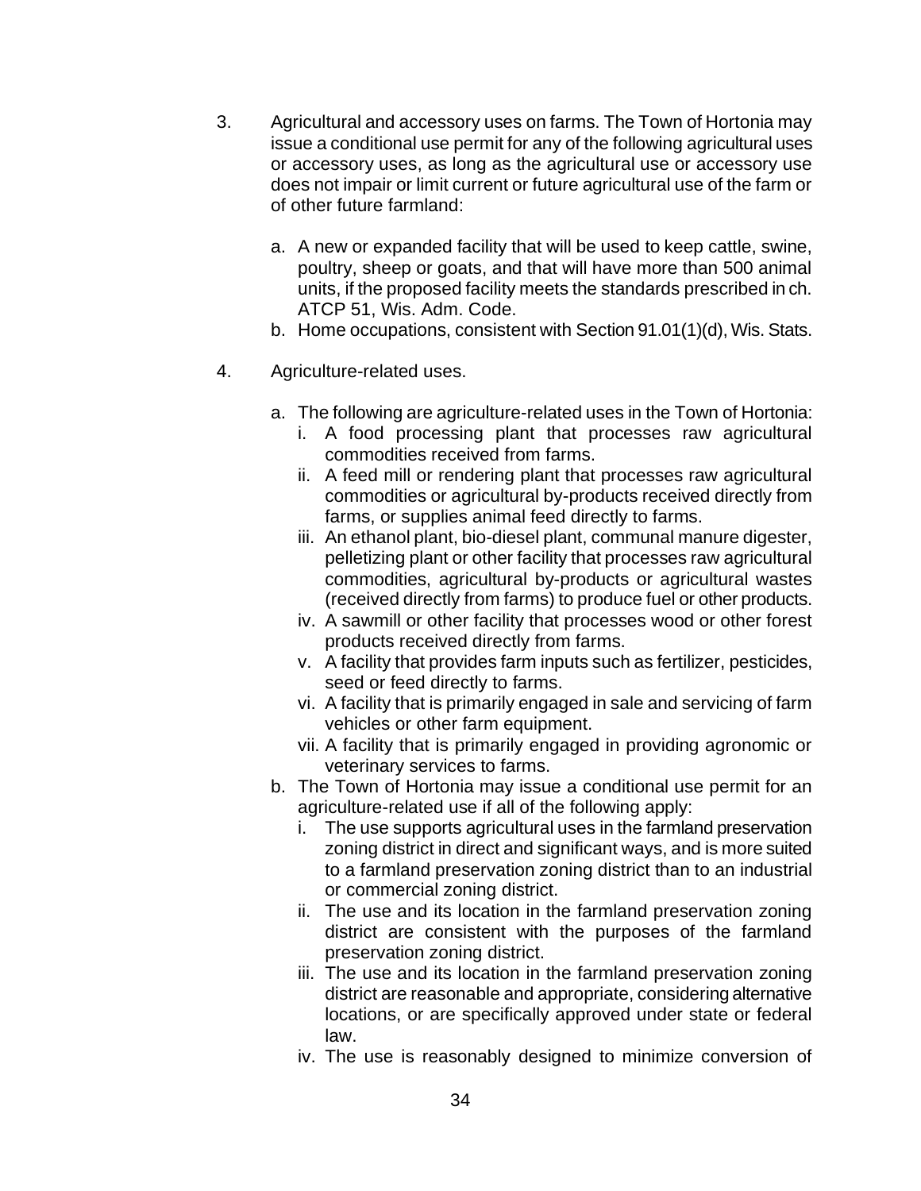3. Agricultural and accessory uses on farms. The Town of Hortonia may issue a conditional use permit for any of the following agricultural uses or accessory uses, as long as the agricultural use or accessory use does not impair or limit current or future agricultural use of the farm or of other future farmland:

   a. A new or expanded facility that will be used to keep cattle, swine, poultry, sheep or goats, and that will have more than 500 animal units, if the proposed facility meets the standards prescribed in ch. ATCP 51, Wis. Adm. Code.
   b. Home occupations, consistent with Section 91.01(1)(d), Wis. Stats.

4. Agriculture-related uses.

   a. The following are agriculture-related uses in the Town of Hortonia:
      i. A food processing plant that processes raw agricultural commodities received from farms.
      ii. A feed mill or rendering plant that processes raw agricultural commodities or agricultural by-products received directly from farms, or supplies animal feed directly to farms.
      iii. An ethanol plant, bio-diesel plant, communal manure digester, pelletizing plant or other facility that processes raw agricultural commodities, agricultural by-products or agricultural wastes (received directly from farms) to produce fuel or other products.
      iv. A sawmill or other facility that processes wood or other forest products received directly from farms.
      v. A facility that provides farm inputs such as fertilizer, pesticides, seed or feed directly to farms.
      vi. A facility that is primarily engaged in sale and servicing of farm vehicles or other farm equipment.
      vii. A facility that is primarily engaged in providing agronomic or veterinary services to farms.
   b. The Town of Hortonia may issue a conditional use permit for an agriculture-related use if all of the following apply:
      i. The use supports agricultural uses in the farmland preservation zoning district in direct and significant ways, and is more suited to a farmland preservation zoning district than to an industrial or commercial zoning district.
      ii. The use and its location in the farmland preservation zoning district are consistent with the purposes of the farmland preservation zoning district.
      iii. The use and its location in the farmland preservation zoning district are reasonable and appropriate, considering alternative locations, or are specifically approved under state or federal law.
      iv. The use is reasonably designed to minimize conversion of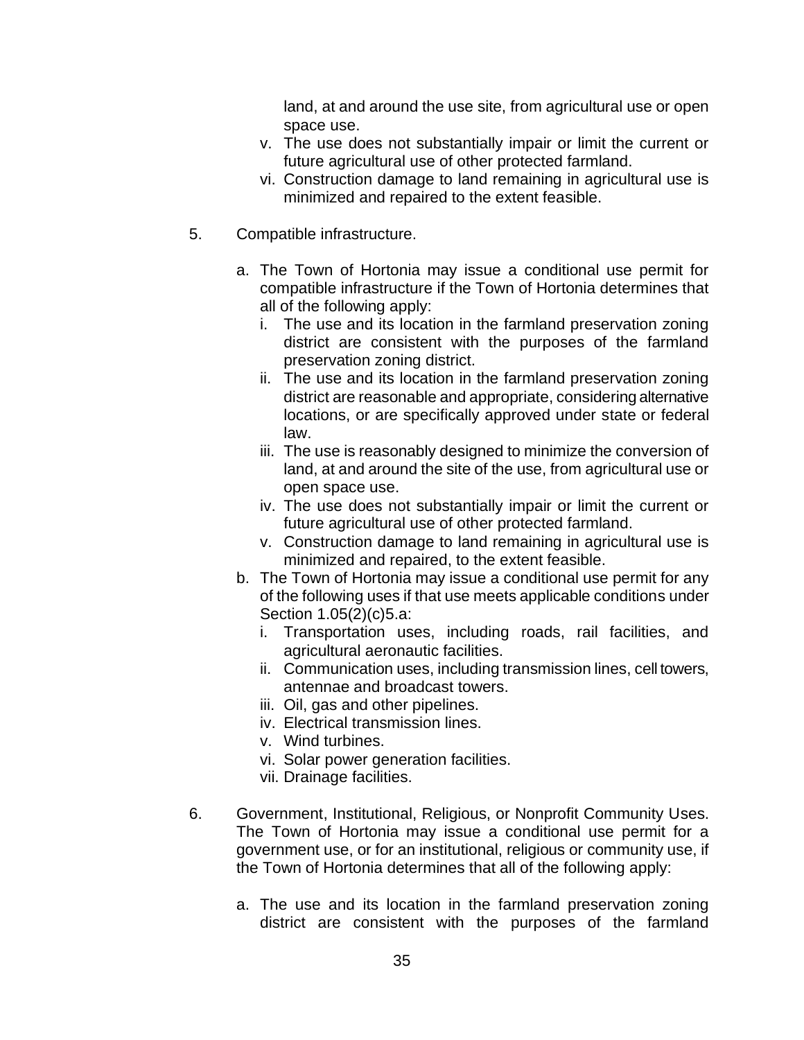land, at and around the use site, from agricultural use or open space use.

v. The use does not substantially impair or limit the current or future agricultural use of other protected farmland.

vi. Construction damage to land remaining in agricultural use is minimized and repaired to the extent feasible.

5. Compatible infrastructure.

   a. The Town of Hortonia may issue a conditional use permit for compatible infrastructure if the Town of Hortonia determines that all of the following apply:

      i. The use and its location in the farmland preservation zoning district are consistent with the purposes of the farmland preservation zoning district.

      ii. The use and its location in the farmland preservation zoning district are reasonable and appropriate, considering alternative locations, or are specifically approved under state or federal law.

      iii. The use is reasonably designed to minimize the conversion of land, at and around the site of the use, from agricultural use or open space use.

      iv. The use does not substantially impair or limit the current or future agricultural use of other protected farmland.

      v. Construction damage to land remaining in agricultural use is minimized and repaired, to the extent feasible.

   b. The Town of Hortonia may issue a conditional use permit for any of the following uses if that use meets applicable conditions under Section 1.05(2)(c)5.a:

      i. Transportation uses, including roads, rail facilities, and agricultural aeronautic facilities.

      ii. Communication uses, including transmission lines, cell towers, antennae and broadcast towers.

      iii. Oil, gas and other pipelines.

      iv. Electrical transmission lines.

      v. Wind turbines.

      vi. Solar power generation facilities.

      vii. Drainage facilities.

6. Government, Institutional, Religious, or Nonprofit Community Uses. The Town of Hortonia may issue a conditional use permit for a government use, or for an institutional, religious or community use, if the Town of Hortonia determines that all of the following apply:

   a. The use and its location in the farmland preservation zoning district are consistent with the purposes of the farmland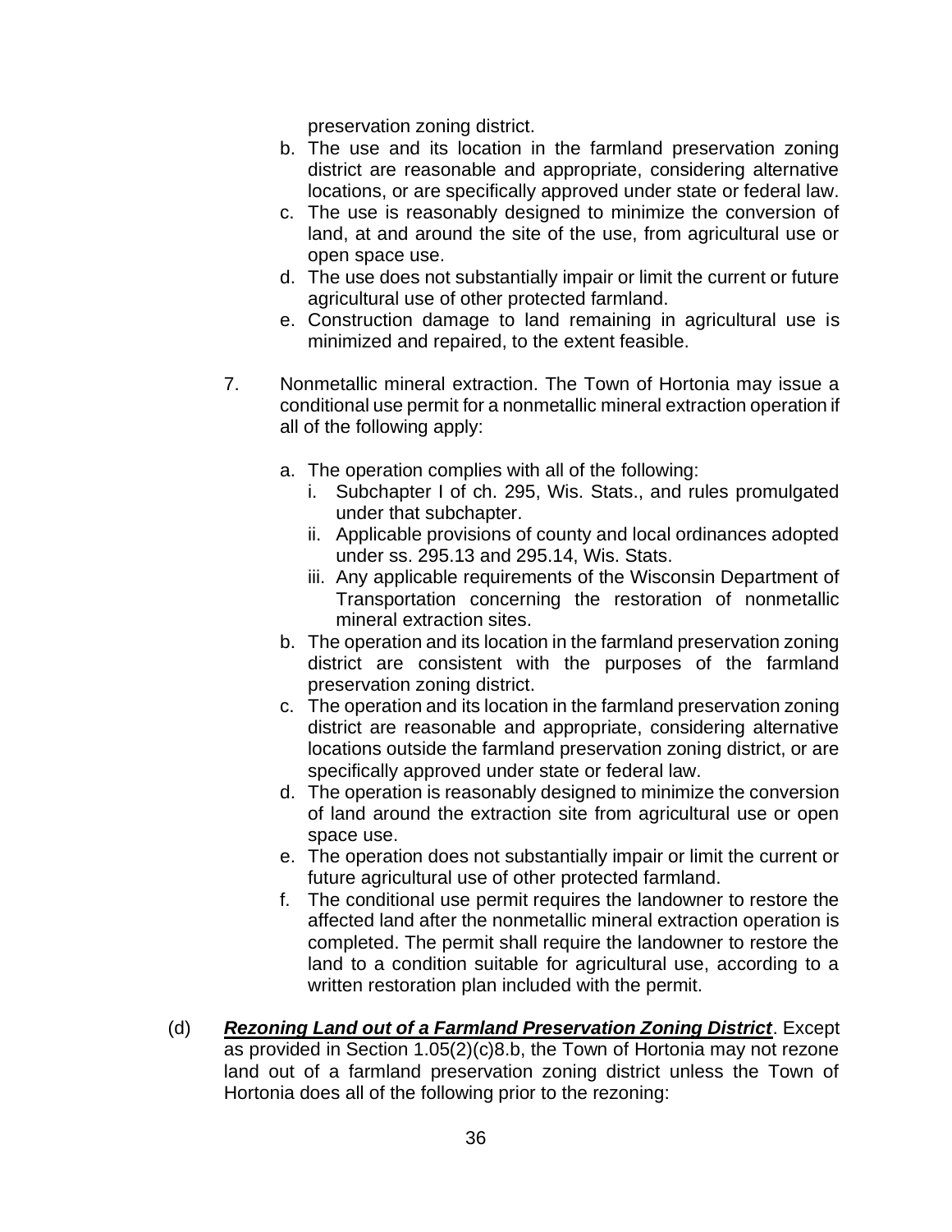preservation zoning district.

b. The use and its location in the farmland preservation zoning district are reasonable and appropriate, considering alternative locations, or are specifically approved under state or federal law.
c. The use is reasonably designed to minimize the conversion of land, at and around the site of the use, from agricultural use or open space use.
d. The use does not substantially impair or limit the current or future agricultural use of other protected farmland.
e. Construction damage to land remaining in agricultural use is minimized and repaired, to the extent feasible.

7. Nonmetallic mineral extraction. The Town of Hortonia may issue a conditional use permit for a nonmetallic mineral extraction operation if all of the following apply:

   a. The operation complies with all of the following:
      i. Subchapter I of ch. 295, Wis. Stats., and rules promulgated under that subchapter.
      ii. Applicable provisions of county and local ordinances adopted under ss. 295.13 and 295.14, Wis. Stats.
      iii. Any applicable requirements of the Wisconsin Department of Transportation concerning the restoration of nonmetallic mineral extraction sites.
   b. The operation and its location in the farmland preservation zoning district are consistent with the purposes of the farmland preservation zoning district.
   c. The operation and its location in the farmland preservation zoning district are reasonable and appropriate, considering alternative locations outside the farmland preservation zoning district, or are specifically approved under state or federal law.
   d. The operation is reasonably designed to minimize the conversion of land around the extraction site from agricultural use or open space use.
   e. The operation does not substantially impair or limit the current or future agricultural use of other protected farmland.
   f. The conditional use permit requires the landowner to restore the affected land after the nonmetallic mineral extraction operation is completed. The permit shall require the landowner to restore the land to a condition suitable for agricultural use, according to a written restoration plan included with the permit.

(d) ***Rezoning Land out of a Farmland Preservation Zoning District***. Except as provided in Section 1.05(2)(c)8.b, the Town of Hortonia may not rezone land out of a farmland preservation zoning district unless the Town of Hortonia does all of the following prior to the rezoning: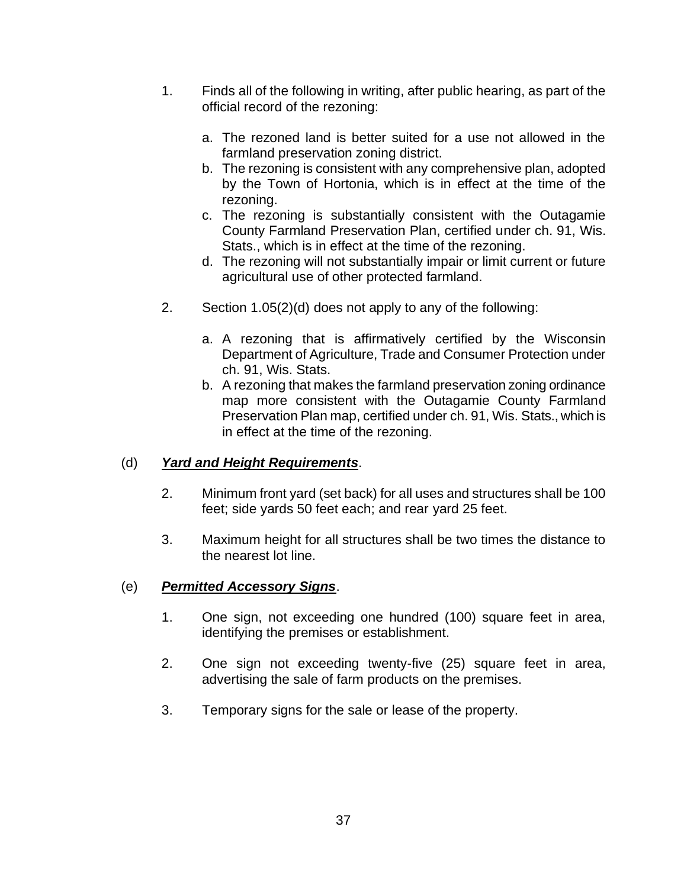1. Finds all of the following in writing, after public hearing, as part of the official record of the rezoning:

   a. The rezoned land is better suited for a use not allowed in the farmland preservation zoning district.
   b. The rezoning is consistent with any comprehensive plan, adopted by the Town of Hortonia, which is in effect at the time of the rezoning.
   c. The rezoning is substantially consistent with the Outagamie County Farmland Preservation Plan, certified under ch. 91, Wis. Stats., which is in effect at the time of the rezoning.
   d. The rezoning will not substantially impair or limit current or future agricultural use of other protected farmland.

2. Section 1.05(2)(d) does not apply to any of the following:

   a. A rezoning that is affirmatively certified by the Wisconsin Department of Agriculture, Trade and Consumer Protection under ch. 91, Wis. Stats.
   b. A rezoning that makes the farmland preservation zoning ordinance map more consistent with the Outagamie County Farmland Preservation Plan map, certified under ch. 91, Wis. Stats., which is in effect at the time of the rezoning.

(d) ***Yard and Height Requirements***.

2. Minimum front yard (set back) for all uses and structures shall be 100 feet; side yards 50 feet each; and rear yard 25 feet.

3. Maximum height for all structures shall be two times the distance to the nearest lot line.

(e) ***Permitted Accessory Signs***.

1. One sign, not exceeding one hundred (100) square feet in area, identifying the premises or establishment.

2. One sign not exceeding twenty-five (25) square feet in area, advertising the sale of farm products on the premises.

3. Temporary signs for the sale or lease of the property.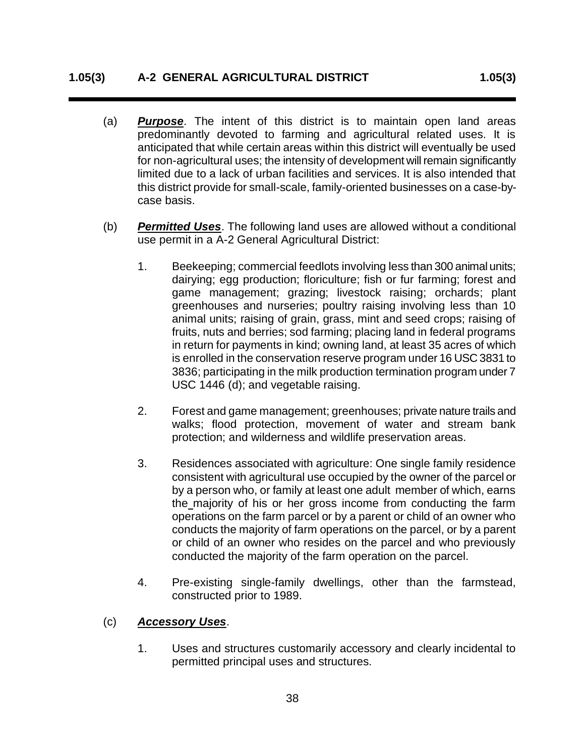## 1.05(3) A-2 GENERAL AGRICULTURAL DISTRICT 1.05(3)

(a) ***Purpose***. The intent of this district is to maintain open land areas predominantly devoted to farming and agricultural related uses. It is anticipated that while certain areas within this district will eventually be used for non-agricultural uses; the intensity of development will remain significantly limited due to a lack of urban facilities and services. It is also intended that this district provide for small-scale, family-oriented businesses on a case-by-case basis.

(b) ***Permitted Uses***. The following land uses are allowed without a conditional use permit in a A-2 General Agricultural District:

1. Beekeeping; commercial feedlots involving less than 300 animal units; dairying; egg production; floriculture; fish or fur farming; forest and game management; grazing; livestock raising; orchards; plant greenhouses and nurseries; poultry raising involving less than 10 animal units; raising of grain, grass, mint and seed crops; raising of fruits, nuts and berries; sod farming; placing land in federal programs in return for payments in kind; owning land, at least 35 acres of which is enrolled in the conservation reserve program under 16 USC 3831 to 3836; participating in the milk production termination program under 7 USC 1446 (d); and vegetable raising.

2. Forest and game management; greenhouses; private nature trails and walks; flood protection, movement of water and stream bank protection; and wilderness and wildlife preservation areas.

3. Residences associated with agriculture: One single family residence consistent with agricultural use occupied by the owner of the parcel or by a person who, or family at least one adult member of which, earns the majority of his or her gross income from conducting the farm operations on the farm parcel or by a parent or child of an owner who conducts the majority of farm operations on the parcel, or by a parent or child of an owner who resides on the parcel and who previously conducted the majority of the farm operation on the parcel.

4. Pre-existing single-family dwellings, other than the farmstead, constructed prior to 1989.

(c) ***Accessory Uses***.

1. Uses and structures customarily accessory and clearly incidental to permitted principal uses and structures.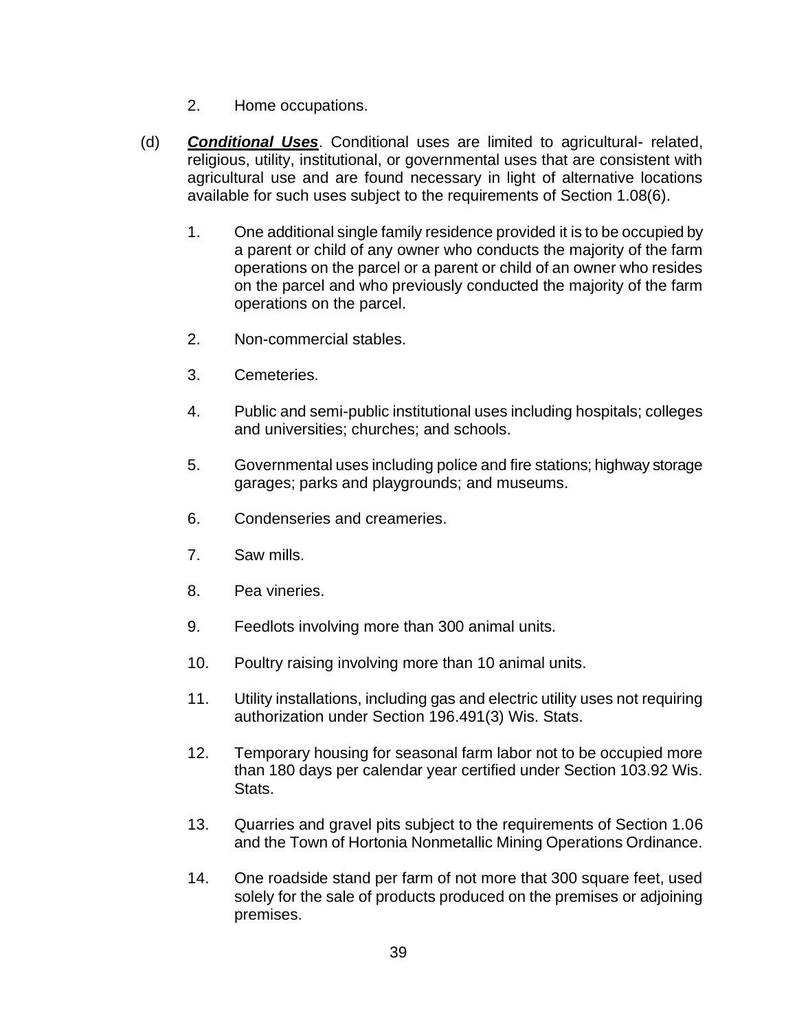2. Home occupations.

(d) ***Conditional Uses***. Conditional uses are limited to agricultural- related, religious, utility, institutional, or governmental uses that are consistent with agricultural use and are found necessary in light of alternative locations available for such uses subject to the requirements of Section 1.08(6).

1. One additional single family residence provided it is to be occupied by a parent or child of any owner who conducts the majority of the farm operations on the parcel or a parent or child of an owner who resides on the parcel and who previously conducted the majority of the farm operations on the parcel.

2. Non-commercial stables.

3. Cemeteries.

4. Public and semi-public institutional uses including hospitals; colleges and universities; churches; and schools.

5. Governmental uses including police and fire stations; highway storage garages; parks and playgrounds; and museums.

6. Condenseries and creameries.

7. Saw mills.

8. Pea vineries.

9. Feedlots involving more than 300 animal units.

10. Poultry raising involving more than 10 animal units.

11. Utility installations, including gas and electric utility uses not requiring authorization under Section 196.491(3) Wis. Stats.

12. Temporary housing for seasonal farm labor not to be occupied more than 180 days per calendar year certified under Section 103.92 Wis. Stats.

13. Quarries and gravel pits subject to the requirements of Section 1.06 and the Town of Hortonia Nonmetallic Mining Operations Ordinance.

14. One roadside stand per farm of not more that 300 square feet, used solely for the sale of products produced on the premises or adjoining premises.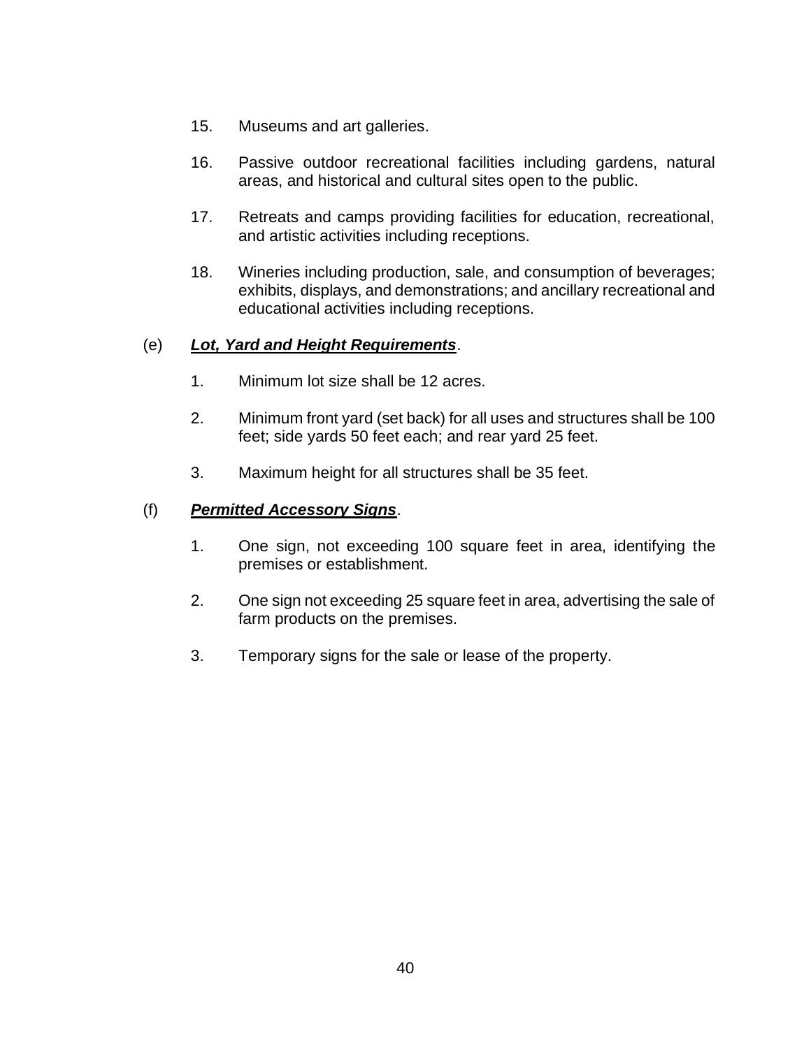15. Museums and art galleries.

16. Passive outdoor recreational facilities including gardens, natural areas, and historical and cultural sites open to the public.

17. Retreats and camps providing facilities for education, recreational, and artistic activities including receptions.

18. Wineries including production, sale, and consumption of beverages; exhibits, displays, and demonstrations; and ancillary recreational and educational activities including receptions.

(e) ***Lot, Yard and Height Requirements***.

1. Minimum lot size shall be 12 acres.

2. Minimum front yard (set back) for all uses and structures shall be 100 feet; side yards 50 feet each; and rear yard 25 feet.

3. Maximum height for all structures shall be 35 feet.

(f) ***Permitted Accessory Signs***.

1. One sign, not exceeding 100 square feet in area, identifying the premises or establishment.

2. One sign not exceeding 25 square feet in area, advertising the sale of farm products on the premises.

3. Temporary signs for the sale or lease of the property.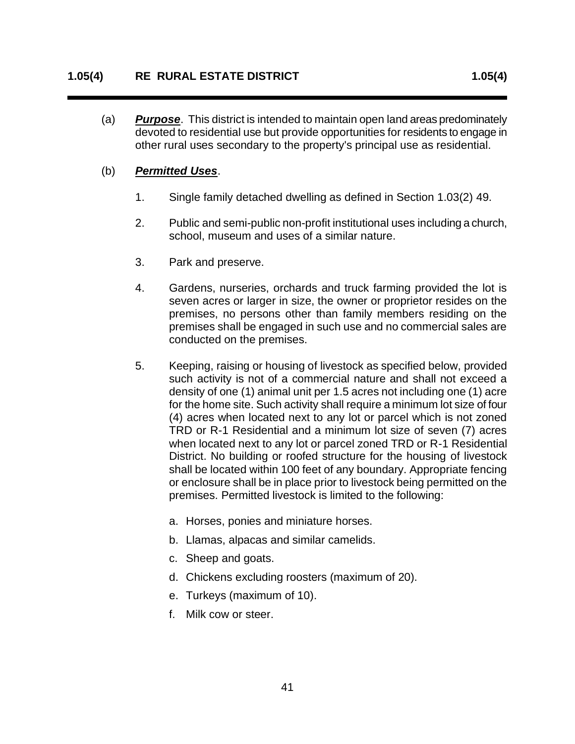## 1.05(4) RE RURAL ESTATE DISTRICT

(a) ***Purpose***. This district is intended to maintain open land areas predominately devoted to residential use but provide opportunities for residents to engage in other rural uses secondary to the property's principal use as residential.

(b) ***Permitted Uses***.

1. Single family detached dwelling as defined in Section 1.03(2) 49.

2. Public and semi-public non-profit institutional uses including a church, school, museum and uses of a similar nature.

3. Park and preserve.

4. Gardens, nurseries, orchards and truck farming provided the lot is seven acres or larger in size, the owner or proprietor resides on the premises, no persons other than family members residing on the premises shall be engaged in such use and no commercial sales are conducted on the premises.

5. Keeping, raising or housing of livestock as specified below, provided such activity is not of a commercial nature and shall not exceed a density of one (1) animal unit per 1.5 acres not including one (1) acre for the home site. Such activity shall require a minimum lot size of four (4) acres when located next to any lot or parcel which is not zoned TRD or R-1 Residential and a minimum lot size of seven (7) acres when located next to any lot or parcel zoned TRD or R-1 Residential District. No building or roofed structure for the housing of livestock shall be located within 100 feet of any boundary. Appropriate fencing or enclosure shall be in place prior to livestock being permitted on the premises. Permitted livestock is limited to the following:

   a. Horses, ponies and miniature horses.

   b. Llamas, alpacas and similar camelids.

   c. Sheep and goats.

   d. Chickens excluding roosters (maximum of 20).

   e. Turkeys (maximum of 10).

   f. Milk cow or steer.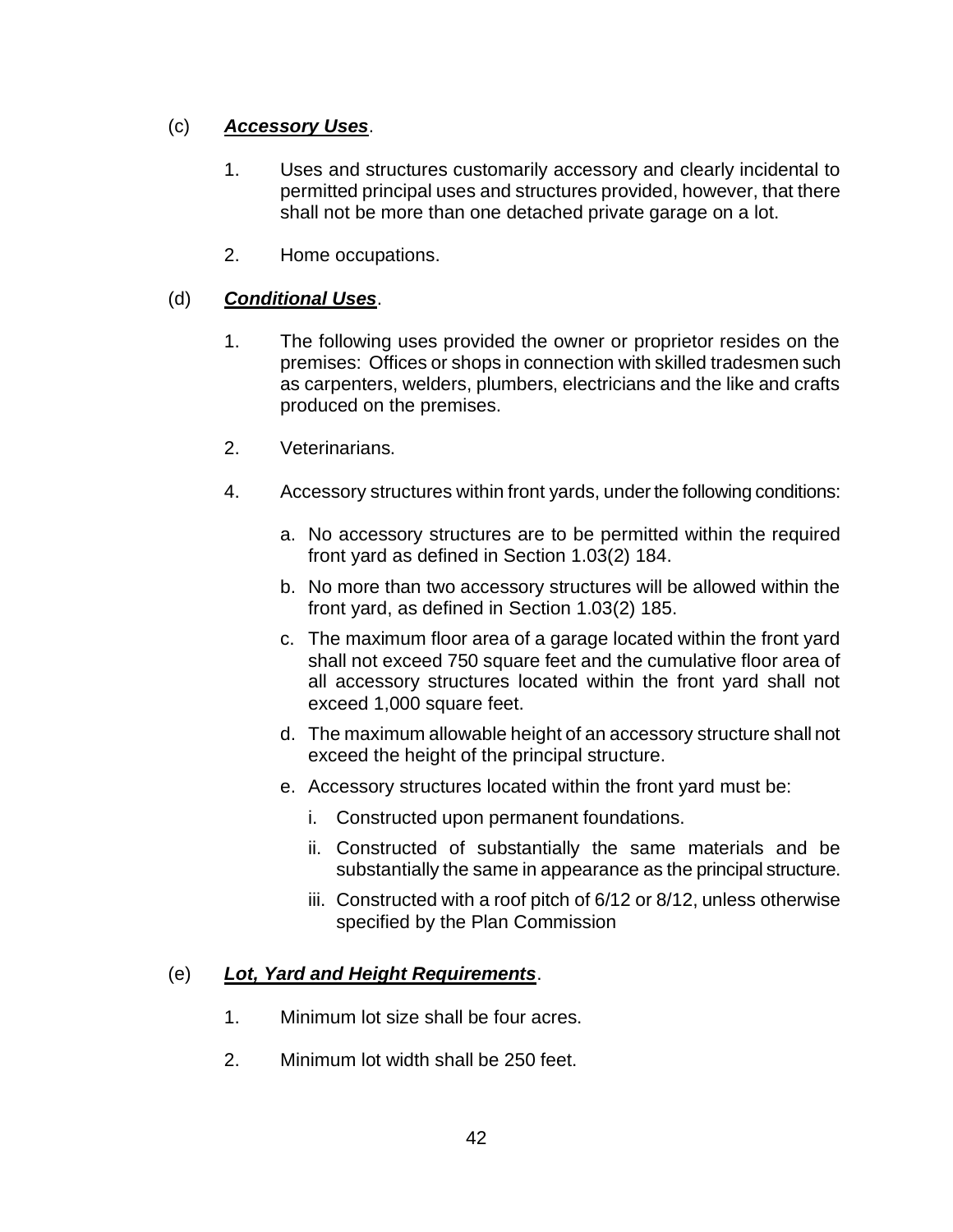(c) ***Accessory Uses***.

1. Uses and structures customarily accessory and clearly incidental to permitted principal uses and structures provided, however, that there shall not be more than one detached private garage on a lot.

2. Home occupations.

(d) ***Conditional Uses***.

1. The following uses provided the owner or proprietor resides on the premises: Offices or shops in connection with skilled tradesmen such as carpenters, welders, plumbers, electricians and the like and crafts produced on the premises.

2. Veterinarians.

4. Accessory structures within front yards, under the following conditions:

   a. No accessory structures are to be permitted within the required front yard as defined in Section 1.03(2) 184.

   b. No more than two accessory structures will be allowed within the front yard, as defined in Section 1.03(2) 185.

   c. The maximum floor area of a garage located within the front yard shall not exceed 750 square feet and the cumulative floor area of all accessory structures located within the front yard shall not exceed 1,000 square feet.

   d. The maximum allowable height of an accessory structure shall not exceed the height of the principal structure.

   e. Accessory structures located within the front yard must be:

      i. Constructed upon permanent foundations.

      ii. Constructed of substantially the same materials and be substantially the same in appearance as the principal structure.

      iii. Constructed with a roof pitch of 6/12 or 8/12, unless otherwise specified by the Plan Commission

(e) ***Lot, Yard and Height Requirements***.

1. Minimum lot size shall be four acres.

2. Minimum lot width shall be 250 feet.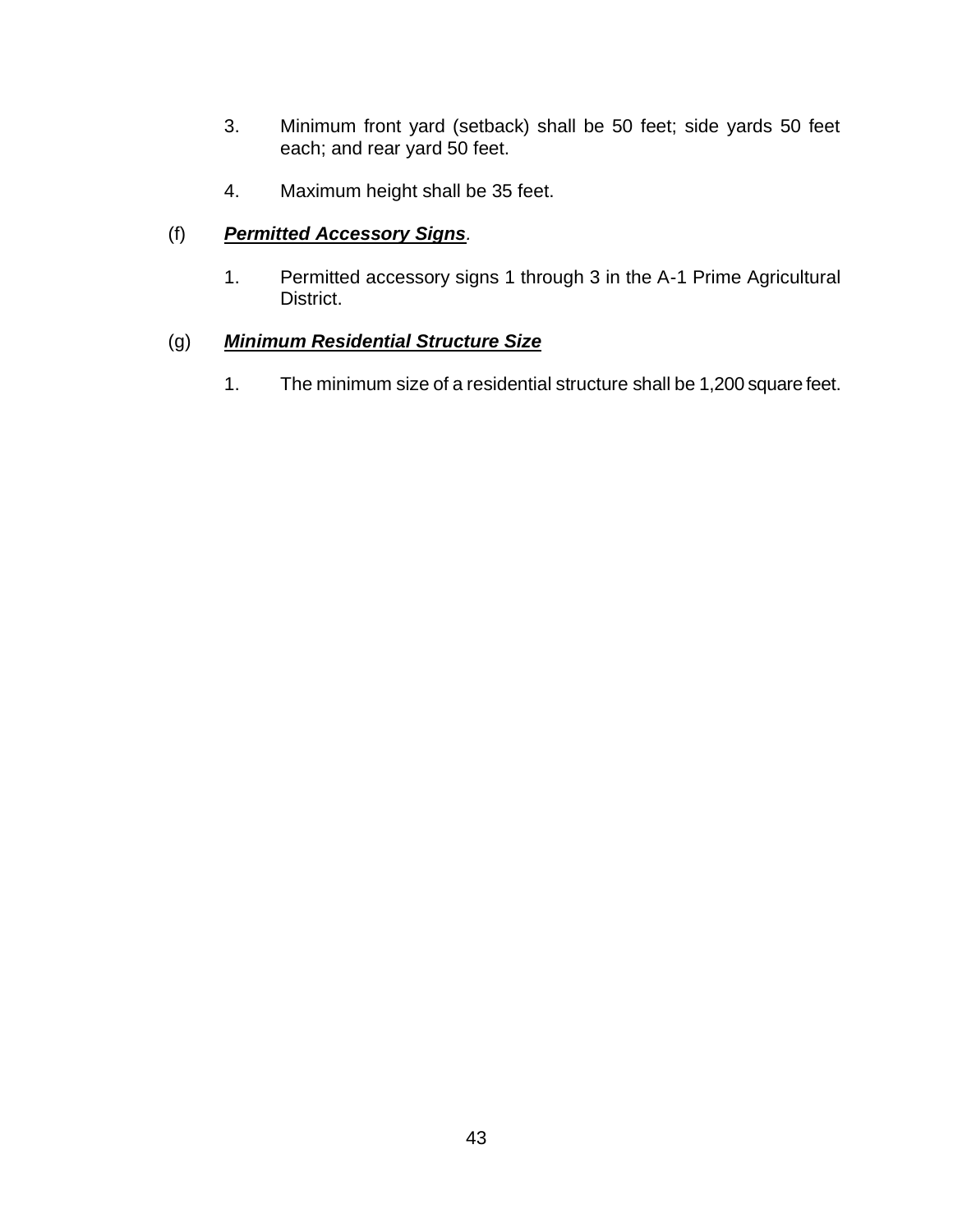3. Minimum front yard (setback) shall be 50 feet; side yards 50 feet each; and rear yard 50 feet.

4. Maximum height shall be 35 feet.

(f) ***Permitted Accessory Signs***.

1. Permitted accessory signs 1 through 3 in the A-1 Prime Agricultural District.

(g) ***Minimum Residential Structure Size***

1. The minimum size of a residential structure shall be 1,200 square feet.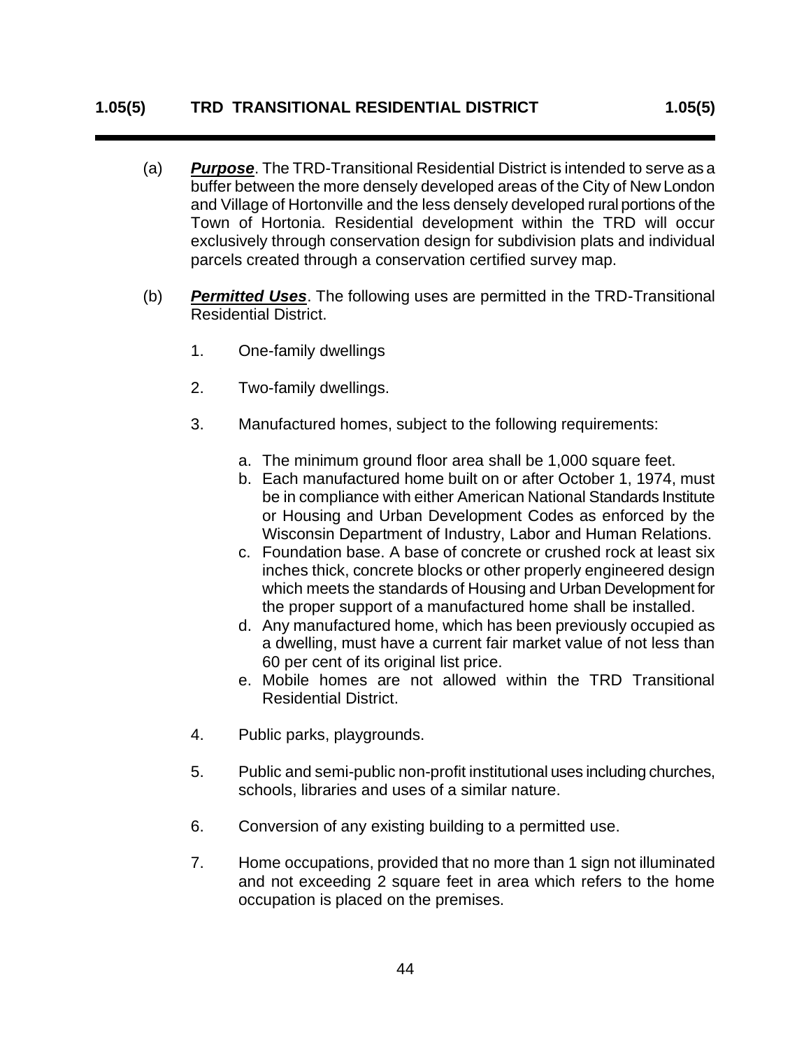## 1.05(5) TRD TRANSITIONAL RESIDENTIAL DISTRICT 1.05(5)

(a) ***Purpose***. The TRD-Transitional Residential District is intended to serve as a buffer between the more densely developed areas of the City of New London and Village of Hortonville and the less densely developed rural portions of the Town of Hortonia. Residential development within the TRD will occur exclusively through conservation design for subdivision plats and individual parcels created through a conservation certified survey map.

(b) ***Permitted Uses***. The following uses are permitted in the TRD-Transitional Residential District.

1. One-family dwellings

2. Two-family dwellings.

3. Manufactured homes, subject to the following requirements:

   a. The minimum ground floor area shall be 1,000 square feet.
   b. Each manufactured home built on or after October 1, 1974, must be in compliance with either American National Standards Institute or Housing and Urban Development Codes as enforced by the Wisconsin Department of Industry, Labor and Human Relations.
   c. Foundation base. A base of concrete or crushed rock at least six inches thick, concrete blocks or other properly engineered design which meets the standards of Housing and Urban Development for the proper support of a manufactured home shall be installed.
   d. Any manufactured home, which has been previously occupied as a dwelling, must have a current fair market value of not less than 60 per cent of its original list price.
   e. Mobile homes are not allowed within the TRD Transitional Residential District.

4. Public parks, playgrounds.

5. Public and semi-public non-profit institutional uses including churches, schools, libraries and uses of a similar nature.

6. Conversion of any existing building to a permitted use.

7. Home occupations, provided that no more than 1 sign not illuminated and not exceeding 2 square feet in area which refers to the home occupation is placed on the premises.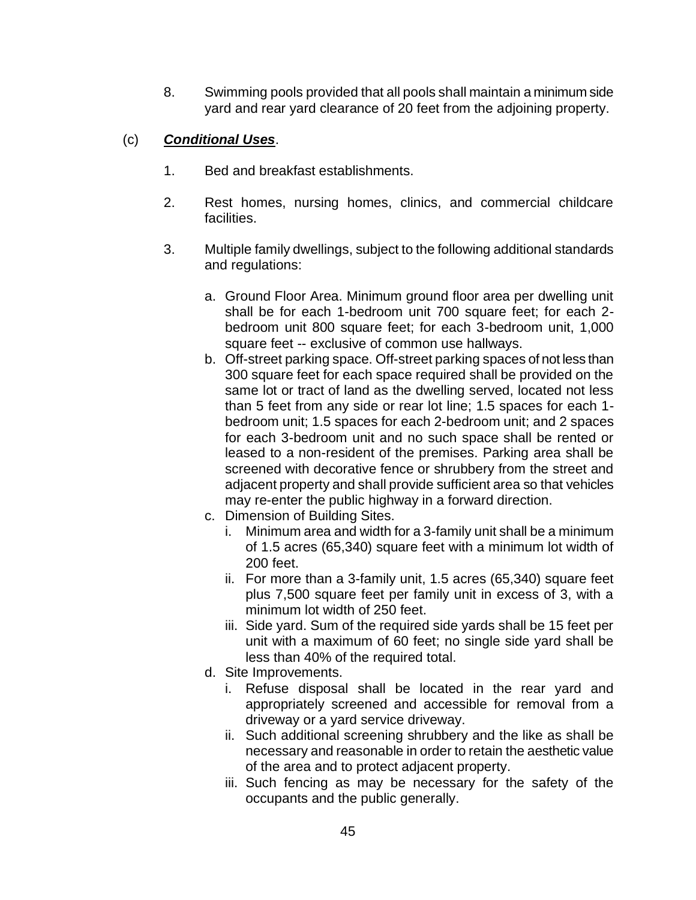8. Swimming pools provided that all pools shall maintain a minimum side yard and rear yard clearance of 20 feet from the adjoining property.

(c) ***Conditional Uses***.

1. Bed and breakfast establishments.

2. Rest homes, nursing homes, clinics, and commercial childcare facilities.

3. Multiple family dwellings, subject to the following additional standards and regulations:

   a. Ground Floor Area. Minimum ground floor area per dwelling unit shall be for each 1-bedroom unit 700 square feet; for each 2-bedroom unit 800 square feet; for each 3-bedroom unit, 1,000 square feet -- exclusive of common use hallways.
   b. Off-street parking space. Off-street parking spaces of not less than 300 square feet for each space required shall be provided on the same lot or tract of land as the dwelling served, located not less than 5 feet from any side or rear lot line; 1.5 spaces for each 1-bedroom unit; 1.5 spaces for each 2-bedroom unit; and 2 spaces for each 3-bedroom unit and no such space shall be rented or leased to a non-resident of the premises. Parking area shall be screened with decorative fence or shrubbery from the street and adjacent property and shall provide sufficient area so that vehicles may re-enter the public highway in a forward direction.
   c. Dimension of Building Sites.
      i. Minimum area and width for a 3-family unit shall be a minimum of 1.5 acres (65,340) square feet with a minimum lot width of 200 feet.
      ii. For more than a 3-family unit, 1.5 acres (65,340) square feet plus 7,500 square feet per family unit in excess of 3, with a minimum lot width of 250 feet.
      iii. Side yard. Sum of the required side yards shall be 15 feet per unit with a maximum of 60 feet; no single side yard shall be less than 40% of the required total.
   d. Site Improvements.
      i. Refuse disposal shall be located in the rear yard and appropriately screened and accessible for removal from a driveway or a yard service driveway.
      ii. Such additional screening shrubbery and the like as shall be necessary and reasonable in order to retain the aesthetic value of the area and to protect adjacent property.
      iii. Such fencing as may be necessary for the safety of the occupants and the public generally.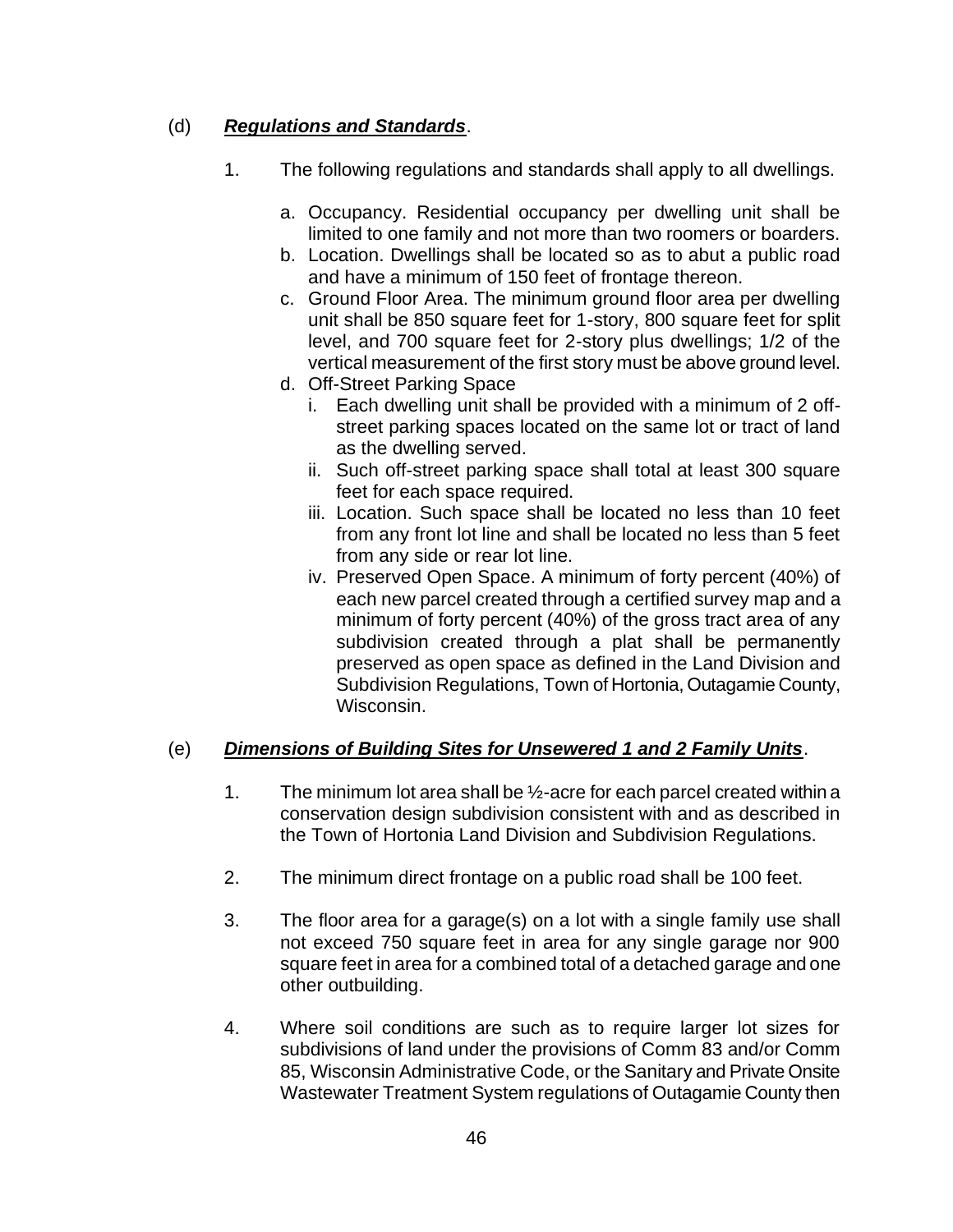(d) ***Regulations and Standards***.

1. The following regulations and standards shall apply to all dwellings.

    a. Occupancy. Residential occupancy per dwelling unit shall be limited to one family and not more than two roomers or boarders.
    b. Location. Dwellings shall be located so as to abut a public road and have a minimum of 150 feet of frontage thereon.
    c. Ground Floor Area. The minimum ground floor area per dwelling unit shall be 850 square feet for 1-story, 800 square feet for split level, and 700 square feet for 2-story plus dwellings; 1/2 of the vertical measurement of the first story must be above ground level.
    d. Off-Street Parking Space
        i. Each dwelling unit shall be provided with a minimum of 2 off-street parking spaces located on the same lot or tract of land as the dwelling served.
        ii. Such off-street parking space shall total at least 300 square feet for each space required.
        iii. Location. Such space shall be located no less than 10 feet from any front lot line and shall be located no less than 5 feet from any side or rear lot line.
        iv. Preserved Open Space. A minimum of forty percent (40%) of each new parcel created through a certified survey map and a minimum of forty percent (40%) of the gross tract area of any subdivision created through a plat shall be permanently preserved as open space as defined in the Land Division and Subdivision Regulations, Town of Hortonia, Outagamie County, Wisconsin.

(e) ***Dimensions of Building Sites for Unsewered 1 and 2 Family Units***.

1. The minimum lot area shall be ½-acre for each parcel created within a conservation design subdivision consistent with and as described in the Town of Hortonia Land Division and Subdivision Regulations.

2. The minimum direct frontage on a public road shall be 100 feet.

3. The floor area for a garage(s) on a lot with a single family use shall not exceed 750 square feet in area for any single garage nor 900 square feet in area for a combined total of a detached garage and one other outbuilding.

4. Where soil conditions are such as to require larger lot sizes for subdivisions of land under the provisions of Comm 83 and/or Comm 85, Wisconsin Administrative Code, or the Sanitary and Private Onsite Wastewater Treatment System regulations of Outagamie County then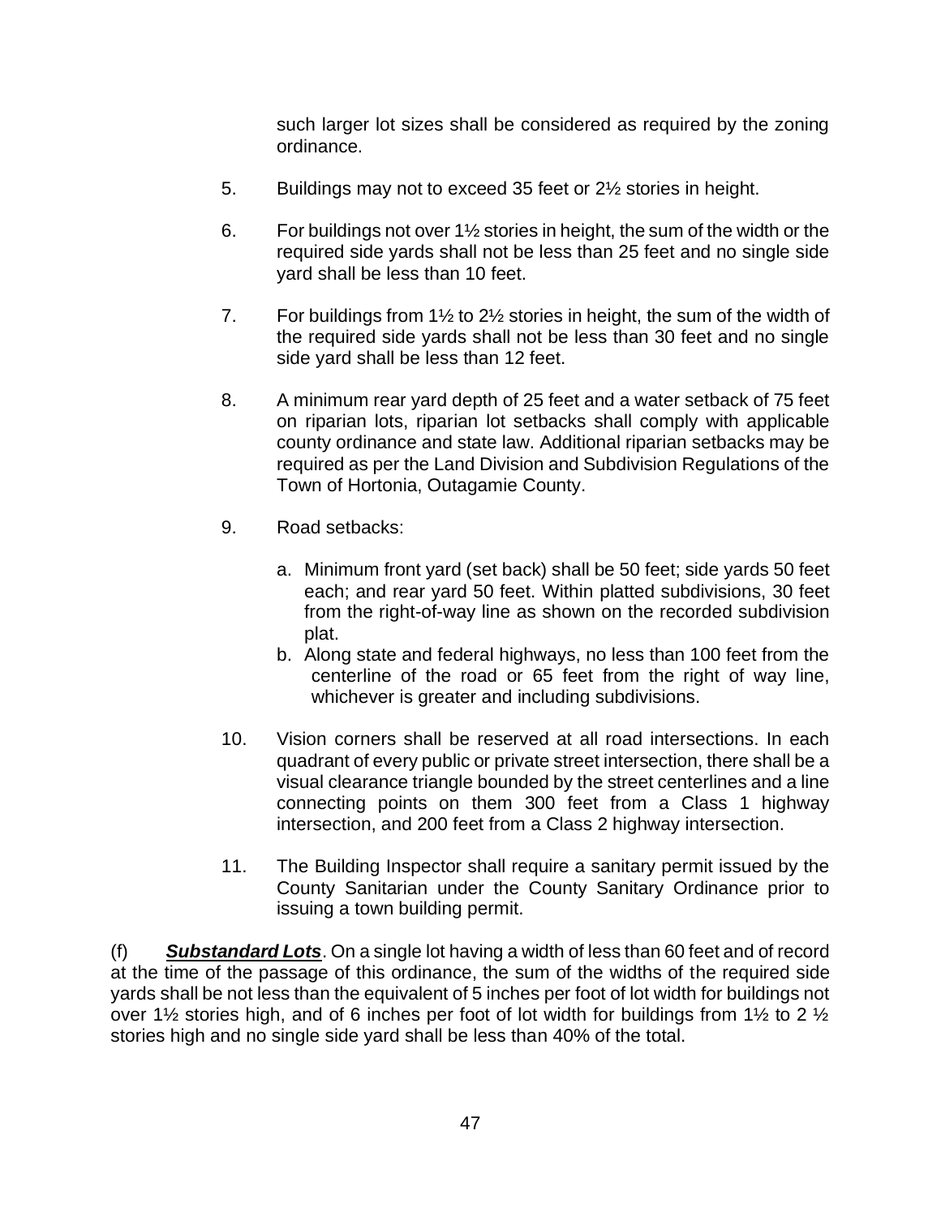such larger lot sizes shall be considered as required by the zoning ordinance.

5. Buildings may not to exceed 35 feet or 2½ stories in height.

6. For buildings not over 1½ stories in height, the sum of the width or the required side yards shall not be less than 25 feet and no single side yard shall be less than 10 feet.

7. For buildings from 1½ to 2½ stories in height, the sum of the width of the required side yards shall not be less than 30 feet and no single side yard shall be less than 12 feet.

8. A minimum rear yard depth of 25 feet and a water setback of 75 feet on riparian lots, riparian lot setbacks shall comply with applicable county ordinance and state law. Additional riparian setbacks may be required as per the Land Division and Subdivision Regulations of the Town of Hortonia, Outagamie County.

9. Road setbacks:

   a. Minimum front yard (set back) shall be 50 feet; side yards 50 feet each; and rear yard 50 feet. Within platted subdivisions, 30 feet from the right-of-way line as shown on the recorded subdivision plat.
   b. Along state and federal highways, no less than 100 feet from the centerline of the road or 65 feet from the right of way line, whichever is greater and including subdivisions.

10. Vision corners shall be reserved at all road intersections. In each quadrant of every public or private street intersection, there shall be a visual clearance triangle bounded by the street centerlines and a line connecting points on them 300 feet from a Class 1 highway intersection, and 200 feet from a Class 2 highway intersection.

11. The Building Inspector shall require a sanitary permit issued by the County Sanitarian under the County Sanitary Ordinance prior to issuing a town building permit.

(f) ***Substandard Lots***. On a single lot having a width of less than 60 feet and of record at the time of the passage of this ordinance, the sum of the widths of the required side yards shall be not less than the equivalent of 5 inches per foot of lot width for buildings not over 1½ stories high, and of 6 inches per foot of lot width for buildings from 1½ to 2 ½ stories high and no single side yard shall be less than 40% of the total.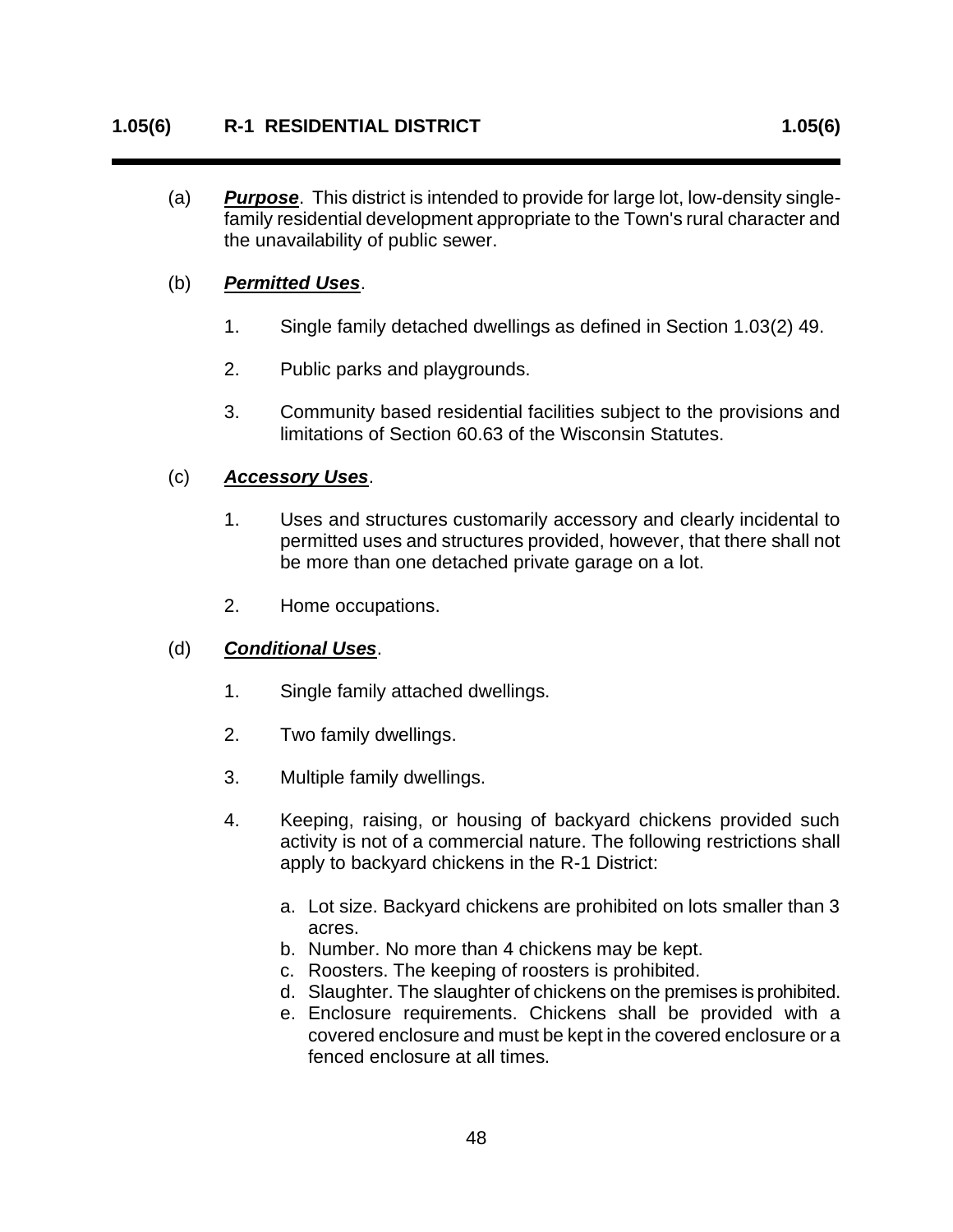## 1.05(6) R-1 RESIDENTIAL DISTRICT

(a) ***Purpose***. This district is intended to provide for large lot, low-density single-family residential development appropriate to the Town's rural character and the unavailability of public sewer.

(b) ***Permitted Uses***.

1. Single family detached dwellings as defined in Section 1.03(2) 49.

2. Public parks and playgrounds.

3. Community based residential facilities subject to the provisions and limitations of Section 60.63 of the Wisconsin Statutes.

(c) ***Accessory Uses***.

1. Uses and structures customarily accessory and clearly incidental to permitted uses and structures provided, however, that there shall not be more than one detached private garage on a lot.

2. Home occupations.

(d) ***Conditional Uses***.

1. Single family attached dwellings.

2. Two family dwellings.

3. Multiple family dwellings.

4. Keeping, raising, or housing of backyard chickens provided such activity is not of a commercial nature. The following restrictions shall apply to backyard chickens in the R-1 District:

   a. Lot size. Backyard chickens are prohibited on lots smaller than 3 acres.
   b. Number. No more than 4 chickens may be kept.
   c. Roosters. The keeping of roosters is prohibited.
   d. Slaughter. The slaughter of chickens on the premises is prohibited.
   e. Enclosure requirements. Chickens shall be provided with a covered enclosure and must be kept in the covered enclosure or a fenced enclosure at all times.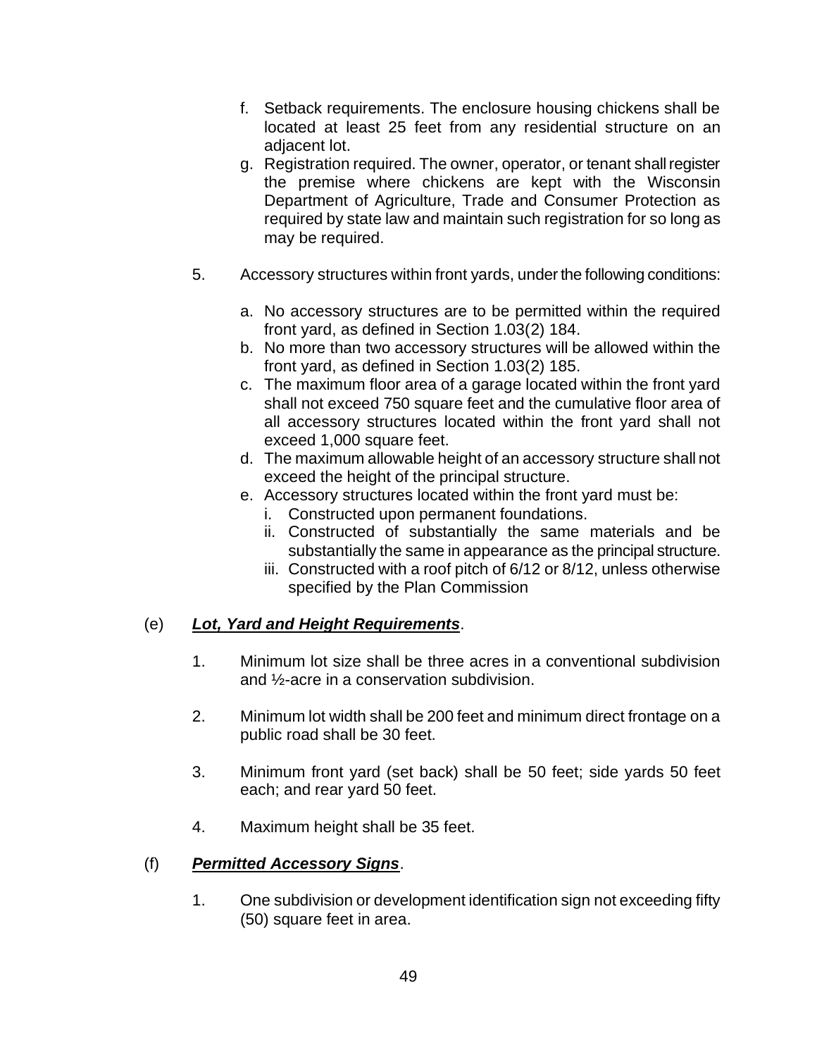f. Setback requirements. The enclosure housing chickens shall be located at least 25 feet from any residential structure on an adjacent lot.
g. Registration required. The owner, operator, or tenant shall register the premise where chickens are kept with the Wisconsin Department of Agriculture, Trade and Consumer Protection as required by state law and maintain such registration for so long as may be required.

5. Accessory structures within front yards, under the following conditions:

   a. No accessory structures are to be permitted within the required front yard, as defined in Section 1.03(2) 184.
   b. No more than two accessory structures will be allowed within the front yard, as defined in Section 1.03(2) 185.
   c. The maximum floor area of a garage located within the front yard shall not exceed 750 square feet and the cumulative floor area of all accessory structures located within the front yard shall not exceed 1,000 square feet.
   d. The maximum allowable height of an accessory structure shall not exceed the height of the principal structure.
   e. Accessory structures located within the front yard must be:
      i. Constructed upon permanent foundations.
      ii. Constructed of substantially the same materials and be substantially the same in appearance as the principal structure.
      iii. Constructed with a roof pitch of 6/12 or 8/12, unless otherwise specified by the Plan Commission

(e) ***Lot, Yard and Height Requirements***.

1. Minimum lot size shall be three acres in a conventional subdivision and ½-acre in a conservation subdivision.

2. Minimum lot width shall be 200 feet and minimum direct frontage on a public road shall be 30 feet.

3. Minimum front yard (set back) shall be 50 feet; side yards 50 feet each; and rear yard 50 feet.

4. Maximum height shall be 35 feet.

(f) ***Permitted Accessory Signs***.

1. One subdivision or development identification sign not exceeding fifty (50) square feet in area.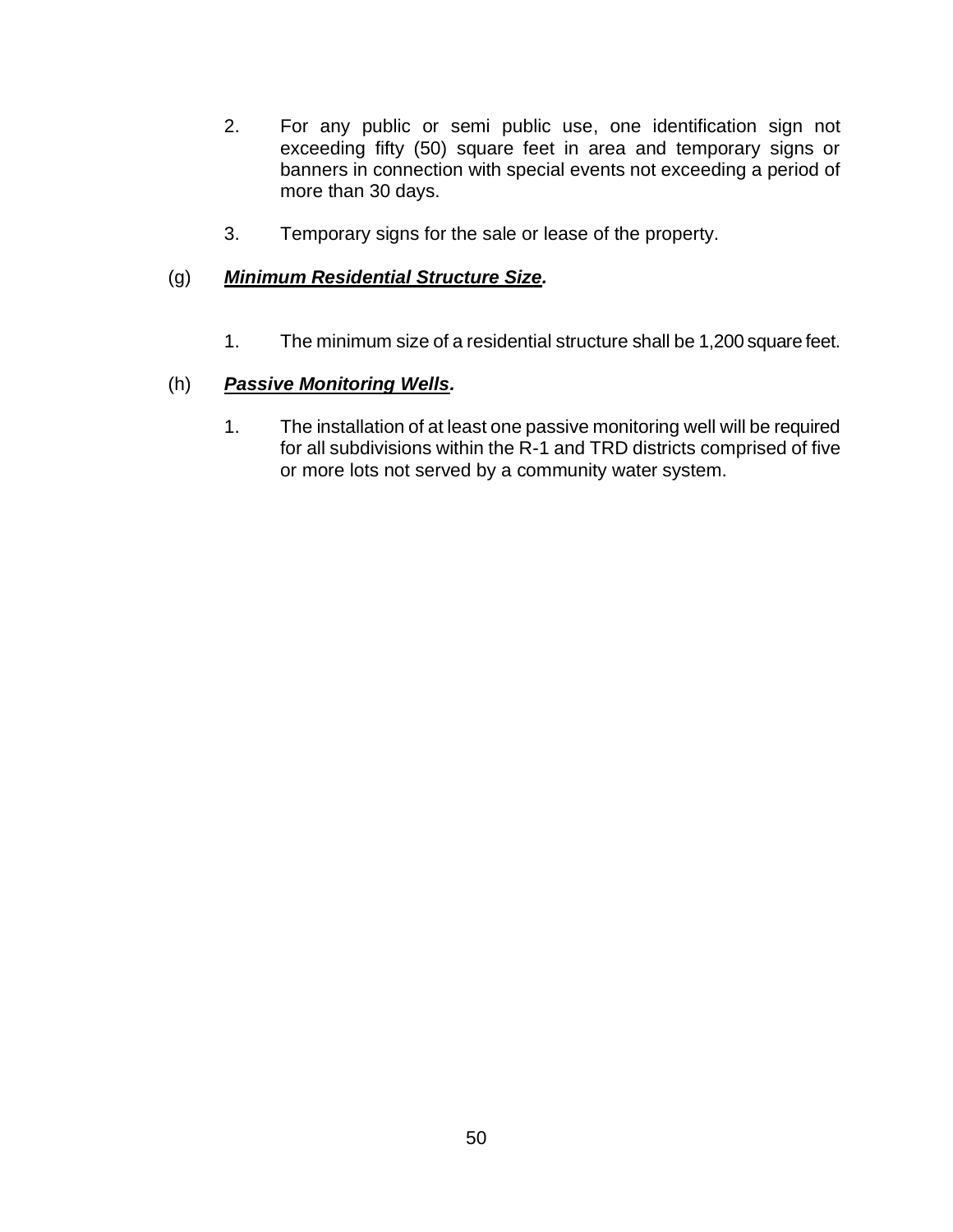2. For any public or semi public use, one identification sign not exceeding fifty (50) square feet in area and temporary signs or banners in connection with special events not exceeding a period of more than 30 days.

3. Temporary signs for the sale or lease of the property.

(g) ***Minimum Residential Structure Size.***

1. The minimum size of a residential structure shall be 1,200 square feet.

(h) ***Passive Monitoring Wells.***

1. The installation of at least one passive monitoring well will be required for all subdivisions within the R-1 and TRD districts comprised of five or more lots not served by a community water system.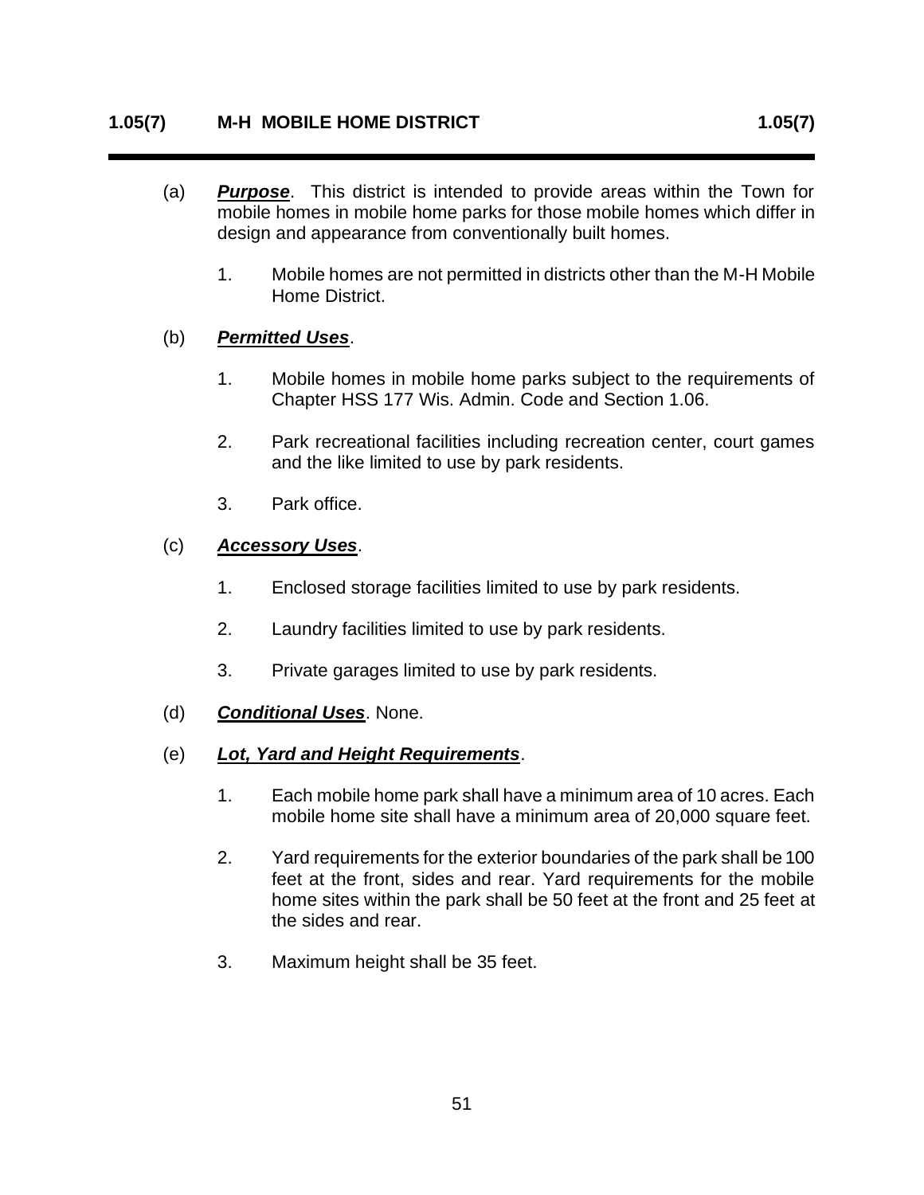## 1.05(7) M-H MOBILE HOME DISTRICT

(a) ***Purpose***. This district is intended to provide areas within the Town for mobile homes in mobile home parks for those mobile homes which differ in design and appearance from conventionally built homes.

1. Mobile homes are not permitted in districts other than the M-H Mobile Home District.

(b) ***Permitted Uses***.

1. Mobile homes in mobile home parks subject to the requirements of Chapter HSS 177 Wis. Admin. Code and Section 1.06.
2. Park recreational facilities including recreation center, court games and the like limited to use by park residents.
3. Park office.

(c) ***Accessory Uses***.

1. Enclosed storage facilities limited to use by park residents.
2. Laundry facilities limited to use by park residents.
3. Private garages limited to use by park residents.

(d) ***Conditional Uses***. None.

(e) ***Lot, Yard and Height Requirements***.

1. Each mobile home park shall have a minimum area of 10 acres. Each mobile home site shall have a minimum area of 20,000 square feet.
2. Yard requirements for the exterior boundaries of the park shall be 100 feet at the front, sides and rear. Yard requirements for the mobile home sites within the park shall be 50 feet at the front and 25 feet at the sides and rear.
3. Maximum height shall be 35 feet.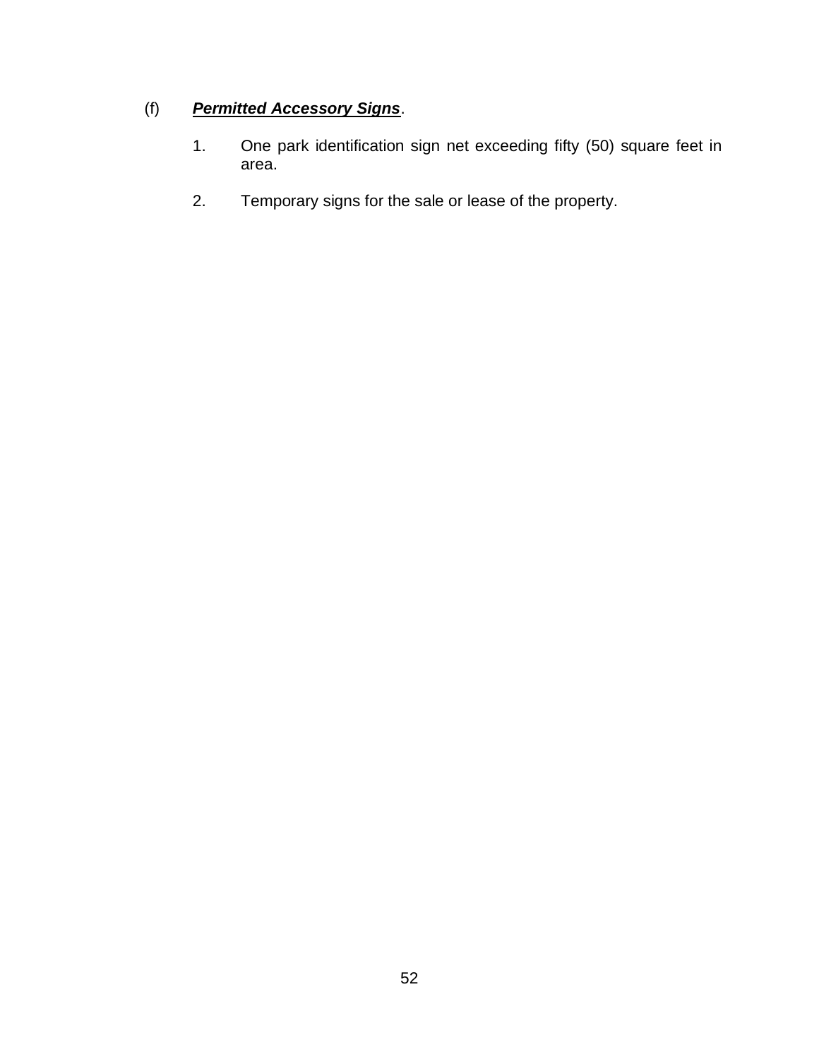(f) ***Permitted Accessory Signs***.

1. One park identification sign net exceeding fifty (50) square feet in area.

2. Temporary signs for the sale or lease of the property.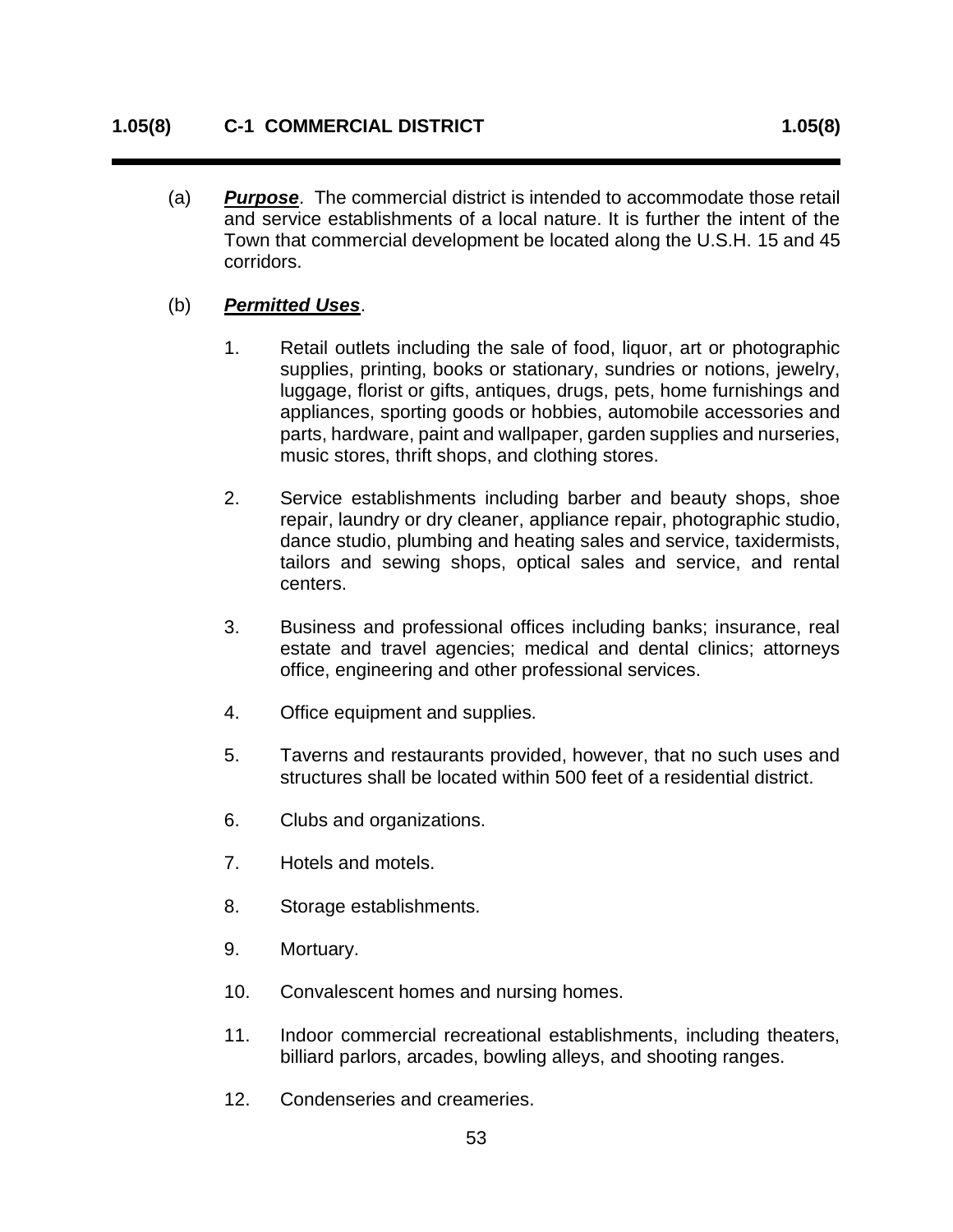## 1.05(8) C-1 COMMERCIAL DISTRICT

(a) ***Purpose***. The commercial district is intended to accommodate those retail and service establishments of a local nature. It is further the intent of the Town that commercial development be located along the U.S.H. 15 and 45 corridors.

(b) ***Permitted Uses***.

1. Retail outlets including the sale of food, liquor, art or photographic supplies, printing, books or stationary, sundries or notions, jewelry, luggage, florist or gifts, antiques, drugs, pets, home furnishings and appliances, sporting goods or hobbies, automobile accessories and parts, hardware, paint and wallpaper, garden supplies and nurseries, music stores, thrift shops, and clothing stores.

2. Service establishments including barber and beauty shops, shoe repair, laundry or dry cleaner, appliance repair, photographic studio, dance studio, plumbing and heating sales and service, taxidermists, tailors and sewing shops, optical sales and service, and rental centers.

3. Business and professional offices including banks; insurance, real estate and travel agencies; medical and dental clinics; attorneys office, engineering and other professional services.

4. Office equipment and supplies.

5. Taverns and restaurants provided, however, that no such uses and structures shall be located within 500 feet of a residential district.

6. Clubs and organizations.

7. Hotels and motels.

8. Storage establishments.

9. Mortuary.

10. Convalescent homes and nursing homes.

11. Indoor commercial recreational establishments, including theaters, billiard parlors, arcades, bowling alleys, and shooting ranges.

12. Condenseries and creameries.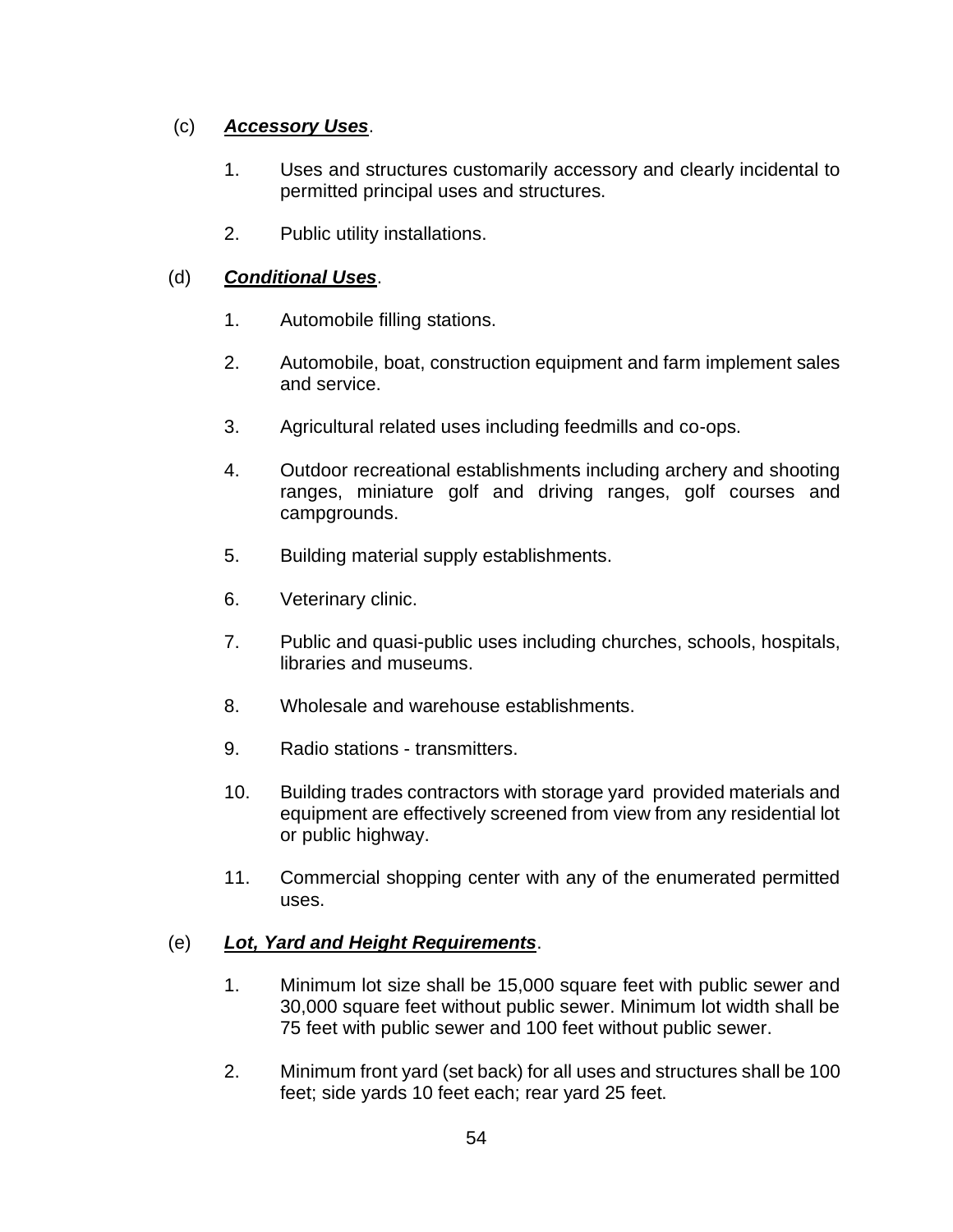(c) ***Accessory Uses***.

1. Uses and structures customarily accessory and clearly incidental to permitted principal uses and structures.

2. Public utility installations.

(d) ***Conditional Uses***.

1. Automobile filling stations.

2. Automobile, boat, construction equipment and farm implement sales and service.

3. Agricultural related uses including feedmills and co-ops.

4. Outdoor recreational establishments including archery and shooting ranges, miniature golf and driving ranges, golf courses and campgrounds.

5. Building material supply establishments.

6. Veterinary clinic.

7. Public and quasi-public uses including churches, schools, hospitals, libraries and museums.

8. Wholesale and warehouse establishments.

9. Radio stations - transmitters.

10. Building trades contractors with storage yard provided materials and equipment are effectively screened from view from any residential lot or public highway.

11. Commercial shopping center with any of the enumerated permitted uses.

(e) ***Lot, Yard and Height Requirements***.

1. Minimum lot size shall be 15,000 square feet with public sewer and 30,000 square feet without public sewer. Minimum lot width shall be 75 feet with public sewer and 100 feet without public sewer.

2. Minimum front yard (set back) for all uses and structures shall be 100 feet; side yards 10 feet each; rear yard 25 feet.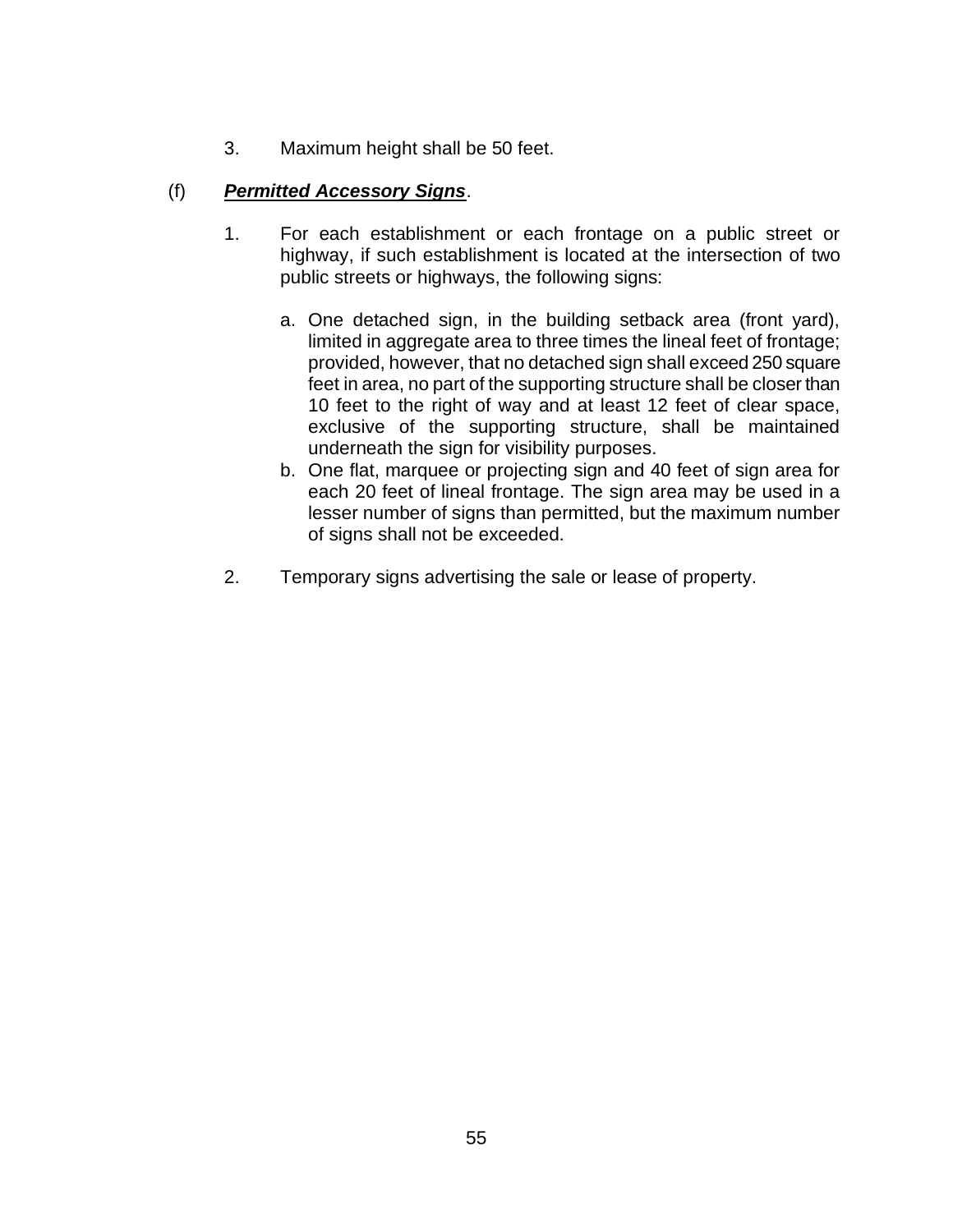3. Maximum height shall be 50 feet.

(f) ***Permitted Accessory Signs***.

1. For each establishment or each frontage on a public street or highway, if such establishment is located at the intersection of two public streets or highways, the following signs:

   a. One detached sign, in the building setback area (front yard), limited in aggregate area to three times the lineal feet of frontage; provided, however, that no detached sign shall exceed 250 square feet in area, no part of the supporting structure shall be closer than 10 feet to the right of way and at least 12 feet of clear space, exclusive of the supporting structure, shall be maintained underneath the sign for visibility purposes.
   b. One flat, marquee or projecting sign and 40 feet of sign area for each 20 feet of lineal frontage. The sign area may be used in a lesser number of signs than permitted, but the maximum number of signs shall not be exceeded.

2. Temporary signs advertising the sale or lease of property.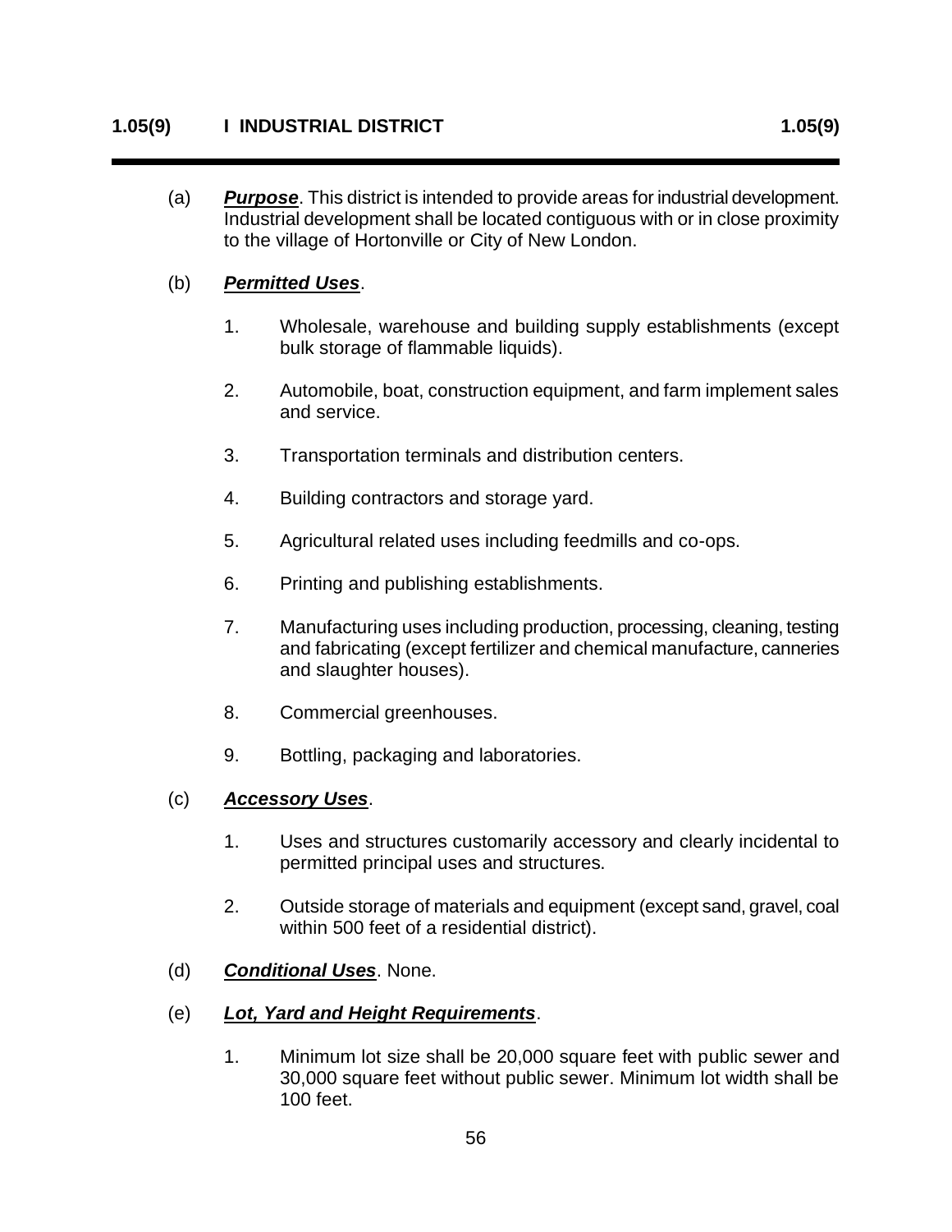## 1.05(9) I INDUSTRIAL DISTRICT

(a) ***Purpose***. This district is intended to provide areas for industrial development. Industrial development shall be located contiguous with or in close proximity to the village of Hortonville or City of New London.

(b) ***Permitted Uses***.

1. Wholesale, warehouse and building supply establishments (except bulk storage of flammable liquids).

2. Automobile, boat, construction equipment, and farm implement sales and service.

3. Transportation terminals and distribution centers.

4. Building contractors and storage yard.

5. Agricultural related uses including feedmills and co-ops.

6. Printing and publishing establishments.

7. Manufacturing uses including production, processing, cleaning, testing and fabricating (except fertilizer and chemical manufacture, canneries and slaughter houses).

8. Commercial greenhouses.

9. Bottling, packaging and laboratories.

(c) ***Accessory Uses***.

1. Uses and structures customarily accessory and clearly incidental to permitted principal uses and structures.

2. Outside storage of materials and equipment (except sand, gravel, coal within 500 feet of a residential district).

(d) ***Conditional Uses***. None.

(e) ***Lot, Yard and Height Requirements***.

1. Minimum lot size shall be 20,000 square feet with public sewer and 30,000 square feet without public sewer. Minimum lot width shall be 100 feet.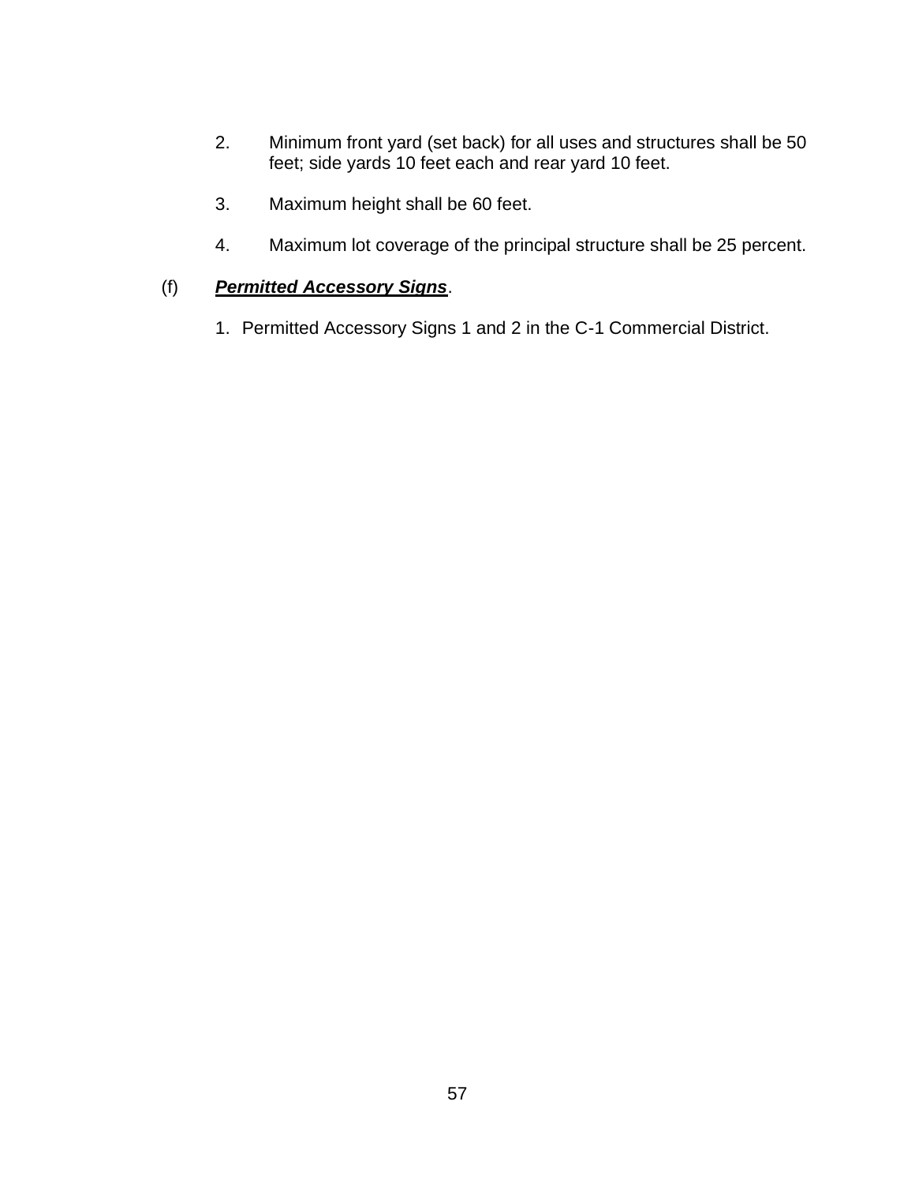2. Minimum front yard (set back) for all uses and structures shall be 50 feet; side yards 10 feet each and rear yard 10 feet.

3. Maximum height shall be 60 feet.

4. Maximum lot coverage of the principal structure shall be 25 percent.

(f) ***Permitted Accessory Signs***.

1. Permitted Accessory Signs 1 and 2 in the C-1 Commercial District.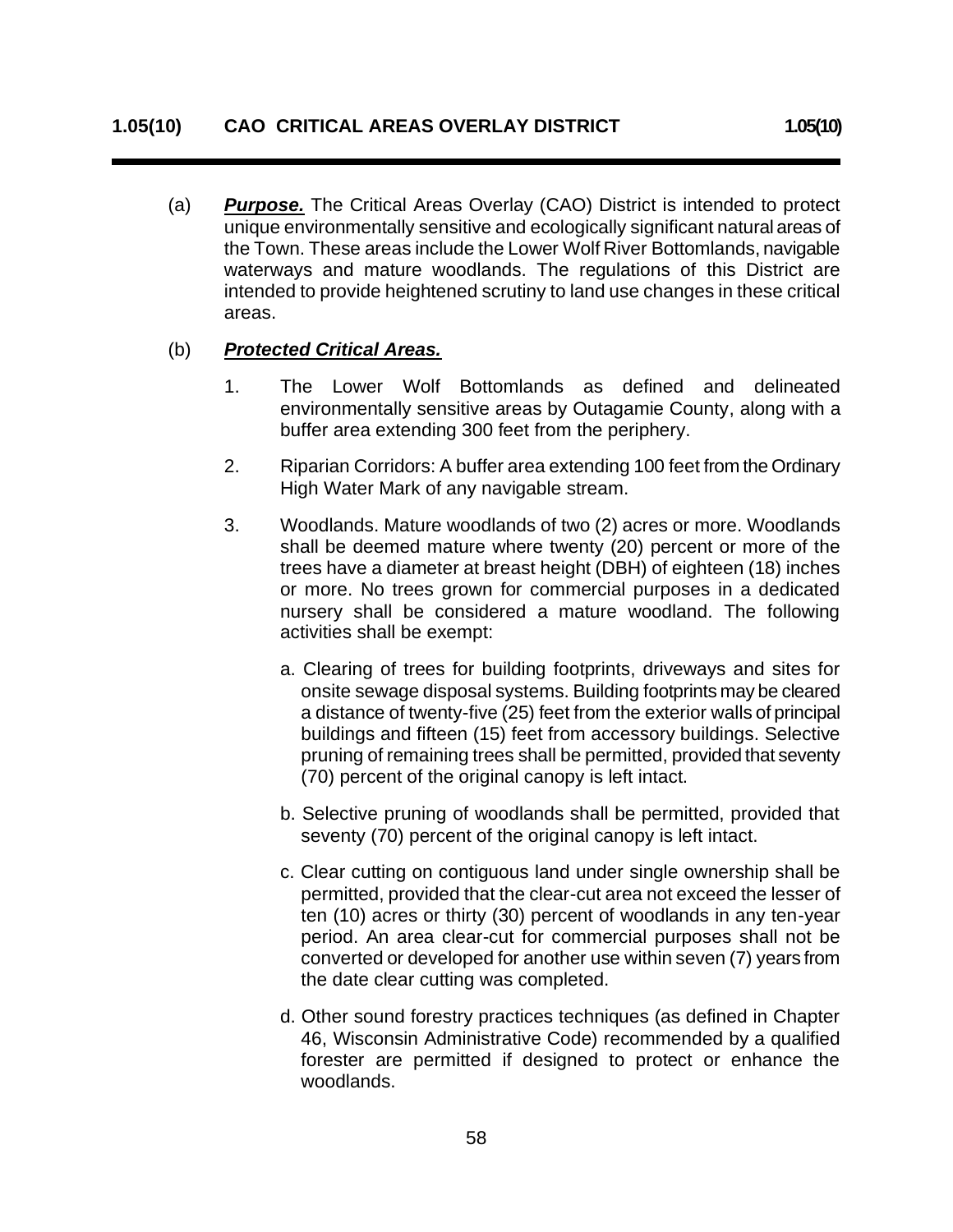## 1.05(10) CAO CRITICAL AREAS OVERLAY DISTRICT

(a) ***Purpose.*** The Critical Areas Overlay (CAO) District is intended to protect unique environmentally sensitive and ecologically significant natural areas of the Town. These areas include the Lower Wolf River Bottomlands, navigable waterways and mature woodlands. The regulations of this District are intended to provide heightened scrutiny to land use changes in these critical areas.

(b) ***Protected Critical Areas.***

1. The Lower Wolf Bottomlands as defined and delineated environmentally sensitive areas by Outagamie County, along with a buffer area extending 300 feet from the periphery.

2. Riparian Corridors: A buffer area extending 100 feet from the Ordinary High Water Mark of any navigable stream.

3. Woodlands. Mature woodlands of two (2) acres or more. Woodlands shall be deemed mature where twenty (20) percent or more of the trees have a diameter at breast height (DBH) of eighteen (18) inches or more. No trees grown for commercial purposes in a dedicated nursery shall be considered a mature woodland. The following activities shall be exempt:

   a. Clearing of trees for building footprints, driveways and sites for onsite sewage disposal systems. Building footprints may be cleared a distance of twenty-five (25) feet from the exterior walls of principal buildings and fifteen (15) feet from accessory buildings. Selective pruning of remaining trees shall be permitted, provided that seventy (70) percent of the original canopy is left intact.

   b. Selective pruning of woodlands shall be permitted, provided that seventy (70) percent of the original canopy is left intact.

   c. Clear cutting on contiguous land under single ownership shall be permitted, provided that the clear-cut area not exceed the lesser of ten (10) acres or thirty (30) percent of woodlands in any ten-year period. An area clear-cut for commercial purposes shall not be converted or developed for another use within seven (7) years from the date clear cutting was completed.

   d. Other sound forestry practices techniques (as defined in Chapter 46, Wisconsin Administrative Code) recommended by a qualified forester are permitted if designed to protect or enhance the woodlands.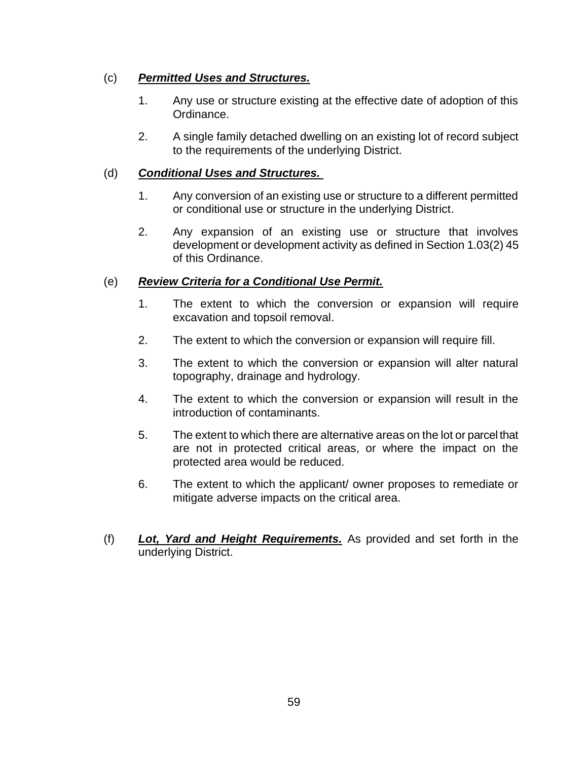(c) ***<u>Permitted Uses and Structures.</u>***

1. Any use or structure existing at the effective date of adoption of this Ordinance.

2. A single family detached dwelling on an existing lot of record subject to the requirements of the underlying District.

(d) ***<u>Conditional Uses and Structures.</u>***

1. Any conversion of an existing use or structure to a different permitted or conditional use or structure in the underlying District.

2. Any expansion of an existing use or structure that involves development or development activity as defined in Section 1.03(2) 45 of this Ordinance.

(e) ***<u>Review Criteria for a Conditional Use Permit.</u>***

1. The extent to which the conversion or expansion will require excavation and topsoil removal.

2. The extent to which the conversion or expansion will require fill.

3. The extent to which the conversion or expansion will alter natural topography, drainage and hydrology.

4. The extent to which the conversion or expansion will result in the introduction of contaminants.

5. The extent to which there are alternative areas on the lot or parcel that are not in protected critical areas, or where the impact on the protected area would be reduced.

6. The extent to which the applicant/ owner proposes to remediate or mitigate adverse impacts on the critical area.

(f) ***<u>Lot, Yard and Height Requirements.</u>*** As provided and set forth in the underlying District.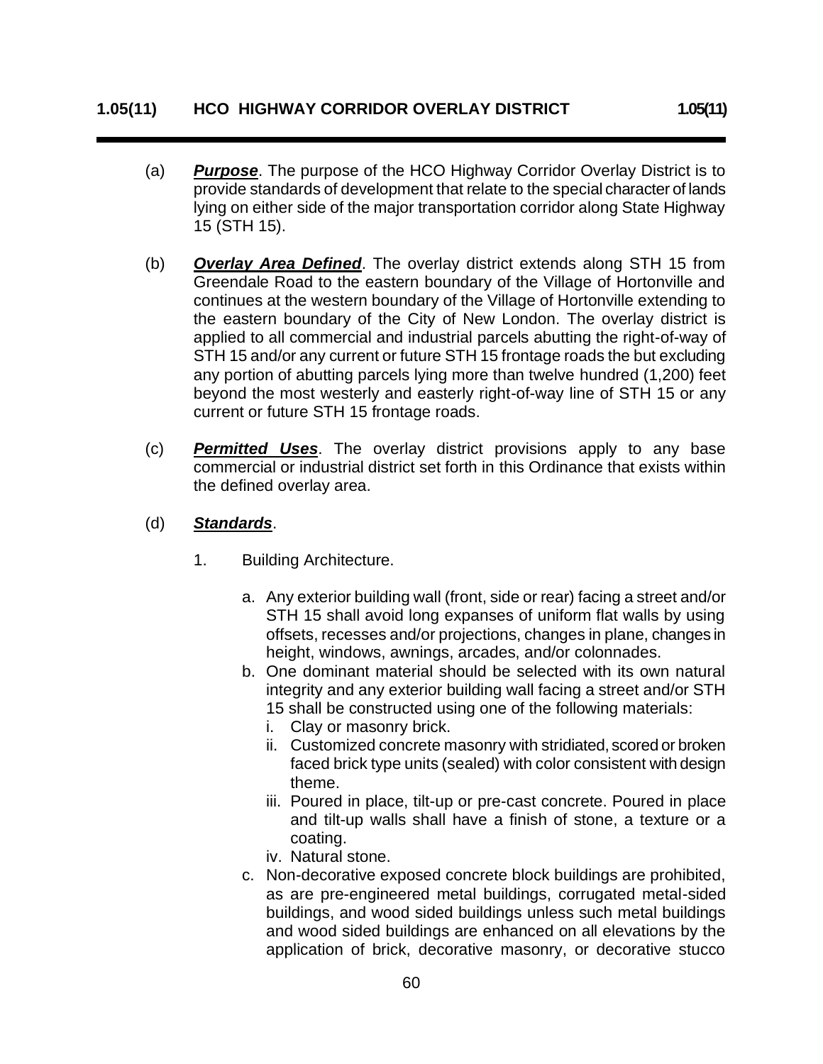## 1.05(11) HCO HIGHWAY CORRIDOR OVERLAY DISTRICT 1.05(11)

(a) ***Purpose***. The purpose of the HCO Highway Corridor Overlay District is to provide standards of development that relate to the special character of lands lying on either side of the major transportation corridor along State Highway 15 (STH 15).

(b) ***Overlay Area Defined***. The overlay district extends along STH 15 from Greendale Road to the eastern boundary of the Village of Hortonville and continues at the western boundary of the Village of Hortonville extending to the eastern boundary of the City of New London. The overlay district is applied to all commercial and industrial parcels abutting the right-of-way of STH 15 and/or any current or future STH 15 frontage roads the but excluding any portion of abutting parcels lying more than twelve hundred (1,200) feet beyond the most westerly and easterly right-of-way line of STH 15 or any current or future STH 15 frontage roads.

(c) ***Permitted Uses***. The overlay district provisions apply to any base commercial or industrial district set forth in this Ordinance that exists within the defined overlay area.

(d) ***Standards***.

1. Building Architecture.

   a. Any exterior building wall (front, side or rear) facing a street and/or STH 15 shall avoid long expanses of uniform flat walls by using offsets, recesses and/or projections, changes in plane, changes in height, windows, awnings, arcades, and/or colonnades.

   b. One dominant material should be selected with its own natural integrity and any exterior building wall facing a street and/or STH 15 shall be constructed using one of the following materials:

      i. Clay or masonry brick.

      ii. Customized concrete masonry with stridiated, scored or broken faced brick type units (sealed) with color consistent with design theme.

      iii. Poured in place, tilt-up or pre-cast concrete. Poured in place and tilt-up walls shall have a finish of stone, a texture or a coating.

      iv. Natural stone.

   c. Non-decorative exposed concrete block buildings are prohibited, as are pre-engineered metal buildings, corrugated metal-sided buildings, and wood sided buildings unless such metal buildings and wood sided buildings are enhanced on all elevations by the application of brick, decorative masonry, or decorative stucco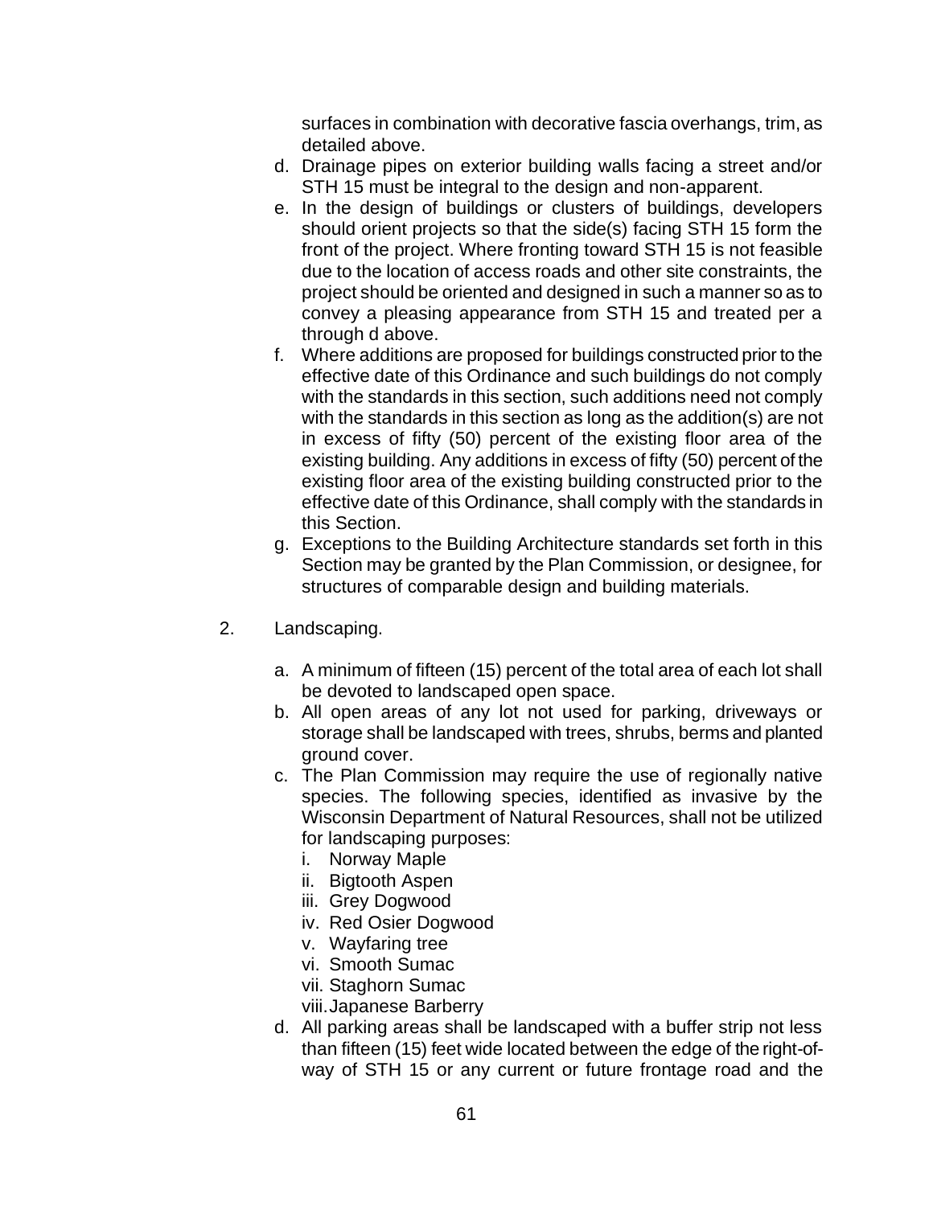surfaces in combination with decorative fascia overhangs, trim, as detailed above.

d. Drainage pipes on exterior building walls facing a street and/or STH 15 must be integral to the design and non-apparent.

e. In the design of buildings or clusters of buildings, developers should orient projects so that the side(s) facing STH 15 form the front of the project. Where fronting toward STH 15 is not feasible due to the location of access roads and other site constraints, the project should be oriented and designed in such a manner so as to convey a pleasing appearance from STH 15 and treated per a through d above.

f. Where additions are proposed for buildings constructed prior to the effective date of this Ordinance and such buildings do not comply with the standards in this section, such additions need not comply with the standards in this section as long as the addition(s) are not in excess of fifty (50) percent of the existing floor area of the existing building. Any additions in excess of fifty (50) percent of the existing floor area of the existing building constructed prior to the effective date of this Ordinance, shall comply with the standards in this Section.

g. Exceptions to the Building Architecture standards set forth in this Section may be granted by the Plan Commission, or designee, for structures of comparable design and building materials.

2. Landscaping.

   a. A minimum of fifteen (15) percent of the total area of each lot shall be devoted to landscaped open space.

   b. All open areas of any lot not used for parking, driveways or storage shall be landscaped with trees, shrubs, berms and planted ground cover.

   c. The Plan Commission may require the use of regionally native species. The following species, identified as invasive by the Wisconsin Department of Natural Resources, shall not be utilized for landscaping purposes:

      i. Norway Maple
      ii. Bigtooth Aspen
      iii. Grey Dogwood
      iv. Red Osier Dogwood
      v. Wayfaring tree
      vi. Smooth Sumac
      vii. Staghorn Sumac
      viii. Japanese Barberry

   d. All parking areas shall be landscaped with a buffer strip not less than fifteen (15) feet wide located between the edge of the right-of-way of STH 15 or any current or future frontage road and the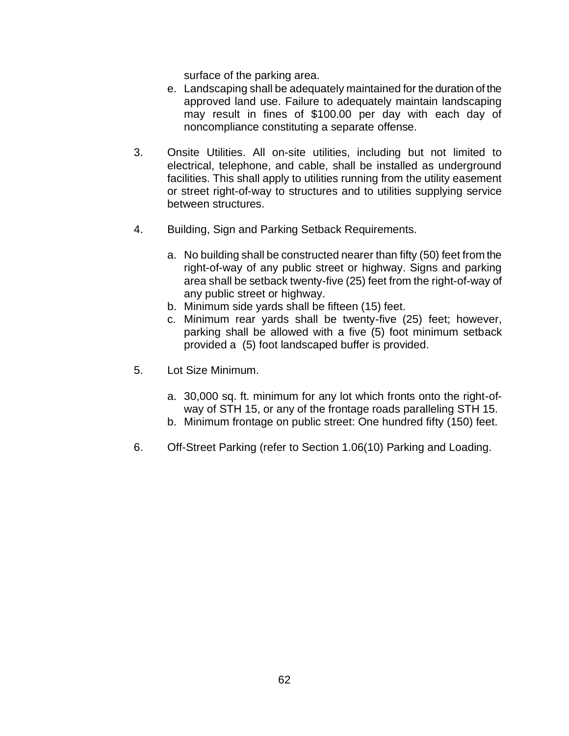surface of the parking area.

e. Landscaping shall be adequately maintained for the duration of the approved land use. Failure to adequately maintain landscaping may result in fines of $100.00 per day with each day of noncompliance constituting a separate offense.

3. Onsite Utilities. All on-site utilities, including but not limited to electrical, telephone, and cable, shall be installed as underground facilities. This shall apply to utilities running from the utility easement or street right-of-way to structures and to utilities supplying service between structures.

4. Building, Sign and Parking Setback Requirements.

   a. No building shall be constructed nearer than fifty (50) feet from the right-of-way of any public street or highway. Signs and parking area shall be setback twenty-five (25) feet from the right-of-way of any public street or highway.
   b. Minimum side yards shall be fifteen (15) feet.
   c. Minimum rear yards shall be twenty-five (25) feet; however, parking shall be allowed with a five (5) foot minimum setback provided a (5) foot landscaped buffer is provided.

5. Lot Size Minimum.

   a. 30,000 sq. ft. minimum for any lot which fronts onto the right-of-way of STH 15, or any of the frontage roads paralleling STH 15.
   b. Minimum frontage on public street: One hundred fifty (150) feet.

6. Off-Street Parking (refer to Section 1.06(10) Parking and Loading.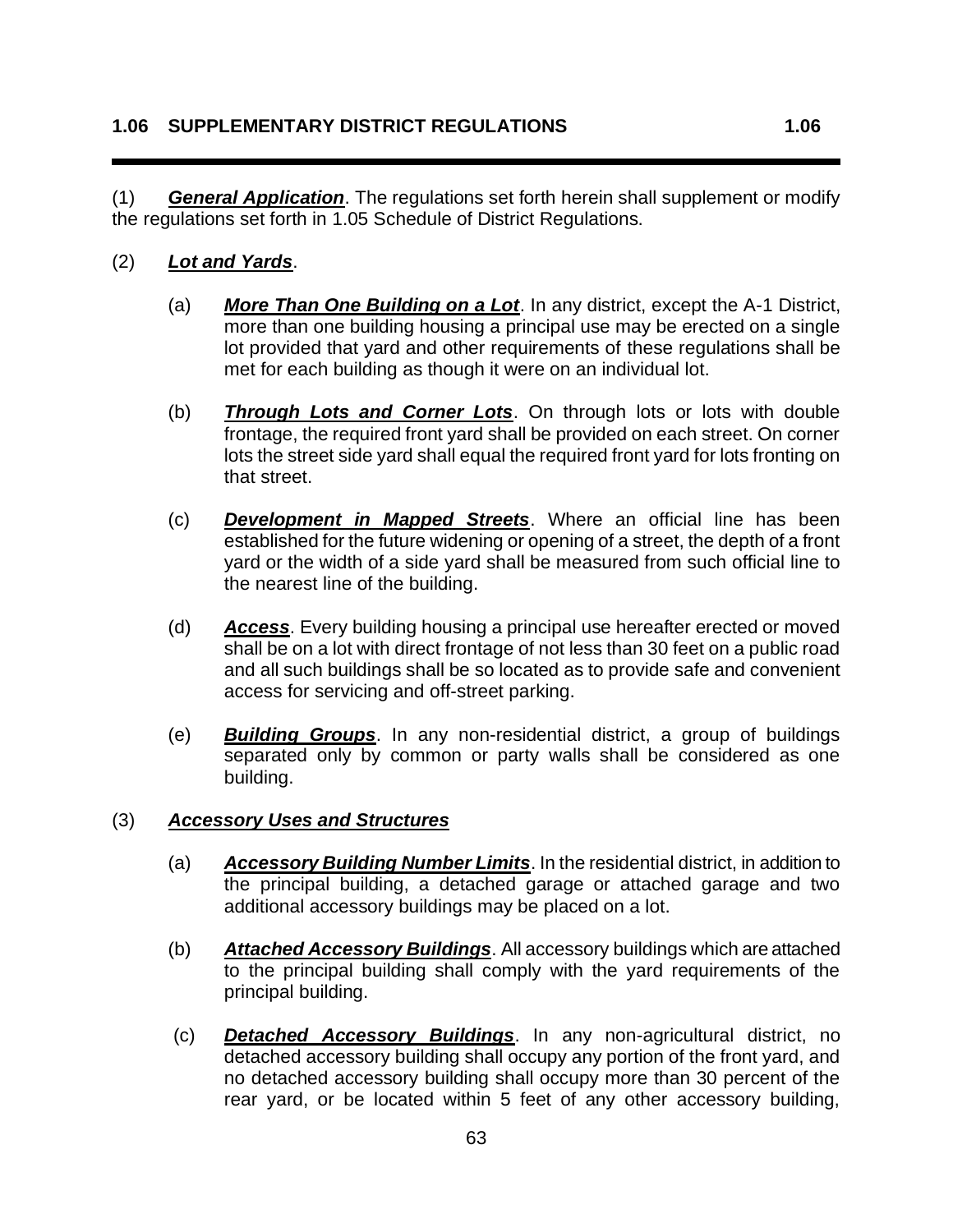## 1.06 SUPPLEMENTARY DISTRICT REGULATIONS 1.06

(1) ***General Application***. The regulations set forth herein shall supplement or modify the regulations set forth in 1.05 Schedule of District Regulations.

(2) ***Lot and Yards***.

(a) ***More Than One Building on a Lot***. In any district, except the A-1 District, more than one building housing a principal use may be erected on a single lot provided that yard and other requirements of these regulations shall be met for each building as though it were on an individual lot.

(b) ***Through Lots and Corner Lots***. On through lots or lots with double frontage, the required front yard shall be provided on each street. On corner lots the street side yard shall equal the required front yard for lots fronting on that street.

(c) ***Development in Mapped Streets***. Where an official line has been established for the future widening or opening of a street, the depth of a front yard or the width of a side yard shall be measured from such official line to the nearest line of the building.

(d) ***Access***. Every building housing a principal use hereafter erected or moved shall be on a lot with direct frontage of not less than 30 feet on a public road and all such buildings shall be so located as to provide safe and convenient access for servicing and off-street parking.

(e) ***Building Groups***. In any non-residential district, a group of buildings separated only by common or party walls shall be considered as one building.

(3) ***Accessory Uses and Structures***

(a) ***Accessory Building Number Limits***. In the residential district, in addition to the principal building, a detached garage or attached garage and two additional accessory buildings may be placed on a lot.

(b) ***Attached Accessory Buildings***. All accessory buildings which are attached to the principal building shall comply with the yard requirements of the principal building.

(c) ***Detached Accessory Buildings***. In any non-agricultural district, no detached accessory building shall occupy any portion of the front yard, and no detached accessory building shall occupy more than 30 percent of the rear yard, or be located within 5 feet of any other accessory building,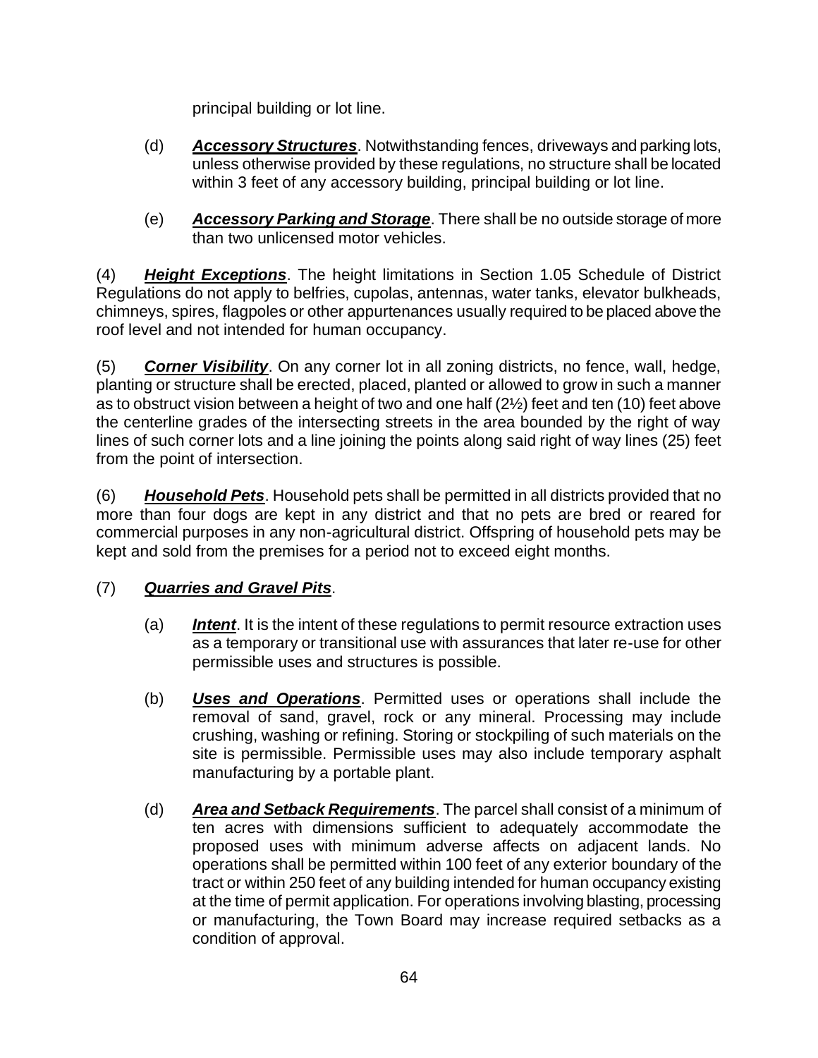principal building or lot line.

(d) ***Accessory Structures***. Notwithstanding fences, driveways and parking lots, unless otherwise provided by these regulations, no structure shall be located within 3 feet of any accessory building, principal building or lot line.

(e) ***Accessory Parking and Storage***. There shall be no outside storage of more than two unlicensed motor vehicles.

(4) ***Height Exceptions***. The height limitations in Section 1.05 Schedule of District Regulations do not apply to belfries, cupolas, antennas, water tanks, elevator bulkheads, chimneys, spires, flagpoles or other appurtenances usually required to be placed above the roof level and not intended for human occupancy.

(5) ***Corner Visibility***. On any corner lot in all zoning districts, no fence, wall, hedge, planting or structure shall be erected, placed, planted or allowed to grow in such a manner as to obstruct vision between a height of two and one half (2½) feet and ten (10) feet above the centerline grades of the intersecting streets in the area bounded by the right of way lines of such corner lots and a line joining the points along said right of way lines (25) feet from the point of intersection.

(6) ***Household Pets***. Household pets shall be permitted in all districts provided that no more than four dogs are kept in any district and that no pets are bred or reared for commercial purposes in any non-agricultural district. Offspring of household pets may be kept and sold from the premises for a period not to exceed eight months.

(7) ***Quarries and Gravel Pits***.

(a) ***Intent***. It is the intent of these regulations to permit resource extraction uses as a temporary or transitional use with assurances that later re-use for other permissible uses and structures is possible.

(b) ***Uses and Operations***. Permitted uses or operations shall include the removal of sand, gravel, rock or any mineral. Processing may include crushing, washing or refining. Storing or stockpiling of such materials on the site is permissible. Permissible uses may also include temporary asphalt manufacturing by a portable plant.

(d) ***Area and Setback Requirements***. The parcel shall consist of a minimum of ten acres with dimensions sufficient to adequately accommodate the proposed uses with minimum adverse affects on adjacent lands. No operations shall be permitted within 100 feet of any exterior boundary of the tract or within 250 feet of any building intended for human occupancy existing at the time of permit application. For operations involving blasting, processing or manufacturing, the Town Board may increase required setbacks as a condition of approval.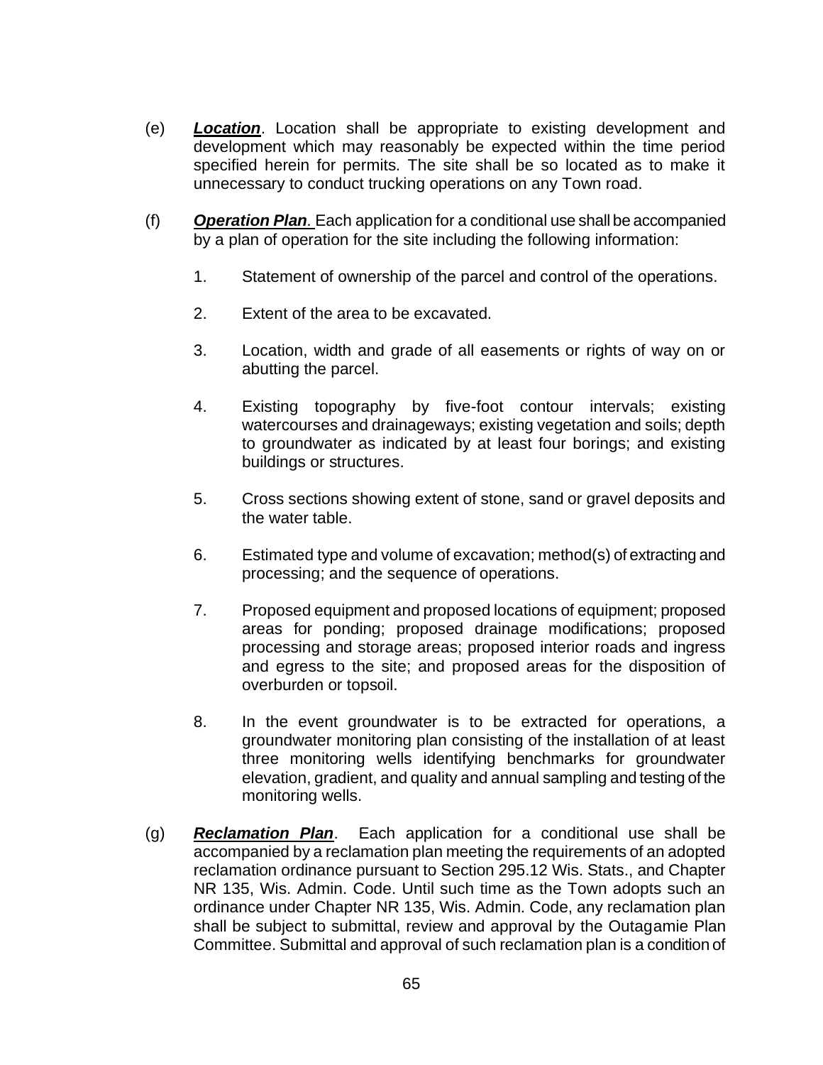(e) ***Location***. Location shall be appropriate to existing development and development which may reasonably be expected within the time period specified herein for permits. The site shall be so located as to make it unnecessary to conduct trucking operations on any Town road.

(f) ***Operation Plan***. Each application for a conditional use shall be accompanied by a plan of operation for the site including the following information:

1. Statement of ownership of the parcel and control of the operations.

2. Extent of the area to be excavated.

3. Location, width and grade of all easements or rights of way on or abutting the parcel.

4. Existing topography by five-foot contour intervals; existing watercourses and drainageways; existing vegetation and soils; depth to groundwater as indicated by at least four borings; and existing buildings or structures.

5. Cross sections showing extent of stone, sand or gravel deposits and the water table.

6. Estimated type and volume of excavation; method(s) of extracting and processing; and the sequence of operations.

7. Proposed equipment and proposed locations of equipment; proposed areas for ponding; proposed drainage modifications; proposed processing and storage areas; proposed interior roads and ingress and egress to the site; and proposed areas for the disposition of overburden or topsoil.

8. In the event groundwater is to be extracted for operations, a groundwater monitoring plan consisting of the installation of at least three monitoring wells identifying benchmarks for groundwater elevation, gradient, and quality and annual sampling and testing of the monitoring wells.

(g) ***Reclamation Plan***. Each application for a conditional use shall be accompanied by a reclamation plan meeting the requirements of an adopted reclamation ordinance pursuant to Section 295.12 Wis. Stats., and Chapter NR 135, Wis. Admin. Code. Until such time as the Town adopts such an ordinance under Chapter NR 135, Wis. Admin. Code, any reclamation plan shall be subject to submittal, review and approval by the Outagamie Plan Committee. Submittal and approval of such reclamation plan is a condition of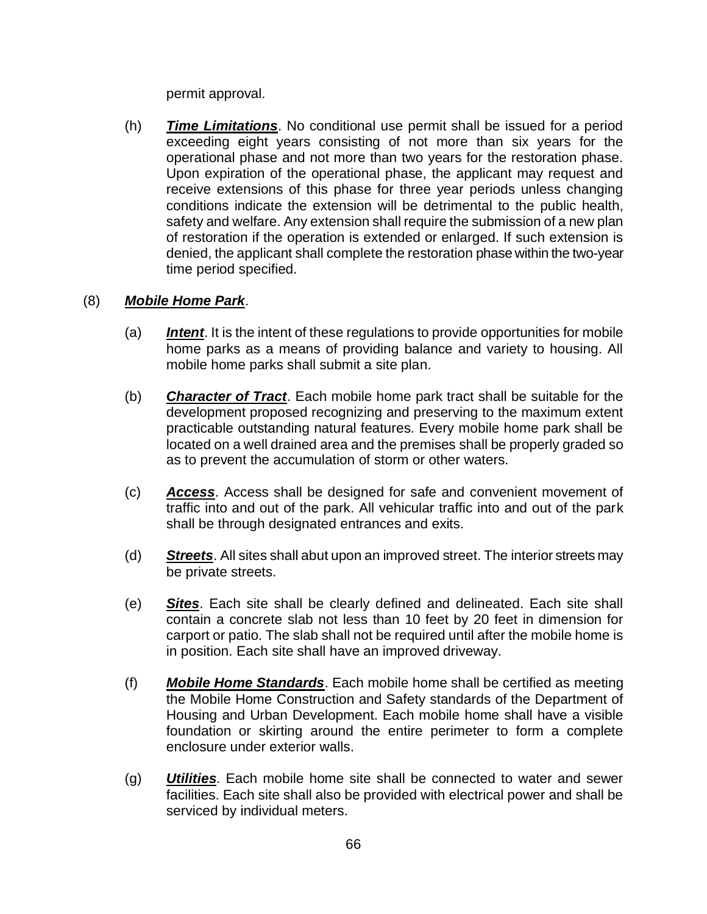permit approval.

(h) ***Time Limitations***. No conditional use permit shall be issued for a period exceeding eight years consisting of not more than six years for the operational phase and not more than two years for the restoration phase. Upon expiration of the operational phase, the applicant may request and receive extensions of this phase for three year periods unless changing conditions indicate the extension will be detrimental to the public health, safety and welfare. Any extension shall require the submission of a new plan of restoration if the operation is extended or enlarged. If such extension is denied, the applicant shall complete the restoration phase within the two-year time period specified.

(8) ***Mobile Home Park***.

(a) ***Intent***. It is the intent of these regulations to provide opportunities for mobile home parks as a means of providing balance and variety to housing. All mobile home parks shall submit a site plan.

(b) ***Character of Tract***. Each mobile home park tract shall be suitable for the development proposed recognizing and preserving to the maximum extent practicable outstanding natural features. Every mobile home park shall be located on a well drained area and the premises shall be properly graded so as to prevent the accumulation of storm or other waters.

(c) ***Access***. Access shall be designed for safe and convenient movement of traffic into and out of the park. All vehicular traffic into and out of the park shall be through designated entrances and exits.

(d) ***Streets***. All sites shall abut upon an improved street. The interior streets may be private streets.

(e) ***Sites***. Each site shall be clearly defined and delineated. Each site shall contain a concrete slab not less than 10 feet by 20 feet in dimension for carport or patio. The slab shall not be required until after the mobile home is in position. Each site shall have an improved driveway.

(f) ***Mobile Home Standards***. Each mobile home shall be certified as meeting the Mobile Home Construction and Safety standards of the Department of Housing and Urban Development. Each mobile home shall have a visible foundation or skirting around the entire perimeter to form a complete enclosure under exterior walls.

(g) ***Utilities***. Each mobile home site shall be connected to water and sewer facilities. Each site shall also be provided with electrical power and shall be serviced by individual meters.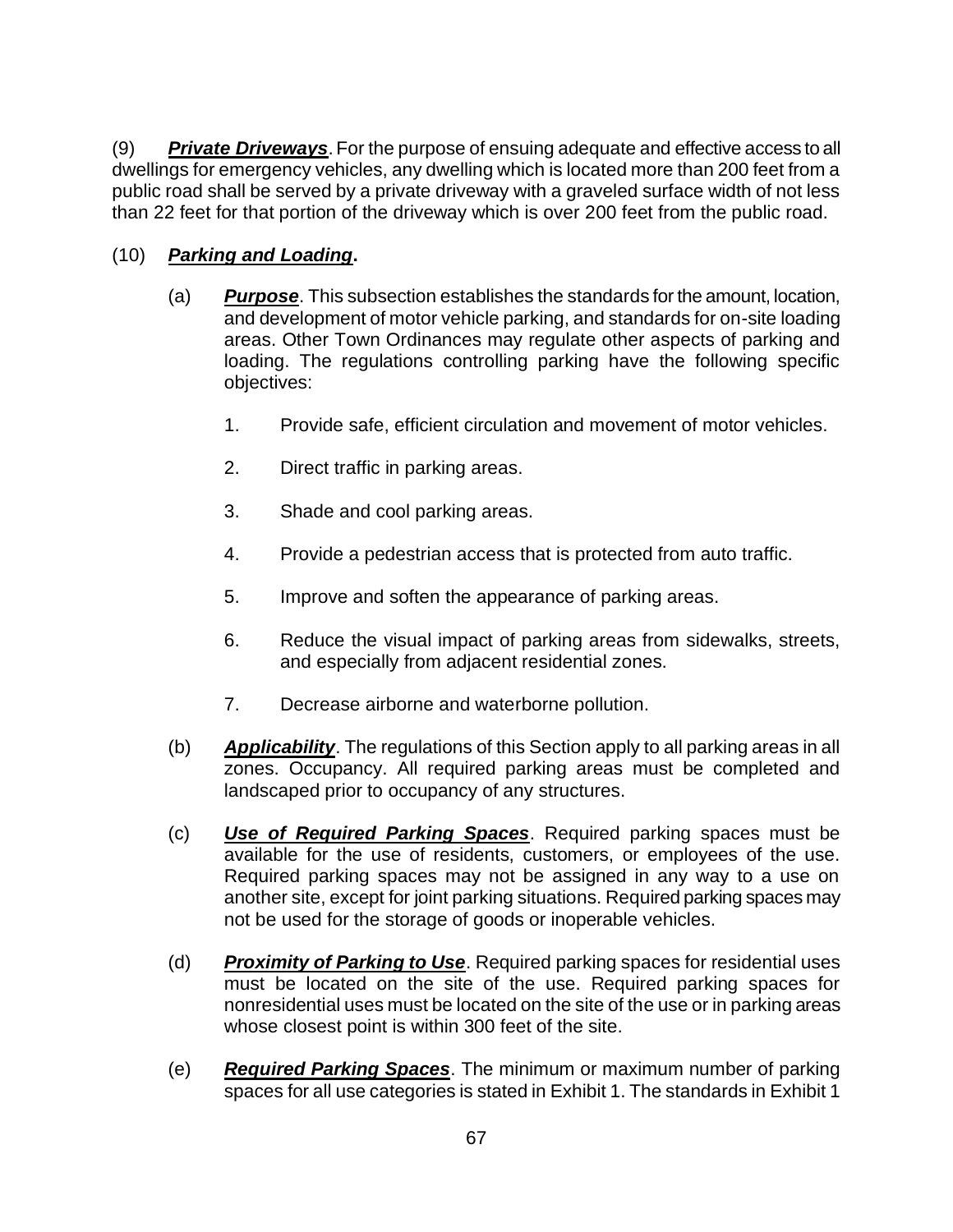(9) ***Private Driveways***. For the purpose of ensuing adequate and effective access to all dwellings for emergency vehicles, any dwelling which is located more than 200 feet from a public road shall be served by a private driveway with a graveled surface width of not less than 22 feet for that portion of the driveway which is over 200 feet from the public road.

(10) ***Parking and Loading*.**

(a) ***Purpose***. This subsection establishes the standards for the amount, location, and development of motor vehicle parking, and standards for on-site loading areas. Other Town Ordinances may regulate other aspects of parking and loading. The regulations controlling parking have the following specific objectives:

1. Provide safe, efficient circulation and movement of motor vehicles.

2. Direct traffic in parking areas.

3. Shade and cool parking areas.

4. Provide a pedestrian access that is protected from auto traffic.

5. Improve and soften the appearance of parking areas.

6. Reduce the visual impact of parking areas from sidewalks, streets, and especially from adjacent residential zones.

7. Decrease airborne and waterborne pollution.

(b) ***Applicability***. The regulations of this Section apply to all parking areas in all zones. Occupancy. All required parking areas must be completed and landscaped prior to occupancy of any structures.

(c) ***Use of Required Parking Spaces***. Required parking spaces must be available for the use of residents, customers, or employees of the use. Required parking spaces may not be assigned in any way to a use on another site, except for joint parking situations. Required parking spaces may not be used for the storage of goods or inoperable vehicles.

(d) ***Proximity of Parking to Use***. Required parking spaces for residential uses must be located on the site of the use. Required parking spaces for nonresidential uses must be located on the site of the use or in parking areas whose closest point is within 300 feet of the site.

(e) ***Required Parking Spaces***. The minimum or maximum number of parking spaces for all use categories is stated in Exhibit 1. The standards in Exhibit 1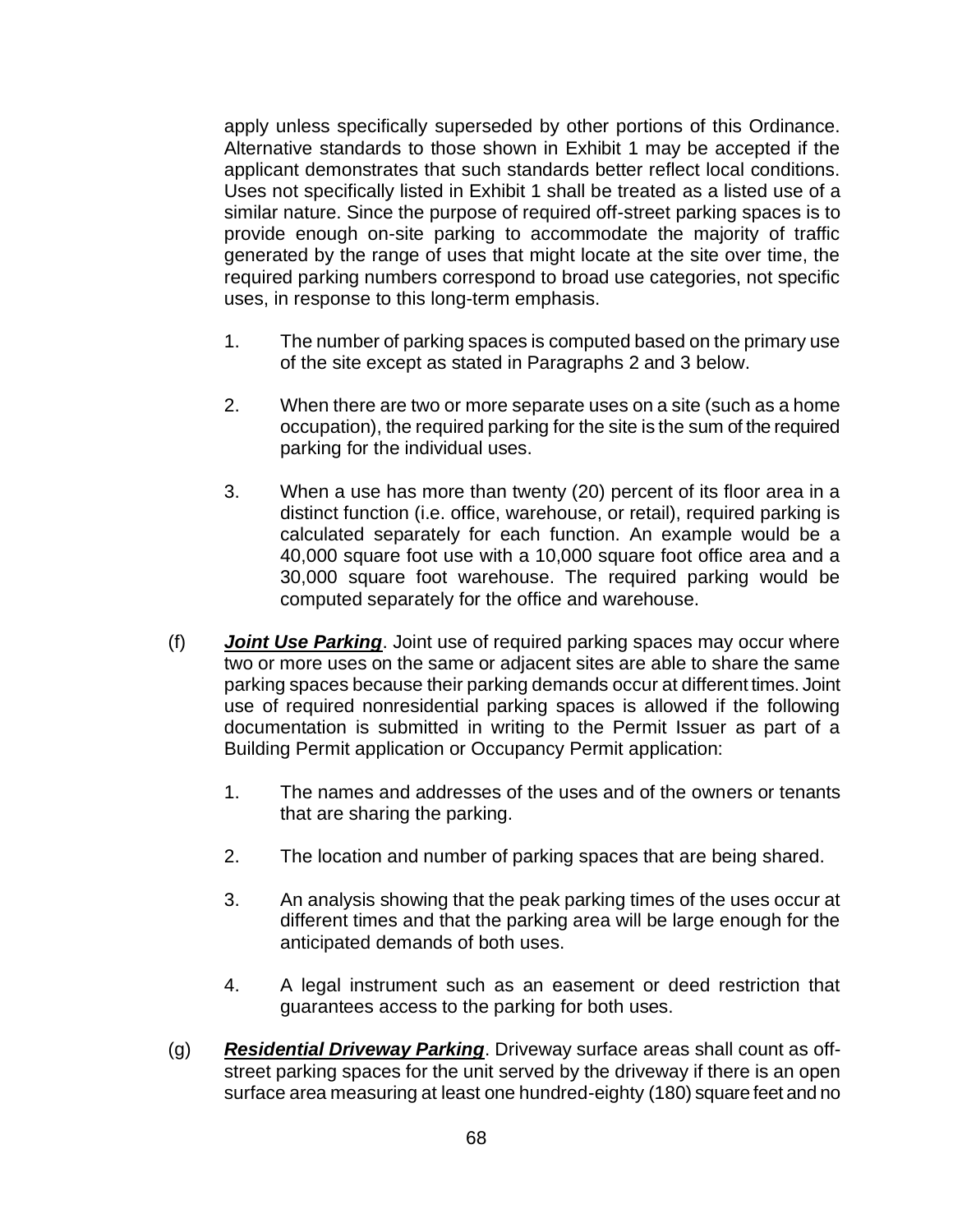apply unless specifically superseded by other portions of this Ordinance. Alternative standards to those shown in Exhibit 1 may be accepted if the applicant demonstrates that such standards better reflect local conditions. Uses not specifically listed in Exhibit 1 shall be treated as a listed use of a similar nature. Since the purpose of required off-street parking spaces is to provide enough on-site parking to accommodate the majority of traffic generated by the range of uses that might locate at the site over time, the required parking numbers correspond to broad use categories, not specific uses, in response to this long-term emphasis.

1. The number of parking spaces is computed based on the primary use of the site except as stated in Paragraphs 2 and 3 below.

2. When there are two or more separate uses on a site (such as a home occupation), the required parking for the site is the sum of the required parking for the individual uses.

3. When a use has more than twenty (20) percent of its floor area in a distinct function (i.e. office, warehouse, or retail), required parking is calculated separately for each function. An example would be a 40,000 square foot use with a 10,000 square foot office area and a 30,000 square foot warehouse. The required parking would be computed separately for the office and warehouse.

(f) ***Joint Use Parking***. Joint use of required parking spaces may occur where two or more uses on the same or adjacent sites are able to share the same parking spaces because their parking demands occur at different times. Joint use of required nonresidential parking spaces is allowed if the following documentation is submitted in writing to the Permit Issuer as part of a Building Permit application or Occupancy Permit application:

1. The names and addresses of the uses and of the owners or tenants that are sharing the parking.

2. The location and number of parking spaces that are being shared.

3. An analysis showing that the peak parking times of the uses occur at different times and that the parking area will be large enough for the anticipated demands of both uses.

4. A legal instrument such as an easement or deed restriction that guarantees access to the parking for both uses.

(g) ***Residential Driveway Parking***. Driveway surface areas shall count as off-street parking spaces for the unit served by the driveway if there is an open surface area measuring at least one hundred-eighty (180) square feet and no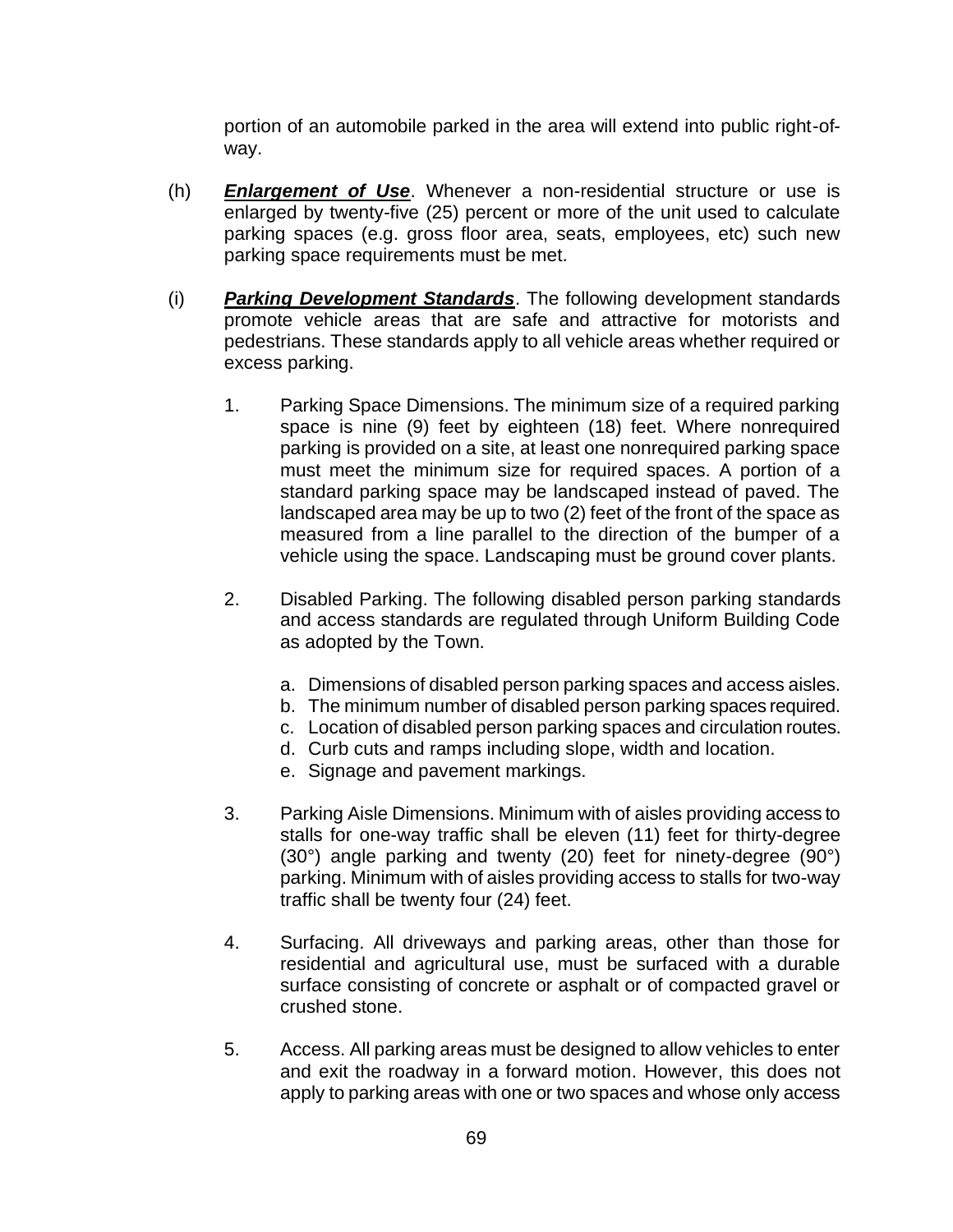portion of an automobile parked in the area will extend into public right-of-way.

(h) ***Enlargement of Use***. Whenever a non-residential structure or use is enlarged by twenty-five (25) percent or more of the unit used to calculate parking spaces (e.g. gross floor area, seats, employees, etc) such new parking space requirements must be met.

(i) ***Parking Development Standards***. The following development standards promote vehicle areas that are safe and attractive for motorists and pedestrians. These standards apply to all vehicle areas whether required or excess parking.

1. Parking Space Dimensions. The minimum size of a required parking space is nine (9) feet by eighteen (18) feet. Where nonrequired parking is provided on a site, at least one nonrequired parking space must meet the minimum size for required spaces. A portion of a standard parking space may be landscaped instead of paved. The landscaped area may be up to two (2) feet of the front of the space as measured from a line parallel to the direction of the bumper of a vehicle using the space. Landscaping must be ground cover plants.

2. Disabled Parking. The following disabled person parking standards and access standards are regulated through Uniform Building Code as adopted by the Town.

   a. Dimensions of disabled person parking spaces and access aisles.
   b. The minimum number of disabled person parking spaces required.
   c. Location of disabled person parking spaces and circulation routes.
   d. Curb cuts and ramps including slope, width and location.
   e. Signage and pavement markings.

3. Parking Aisle Dimensions. Minimum with of aisles providing access to stalls for one-way traffic shall be eleven (11) feet for thirty-degree (30°) angle parking and twenty (20) feet for ninety-degree (90°) parking. Minimum with of aisles providing access to stalls for two-way traffic shall be twenty four (24) feet.

4. Surfacing. All driveways and parking areas, other than those for residential and agricultural use, must be surfaced with a durable surface consisting of concrete or asphalt or of compacted gravel or crushed stone.

5. Access. All parking areas must be designed to allow vehicles to enter and exit the roadway in a forward motion. However, this does not apply to parking areas with one or two spaces and whose only access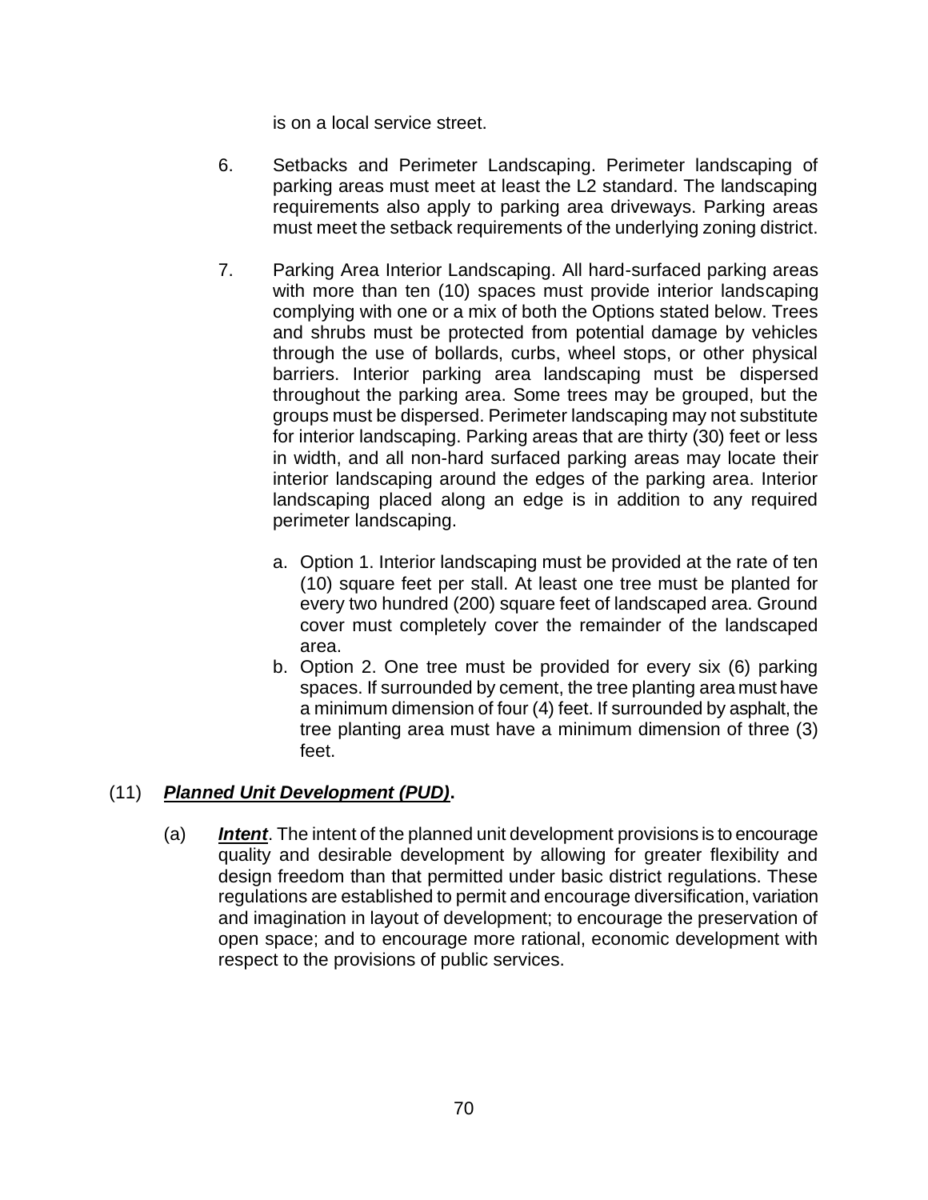is on a local service street.

6. Setbacks and Perimeter Landscaping. Perimeter landscaping of parking areas must meet at least the L2 standard. The landscaping requirements also apply to parking area driveways. Parking areas must meet the setback requirements of the underlying zoning district.

7. Parking Area Interior Landscaping. All hard-surfaced parking areas with more than ten (10) spaces must provide interior landscaping complying with one or a mix of both the Options stated below. Trees and shrubs must be protected from potential damage by vehicles through the use of bollards, curbs, wheel stops, or other physical barriers. Interior parking area landscaping must be dispersed throughout the parking area. Some trees may be grouped, but the groups must be dispersed. Perimeter landscaping may not substitute for interior landscaping. Parking areas that are thirty (30) feet or less in width, and all non-hard surfaced parking areas may locate their interior landscaping around the edges of the parking area. Interior landscaping placed along an edge is in addition to any required perimeter landscaping.

   a. Option 1. Interior landscaping must be provided at the rate of ten (10) square feet per stall. At least one tree must be planted for every two hundred (200) square feet of landscaped area. Ground cover must completely cover the remainder of the landscaped area.
   b. Option 2. One tree must be provided for every six (6) parking spaces. If surrounded by cement, the tree planting area must have a minimum dimension of four (4) feet. If surrounded by asphalt, the tree planting area must have a minimum dimension of three (3) feet.

(11) ***Planned Unit Development (PUD)*****.**

(a) ***Intent***. The intent of the planned unit development provisions is to encourage quality and desirable development by allowing for greater flexibility and design freedom than that permitted under basic district regulations. These regulations are established to permit and encourage diversification, variation and imagination in layout of development; to encourage the preservation of open space; and to encourage more rational, economic development with respect to the provisions of public services.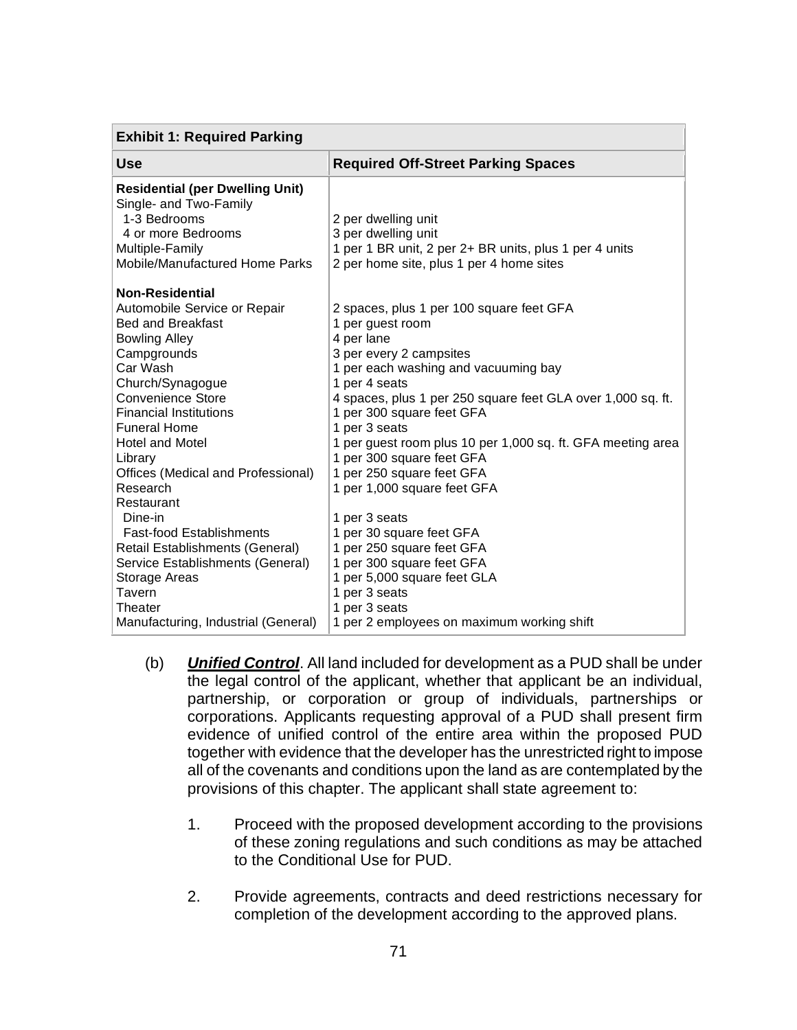| **Exhibit 1: Required Parking** | |
|---|---|
| **Use** | **Required Off-Street Parking Spaces** |
| **Residential (per Dwelling Unit)** | |
| Single- and Two-Family | |
| 1-3 Bedrooms | 2 per dwelling unit |
| 4 or more Bedrooms | 3 per dwelling unit |
| Multiple-Family | 1 per 1 BR unit, 2 per 2+ BR units, plus 1 per 4 units |
| Mobile/Manufactured Home Parks | 2 per home site, plus 1 per 4 home sites |
| **Non-Residential** | |
| Automobile Service or Repair | 2 spaces, plus 1 per 100 square feet GFA |
| Bed and Breakfast | 1 per guest room |
| Bowling Alley | 4 per lane |
| Campgrounds | 3 per every 2 campsites |
| Car Wash | 1 per each washing and vacuuming bay |
| Church/Synagogue | 1 per 4 seats |
| Convenience Store | 4 spaces, plus 1 per 250 square feet GLA over 1,000 sq. ft. |
| Financial Institutions | 1 per 300 square feet GFA |
| Funeral Home | 1 per 3 seats |
| Hotel and Motel | 1 per guest room plus 10 per 1,000 sq. ft. GFA meeting area |
| Library | 1 per 300 square feet GFA |
| Offices (Medical and Professional) | 1 per 250 square feet GFA |
| Research | 1 per 1,000 square feet GFA |
| Restaurant | |
| Dine-in | 1 per 3 seats |
| Fast-food Establishments | 1 per 30 square feet GFA |
| Retail Establishments (General) | 1 per 250 square feet GFA |
| Service Establishments (General) | 1 per 300 square feet GFA |
| Storage Areas | 1 per 5,000 square feet GLA |
| Tavern | 1 per 3 seats |
| Theater | 1 per 3 seats |
| Manufacturing, Industrial (General) | 1 per 2 employees on maximum working shift |

(b) ***Unified Control***. All land included for development as a PUD shall be under the legal control of the applicant, whether that applicant be an individual, partnership, or corporation or group of individuals, partnerships or corporations. Applicants requesting approval of a PUD shall present firm evidence of unified control of the entire area within the proposed PUD together with evidence that the developer has the unrestricted right to impose all of the covenants and conditions upon the land as are contemplated by the provisions of this chapter. The applicant shall state agreement to:

1. Proceed with the proposed development according to the provisions of these zoning regulations and such conditions as may be attached to the Conditional Use for PUD.

2. Provide agreements, contracts and deed restrictions necessary for completion of the development according to the approved plans.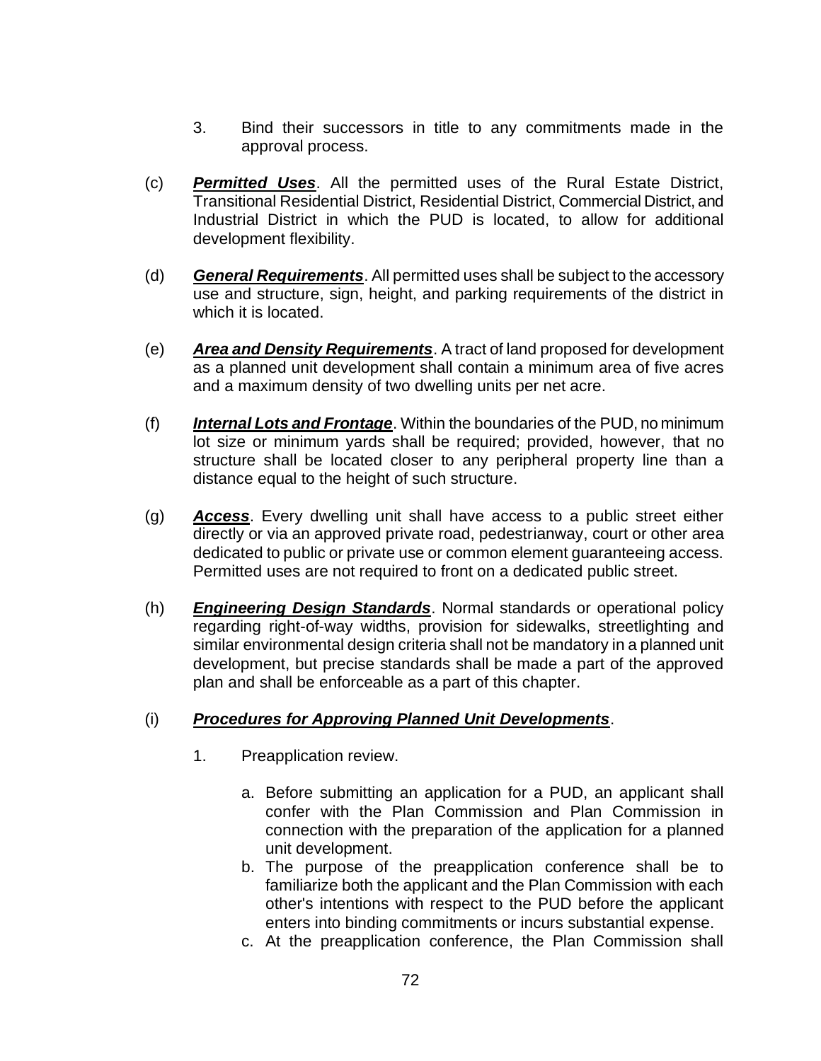3. Bind their successors in title to any commitments made in the approval process.

(c) ***Permitted Uses***. All the permitted uses of the Rural Estate District, Transitional Residential District, Residential District, Commercial District, and Industrial District in which the PUD is located, to allow for additional development flexibility.

(d) ***General Requirements***. All permitted uses shall be subject to the accessory use and structure, sign, height, and parking requirements of the district in which it is located.

(e) ***Area and Density Requirements***. A tract of land proposed for development as a planned unit development shall contain a minimum area of five acres and a maximum density of two dwelling units per net acre.

(f) ***Internal Lots and Frontage***. Within the boundaries of the PUD, no minimum lot size or minimum yards shall be required; provided, however, that no structure shall be located closer to any peripheral property line than a distance equal to the height of such structure.

(g) ***Access***. Every dwelling unit shall have access to a public street either directly or via an approved private road, pedestrianway, court or other area dedicated to public or private use or common element guaranteeing access. Permitted uses are not required to front on a dedicated public street.

(h) ***Engineering Design Standards***. Normal standards or operational policy regarding right-of-way widths, provision for sidewalks, streetlighting and similar environmental design criteria shall not be mandatory in a planned unit development, but precise standards shall be made a part of the approved plan and shall be enforceable as a part of this chapter.

(i) ***Procedures for Approving Planned Unit Developments***.

1. Preapplication review.

   a. Before submitting an application for a PUD, an applicant shall confer with the Plan Commission and Plan Commission in connection with the preparation of the application for a planned unit development.
   b. The purpose of the preapplication conference shall be to familiarize both the applicant and the Plan Commission with each other's intentions with respect to the PUD before the applicant enters into binding commitments or incurs substantial expense.
   c. At the preapplication conference, the Plan Commission shall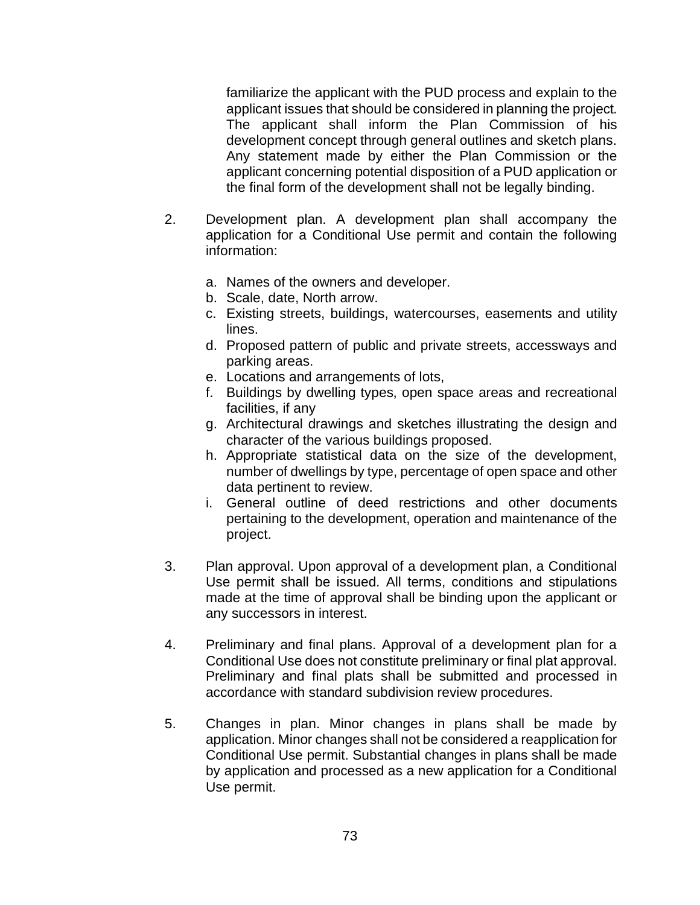familiarize the applicant with the PUD process and explain to the applicant issues that should be considered in planning the project. The applicant shall inform the Plan Commission of his development concept through general outlines and sketch plans. Any statement made by either the Plan Commission or the applicant concerning potential disposition of a PUD application or the final form of the development shall not be legally binding.

2. Development plan. A development plan shall accompany the application for a Conditional Use permit and contain the following information:

   a. Names of the owners and developer.
   b. Scale, date, North arrow.
   c. Existing streets, buildings, watercourses, easements and utility lines.
   d. Proposed pattern of public and private streets, accessways and parking areas.
   e. Locations and arrangements of lots,
   f. Buildings by dwelling types, open space areas and recreational facilities, if any
   g. Architectural drawings and sketches illustrating the design and character of the various buildings proposed.
   h. Appropriate statistical data on the size of the development, number of dwellings by type, percentage of open space and other data pertinent to review.
   i. General outline of deed restrictions and other documents pertaining to the development, operation and maintenance of the project.

3. Plan approval. Upon approval of a development plan, a Conditional Use permit shall be issued. All terms, conditions and stipulations made at the time of approval shall be binding upon the applicant or any successors in interest.

4. Preliminary and final plans. Approval of a development plan for a Conditional Use does not constitute preliminary or final plat approval. Preliminary and final plats shall be submitted and processed in accordance with standard subdivision review procedures.

5. Changes in plan. Minor changes in plans shall be made by application. Minor changes shall not be considered a reapplication for Conditional Use permit. Substantial changes in plans shall be made by application and processed as a new application for a Conditional Use permit.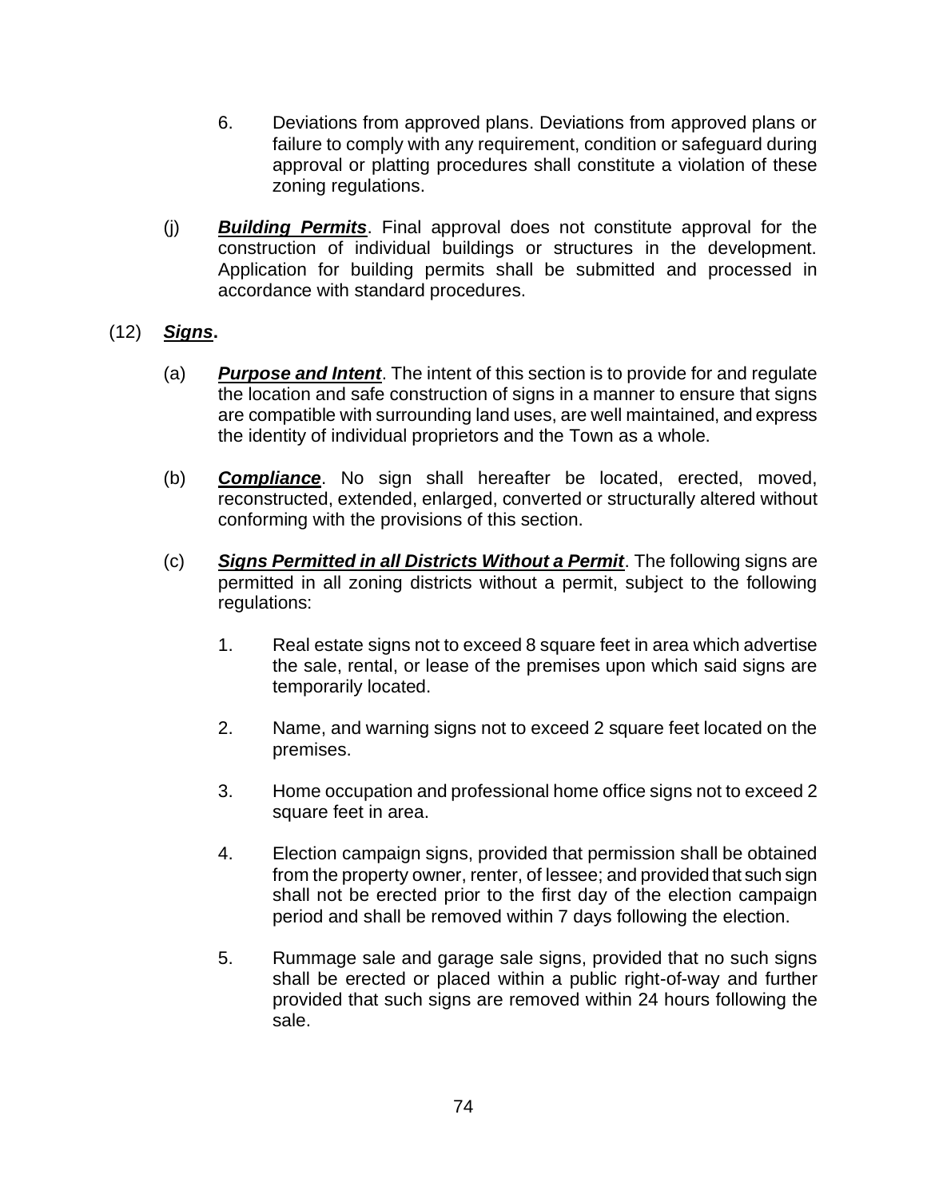6. Deviations from approved plans. Deviations from approved plans or failure to comply with any requirement, condition or safeguard during approval or platting procedures shall constitute a violation of these zoning regulations.

(j) ***Building Permits***. Final approval does not constitute approval for the construction of individual buildings or structures in the development. Application for building permits shall be submitted and processed in accordance with standard procedures.

(12) ***Signs*.**

(a) ***Purpose and Intent***. The intent of this section is to provide for and regulate the location and safe construction of signs in a manner to ensure that signs are compatible with surrounding land uses, are well maintained, and express the identity of individual proprietors and the Town as a whole.

(b) ***Compliance***. No sign shall hereafter be located, erected, moved, reconstructed, extended, enlarged, converted or structurally altered without conforming with the provisions of this section.

(c) ***Signs Permitted in all Districts Without a Permit***. The following signs are permitted in all zoning districts without a permit, subject to the following regulations:

1. Real estate signs not to exceed 8 square feet in area which advertise the sale, rental, or lease of the premises upon which said signs are temporarily located.

2. Name, and warning signs not to exceed 2 square feet located on the premises.

3. Home occupation and professional home office signs not to exceed 2 square feet in area.

4. Election campaign signs, provided that permission shall be obtained from the property owner, renter, of lessee; and provided that such sign shall not be erected prior to the first day of the election campaign period and shall be removed within 7 days following the election.

5. Rummage sale and garage sale signs, provided that no such signs shall be erected or placed within a public right-of-way and further provided that such signs are removed within 24 hours following the sale.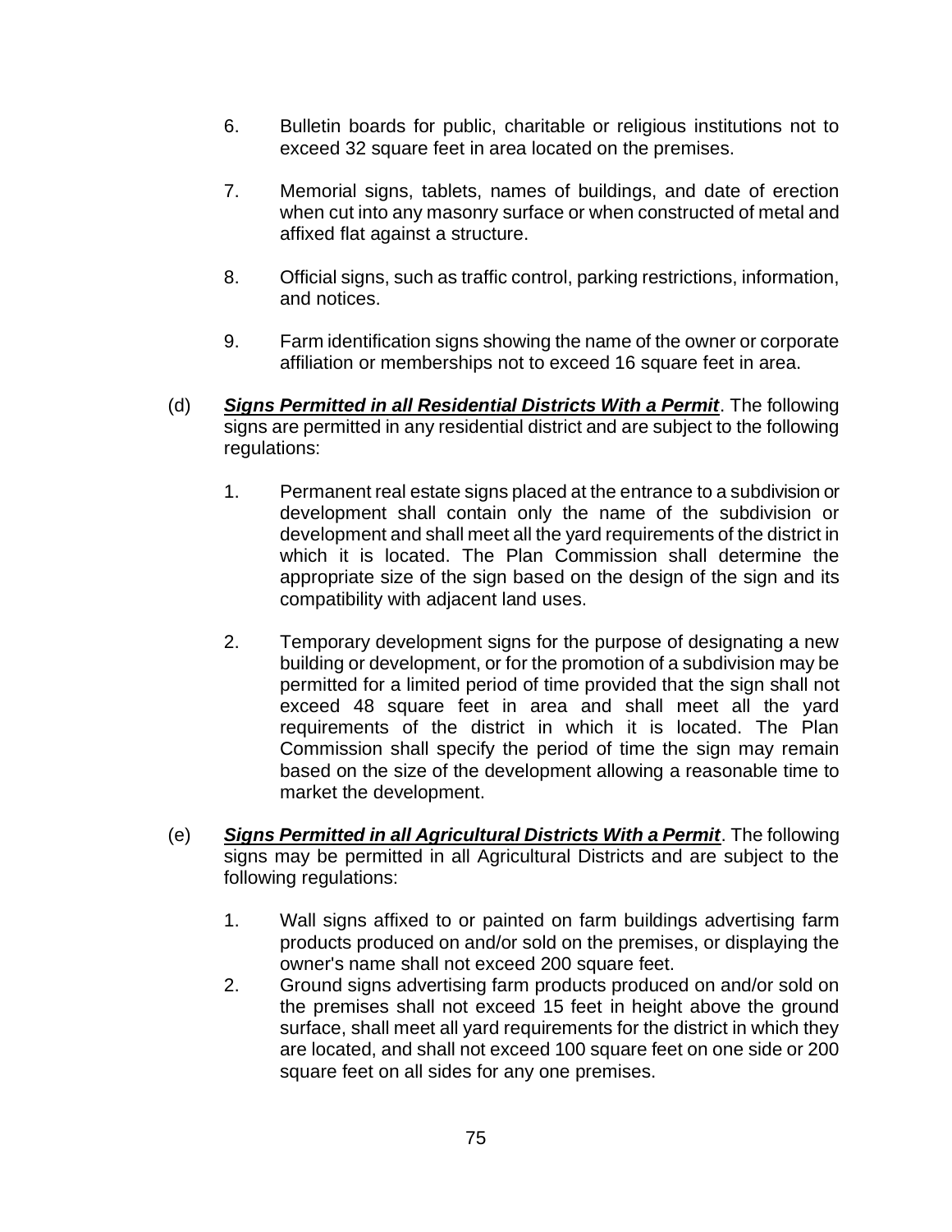6. Bulletin boards for public, charitable or religious institutions not to exceed 32 square feet in area located on the premises.

7. Memorial signs, tablets, names of buildings, and date of erection when cut into any masonry surface or when constructed of metal and affixed flat against a structure.

8. Official signs, such as traffic control, parking restrictions, information, and notices.

9. Farm identification signs showing the name of the owner or corporate affiliation or memberships not to exceed 16 square feet in area.

(d) ***Signs Permitted in all Residential Districts With a Permit***. The following signs are permitted in any residential district and are subject to the following regulations:

1. Permanent real estate signs placed at the entrance to a subdivision or development shall contain only the name of the subdivision or development and shall meet all the yard requirements of the district in which it is located. The Plan Commission shall determine the appropriate size of the sign based on the design of the sign and its compatibility with adjacent land uses.

2. Temporary development signs for the purpose of designating a new building or development, or for the promotion of a subdivision may be permitted for a limited period of time provided that the sign shall not exceed 48 square feet in area and shall meet all the yard requirements of the district in which it is located. The Plan Commission shall specify the period of time the sign may remain based on the size of the development allowing a reasonable time to market the development.

(e) ***Signs Permitted in all Agricultural Districts With a Permit***. The following signs may be permitted in all Agricultural Districts and are subject to the following regulations:

1. Wall signs affixed to or painted on farm buildings advertising farm products produced on and/or sold on the premises, or displaying the owner's name shall not exceed 200 square feet.
2. Ground signs advertising farm products produced on and/or sold on the premises shall not exceed 15 feet in height above the ground surface, shall meet all yard requirements for the district in which they are located, and shall not exceed 100 square feet on one side or 200 square feet on all sides for any one premises.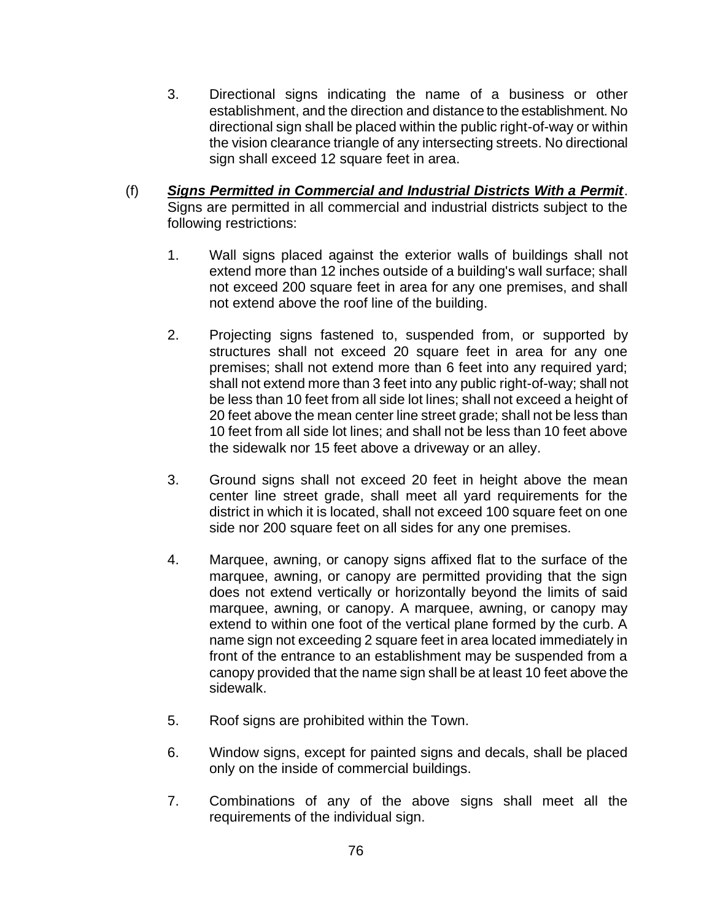3. Directional signs indicating the name of a business or other establishment, and the direction and distance to the establishment. No directional sign shall be placed within the public right-of-way or within the vision clearance triangle of any intersecting streets. No directional sign shall exceed 12 square feet in area.

(f) ***Signs Permitted in Commercial and Industrial Districts With a Permit***. Signs are permitted in all commercial and industrial districts subject to the following restrictions:

1. Wall signs placed against the exterior walls of buildings shall not extend more than 12 inches outside of a building's wall surface; shall not exceed 200 square feet in area for any one premises, and shall not extend above the roof line of the building.

2. Projecting signs fastened to, suspended from, or supported by structures shall not exceed 20 square feet in area for any one premises; shall not extend more than 6 feet into any required yard; shall not extend more than 3 feet into any public right-of-way; shall not be less than 10 feet from all side lot lines; shall not exceed a height of 20 feet above the mean center line street grade; shall not be less than 10 feet from all side lot lines; and shall not be less than 10 feet above the sidewalk nor 15 feet above a driveway or an alley.

3. Ground signs shall not exceed 20 feet in height above the mean center line street grade, shall meet all yard requirements for the district in which it is located, shall not exceed 100 square feet on one side nor 200 square feet on all sides for any one premises.

4. Marquee, awning, or canopy signs affixed flat to the surface of the marquee, awning, or canopy are permitted providing that the sign does not extend vertically or horizontally beyond the limits of said marquee, awning, or canopy. A marquee, awning, or canopy may extend to within one foot of the vertical plane formed by the curb. A name sign not exceeding 2 square feet in area located immediately in front of the entrance to an establishment may be suspended from a canopy provided that the name sign shall be at least 10 feet above the sidewalk.

5. Roof signs are prohibited within the Town.

6. Window signs, except for painted signs and decals, shall be placed only on the inside of commercial buildings.

7. Combinations of any of the above signs shall meet all the requirements of the individual sign.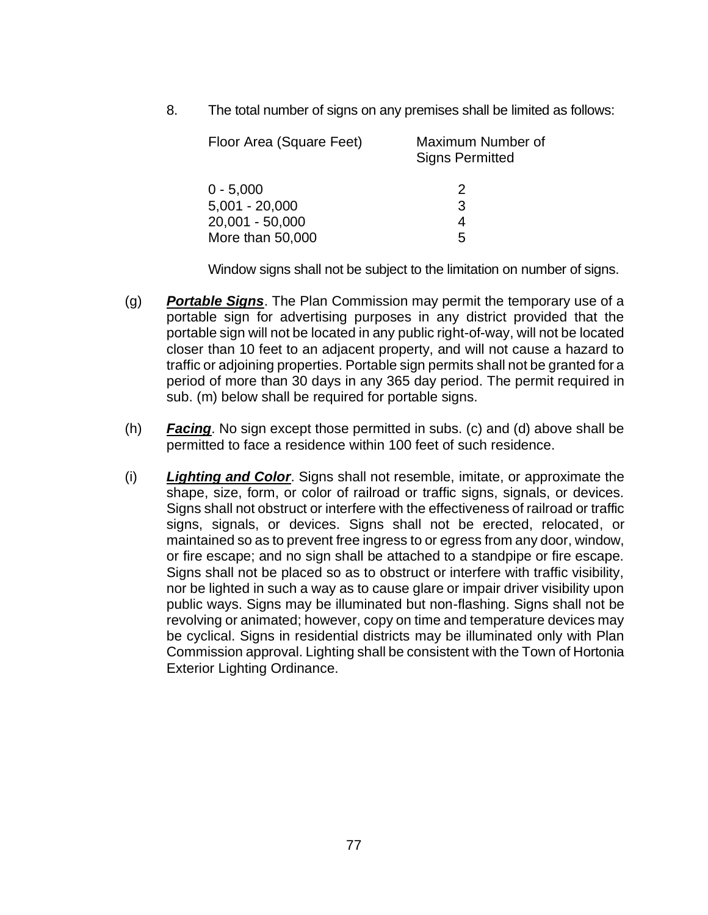8. The total number of signs on any premises shall be limited as follows:

| Floor Area (Square Feet) | Maximum Number of Signs Permitted |
|---|---|
| 0 - 5,000 | 2 |
| 5,001 - 20,000 | 3 |
| 20,001 - 50,000 | 4 |
| More than 50,000 | 5 |

Window signs shall not be subject to the limitation on number of signs.

(g) ***Portable Signs***. The Plan Commission may permit the temporary use of a portable sign for advertising purposes in any district provided that the portable sign will not be located in any public right-of-way, will not be located closer than 10 feet to an adjacent property, and will not cause a hazard to traffic or adjoining properties. Portable sign permits shall not be granted for a period of more than 30 days in any 365 day period. The permit required in sub. (m) below shall be required for portable signs.

(h) ***Facing***. No sign except those permitted in subs. (c) and (d) above shall be permitted to face a residence within 100 feet of such residence.

(i) ***Lighting and Color***. Signs shall not resemble, imitate, or approximate the shape, size, form, or color of railroad or traffic signs, signals, or devices. Signs shall not obstruct or interfere with the effectiveness of railroad or traffic signs, signals, or devices. Signs shall not be erected, relocated, or maintained so as to prevent free ingress to or egress from any door, window, or fire escape; and no sign shall be attached to a standpipe or fire escape. Signs shall not be placed so as to obstruct or interfere with traffic visibility, nor be lighted in such a way as to cause glare or impair driver visibility upon public ways. Signs may be illuminated but non-flashing. Signs shall not be revolving or animated; however, copy on time and temperature devices may be cyclical. Signs in residential districts may be illuminated only with Plan Commission approval. Lighting shall be consistent with the Town of Hortonia Exterior Lighting Ordinance.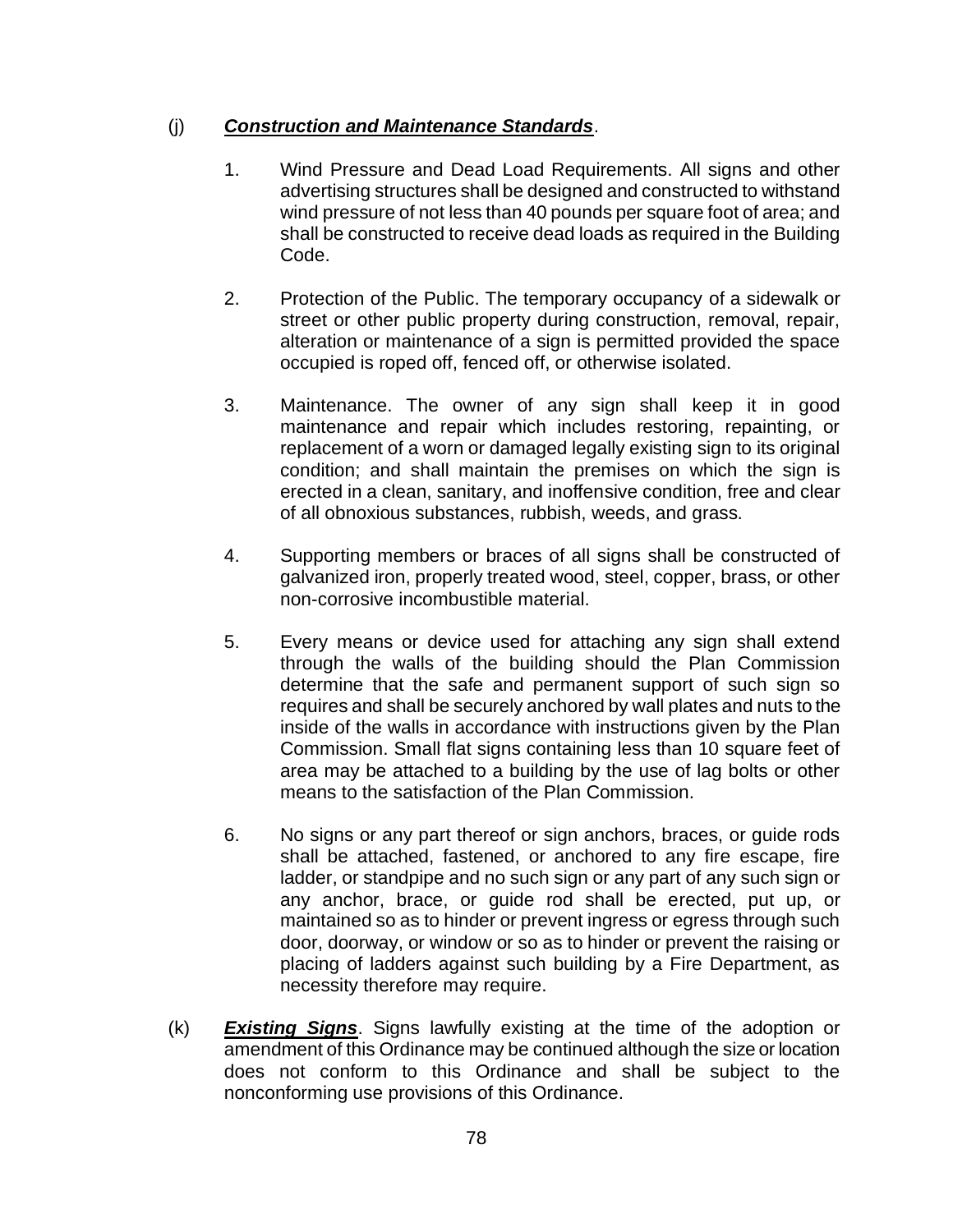(j) ***Construction and Maintenance Standards***.

1. Wind Pressure and Dead Load Requirements. All signs and other advertising structures shall be designed and constructed to withstand wind pressure of not less than 40 pounds per square foot of area; and shall be constructed to receive dead loads as required in the Building Code.

2. Protection of the Public. The temporary occupancy of a sidewalk or street or other public property during construction, removal, repair, alteration or maintenance of a sign is permitted provided the space occupied is roped off, fenced off, or otherwise isolated.

3. Maintenance. The owner of any sign shall keep it in good maintenance and repair which includes restoring, repainting, or replacement of a worn or damaged legally existing sign to its original condition; and shall maintain the premises on which the sign is erected in a clean, sanitary, and inoffensive condition, free and clear of all obnoxious substances, rubbish, weeds, and grass.

4. Supporting members or braces of all signs shall be constructed of galvanized iron, properly treated wood, steel, copper, brass, or other non-corrosive incombustible material.

5. Every means or device used for attaching any sign shall extend through the walls of the building should the Plan Commission determine that the safe and permanent support of such sign so requires and shall be securely anchored by wall plates and nuts to the inside of the walls in accordance with instructions given by the Plan Commission. Small flat signs containing less than 10 square feet of area may be attached to a building by the use of lag bolts or other means to the satisfaction of the Plan Commission.

6. No signs or any part thereof or sign anchors, braces, or guide rods shall be attached, fastened, or anchored to any fire escape, fire ladder, or standpipe and no such sign or any part of any such sign or any anchor, brace, or guide rod shall be erected, put up, or maintained so as to hinder or prevent ingress or egress through such door, doorway, or window or so as to hinder or prevent the raising or placing of ladders against such building by a Fire Department, as necessity therefore may require.

(k) ***Existing Signs***. Signs lawfully existing at the time of the adoption or amendment of this Ordinance may be continued although the size or location does not conform to this Ordinance and shall be subject to the nonconforming use provisions of this Ordinance.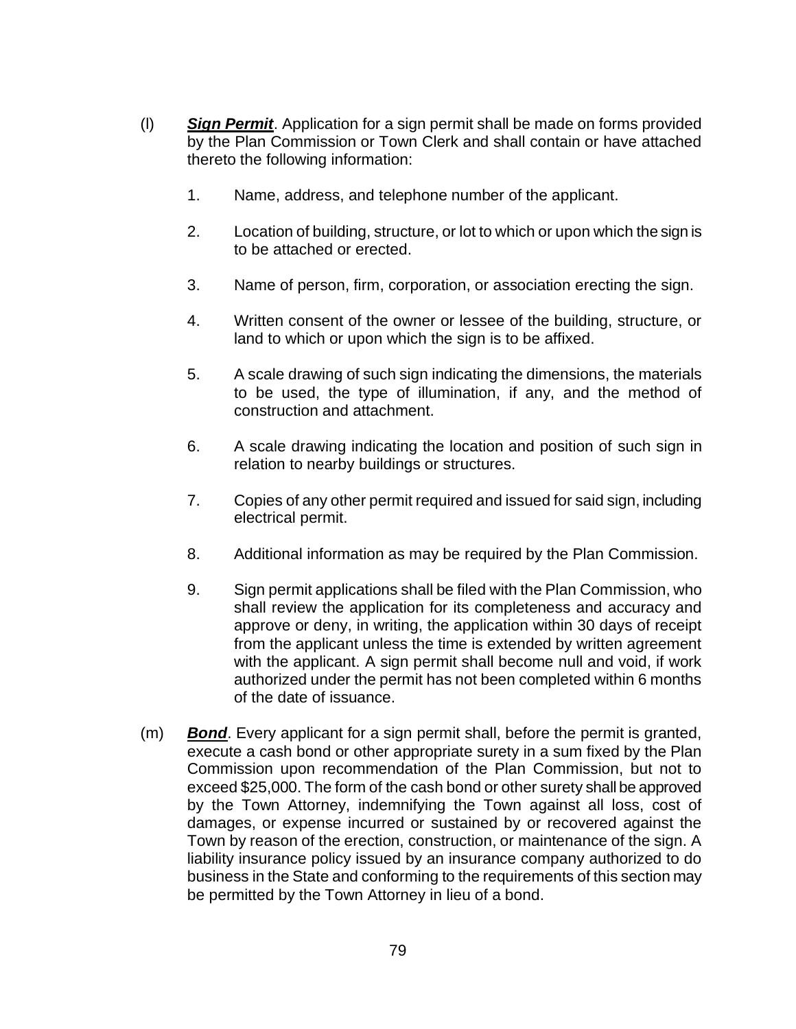(l) ***Sign Permit***. Application for a sign permit shall be made on forms provided by the Plan Commission or Town Clerk and shall contain or have attached thereto the following information:

1. Name, address, and telephone number of the applicant.

2. Location of building, structure, or lot to which or upon which the sign is to be attached or erected.

3. Name of person, firm, corporation, or association erecting the sign.

4. Written consent of the owner or lessee of the building, structure, or land to which or upon which the sign is to be affixed.

5. A scale drawing of such sign indicating the dimensions, the materials to be used, the type of illumination, if any, and the method of construction and attachment.

6. A scale drawing indicating the location and position of such sign in relation to nearby buildings or structures.

7. Copies of any other permit required and issued for said sign, including electrical permit.

8. Additional information as may be required by the Plan Commission.

9. Sign permit applications shall be filed with the Plan Commission, who shall review the application for its completeness and accuracy and approve or deny, in writing, the application within 30 days of receipt from the applicant unless the time is extended by written agreement with the applicant. A sign permit shall become null and void, if work authorized under the permit has not been completed within 6 months of the date of issuance.

(m) ***Bond***. Every applicant for a sign permit shall, before the permit is granted, execute a cash bond or other appropriate surety in a sum fixed by the Plan Commission upon recommendation of the Plan Commission, but not to exceed $25,000. The form of the cash bond or other surety shall be approved by the Town Attorney, indemnifying the Town against all loss, cost of damages, or expense incurred or sustained by or recovered against the Town by reason of the erection, construction, or maintenance of the sign. A liability insurance policy issued by an insurance company authorized to do business in the State and conforming to the requirements of this section may be permitted by the Town Attorney in lieu of a bond.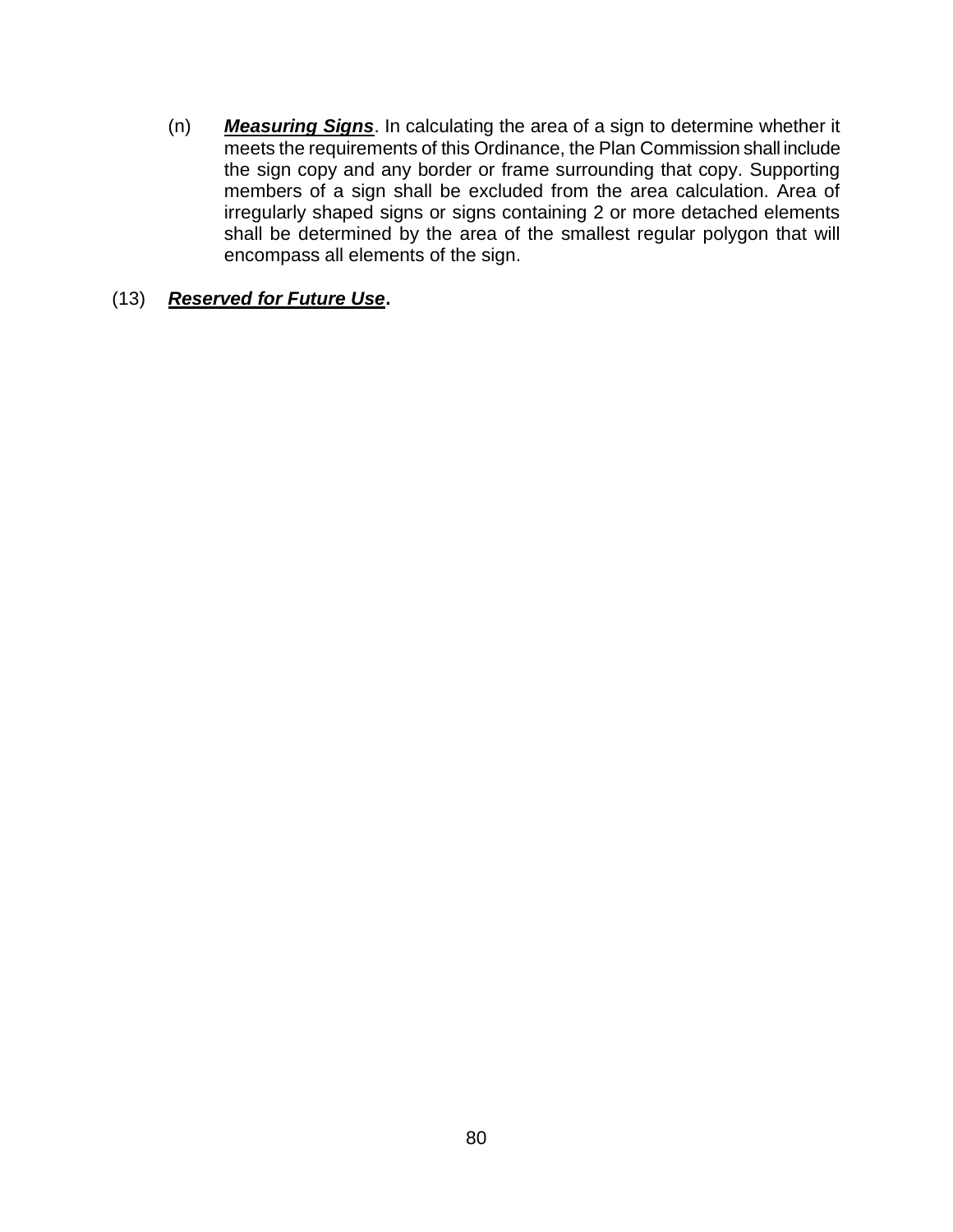(n) ***Measuring Signs***. In calculating the area of a sign to determine whether it meets the requirements of this Ordinance, the Plan Commission shall include the sign copy and any border or frame surrounding that copy. Supporting members of a sign shall be excluded from the area calculation. Area of irregularly shaped signs or signs containing 2 or more detached elements shall be determined by the area of the smallest regular polygon that will encompass all elements of the sign.

(13) ***Reserved for Future Use*.**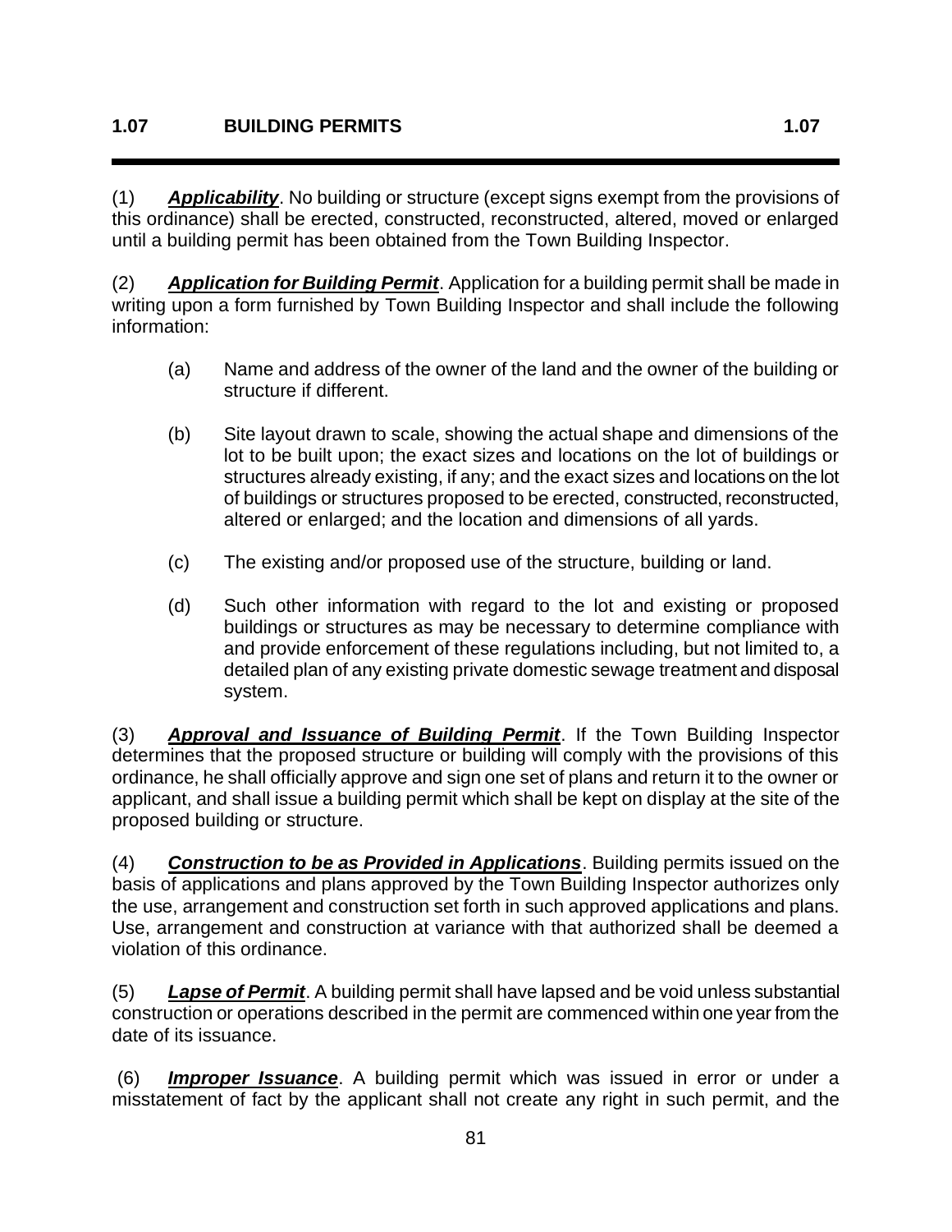## 1.07 BUILDING PERMITS 1.07

(1) ***Applicability***. No building or structure (except signs exempt from the provisions of this ordinance) shall be erected, constructed, reconstructed, altered, moved or enlarged until a building permit has been obtained from the Town Building Inspector.

(2) ***Application for Building Permit***. Application for a building permit shall be made in writing upon a form furnished by Town Building Inspector and shall include the following information:

- (a) Name and address of the owner of the land and the owner of the building or structure if different.
- (b) Site layout drawn to scale, showing the actual shape and dimensions of the lot to be built upon; the exact sizes and locations on the lot of buildings or structures already existing, if any; and the exact sizes and locations on the lot of buildings or structures proposed to be erected, constructed, reconstructed, altered or enlarged; and the location and dimensions of all yards.
- (c) The existing and/or proposed use of the structure, building or land.
- (d) Such other information with regard to the lot and existing or proposed buildings or structures as may be necessary to determine compliance with and provide enforcement of these regulations including, but not limited to, a detailed plan of any existing private domestic sewage treatment and disposal system.

(3) ***Approval and Issuance of Building Permit***. If the Town Building Inspector determines that the proposed structure or building will comply with the provisions of this ordinance, he shall officially approve and sign one set of plans and return it to the owner or applicant, and shall issue a building permit which shall be kept on display at the site of the proposed building or structure.

(4) ***Construction to be as Provided in Applications***. Building permits issued on the basis of applications and plans approved by the Town Building Inspector authorizes only the use, arrangement and construction set forth in such approved applications and plans. Use, arrangement and construction at variance with that authorized shall be deemed a violation of this ordinance.

(5) ***Lapse of Permit***. A building permit shall have lapsed and be void unless substantial construction or operations described in the permit are commenced within one year from the date of its issuance.

(6) ***Improper Issuance***. A building permit which was issued in error or under a misstatement of fact by the applicant shall not create any right in such permit, and the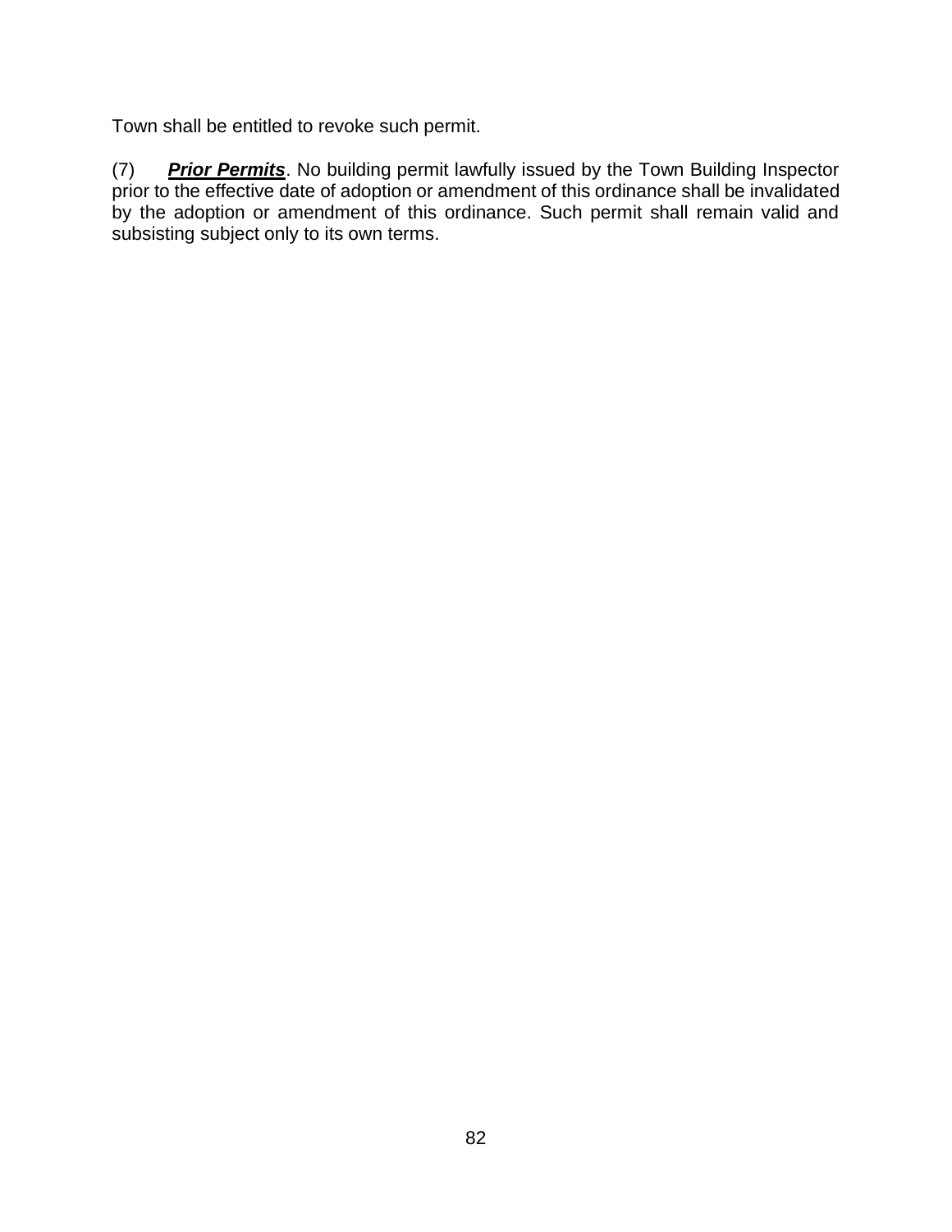Town shall be entitled to revoke such permit.

(7) ***Prior Permits***. No building permit lawfully issued by the Town Building Inspector prior to the effective date of adoption or amendment of this ordinance shall be invalidated by the adoption or amendment of this ordinance. Such permit shall remain valid and subsisting subject only to its own terms.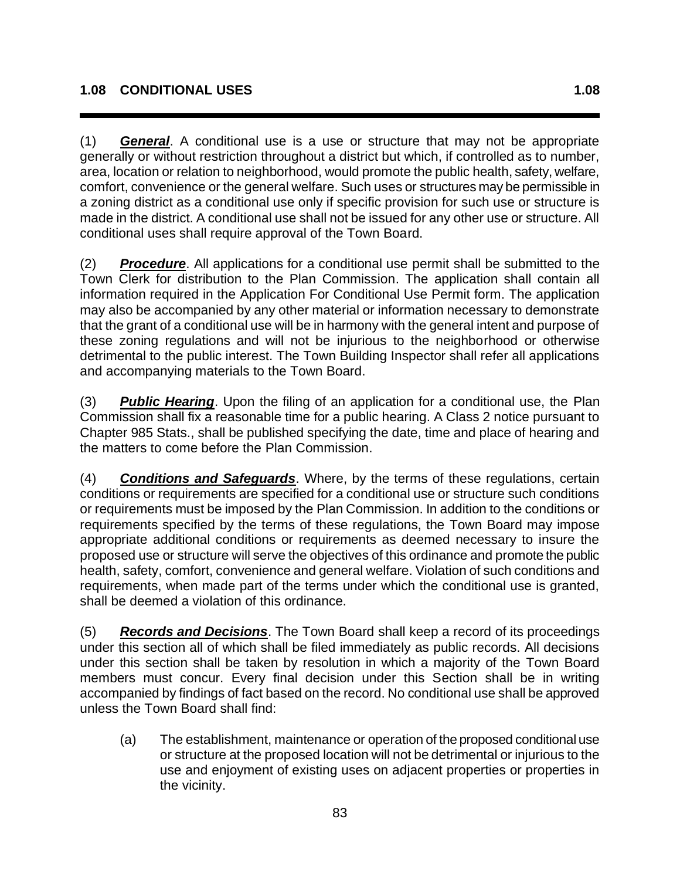## 1.08 CONDITIONAL USES

(1) ***General***. A conditional use is a use or structure that may not be appropriate generally or without restriction throughout a district but which, if controlled as to number, area, location or relation to neighborhood, would promote the public health, safety, welfare, comfort, convenience or the general welfare. Such uses or structures may be permissible in a zoning district as a conditional use only if specific provision for such use or structure is made in the district. A conditional use shall not be issued for any other use or structure. All conditional uses shall require approval of the Town Board.

(2) ***Procedure***. All applications for a conditional use permit shall be submitted to the Town Clerk for distribution to the Plan Commission. The application shall contain all information required in the Application For Conditional Use Permit form. The application may also be accompanied by any other material or information necessary to demonstrate that the grant of a conditional use will be in harmony with the general intent and purpose of these zoning regulations and will not be injurious to the neighborhood or otherwise detrimental to the public interest. The Town Building Inspector shall refer all applications and accompanying materials to the Town Board.

(3) ***Public Hearing***. Upon the filing of an application for a conditional use, the Plan Commission shall fix a reasonable time for a public hearing. A Class 2 notice pursuant to Chapter 985 Stats., shall be published specifying the date, time and place of hearing and the matters to come before the Plan Commission.

(4) ***Conditions and Safeguards***. Where, by the terms of these regulations, certain conditions or requirements are specified for a conditional use or structure such conditions or requirements must be imposed by the Plan Commission. In addition to the conditions or requirements specified by the terms of these regulations, the Town Board may impose appropriate additional conditions or requirements as deemed necessary to insure the proposed use or structure will serve the objectives of this ordinance and promote the public health, safety, comfort, convenience and general welfare. Violation of such conditions and requirements, when made part of the terms under which the conditional use is granted, shall be deemed a violation of this ordinance.

(5) ***Records and Decisions***. The Town Board shall keep a record of its proceedings under this section all of which shall be filed immediately as public records. All decisions under this section shall be taken by resolution in which a majority of the Town Board members must concur. Every final decision under this Section shall be in writing accompanied by findings of fact based on the record. No conditional use shall be approved unless the Town Board shall find:

(a) The establishment, maintenance or operation of the proposed conditional use or structure at the proposed location will not be detrimental or injurious to the use and enjoyment of existing uses on adjacent properties or properties in the vicinity.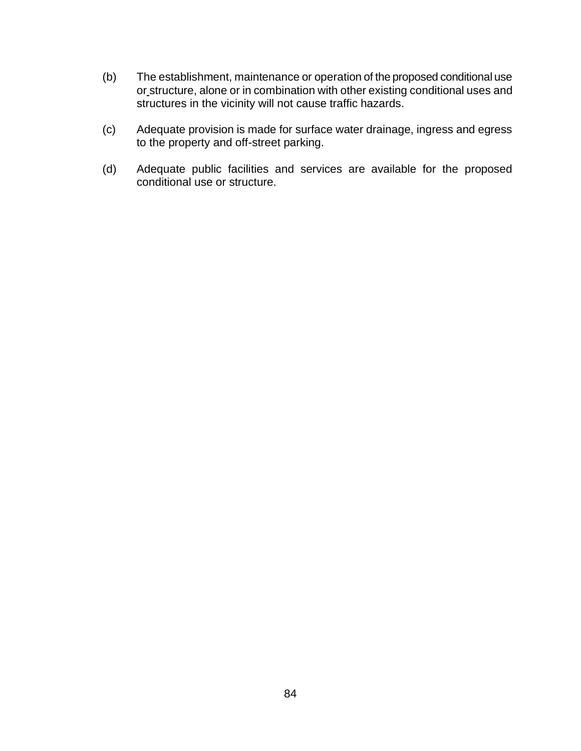(b) The establishment, maintenance or operation of the proposed conditional use or structure, alone or in combination with other existing conditional uses and structures in the vicinity will not cause traffic hazards.

(c) Adequate provision is made for surface water drainage, ingress and egress to the property and off-street parking.

(d) Adequate public facilities and services are available for the proposed conditional use or structure.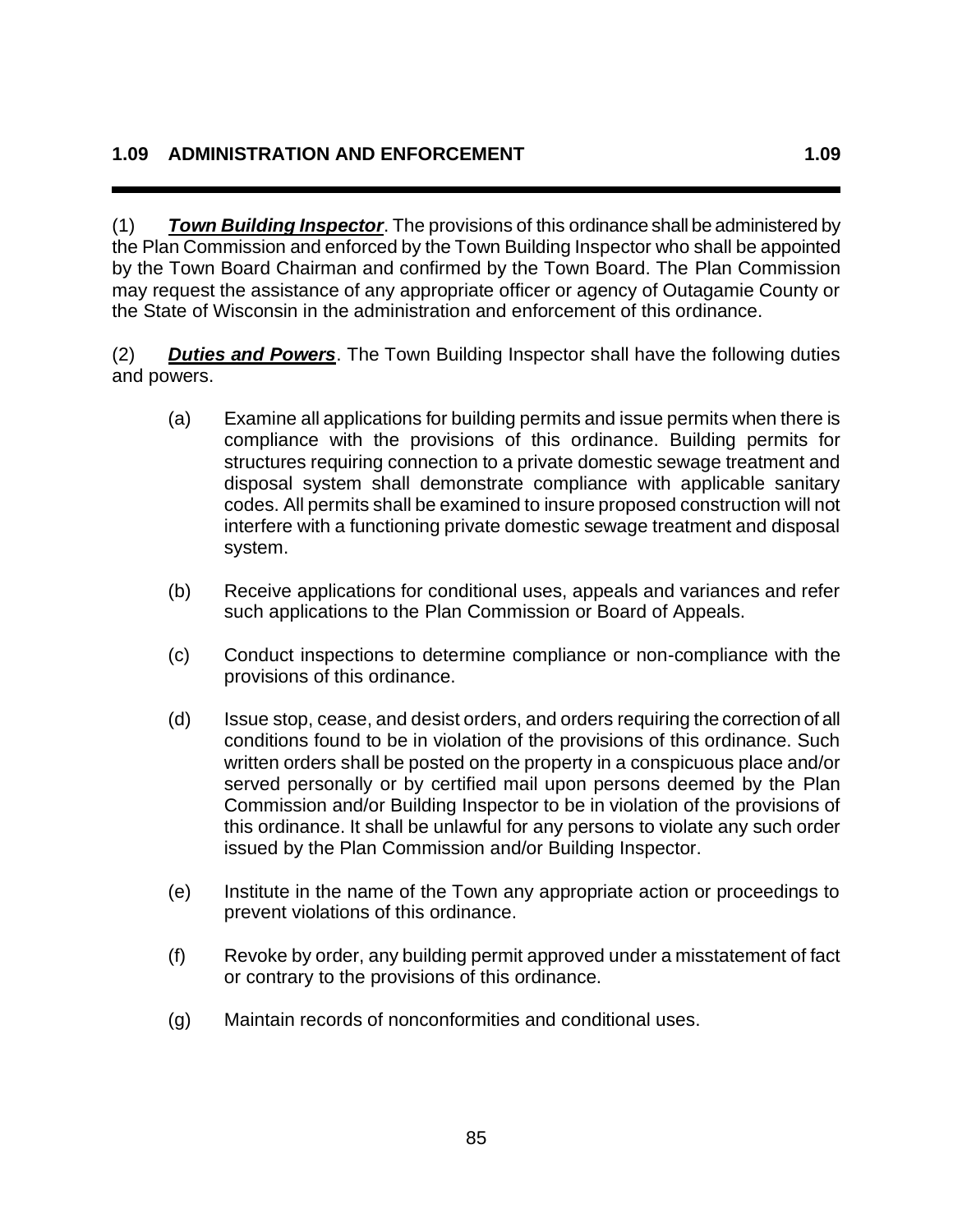## 1.09 ADMINISTRATION AND ENFORCEMENT

(1) ***Town Building Inspector***. The provisions of this ordinance shall be administered by the Plan Commission and enforced by the Town Building Inspector who shall be appointed by the Town Board Chairman and confirmed by the Town Board. The Plan Commission may request the assistance of any appropriate officer or agency of Outagamie County or the State of Wisconsin in the administration and enforcement of this ordinance.

(2) ***Duties and Powers***. The Town Building Inspector shall have the following duties and powers.

- (a) Examine all applications for building permits and issue permits when there is compliance with the provisions of this ordinance. Building permits for structures requiring connection to a private domestic sewage treatment and disposal system shall demonstrate compliance with applicable sanitary codes. All permits shall be examined to insure proposed construction will not interfere with a functioning private domestic sewage treatment and disposal system.

- (b) Receive applications for conditional uses, appeals and variances and refer such applications to the Plan Commission or Board of Appeals.

- (c) Conduct inspections to determine compliance or non-compliance with the provisions of this ordinance.

- (d) Issue stop, cease, and desist orders, and orders requiring the correction of all conditions found to be in violation of the provisions of this ordinance. Such written orders shall be posted on the property in a conspicuous place and/or served personally or by certified mail upon persons deemed by the Plan Commission and/or Building Inspector to be in violation of the provisions of this ordinance. It shall be unlawful for any persons to violate any such order issued by the Plan Commission and/or Building Inspector.

- (e) Institute in the name of the Town any appropriate action or proceedings to prevent violations of this ordinance.

- (f) Revoke by order, any building permit approved under a misstatement of fact or contrary to the provisions of this ordinance.

- (g) Maintain records of nonconformities and conditional uses.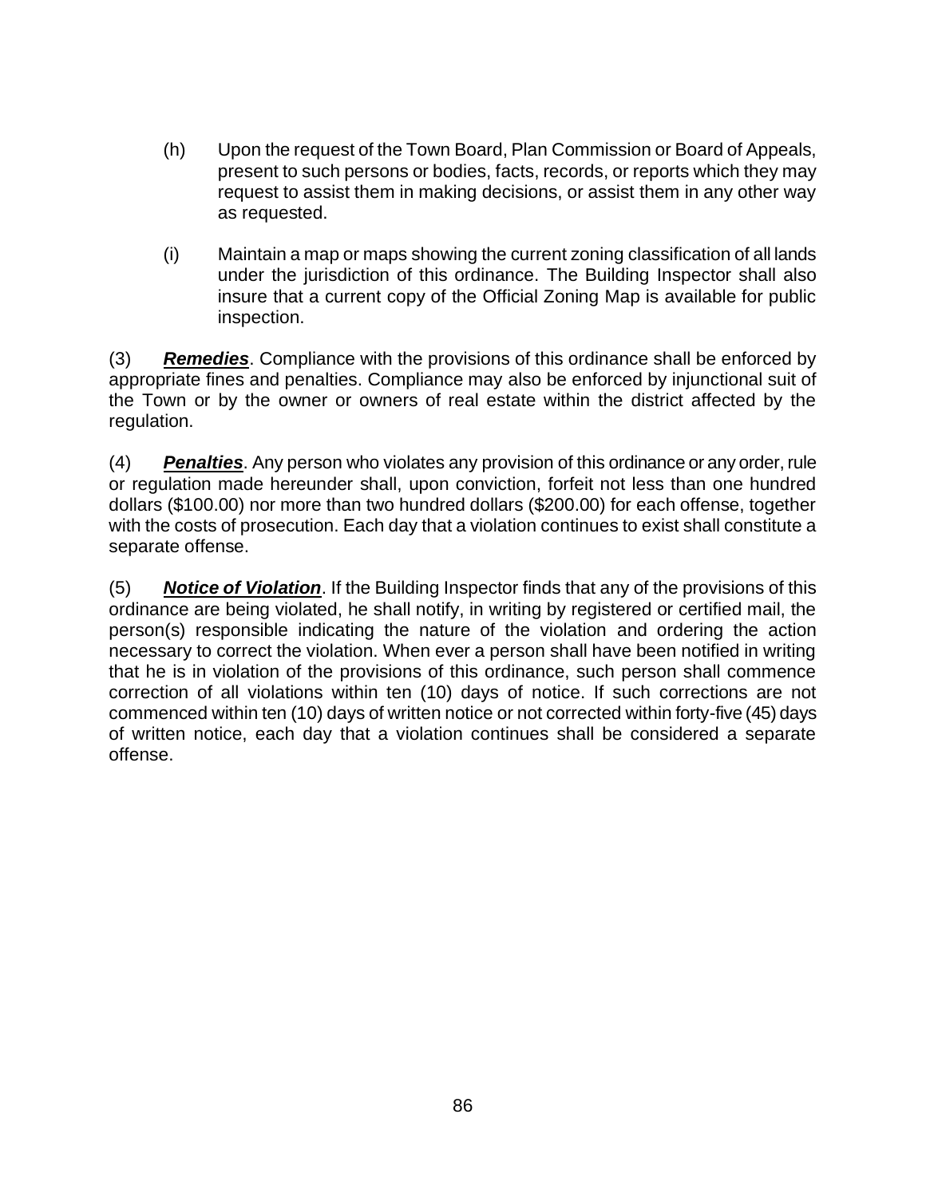(h) Upon the request of the Town Board, Plan Commission or Board of Appeals, present to such persons or bodies, facts, records, or reports which they may request to assist them in making decisions, or assist them in any other way as requested.

(i) Maintain a map or maps showing the current zoning classification of all lands under the jurisdiction of this ordinance. The Building Inspector shall also insure that a current copy of the Official Zoning Map is available for public inspection.

(3) ***Remedies***. Compliance with the provisions of this ordinance shall be enforced by appropriate fines and penalties. Compliance may also be enforced by injunctional suit of the Town or by the owner or owners of real estate within the district affected by the regulation.

(4) ***Penalties***. Any person who violates any provision of this ordinance or any order, rule or regulation made hereunder shall, upon conviction, forfeit not less than one hundred dollars ($100.00) nor more than two hundred dollars ($200.00) for each offense, together with the costs of prosecution. Each day that a violation continues to exist shall constitute a separate offense.

(5) ***Notice of Violation***. If the Building Inspector finds that any of the provisions of this ordinance are being violated, he shall notify, in writing by registered or certified mail, the person(s) responsible indicating the nature of the violation and ordering the action necessary to correct the violation. When ever a person shall have been notified in writing that he is in violation of the provisions of this ordinance, such person shall commence correction of all violations within ten (10) days of notice. If such corrections are not commenced within ten (10) days of written notice or not corrected within forty-five (45) days of written notice, each day that a violation continues shall be considered a separate offense.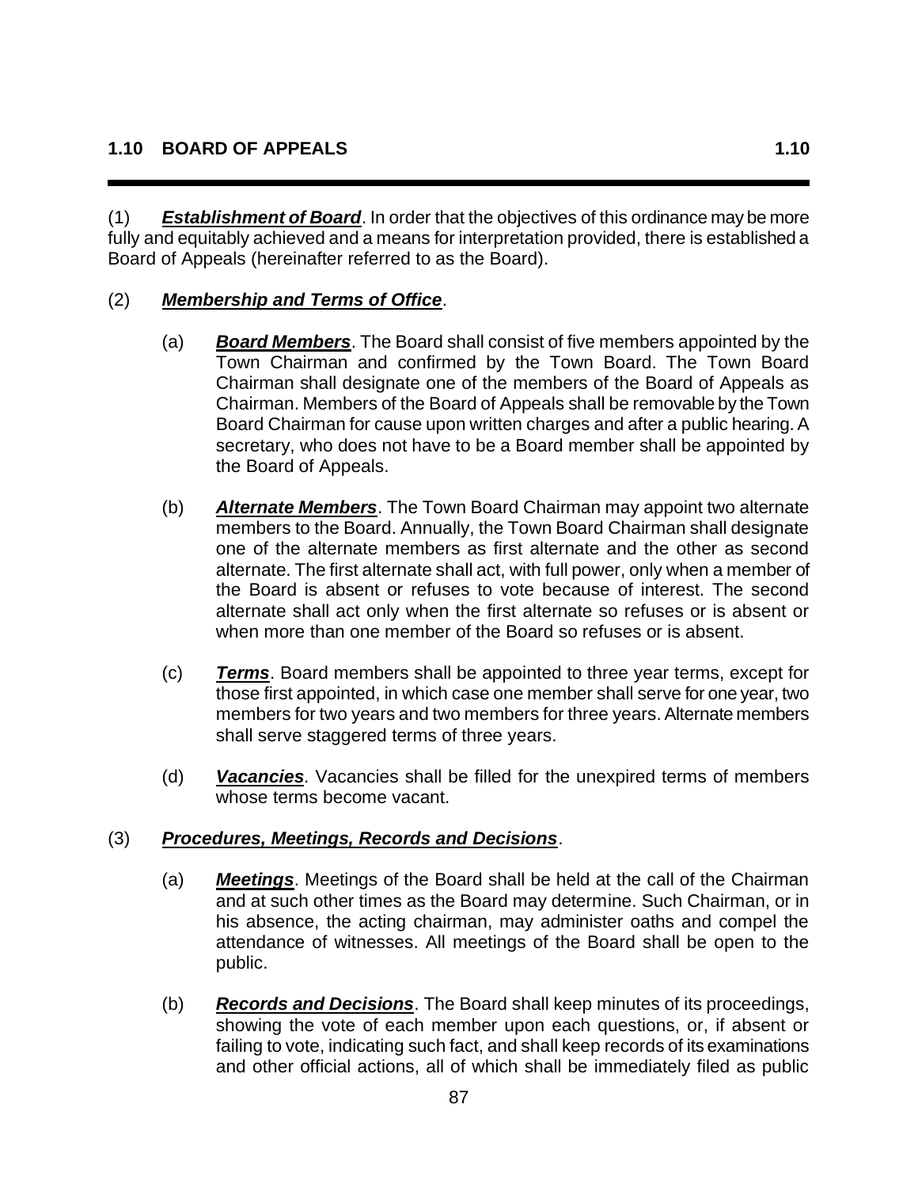## 1.10 BOARD OF APPEALS

(1) ***Establishment of Board***. In order that the objectives of this ordinance may be more fully and equitably achieved and a means for interpretation provided, there is established a Board of Appeals (hereinafter referred to as the Board).

(2) ***Membership and Terms of Office***.

(a) ***Board Members***. The Board shall consist of five members appointed by the Town Chairman and confirmed by the Town Board. The Town Board Chairman shall designate one of the members of the Board of Appeals as Chairman. Members of the Board of Appeals shall be removable by the Town Board Chairman for cause upon written charges and after a public hearing. A secretary, who does not have to be a Board member shall be appointed by the Board of Appeals.

(b) ***Alternate Members***. The Town Board Chairman may appoint two alternate members to the Board. Annually, the Town Board Chairman shall designate one of the alternate members as first alternate and the other as second alternate. The first alternate shall act, with full power, only when a member of the Board is absent or refuses to vote because of interest. The second alternate shall act only when the first alternate so refuses or is absent or when more than one member of the Board so refuses or is absent.

(c) ***Terms***. Board members shall be appointed to three year terms, except for those first appointed, in which case one member shall serve for one year, two members for two years and two members for three years. Alternate members shall serve staggered terms of three years.

(d) ***Vacancies***. Vacancies shall be filled for the unexpired terms of members whose terms become vacant.

(3) ***Procedures, Meetings, Records and Decisions***.

(a) ***Meetings***. Meetings of the Board shall be held at the call of the Chairman and at such other times as the Board may determine. Such Chairman, or in his absence, the acting chairman, may administer oaths and compel the attendance of witnesses. All meetings of the Board shall be open to the public.

(b) ***Records and Decisions***. The Board shall keep minutes of its proceedings, showing the vote of each member upon each questions, or, if absent or failing to vote, indicating such fact, and shall keep records of its examinations and other official actions, all of which shall be immediately filed as public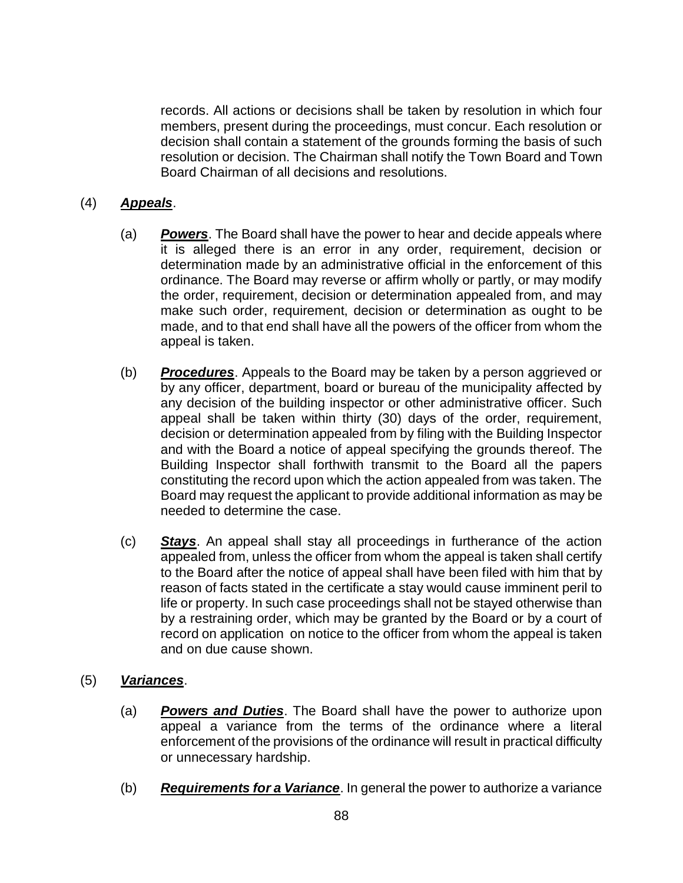records. All actions or decisions shall be taken by resolution in which four members, present during the proceedings, must concur. Each resolution or decision shall contain a statement of the grounds forming the basis of such resolution or decision. The Chairman shall notify the Town Board and Town Board Chairman of all decisions and resolutions.

(4) ***Appeals***.

(a) ***Powers***. The Board shall have the power to hear and decide appeals where it is alleged there is an error in any order, requirement, decision or determination made by an administrative official in the enforcement of this ordinance. The Board may reverse or affirm wholly or partly, or may modify the order, requirement, decision or determination appealed from, and may make such order, requirement, decision or determination as ought to be made, and to that end shall have all the powers of the officer from whom the appeal is taken.

(b) ***Procedures***. Appeals to the Board may be taken by a person aggrieved or by any officer, department, board or bureau of the municipality affected by any decision of the building inspector or other administrative officer. Such appeal shall be taken within thirty (30) days of the order, requirement, decision or determination appealed from by filing with the Building Inspector and with the Board a notice of appeal specifying the grounds thereof. The Building Inspector shall forthwith transmit to the Board all the papers constituting the record upon which the action appealed from was taken. The Board may request the applicant to provide additional information as may be needed to determine the case.

(c) ***Stays***. An appeal shall stay all proceedings in furtherance of the action appealed from, unless the officer from whom the appeal is taken shall certify to the Board after the notice of appeal shall have been filed with him that by reason of facts stated in the certificate a stay would cause imminent peril to life or property. In such case proceedings shall not be stayed otherwise than by a restraining order, which may be granted by the Board or by a court of record on application on notice to the officer from whom the appeal is taken and on due cause shown.

(5) ***Variances***.

(a) ***Powers and Duties***. The Board shall have the power to authorize upon appeal a variance from the terms of the ordinance where a literal enforcement of the provisions of the ordinance will result in practical difficulty or unnecessary hardship.

(b) ***Requirements for a Variance***. In general the power to authorize a variance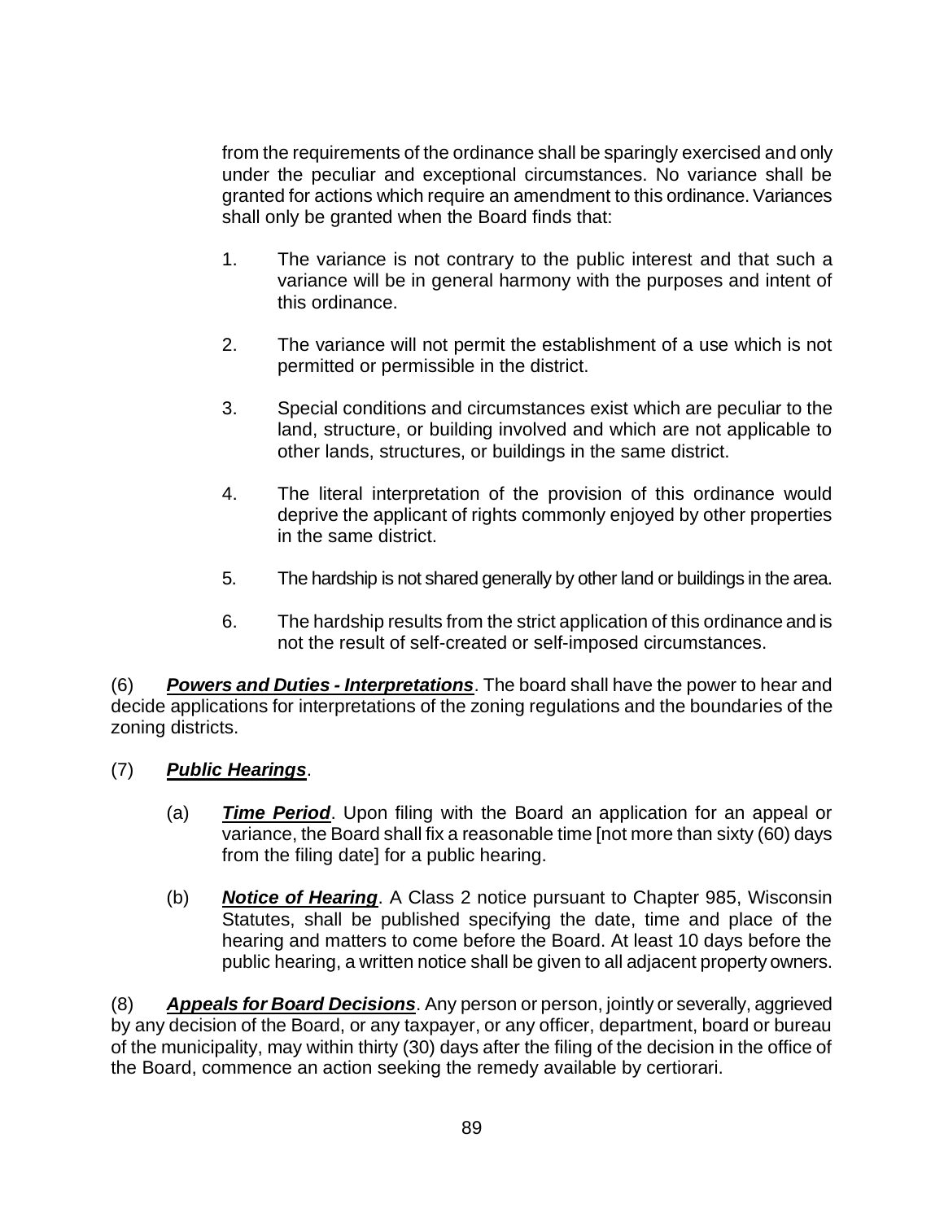from the requirements of the ordinance shall be sparingly exercised and only under the peculiar and exceptional circumstances. No variance shall be granted for actions which require an amendment to this ordinance. Variances shall only be granted when the Board finds that:

1. The variance is not contrary to the public interest and that such a variance will be in general harmony with the purposes and intent of this ordinance.
2. The variance will not permit the establishment of a use which is not permitted or permissible in the district.
3. Special conditions and circumstances exist which are peculiar to the land, structure, or building involved and which are not applicable to other lands, structures, or buildings in the same district.
4. The literal interpretation of the provision of this ordinance would deprive the applicant of rights commonly enjoyed by other properties in the same district.
5. The hardship is not shared generally by other land or buildings in the area.
6. The hardship results from the strict application of this ordinance and is not the result of self-created or self-imposed circumstances.

(6) ***Powers and Duties - Interpretations***. The board shall have the power to hear and decide applications for interpretations of the zoning regulations and the boundaries of the zoning districts.

(7) ***Public Hearings***.

(a) ***Time Period***. Upon filing with the Board an application for an appeal or variance, the Board shall fix a reasonable time [not more than sixty (60) days from the filing date] for a public hearing.

(b) ***Notice of Hearing***. A Class 2 notice pursuant to Chapter 985, Wisconsin Statutes, shall be published specifying the date, time and place of the hearing and matters to come before the Board. At least 10 days before the public hearing, a written notice shall be given to all adjacent property owners.

(8) ***Appeals for Board Decisions***. Any person or person, jointly or severally, aggrieved by any decision of the Board, or any taxpayer, or any officer, department, board or bureau of the municipality, may within thirty (30) days after the filing of the decision in the office of the Board, commence an action seeking the remedy available by certiorari.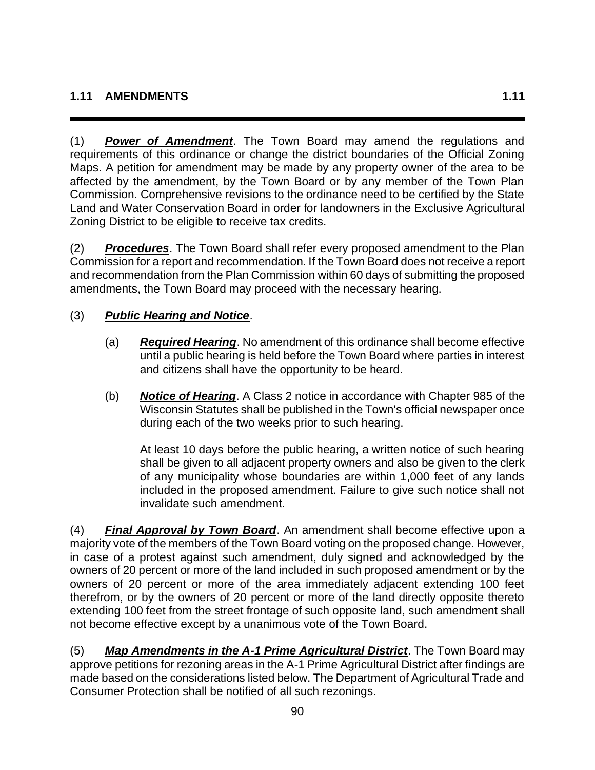## 1.11 AMENDMENTS

(1) ***Power of Amendment***. The Town Board may amend the regulations and requirements of this ordinance or change the district boundaries of the Official Zoning Maps. A petition for amendment may be made by any property owner of the area to be affected by the amendment, by the Town Board or by any member of the Town Plan Commission. Comprehensive revisions to the ordinance need to be certified by the State Land and Water Conservation Board in order for landowners in the Exclusive Agricultural Zoning District to be eligible to receive tax credits.

(2) ***Procedures***. The Town Board shall refer every proposed amendment to the Plan Commission for a report and recommendation. If the Town Board does not receive a report and recommendation from the Plan Commission within 60 days of submitting the proposed amendments, the Town Board may proceed with the necessary hearing.

(3) ***Public Hearing and Notice***.

(a) ***Required Hearing***. No amendment of this ordinance shall become effective until a public hearing is held before the Town Board where parties in interest and citizens shall have the opportunity to be heard.

(b) ***Notice of Hearing***. A Class 2 notice in accordance with Chapter 985 of the Wisconsin Statutes shall be published in the Town's official newspaper once during each of the two weeks prior to such hearing.

At least 10 days before the public hearing, a written notice of such hearing shall be given to all adjacent property owners and also be given to the clerk of any municipality whose boundaries are within 1,000 feet of any lands included in the proposed amendment. Failure to give such notice shall not invalidate such amendment.

(4) ***Final Approval by Town Board***. An amendment shall become effective upon a majority vote of the members of the Town Board voting on the proposed change. However, in case of a protest against such amendment, duly signed and acknowledged by the owners of 20 percent or more of the land included in such proposed amendment or by the owners of 20 percent or more of the area immediately adjacent extending 100 feet therefrom, or by the owners of 20 percent or more of the land directly opposite thereto extending 100 feet from the street frontage of such opposite land, such amendment shall not become effective except by a unanimous vote of the Town Board.

(5) ***Map Amendments in the A-1 Prime Agricultural District***. The Town Board may approve petitions for rezoning areas in the A-1 Prime Agricultural District after findings are made based on the considerations listed below. The Department of Agricultural Trade and Consumer Protection shall be notified of all such rezonings.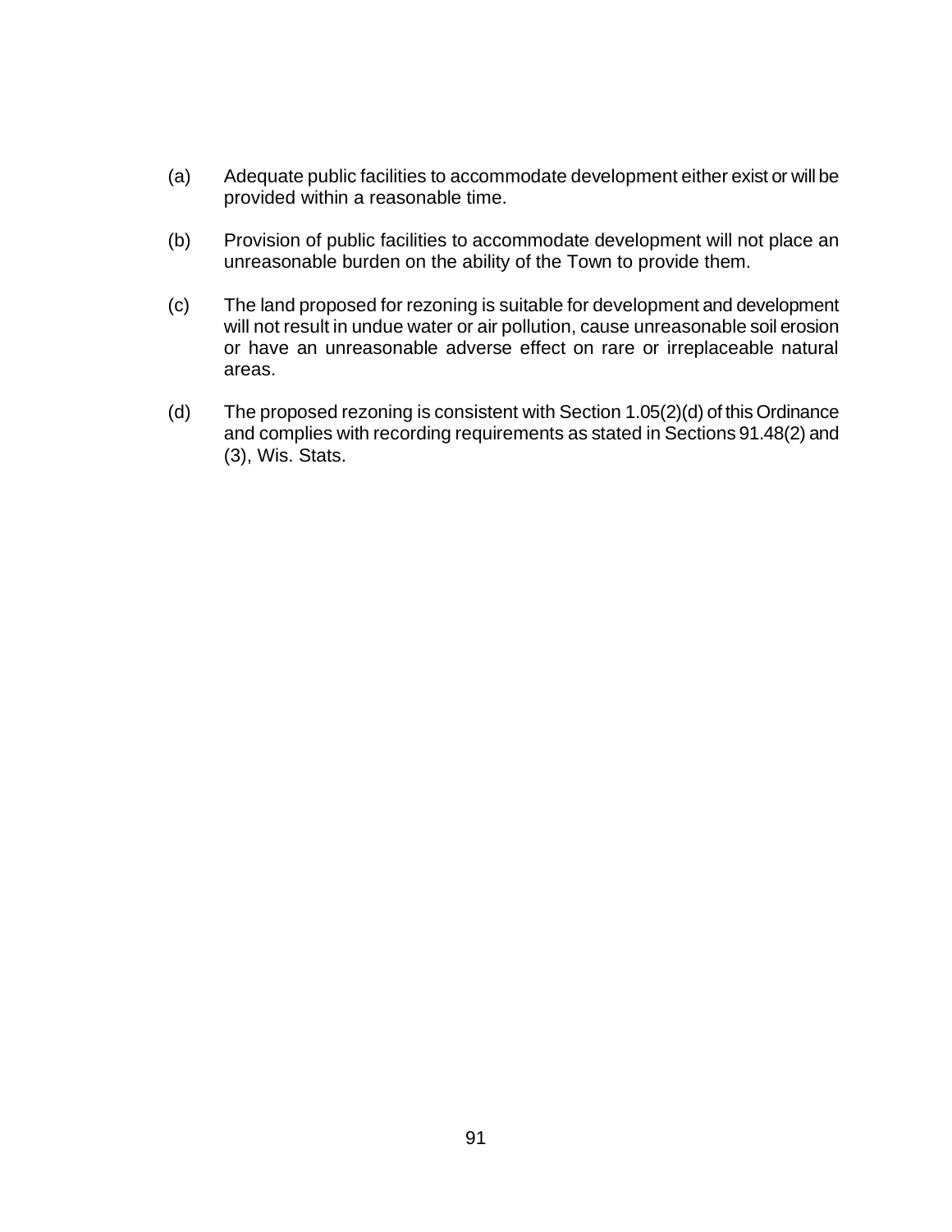(a) Adequate public facilities to accommodate development either exist or will be provided within a reasonable time.

(b) Provision of public facilities to accommodate development will not place an unreasonable burden on the ability of the Town to provide them.

(c) The land proposed for rezoning is suitable for development and development will not result in undue water or air pollution, cause unreasonable soil erosion or have an unreasonable adverse effect on rare or irreplaceable natural areas.

(d) The proposed rezoning is consistent with Section 1.05(2)(d) of this Ordinance and complies with recording requirements as stated in Sections 91.48(2) and (3), Wis. Stats.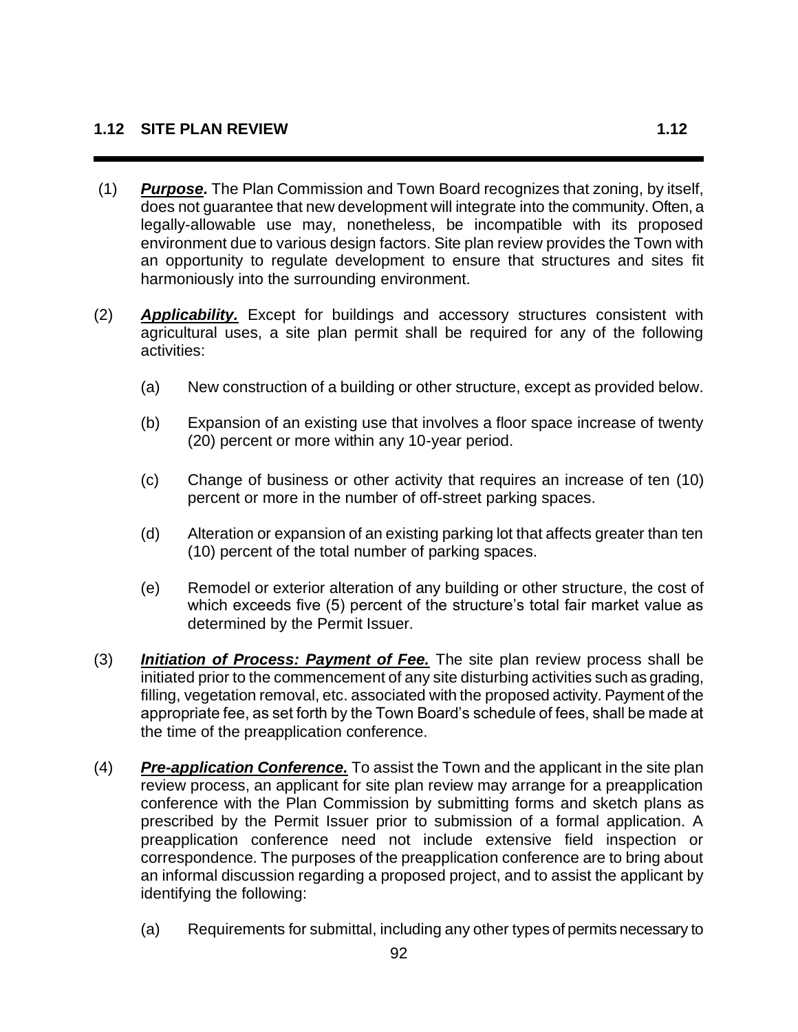## 1.12 SITE PLAN REVIEW

(1) ***Purpose.*** The Plan Commission and Town Board recognizes that zoning, by itself, does not guarantee that new development will integrate into the community. Often, a legally-allowable use may, nonetheless, be incompatible with its proposed environment due to various design factors. Site plan review provides the Town with an opportunity to regulate development to ensure that structures and sites fit harmoniously into the surrounding environment.

(2) ***Applicability.*** Except for buildings and accessory structures consistent with agricultural uses, a site plan permit shall be required for any of the following activities:

- (a) New construction of a building or other structure, except as provided below.
- (b) Expansion of an existing use that involves a floor space increase of twenty (20) percent or more within any 10-year period.
- (c) Change of business or other activity that requires an increase of ten (10) percent or more in the number of off-street parking spaces.
- (d) Alteration or expansion of an existing parking lot that affects greater than ten (10) percent of the total number of parking spaces.
- (e) Remodel or exterior alteration of any building or other structure, the cost of which exceeds five (5) percent of the structure's total fair market value as determined by the Permit Issuer.

(3) ***Initiation of Process: Payment of Fee.*** The site plan review process shall be initiated prior to the commencement of any site disturbing activities such as grading, filling, vegetation removal, etc. associated with the proposed activity. Payment of the appropriate fee, as set forth by the Town Board's schedule of fees, shall be made at the time of the preapplication conference.

(4) ***Pre-application Conference.*** To assist the Town and the applicant in the site plan review process, an applicant for site plan review may arrange for a preapplication conference with the Plan Commission by submitting forms and sketch plans as prescribed by the Permit Issuer prior to submission of a formal application. A preapplication conference need not include extensive field inspection or correspondence. The purposes of the preapplication conference are to bring about an informal discussion regarding a proposed project, and to assist the applicant by identifying the following:

- (a) Requirements for submittal, including any other types of permits necessary to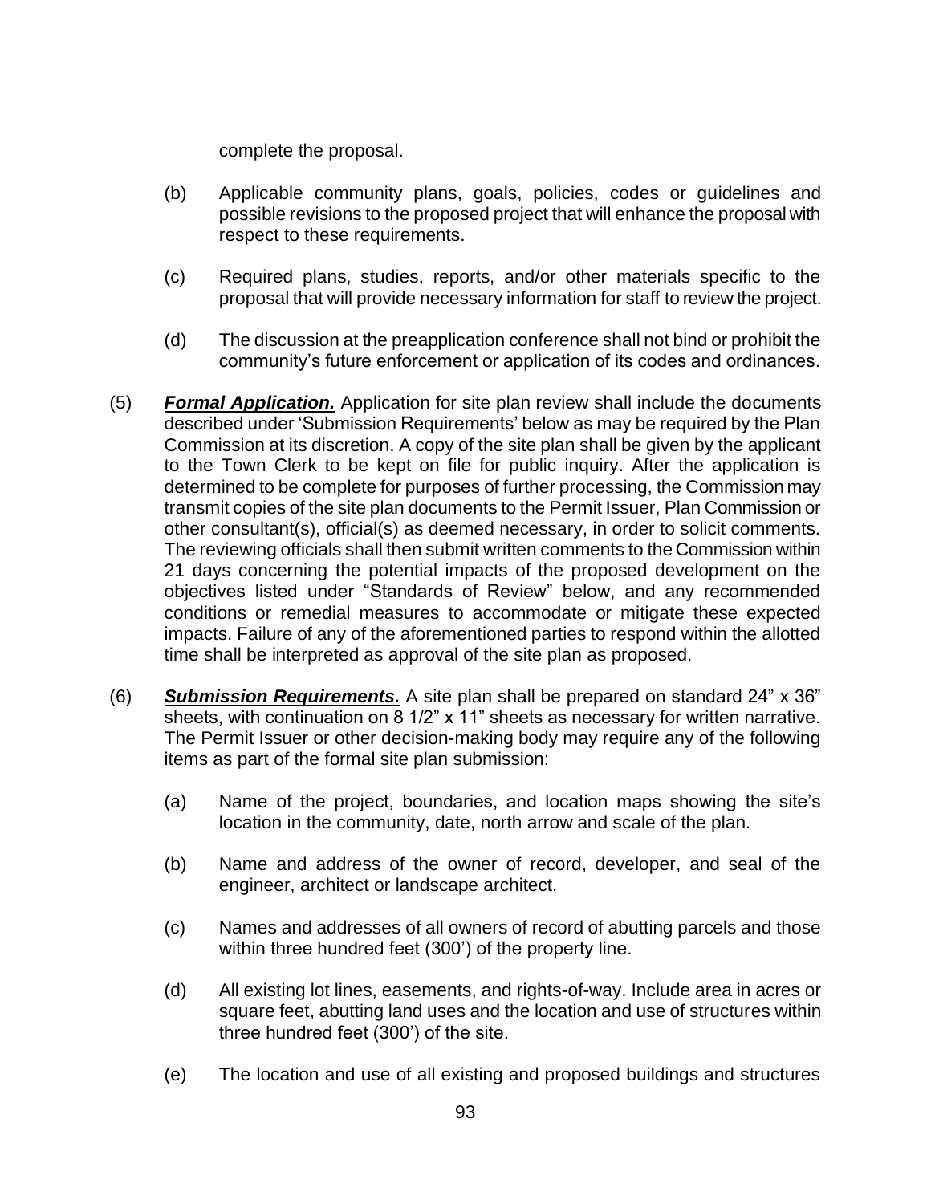complete the proposal.

(b) Applicable community plans, goals, policies, codes or guidelines and possible revisions to the proposed project that will enhance the proposal with respect to these requirements.

(c) Required plans, studies, reports, and/or other materials specific to the proposal that will provide necessary information for staff to review the project.

(d) The discussion at the preapplication conference shall not bind or prohibit the community's future enforcement or application of its codes and ordinances.

(5) ***Formal Application.*** Application for site plan review shall include the documents described under 'Submission Requirements' below as may be required by the Plan Commission at its discretion. A copy of the site plan shall be given by the applicant to the Town Clerk to be kept on file for public inquiry. After the application is determined to be complete for purposes of further processing, the Commission may transmit copies of the site plan documents to the Permit Issuer, Plan Commission or other consultant(s), official(s) as deemed necessary, in order to solicit comments. The reviewing officials shall then submit written comments to the Commission within 21 days concerning the potential impacts of the proposed development on the objectives listed under "Standards of Review" below, and any recommended conditions or remedial measures to accommodate or mitigate these expected impacts. Failure of any of the aforementioned parties to respond within the allotted time shall be interpreted as approval of the site plan as proposed.

(6) ***Submission Requirements.*** A site plan shall be prepared on standard 24" x 36" sheets, with continuation on 8 1/2" x 11" sheets as necessary for written narrative. The Permit Issuer or other decision-making body may require any of the following items as part of the formal site plan submission:

(a) Name of the project, boundaries, and location maps showing the site's location in the community, date, north arrow and scale of the plan.

(b) Name and address of the owner of record, developer, and seal of the engineer, architect or landscape architect.

(c) Names and addresses of all owners of record of abutting parcels and those within three hundred feet (300') of the property line.

(d) All existing lot lines, easements, and rights-of-way. Include area in acres or square feet, abutting land uses and the location and use of structures within three hundred feet (300') of the site.

(e) The location and use of all existing and proposed buildings and structures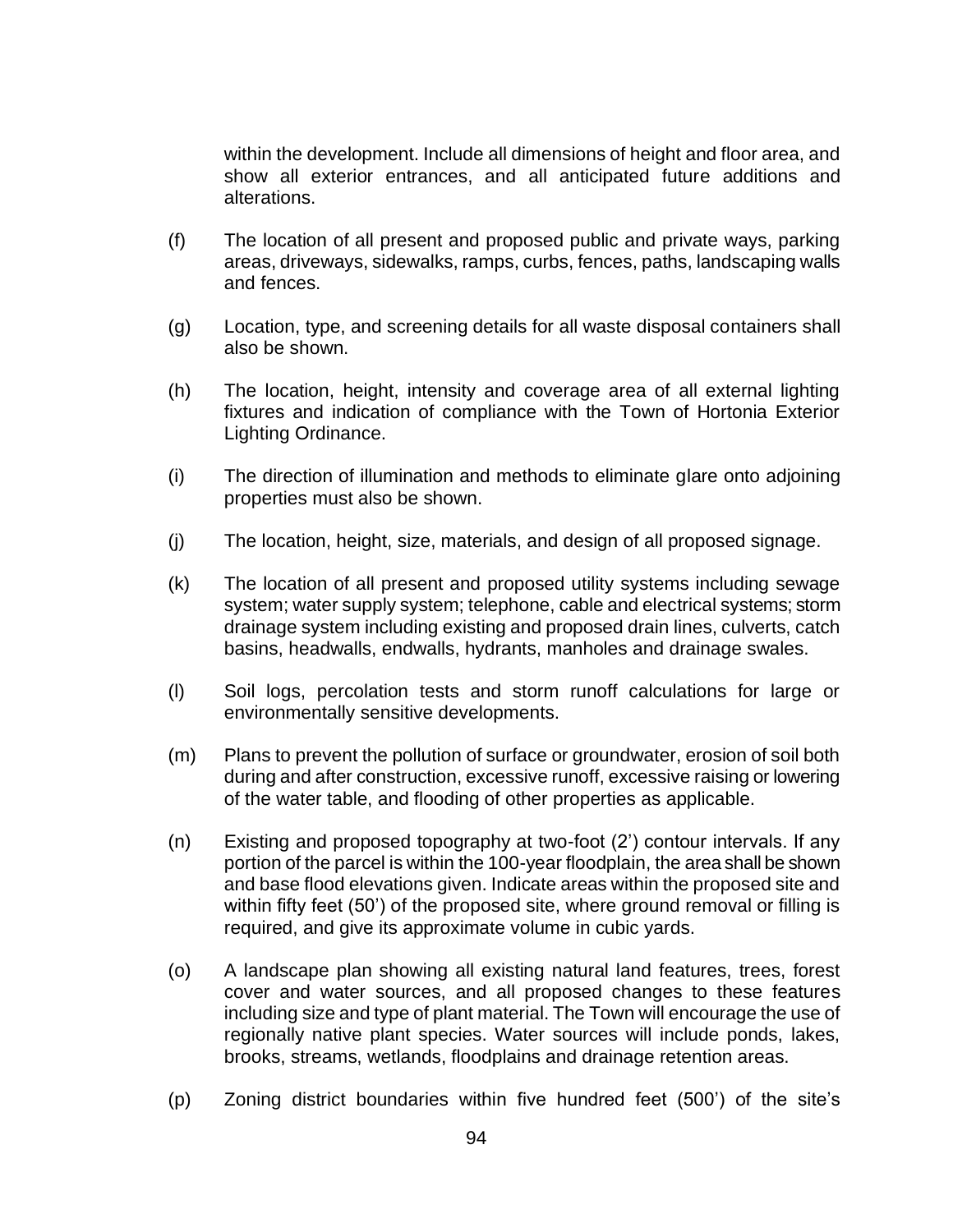within the development. Include all dimensions of height and floor area, and show all exterior entrances, and all anticipated future additions and alterations.

(f) The location of all present and proposed public and private ways, parking areas, driveways, sidewalks, ramps, curbs, fences, paths, landscaping walls and fences.

(g) Location, type, and screening details for all waste disposal containers shall also be shown.

(h) The location, height, intensity and coverage area of all external lighting fixtures and indication of compliance with the Town of Hortonia Exterior Lighting Ordinance.

(i) The direction of illumination and methods to eliminate glare onto adjoining properties must also be shown.

(j) The location, height, size, materials, and design of all proposed signage.

(k) The location of all present and proposed utility systems including sewage system; water supply system; telephone, cable and electrical systems; storm drainage system including existing and proposed drain lines, culverts, catch basins, headwalls, endwalls, hydrants, manholes and drainage swales.

(l) Soil logs, percolation tests and storm runoff calculations for large or environmentally sensitive developments.

(m) Plans to prevent the pollution of surface or groundwater, erosion of soil both during and after construction, excessive runoff, excessive raising or lowering of the water table, and flooding of other properties as applicable.

(n) Existing and proposed topography at two-foot (2') contour intervals. If any portion of the parcel is within the 100-year floodplain, the area shall be shown and base flood elevations given. Indicate areas within the proposed site and within fifty feet (50') of the proposed site, where ground removal or filling is required, and give its approximate volume in cubic yards.

(o) A landscape plan showing all existing natural land features, trees, forest cover and water sources, and all proposed changes to these features including size and type of plant material. The Town will encourage the use of regionally native plant species. Water sources will include ponds, lakes, brooks, streams, wetlands, floodplains and drainage retention areas.

(p) Zoning district boundaries within five hundred feet (500') of the site's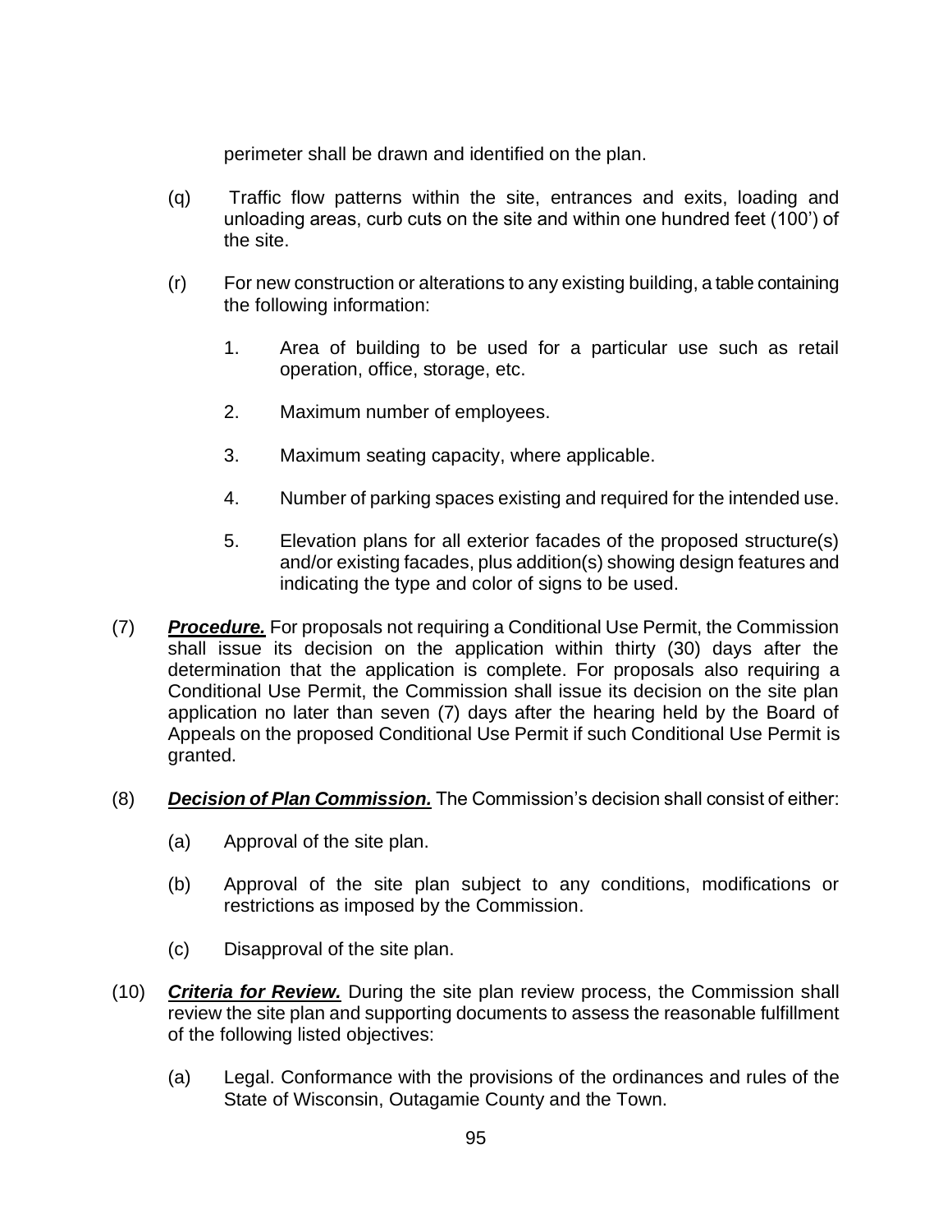perimeter shall be drawn and identified on the plan.

(q) Traffic flow patterns within the site, entrances and exits, loading and unloading areas, curb cuts on the site and within one hundred feet (100') of the site.

(r) For new construction or alterations to any existing building, a table containing the following information:

1. Area of building to be used for a particular use such as retail operation, office, storage, etc.

2. Maximum number of employees.

3. Maximum seating capacity, where applicable.

4. Number of parking spaces existing and required for the intended use.

5. Elevation plans for all exterior facades of the proposed structure(s) and/or existing facades, plus addition(s) showing design features and indicating the type and color of signs to be used.

(7) ***Procedure.*** For proposals not requiring a Conditional Use Permit, the Commission shall issue its decision on the application within thirty (30) days after the determination that the application is complete. For proposals also requiring a Conditional Use Permit, the Commission shall issue its decision on the site plan application no later than seven (7) days after the hearing held by the Board of Appeals on the proposed Conditional Use Permit if such Conditional Use Permit is granted.

(8) ***Decision of Plan Commission.*** The Commission's decision shall consist of either:

(a) Approval of the site plan.

(b) Approval of the site plan subject to any conditions, modifications or restrictions as imposed by the Commission.

(c) Disapproval of the site plan.

(10) ***Criteria for Review.*** During the site plan review process, the Commission shall review the site plan and supporting documents to assess the reasonable fulfillment of the following listed objectives:

(a) Legal. Conformance with the provisions of the ordinances and rules of the State of Wisconsin, Outagamie County and the Town.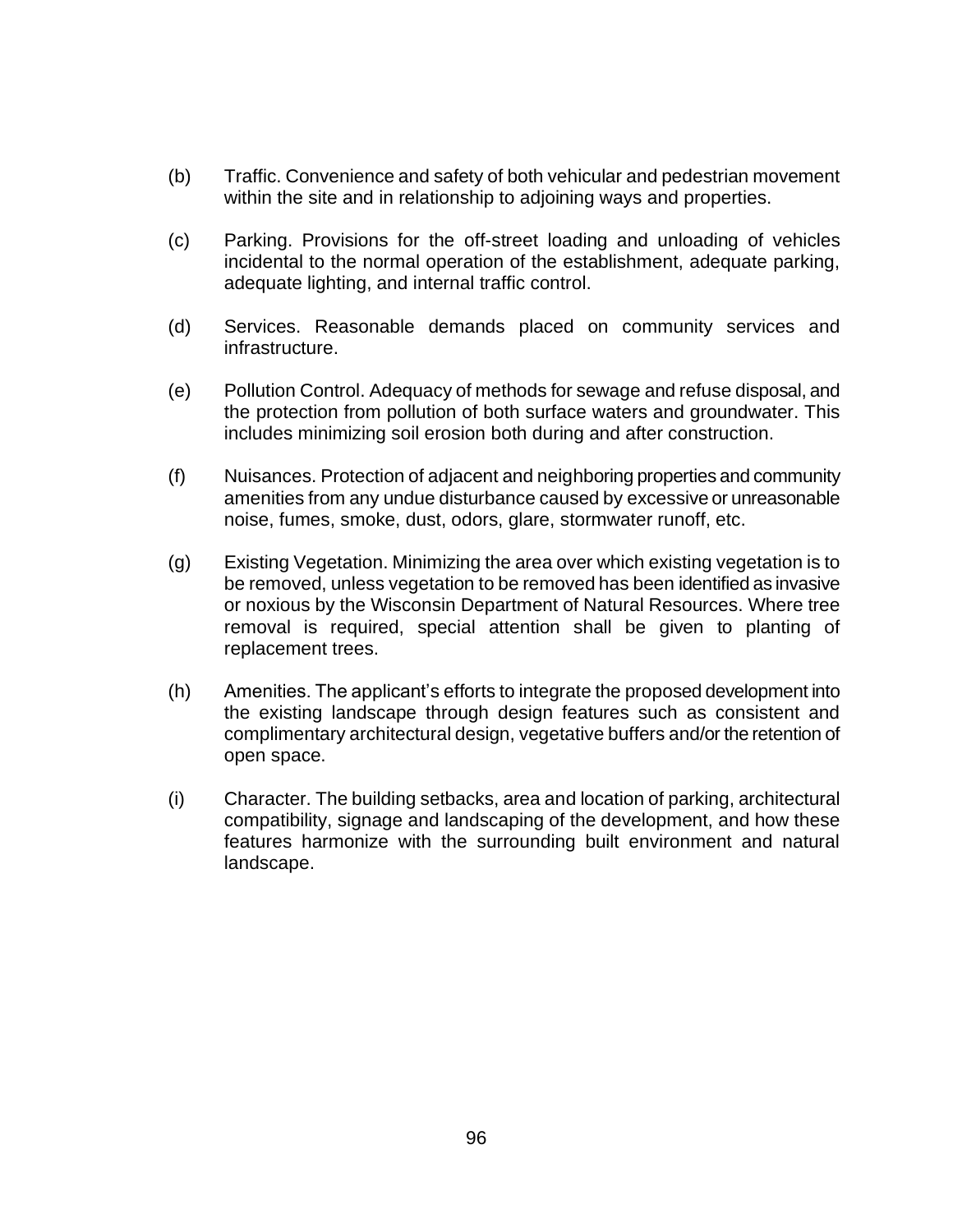(b) Traffic. Convenience and safety of both vehicular and pedestrian movement within the site and in relationship to adjoining ways and properties.

(c) Parking. Provisions for the off-street loading and unloading of vehicles incidental to the normal operation of the establishment, adequate parking, adequate lighting, and internal traffic control.

(d) Services. Reasonable demands placed on community services and infrastructure.

(e) Pollution Control. Adequacy of methods for sewage and refuse disposal, and the protection from pollution of both surface waters and groundwater. This includes minimizing soil erosion both during and after construction.

(f) Nuisances. Protection of adjacent and neighboring properties and community amenities from any undue disturbance caused by excessive or unreasonable noise, fumes, smoke, dust, odors, glare, stormwater runoff, etc.

(g) Existing Vegetation. Minimizing the area over which existing vegetation is to be removed, unless vegetation to be removed has been identified as invasive or noxious by the Wisconsin Department of Natural Resources. Where tree removal is required, special attention shall be given to planting of replacement trees.

(h) Amenities. The applicant's efforts to integrate the proposed development into the existing landscape through design features such as consistent and complimentary architectural design, vegetative buffers and/or the retention of open space.

(i) Character. The building setbacks, area and location of parking, architectural compatibility, signage and landscaping of the development, and how these features harmonize with the surrounding built environment and natural landscape.